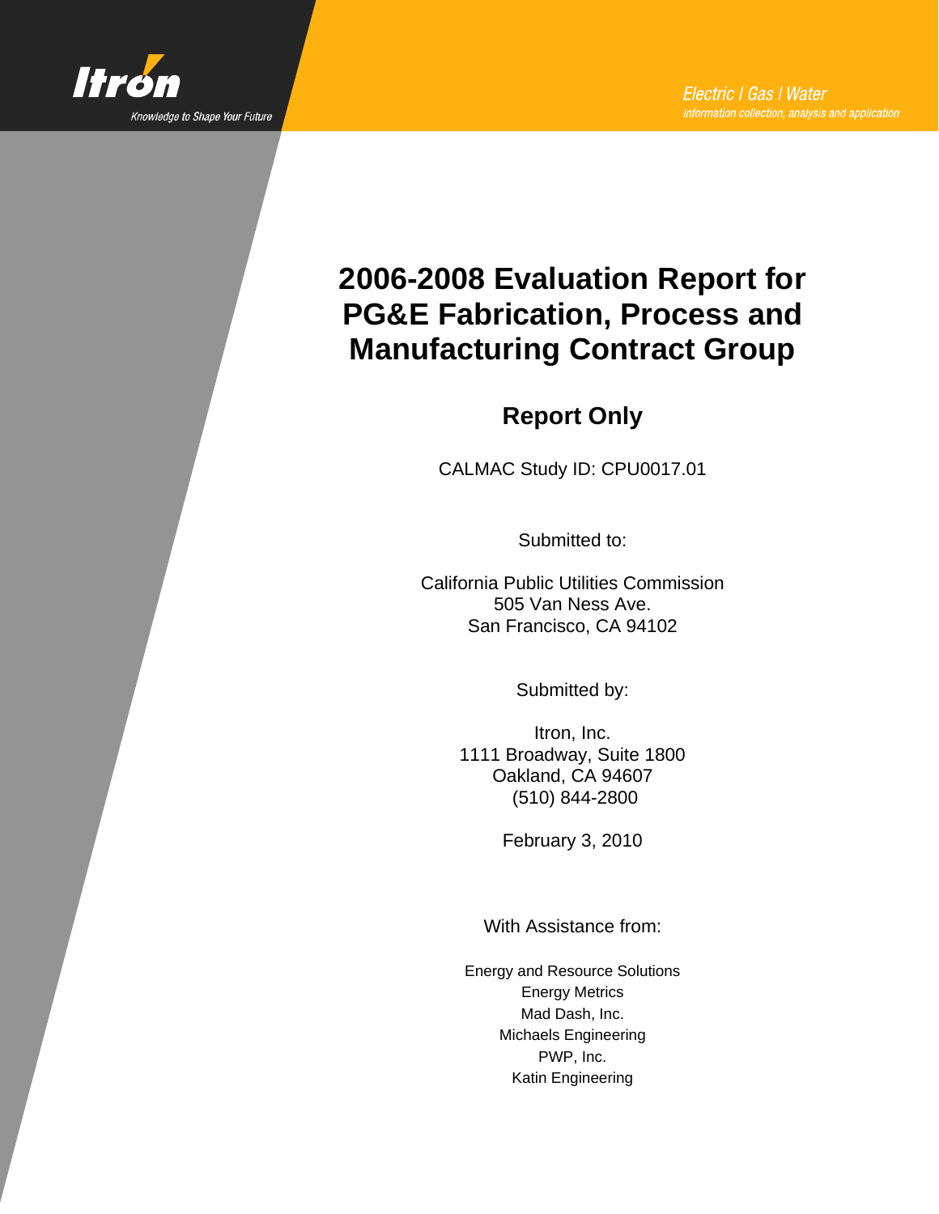Itron

Knowledge to Shape Your Future

*Electric | Gas | Water*

*information collection, analysis and application*

# 2006-2008 Evaluation Report for PG&E Fabrication, Process and Manufacturing Contract Group

## Report Only

CALMAC Study ID: CPU0017.01

Submitted to:

California Public Utilities Commission
505 Van Ness Ave.
San Francisco, CA 94102

Submitted by:

Itron, Inc.
1111 Broadway, Suite 1800
Oakland, CA 94607
(510) 844-2800

February 3, 2010

With Assistance from:

Energy and Resource Solutions
Energy Metrics
Mad Dash, Inc.
Michaels Engineering
PWP, Inc.
Katin Engineering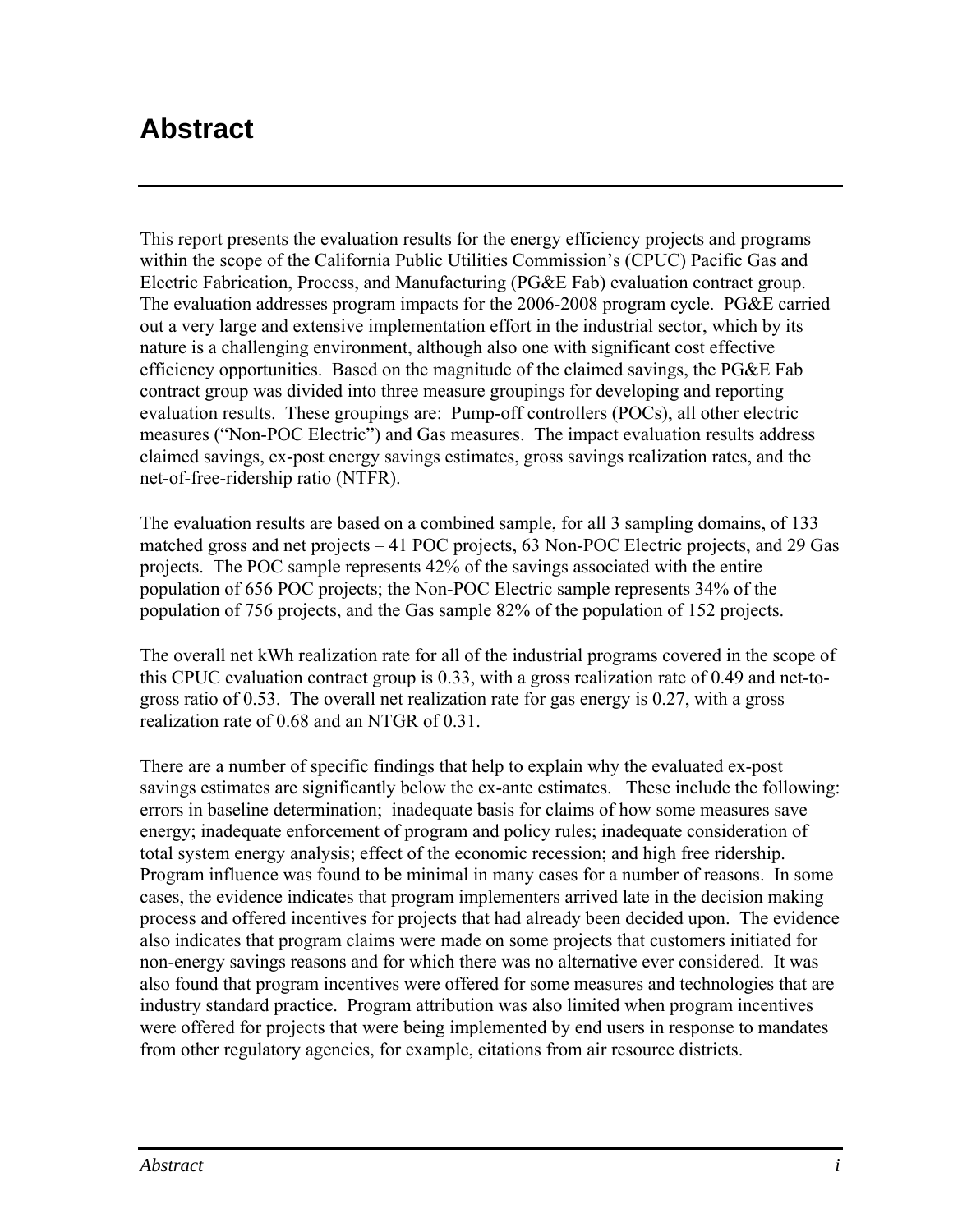# Abstract

This report presents the evaluation results for the energy efficiency projects and programs within the scope of the California Public Utilities Commission's (CPUC) Pacific Gas and Electric Fabrication, Process, and Manufacturing (PG&E Fab) evaluation contract group. The evaluation addresses program impacts for the 2006-2008 program cycle. PG&E carried out a very large and extensive implementation effort in the industrial sector, which by its nature is a challenging environment, although also one with significant cost effective efficiency opportunities. Based on the magnitude of the claimed savings, the PG&E Fab contract group was divided into three measure groupings for developing and reporting evaluation results. These groupings are: Pump-off controllers (POCs), all other electric measures ("Non-POC Electric") and Gas measures. The impact evaluation results address claimed savings, ex-post energy savings estimates, gross savings realization rates, and the net-of-free-ridership ratio (NTFR).

The evaluation results are based on a combined sample, for all 3 sampling domains, of 133 matched gross and net projects – 41 POC projects, 63 Non-POC Electric projects, and 29 Gas projects. The POC sample represents 42% of the savings associated with the entire population of 656 POC projects; the Non-POC Electric sample represents 34% of the population of 756 projects, and the Gas sample 82% of the population of 152 projects.

The overall net kWh realization rate for all of the industrial programs covered in the scope of this CPUC evaluation contract group is 0.33, with a gross realization rate of 0.49 and net-to-gross ratio of 0.53. The overall net realization rate for gas energy is 0.27, with a gross realization rate of 0.68 and an NTGR of 0.31.

There are a number of specific findings that help to explain why the evaluated ex-post savings estimates are significantly below the ex-ante estimates. These include the following: errors in baseline determination; inadequate basis for claims of how some measures save energy; inadequate enforcement of program and policy rules; inadequate consideration of total system energy analysis; effect of the economic recession; and high free ridership. Program influence was found to be minimal in many cases for a number of reasons. In some cases, the evidence indicates that program implementers arrived late in the decision making process and offered incentives for projects that had already been decided upon. The evidence also indicates that program claims were made on some projects that customers initiated for non-energy savings reasons and for which there was no alternative ever considered. It was also found that program incentives were offered for some measures and technologies that are industry standard practice. Program attribution was also limited when program incentives were offered for projects that were being implemented by end users in response to mandates from other regulatory agencies, for example, citations from air resource districts.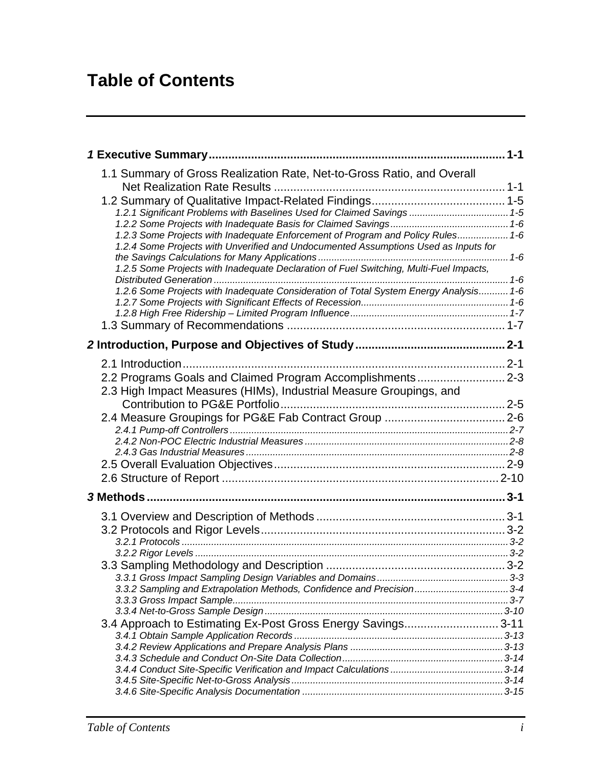# Table of Contents

**1 Executive Summary** .......... 1-1

- 1.1 Summary of Gross Realization Rate, Net-to-Gross Ratio, and Overall Net Realization Rate Results .......... 1-1
- 1.2 Summary of Qualitative Impact-Related Findings .......... 1-5
  - *1.2.1 Significant Problems with Baselines Used for Claimed Savings .......... 1-5*
  - *1.2.2 Some Projects with Inadequate Basis for Claimed Savings .......... 1-6*
  - *1.2.3 Some Projects with Inadequate Enforcement of Program and Policy Rules .......... 1-6*
  - *1.2.4 Some Projects with Unverified and Undocumented Assumptions Used as Inputs for the Savings Calculations for Many Applications .......... 1-6*
  - *1.2.5 Some Projects with Inadequate Declaration of Fuel Switching, Multi-Fuel Impacts, Distributed Generation .......... 1-6*
  - *1.2.6 Some Projects with Inadequate Consideration of Total System Energy Analysis .......... 1-6*
  - *1.2.7 Some Projects with Significant Effects of Recession .......... 1-6*
  - *1.2.8 High Free Ridership – Limited Program Influence .......... 1-7*
- 1.3 Summary of Recommendations .......... 1-7

**2 Introduction, Purpose and Objectives of Study** .......... 2-1

- 2.1 Introduction .......... 2-1
- 2.2 Programs Goals and Claimed Program Accomplishments .......... 2-3
- 2.3 High Impact Measures (HIMs), Industrial Measure Groupings, and Contribution to PG&E Portfolio .......... 2-5
- 2.4 Measure Groupings for PG&E Fab Contract Group .......... 2-6
  - *2.4.1 Pump-off Controllers .......... 2-7*
  - *2.4.2 Non-POC Electric Industrial Measures .......... 2-8*
  - *2.4.3 Gas Industrial Measures .......... 2-8*
- 2.5 Overall Evaluation Objectives .......... 2-9
- 2.6 Structure of Report .......... 2-10

**3 Methods** .......... 3-1

- 3.1 Overview and Description of Methods .......... 3-1
- 3.2 Protocols and Rigor Levels .......... 3-2
  - *3.2.1 Protocols .......... 3-2*
  - *3.2.2 Rigor Levels .......... 3-2*
- 3.3 Sampling Methodology and Description .......... 3-2
  - *3.3.1 Gross Impact Sampling Design Variables and Domains .......... 3-3*
  - *3.3.2 Sampling and Extrapolation Methods, Confidence and Precision .......... 3-4*
  - *3.3.3 Gross Impact Sample .......... 3-7*
  - *3.3.4 Net-to-Gross Sample Design .......... 3-10*
- 3.4 Approach to Estimating Ex-Post Gross Energy Savings .......... 3-11
  - *3.4.1 Obtain Sample Application Records .......... 3-13*
  - *3.4.2 Review Applications and Prepare Analysis Plans .......... 3-13*
  - *3.4.3 Schedule and Conduct On-Site Data Collection .......... 3-14*
  - *3.4.4 Conduct Site-Specific Verification and Impact Calculations .......... 3-14*
  - *3.4.5 Site-Specific Net-to-Gross Analysis .......... 3-14*
  - *3.4.6 Site-Specific Analysis Documentation .......... 3-15*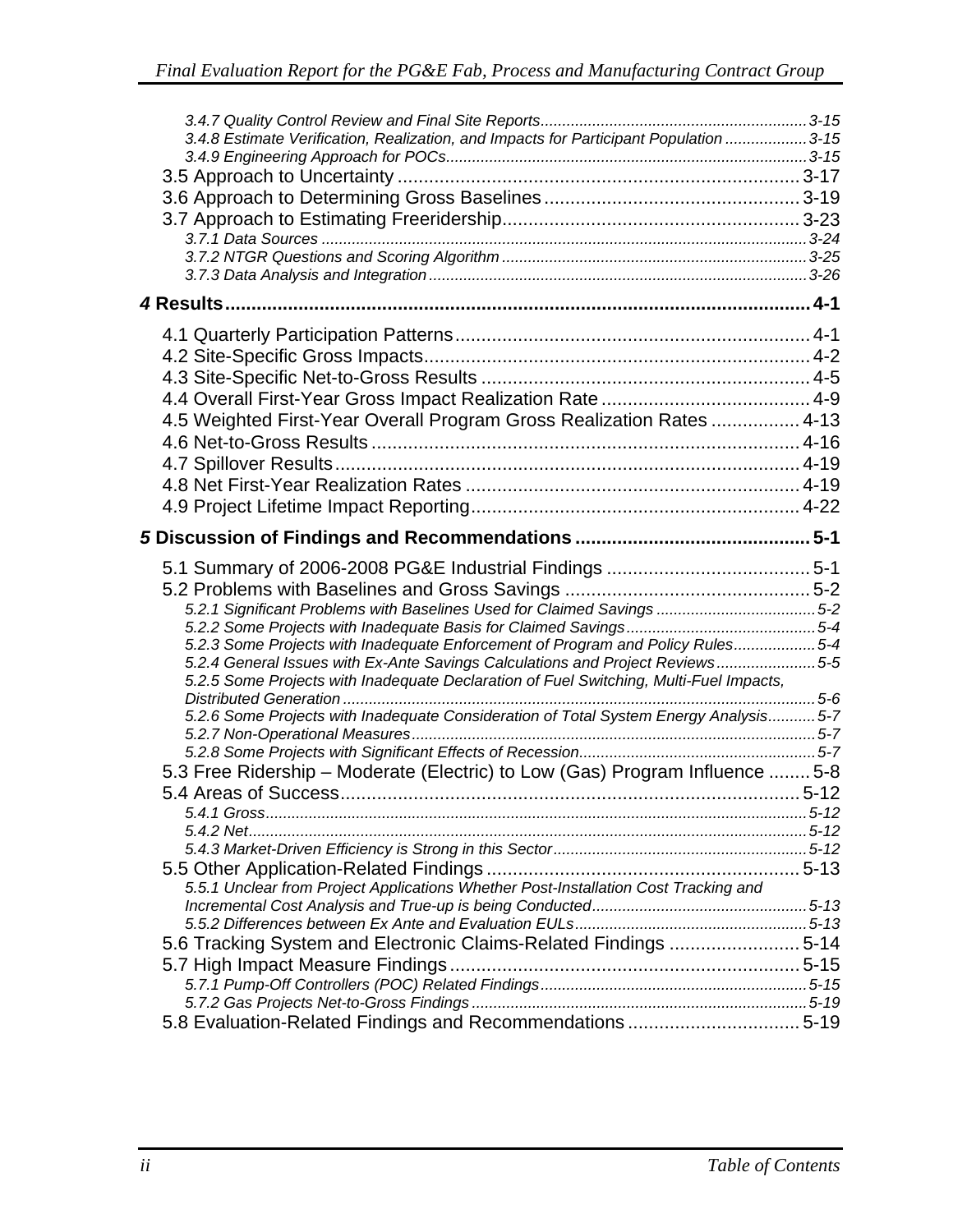*3.4.7 Quality Control Review and Final Site Reports* ........ 3-15
*3.4.8 Estimate Verification, Realization, and Impacts for Participant Population* ........ 3-15
*3.4.9 Engineering Approach for POCs* ........ 3-15

3.5 Approach to Uncertainty ........ 3-17
3.6 Approach to Determining Gross Baselines ........ 3-19
3.7 Approach to Estimating Freeridership ........ 3-23

*3.7.1 Data Sources* ........ 3-24
*3.7.2 NTGR Questions and Scoring Algorithm* ........ 3-25
*3.7.3 Data Analysis and Integration* ........ 3-26

**4 Results ........ 4-1**

4.1 Quarterly Participation Patterns ........ 4-1
4.2 Site-Specific Gross Impacts ........ 4-2
4.3 Site-Specific Net-to-Gross Results ........ 4-5
4.4 Overall First-Year Gross Impact Realization Rate ........ 4-9
4.5 Weighted First-Year Overall Program Gross Realization Rates ........ 4-13
4.6 Net-to-Gross Results ........ 4-16
4.7 Spillover Results ........ 4-19
4.8 Net First-Year Realization Rates ........ 4-19
4.9 Project Lifetime Impact Reporting ........ 4-22

**5 Discussion of Findings and Recommendations ........ 5-1**

5.1 Summary of 2006-2008 PG&E Industrial Findings ........ 5-1
5.2 Problems with Baselines and Gross Savings ........ 5-2

*5.2.1 Significant Problems with Baselines Used for Claimed Savings* ........ 5-2
*5.2.2 Some Projects with Inadequate Basis for Claimed Savings* ........ 5-4
*5.2.3 Some Projects with Inadequate Enforcement of Program and Policy Rules* ........ 5-4
*5.2.4 General Issues with Ex-Ante Savings Calculations and Project Reviews* ........ 5-5
*5.2.5 Some Projects with Inadequate Declaration of Fuel Switching, Multi-Fuel Impacts, Distributed Generation* ........ 5-6
*5.2.6 Some Projects with Inadequate Consideration of Total System Energy Analysis* ........ 5-7
*5.2.7 Non-Operational Measures* ........ 5-7
*5.2.8 Some Projects with Significant Effects of Recession* ........ 5-7

5.3 Free Ridership – Moderate (Electric) to Low (Gas) Program Influence ........ 5-8
5.4 Areas of Success ........ 5-12

*5.4.1 Gross* ........ 5-12
*5.4.2 Net* ........ 5-12
*5.4.3 Market-Driven Efficiency is Strong in this Sector* ........ 5-12

5.5 Other Application-Related Findings ........ 5-13

*5.5.1 Unclear from Project Applications Whether Post-Installation Cost Tracking and Incremental Cost Analysis and True-up is being Conducted* ........ 5-13
*5.5.2 Differences between Ex Ante and Evaluation EULs* ........ 5-13

5.6 Tracking System and Electronic Claims-Related Findings ........ 5-14
5.7 High Impact Measure Findings ........ 5-15

*5.7.1 Pump-Off Controllers (POC) Related Findings* ........ 5-15
*5.7.2 Gas Projects Net-to-Gross Findings* ........ 5-19

5.8 Evaluation-Related Findings and Recommendations ........ 5-19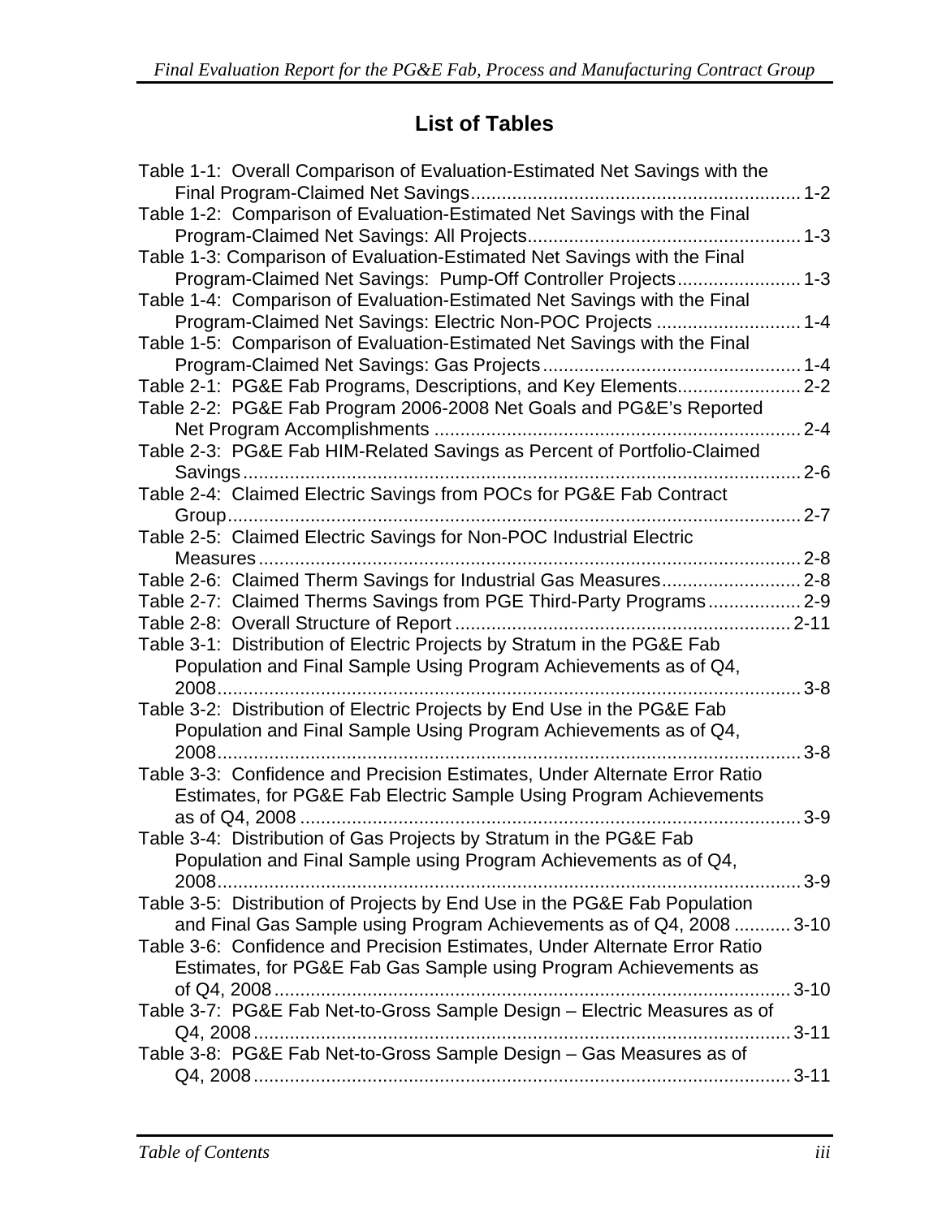## List of Tables

Table 1-1: Overall Comparison of Evaluation-Estimated Net Savings with the Final Program-Claimed Net Savings ........ 1-2
Table 1-2: Comparison of Evaluation-Estimated Net Savings with the Final Program-Claimed Net Savings: All Projects ........ 1-3
Table 1-3: Comparison of Evaluation-Estimated Net Savings with the Final Program-Claimed Net Savings: Pump-Off Controller Projects ........ 1-3
Table 1-4: Comparison of Evaluation-Estimated Net Savings with the Final Program-Claimed Net Savings: Electric Non-POC Projects ........ 1-4
Table 1-5: Comparison of Evaluation-Estimated Net Savings with the Final Program-Claimed Net Savings: Gas Projects ........ 1-4
Table 2-1: PG&E Fab Programs, Descriptions, and Key Elements ........ 2-2
Table 2-2: PG&E Fab Program 2006-2008 Net Goals and PG&E's Reported Net Program Accomplishments ........ 2-4
Table 2-3: PG&E Fab HIM-Related Savings as Percent of Portfolio-Claimed Savings ........ 2-6
Table 2-4: Claimed Electric Savings from POCs for PG&E Fab Contract Group ........ 2-7
Table 2-5: Claimed Electric Savings for Non-POC Industrial Electric Measures ........ 2-8
Table 2-6: Claimed Therm Savings for Industrial Gas Measures ........ 2-8
Table 2-7: Claimed Therms Savings from PGE Third-Party Programs ........ 2-9
Table 2-8: Overall Structure of Report ........ 2-11
Table 3-1: Distribution of Electric Projects by Stratum in the PG&E Fab Population and Final Sample Using Program Achievements as of Q4, 2008 ........ 3-8
Table 3-2: Distribution of Electric Projects by End Use in the PG&E Fab Population and Final Sample Using Program Achievements as of Q4, 2008 ........ 3-8
Table 3-3: Confidence and Precision Estimates, Under Alternate Error Ratio Estimates, for PG&E Fab Electric Sample Using Program Achievements as of Q4, 2008 ........ 3-9
Table 3-4: Distribution of Gas Projects by Stratum in the PG&E Fab Population and Final Sample using Program Achievements as of Q4, 2008 ........ 3-9
Table 3-5: Distribution of Projects by End Use in the PG&E Fab Population and Final Gas Sample using Program Achievements as of Q4, 2008 ........ 3-10
Table 3-6: Confidence and Precision Estimates, Under Alternate Error Ratio Estimates, for PG&E Fab Gas Sample using Program Achievements as of Q4, 2008 ........ 3-10
Table 3-7: PG&E Fab Net-to-Gross Sample Design – Electric Measures as of Q4, 2008 ........ 3-11
Table 3-8: PG&E Fab Net-to-Gross Sample Design – Gas Measures as of Q4, 2008 ........ 3-11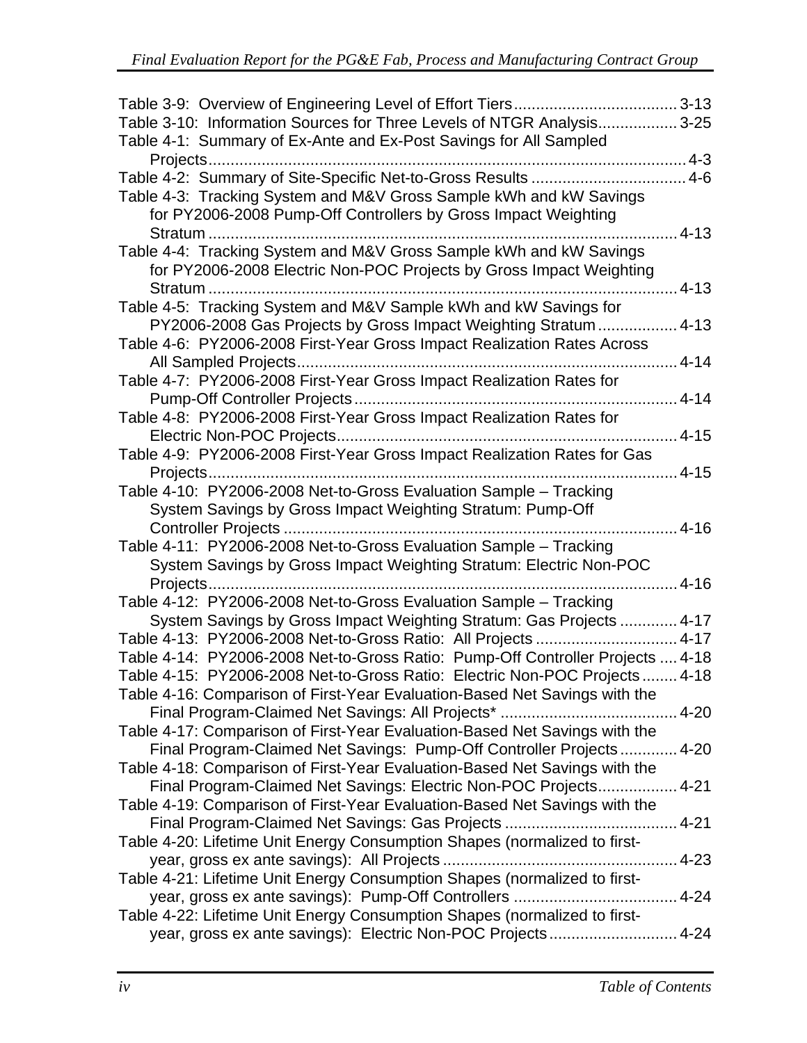Table 3-9: Overview of Engineering Level of Effort Tiers ..................................... 3-13

Table 3-10: Information Sources for Three Levels of NTGR Analysis .................. 3-25

Table 4-1: Summary of Ex-Ante and Ex-Post Savings for All Sampled Projects .......................................................................................................... 4-3

Table 4-2: Summary of Site-Specific Net-to-Gross Results .................................. 4-6

Table 4-3: Tracking System and M&V Gross Sample kWh and kW Savings for PY2006-2008 Pump-Off Controllers by Gross Impact Weighting Stratum ........................................................................................................... 4-13

Table 4-4: Tracking System and M&V Gross Sample kWh and kW Savings for PY2006-2008 Electric Non-POC Projects by Gross Impact Weighting Stratum ........................................................................................................... 4-13

Table 4-5: Tracking System and M&V Sample kWh and kW Savings for PY2006-2008 Gas Projects by Gross Impact Weighting Stratum .................. 4-13

Table 4-6: PY2006-2008 First-Year Gross Impact Realization Rates Across All Sampled Projects ...................................................................................... 4-14

Table 4-7: PY2006-2008 First-Year Gross Impact Realization Rates for Pump-Off Controller Projects ........................................................................ 4-14

Table 4-8: PY2006-2008 First-Year Gross Impact Realization Rates for Electric Non-POC Projects ............................................................................ 4-15

Table 4-9: PY2006-2008 First-Year Gross Impact Realization Rates for Gas Projects .......................................................................................................... 4-15

Table 4-10: PY2006-2008 Net-to-Gross Evaluation Sample – Tracking System Savings by Gross Impact Weighting Stratum: Pump-Off Controller Projects ........................................................................................ 4-16

Table 4-11: PY2006-2008 Net-to-Gross Evaluation Sample – Tracking System Savings by Gross Impact Weighting Stratum: Electric Non-POC Projects .......................................................................................................... 4-16

Table 4-12: PY2006-2008 Net-to-Gross Evaluation Sample – Tracking System Savings by Gross Impact Weighting Stratum: Gas Projects ............. 4-17

Table 4-13: PY2006-2008 Net-to-Gross Ratio: All Projects ................................ 4-17

Table 4-14: PY2006-2008 Net-to-Gross Ratio: Pump-Off Controller Projects .... 4-18

Table 4-15: PY2006-2008 Net-to-Gross Ratio: Electric Non-POC Projects ........ 4-18

Table 4-16: Comparison of First-Year Evaluation-Based Net Savings with the Final Program-Claimed Net Savings: All Projects* ........................................ 4-20

Table 4-17: Comparison of First-Year Evaluation-Based Net Savings with the Final Program-Claimed Net Savings: Pump-Off Controller Projects ............. 4-20

Table 4-18: Comparison of First-Year Evaluation-Based Net Savings with the Final Program-Claimed Net Savings: Electric Non-POC Projects .................. 4-21

Table 4-19: Comparison of First-Year Evaluation-Based Net Savings with the Final Program-Claimed Net Savings: Gas Projects ....................................... 4-21

Table 4-20: Lifetime Unit Energy Consumption Shapes (normalized to first-year, gross ex ante savings): All Projects ..................................................... 4-23

Table 4-21: Lifetime Unit Energy Consumption Shapes (normalized to first-year, gross ex ante savings): Pump-Off Controllers ..................................... 4-24

Table 4-22: Lifetime Unit Energy Consumption Shapes (normalized to first-year, gross ex ante savings): Electric Non-POC Projects ............................. 4-24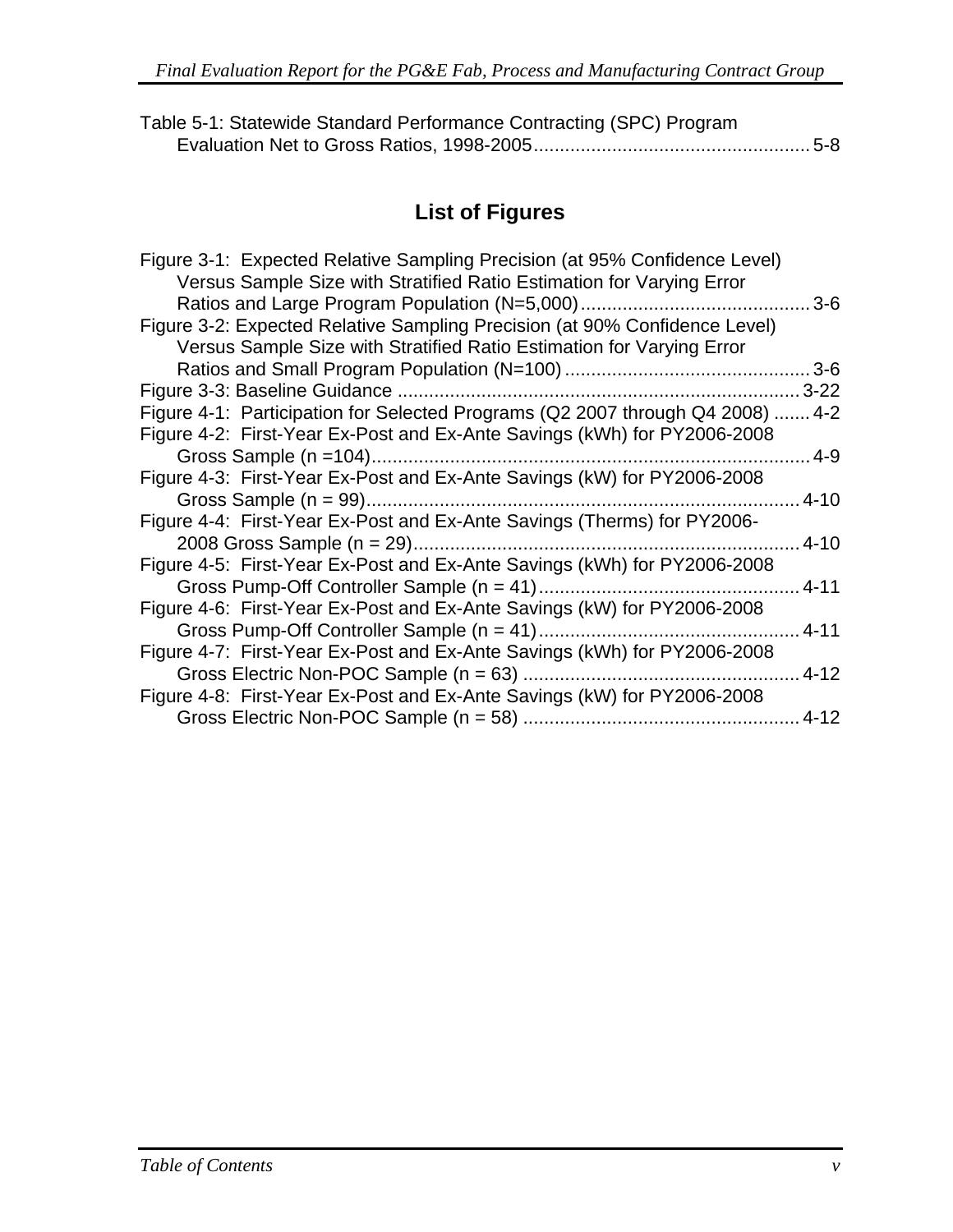Table 5-1: Statewide Standard Performance Contracting (SPC) Program Evaluation Net to Gross Ratios, 1998-2005 .......... 5-8

## List of Figures

Figure 3-1: Expected Relative Sampling Precision (at 95% Confidence Level) Versus Sample Size with Stratified Ratio Estimation for Varying Error Ratios and Large Program Population (N=5,000) .......... 3-6
Figure 3-2: Expected Relative Sampling Precision (at 90% Confidence Level) Versus Sample Size with Stratified Ratio Estimation for Varying Error Ratios and Small Program Population (N=100) .......... 3-6
Figure 3-3: Baseline Guidance .......... 3-22
Figure 4-1: Participation for Selected Programs (Q2 2007 through Q4 2008) .......... 4-2
Figure 4-2: First-Year Ex-Post and Ex-Ante Savings (kWh) for PY2006-2008 Gross Sample (n =104) .......... 4-9
Figure 4-3: First-Year Ex-Post and Ex-Ante Savings (kW) for PY2006-2008 Gross Sample (n = 99) .......... 4-10
Figure 4-4: First-Year Ex-Post and Ex-Ante Savings (Therms) for PY2006-2008 Gross Sample (n = 29) .......... 4-10
Figure 4-5: First-Year Ex-Post and Ex-Ante Savings (kWh) for PY2006-2008 Gross Pump-Off Controller Sample (n = 41) .......... 4-11
Figure 4-6: First-Year Ex-Post and Ex-Ante Savings (kW) for PY2006-2008 Gross Pump-Off Controller Sample (n = 41) .......... 4-11
Figure 4-7: First-Year Ex-Post and Ex-Ante Savings (kWh) for PY2006-2008 Gross Electric Non-POC Sample (n = 63) .......... 4-12
Figure 4-8: First-Year Ex-Post and Ex-Ante Savings (kW) for PY2006-2008 Gross Electric Non-POC Sample (n = 58) .......... 4-12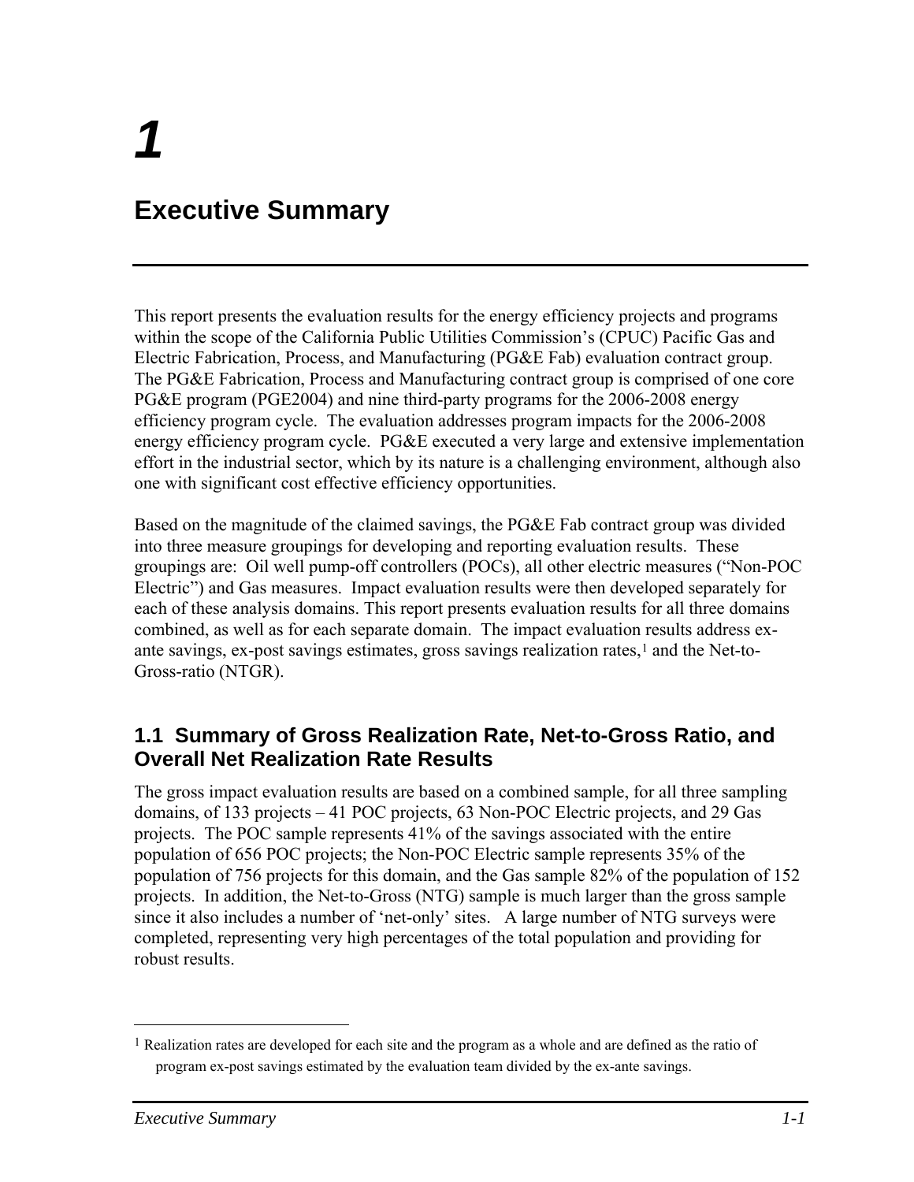# 1

# Executive Summary

This report presents the evaluation results for the energy efficiency projects and programs within the scope of the California Public Utilities Commission's (CPUC) Pacific Gas and Electric Fabrication, Process, and Manufacturing (PG&E Fab) evaluation contract group. The PG&E Fabrication, Process and Manufacturing contract group is comprised of one core PG&E program (PGE2004) and nine third-party programs for the 2006-2008 energy efficiency program cycle. The evaluation addresses program impacts for the 2006-2008 energy efficiency program cycle. PG&E executed a very large and extensive implementation effort in the industrial sector, which by its nature is a challenging environment, although also one with significant cost effective efficiency opportunities.

Based on the magnitude of the claimed savings, the PG&E Fab contract group was divided into three measure groupings for developing and reporting evaluation results. These groupings are: Oil well pump-off controllers (POCs), all other electric measures ("Non-POC Electric") and Gas measures. Impact evaluation results were then developed separately for each of these analysis domains. This report presents evaluation results for all three domains combined, as well as for each separate domain. The impact evaluation results address ex-ante savings, ex-post savings estimates, gross savings realization rates,[1] and the Net-to-Gross-ratio (NTGR).

## 1.1 Summary of Gross Realization Rate, Net-to-Gross Ratio, and Overall Net Realization Rate Results

The gross impact evaluation results are based on a combined sample, for all three sampling domains, of 133 projects – 41 POC projects, 63 Non-POC Electric projects, and 29 Gas projects. The POC sample represents 41% of the savings associated with the entire population of 656 POC projects; the Non-POC Electric sample represents 35% of the population of 756 projects for this domain, and the Gas sample 82% of the population of 152 projects. In addition, the Net-to-Gross (NTG) sample is much larger than the gross sample since it also includes a number of 'net-only' sites. A large number of NTG surveys were completed, representing very high percentages of the total population and providing for robust results.

[1] Realization rates are developed for each site and the program as a whole and are defined as the ratio of program ex-post savings estimated by the evaluation team divided by the ex-ante savings.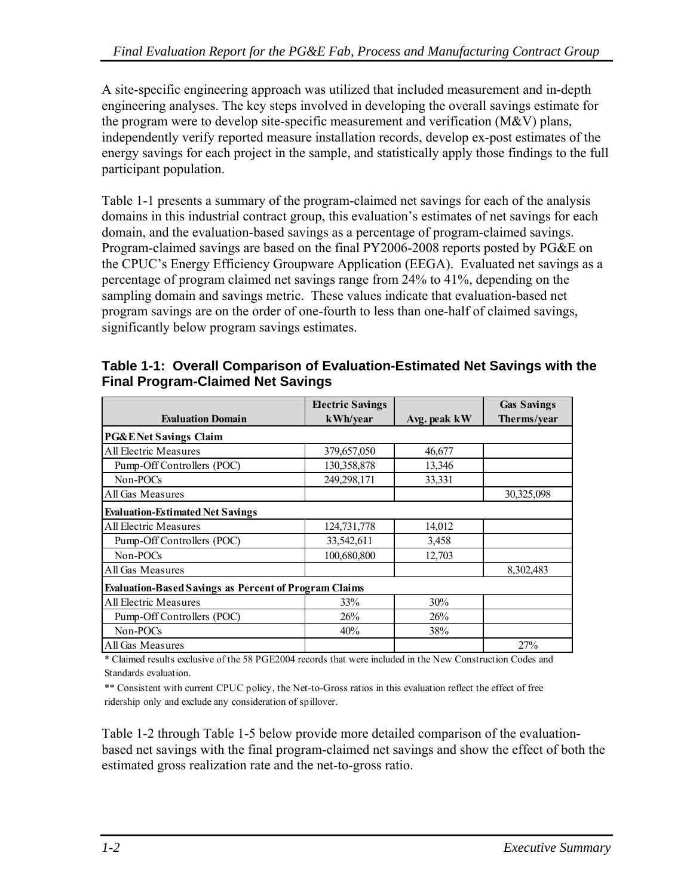A site-specific engineering approach was utilized that included measurement and in-depth engineering analyses. The key steps involved in developing the overall savings estimate for the program were to develop site-specific measurement and verification (M&V) plans, independently verify reported measure installation records, develop ex-post estimates of the energy savings for each project in the sample, and statistically apply those findings to the full participant population.

Table 1-1 presents a summary of the program-claimed net savings for each of the analysis domains in this industrial contract group, this evaluation's estimates of net savings for each domain, and the evaluation-based savings as a percentage of program-claimed savings. Program-claimed savings are based on the final PY2006-2008 reports posted by PG&E on the CPUC's Energy Efficiency Groupware Application (EEGA). Evaluated net savings as a percentage of program claimed net savings range from 24% to 41%, depending on the sampling domain and savings metric. These values indicate that evaluation-based net program savings are on the order of one-fourth to less than one-half of claimed savings, significantly below program savings estimates.

**Table 1-1: Overall Comparison of Evaluation-Estimated Net Savings with the Final Program-Claimed Net Savings**

| Evaluation Domain | Electric Savings kWh/year | Avg. peak kW | Gas Savings Therms/year |
|---|---|---|---|
| **PG&E Net Savings Claim** | | | |
| All Electric Measures | 379,657,050 | 46,677 | |
| Pump-Off Controllers (POC) | 130,358,878 | 13,346 | |
| Non-POCs | 249,298,171 | 33,331 | |
| All Gas Measures | | | 30,325,098 |
| **Evaluation-Estimated Net Savings** | | | |
| All Electric Measures | 124,731,778 | 14,012 | |
| Pump-Off Controllers (POC) | 33,542,611 | 3,458 | |
| Non-POCs | 100,680,800 | 12,703 | |
| All Gas Measures | | | 8,302,483 |
| **Evaluation-Based Savings as Percent of Program Claims** | | | |
| All Electric Measures | 33% | 30% | |
| Pump-Off Controllers (POC) | 26% | 26% | |
| Non-POCs | 40% | 38% | |
| All Gas Measures | | | 27% |

* Claimed results exclusive of the 58 PGE2004 records that were included in the New Construction Codes and Standards evaluation.

** Consistent with current CPUC policy, the Net-to-Gross ratios in this evaluation reflect the effect of free ridership only and exclude any consideration of spillover.

Table 1-2 through Table 1-5 below provide more detailed comparison of the evaluation-based net savings with the final program-claimed net savings and show the effect of both the estimated gross realization rate and the net-to-gross ratio.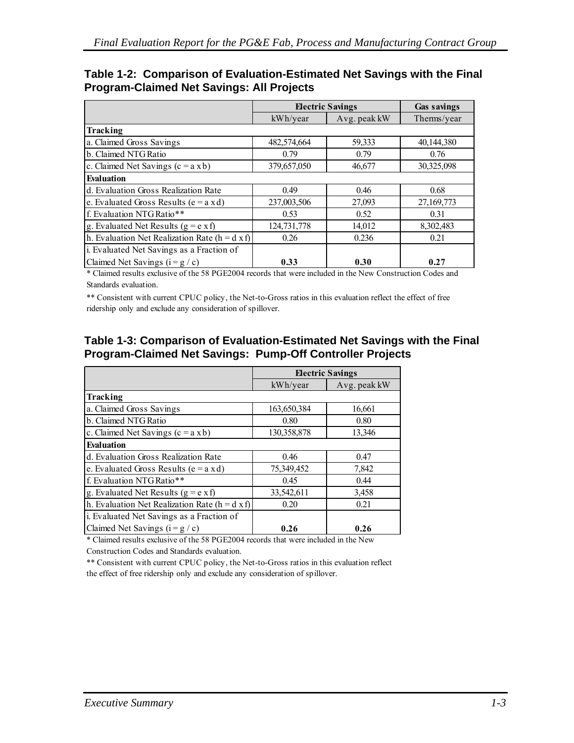### Table 1-2: Comparison of Evaluation-Estimated Net Savings with the Final Program-Claimed Net Savings: All Projects

| | Electric Savings | | Gas savings |
|---|---|---|---|
| | kWh/year | Avg. peak kW | Therms/year |
| **Tracking** | | | |
| a. Claimed Gross Savings | 482,574,664 | 59,333 | 40,144,380 |
| b. Claimed NTG Ratio | 0.79 | 0.79 | 0.76 |
| c. Claimed Net Savings (c = a x b) | 379,657,050 | 46,677 | 30,325,098 |
| **Evaluation** | | | |
| d. Evaluation Gross Realization Rate | 0.49 | 0.46 | 0.68 |
| e. Evaluated Gross Results (e = a x d) | 237,003,506 | 27,093 | 27,169,773 |
| f. Evaluation NTG Ratio** | 0.53 | 0.52 | 0.31 |
| g. Evaluated Net Results (g = e x f) | 124,731,778 | 14,012 | 8,302,483 |
| h. Evaluation Net Realization Rate (h = d x f) | 0.26 | 0.236 | 0.21 |
| i. Evaluated Net Savings as a Fraction of Claimed Net Savings (i = g / c) | **0.33** | **0.30** | **0.27** |

* Claimed results exclusive of the 58 PGE2004 records that were included in the New Construction Codes and Standards evaluation.

** Consistent with current CPUC policy, the Net-to-Gross ratios in this evaluation reflect the effect of free ridership only and exclude any consideration of spillover.

### Table 1-3: Comparison of Evaluation-Estimated Net Savings with the Final Program-Claimed Net Savings: Pump-Off Controller Projects

| | Electric Savings | |
|---|---|---|
| | kWh/year | Avg. peak kW |
| **Tracking** | | |
| a. Claimed Gross Savings | 163,650,384 | 16,661 |
| b. Claimed NTG Ratio | 0.80 | 0.80 |
| c. Claimed Net Savings (c = a x b) | 130,358,878 | 13,346 |
| **Evaluation** | | |
| d. Evaluation Gross Realization Rate | 0.46 | 0.47 |
| e. Evaluated Gross Results (e = a x d) | 75,349,452 | 7,842 |
| f. Evaluation NTG Ratio** | 0.45 | 0.44 |
| g. Evaluated Net Results (g = e x f) | 33,542,611 | 3,458 |
| h. Evaluation Net Realization Rate (h = d x f) | 0.20 | 0.21 |
| i. Evaluated Net Savings as a Fraction of Claimed Net Savings (i = g / c) | **0.26** | **0.26** |

* Claimed results exclusive of the 58 PGE2004 records that were included in the New Construction Codes and Standards evaluation.

** Consistent with current CPUC policy, the Net-to-Gross ratios in this evaluation reflect the effect of free ridership only and exclude any consideration of spillover.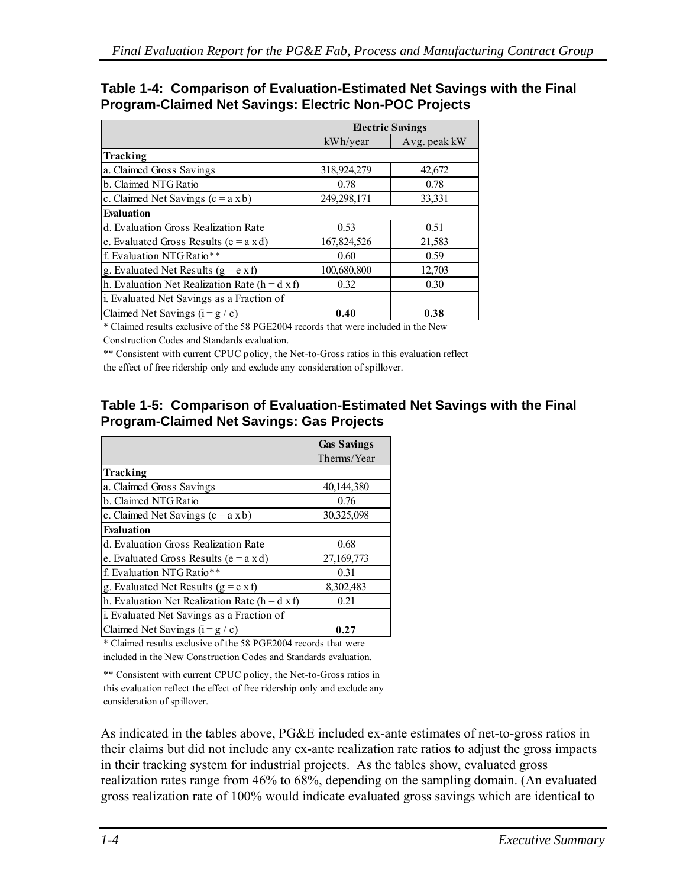**Table 1-4: Comparison of Evaluation-Estimated Net Savings with the Final Program-Claimed Net Savings: Electric Non-POC Projects**

| | Electric Savings | |
|---|---|---|
| | kWh/year | Avg. peak kW |
| **Tracking** | | |
| a. Claimed Gross Savings | 318,924,279 | 42,672 |
| b. Claimed NTG Ratio | 0.78 | 0.78 |
| c. Claimed Net Savings (c = a x b) | 249,298,171 | 33,331 |
| **Evaluation** | | |
| d. Evaluation Gross Realization Rate | 0.53 | 0.51 |
| e. Evaluated Gross Results (e = a x d) | 167,824,526 | 21,583 |
| f. Evaluation NTG Ratio** | 0.60 | 0.59 |
| g. Evaluated Net Results (g = e x f) | 100,680,800 | 12,703 |
| h. Evaluation Net Realization Rate (h = d x f) | 0.32 | 0.30 |
| i. Evaluated Net Savings as a Fraction of Claimed Net Savings (i = g / c) | **0.40** | **0.38** |

\* Claimed results exclusive of the 58 PGE2004 records that were included in the New Construction Codes and Standards evaluation.

\*\* Consistent with current CPUC policy, the Net-to-Gross ratios in this evaluation reflect the effect of free ridership only and exclude any consideration of spillover.

**Table 1-5: Comparison of Evaluation-Estimated Net Savings with the Final Program-Claimed Net Savings: Gas Projects**

| | Gas Savings |
|---|---|
| | Therms/Year |
| **Tracking** | |
| a. Claimed Gross Savings | 40,144,380 |
| b. Claimed NTG Ratio | 0.76 |
| c. Claimed Net Savings (c = a x b) | 30,325,098 |
| **Evaluation** | |
| d. Evaluation Gross Realization Rate | 0.68 |
| e. Evaluated Gross Results (e = a x d) | 27,169,773 |
| f. Evaluation NTG Ratio** | 0.31 |
| g. Evaluated Net Results (g = e x f) | 8,302,483 |
| h. Evaluation Net Realization Rate (h = d x f) | 0.21 |
| i. Evaluated Net Savings as a Fraction of Claimed Net Savings (i = g / c) | **0.27** |

\* Claimed results exclusive of the 58 PGE2004 records that were included in the New Construction Codes and Standards evaluation.

\*\* Consistent with current CPUC policy, the Net-to-Gross ratios in this evaluation reflect the effect of free ridership only and exclude any consideration of spillover.

As indicated in the tables above, PG&E included ex-ante estimates of net-to-gross ratios in their claims but did not include any ex-ante realization rate ratios to adjust the gross impacts in their tracking system for industrial projects. As the tables show, evaluated gross realization rates range from 46% to 68%, depending on the sampling domain. (An evaluated gross realization rate of 100% would indicate evaluated gross savings which are identical to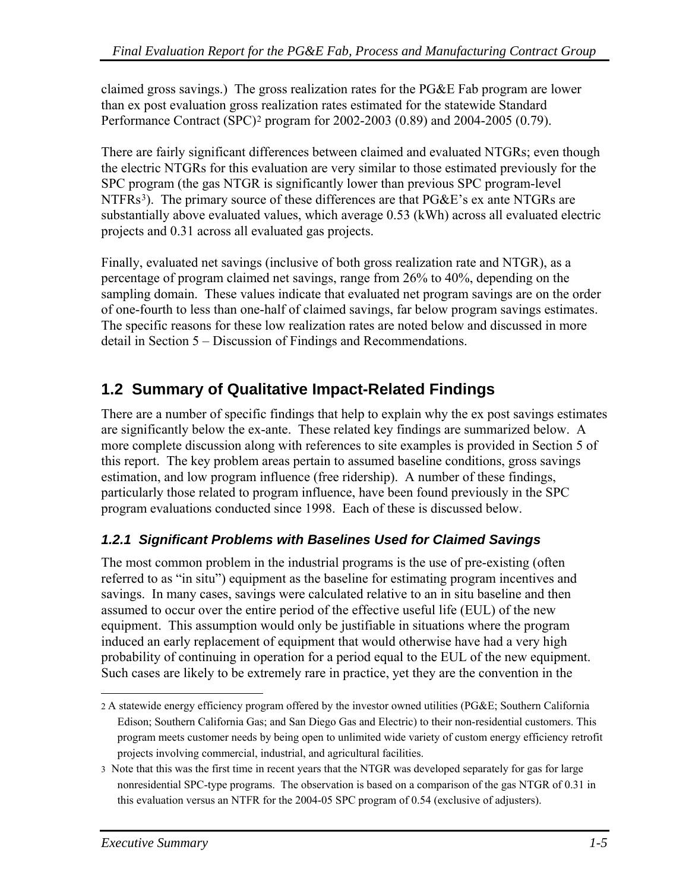claimed gross savings.) The gross realization rates for the PG&E Fab program are lower than ex post evaluation gross realization rates estimated for the statewide Standard Performance Contract (SPC)[2] program for 2002-2003 (0.89) and 2004-2005 (0.79).

There are fairly significant differences between claimed and evaluated NTGRs; even though the electric NTGRs for this evaluation are very similar to those estimated previously for the SPC program (the gas NTGR is significantly lower than previous SPC program-level NTFRs[3]). The primary source of these differences are that PG&E's ex ante NTGRs are substantially above evaluated values, which average 0.53 (kWh) across all evaluated electric projects and 0.31 across all evaluated gas projects.

Finally, evaluated net savings (inclusive of both gross realization rate and NTGR), as a percentage of program claimed net savings, range from 26% to 40%, depending on the sampling domain. These values indicate that evaluated net program savings are on the order of one-fourth to less than one-half of claimed savings, far below program savings estimates. The specific reasons for these low realization rates are noted below and discussed in more detail in Section 5 – Discussion of Findings and Recommendations.

## 1.2 Summary of Qualitative Impact-Related Findings

There are a number of specific findings that help to explain why the ex post savings estimates are significantly below the ex-ante. These related key findings are summarized below. A more complete discussion along with references to site examples is provided in Section 5 of this report. The key problem areas pertain to assumed baseline conditions, gross savings estimation, and low program influence (free ridership). A number of these findings, particularly those related to program influence, have been found previously in the SPC program evaluations conducted since 1998. Each of these is discussed below.

### *1.2.1 Significant Problems with Baselines Used for Claimed Savings*

The most common problem in the industrial programs is the use of pre-existing (often referred to as "in situ") equipment as the baseline for estimating program incentives and savings. In many cases, savings were calculated relative to an in situ baseline and then assumed to occur over the entire period of the effective useful life (EUL) of the new equipment. This assumption would only be justifiable in situations where the program induced an early replacement of equipment that would otherwise have had a very high probability of continuing in operation for a period equal to the EUL of the new equipment. Such cases are likely to be extremely rare in practice, yet they are the convention in the

---

[2] A statewide energy efficiency program offered by the investor owned utilities (PG&E; Southern California Edison; Southern California Gas; and San Diego Gas and Electric) to their non-residential customers. This program meets customer needs by being open to unlimited wide variety of custom energy efficiency retrofit projects involving commercial, industrial, and agricultural facilities.

[3] Note that this was the first time in recent years that the NTGR was developed separately for gas for large nonresidential SPC-type programs. The observation is based on a comparison of the gas NTGR of 0.31 in this evaluation versus an NTFR for the 2004-05 SPC program of 0.54 (exclusive of adjusters).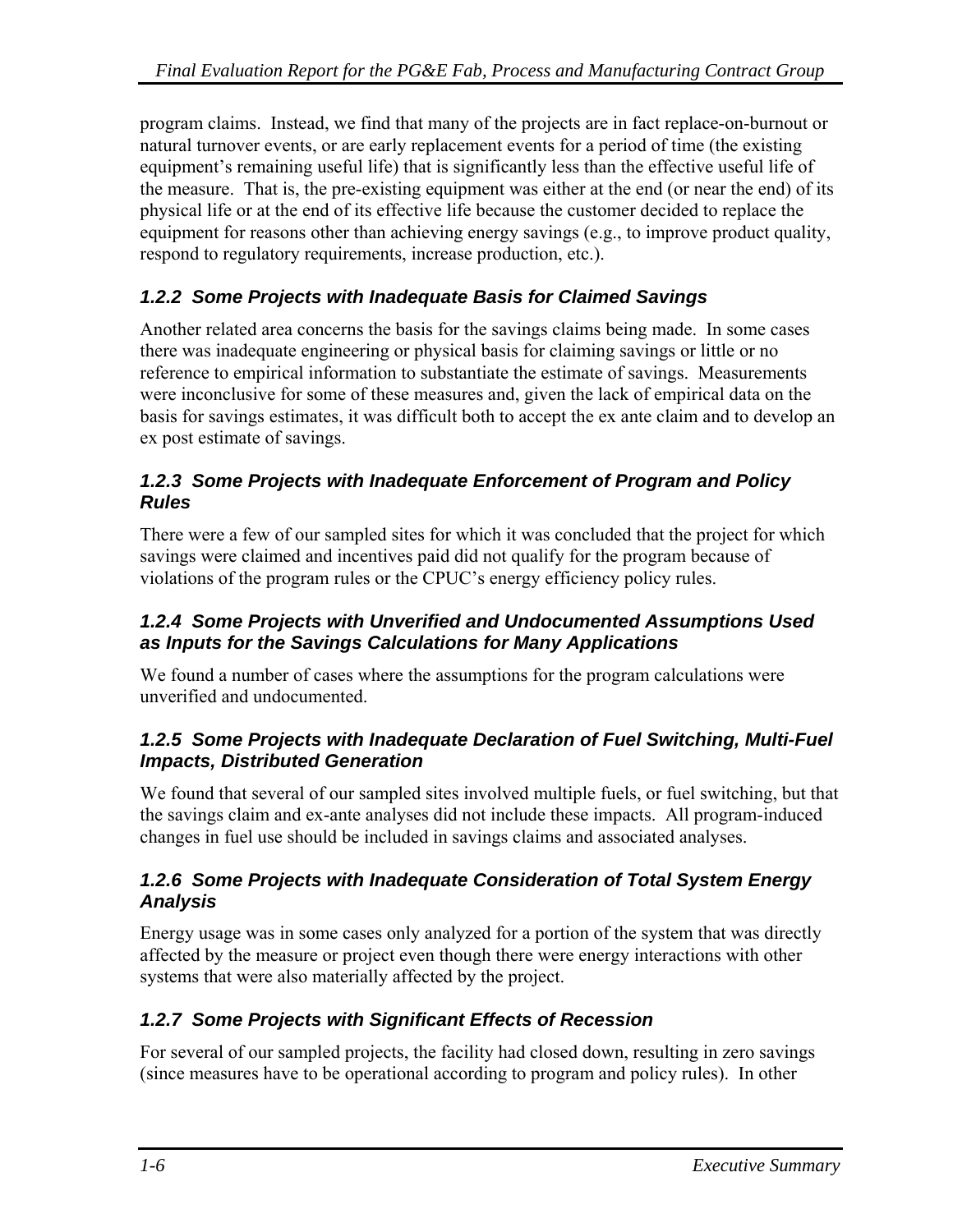program claims. Instead, we find that many of the projects are in fact replace-on-burnout or natural turnover events, or are early replacement events for a period of time (the existing equipment's remaining useful life) that is significantly less than the effective useful life of the measure. That is, the pre-existing equipment was either at the end (or near the end) of its physical life or at the end of its effective life because the customer decided to replace the equipment for reasons other than achieving energy savings (e.g., to improve product quality, respond to regulatory requirements, increase production, etc.).

### *1.2.2 Some Projects with Inadequate Basis for Claimed Savings*

Another related area concerns the basis for the savings claims being made. In some cases there was inadequate engineering or physical basis for claiming savings or little or no reference to empirical information to substantiate the estimate of savings. Measurements were inconclusive for some of these measures and, given the lack of empirical data on the basis for savings estimates, it was difficult both to accept the ex ante claim and to develop an ex post estimate of savings.

### *1.2.3 Some Projects with Inadequate Enforcement of Program and Policy Rules*

There were a few of our sampled sites for which it was concluded that the project for which savings were claimed and incentives paid did not qualify for the program because of violations of the program rules or the CPUC's energy efficiency policy rules.

### *1.2.4 Some Projects with Unverified and Undocumented Assumptions Used as Inputs for the Savings Calculations for Many Applications*

We found a number of cases where the assumptions for the program calculations were unverified and undocumented.

### *1.2.5 Some Projects with Inadequate Declaration of Fuel Switching, Multi-Fuel Impacts, Distributed Generation*

We found that several of our sampled sites involved multiple fuels, or fuel switching, but that the savings claim and ex-ante analyses did not include these impacts. All program-induced changes in fuel use should be included in savings claims and associated analyses.

### *1.2.6 Some Projects with Inadequate Consideration of Total System Energy Analysis*

Energy usage was in some cases only analyzed for a portion of the system that was directly affected by the measure or project even though there were energy interactions with other systems that were also materially affected by the project.

### *1.2.7 Some Projects with Significant Effects of Recession*

For several of our sampled projects, the facility had closed down, resulting in zero savings (since measures have to be operational according to program and policy rules). In other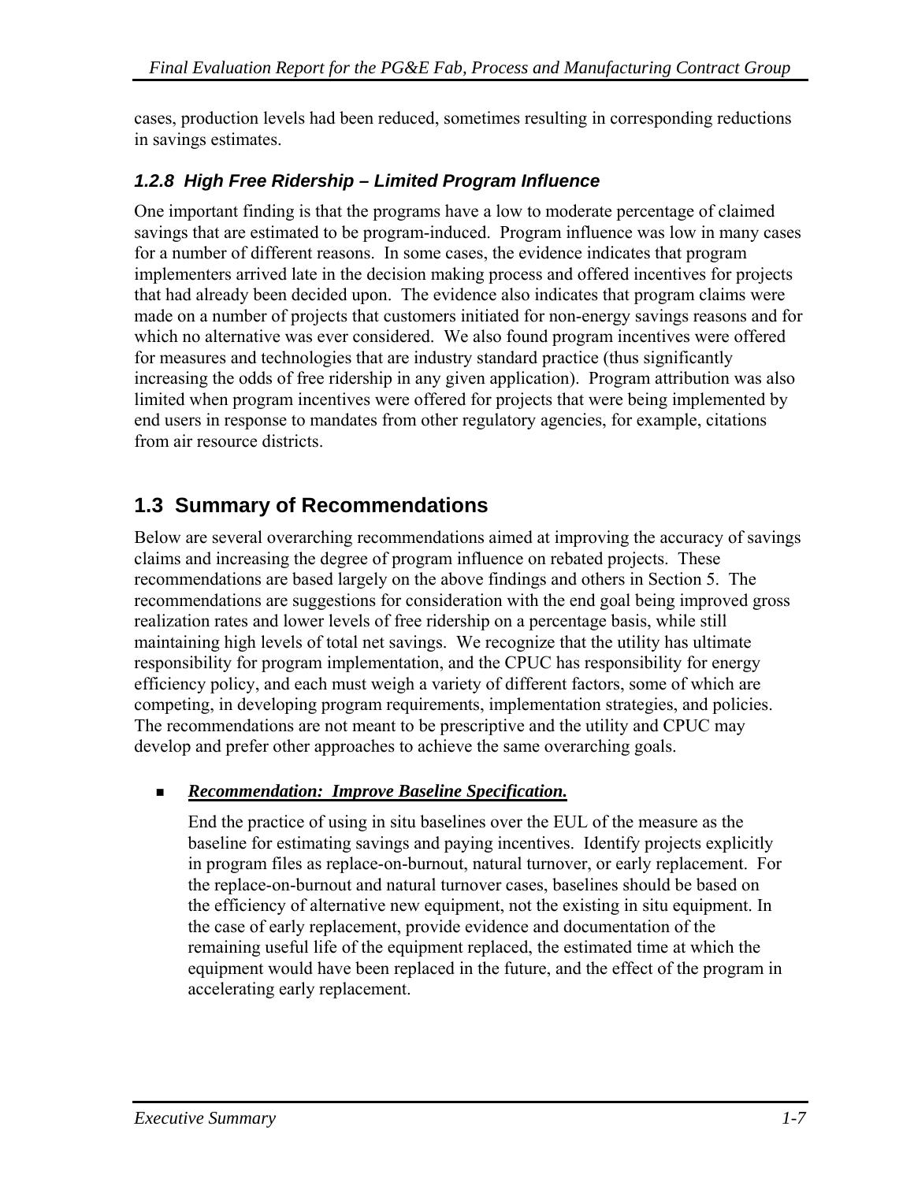cases, production levels had been reduced, sometimes resulting in corresponding reductions in savings estimates.

### *1.2.8 High Free Ridership – Limited Program Influence*

One important finding is that the programs have a low to moderate percentage of claimed savings that are estimated to be program-induced. Program influence was low in many cases for a number of different reasons. In some cases, the evidence indicates that program implementers arrived late in the decision making process and offered incentives for projects that had already been decided upon. The evidence also indicates that program claims were made on a number of projects that customers initiated for non-energy savings reasons and for which no alternative was ever considered. We also found program incentives were offered for measures and technologies that are industry standard practice (thus significantly increasing the odds of free ridership in any given application). Program attribution was also limited when program incentives were offered for projects that were being implemented by end users in response to mandates from other regulatory agencies, for example, citations from air resource districts.

## 1.3 Summary of Recommendations

Below are several overarching recommendations aimed at improving the accuracy of savings claims and increasing the degree of program influence on rebated projects. These recommendations are based largely on the above findings and others in Section 5. The recommendations are suggestions for consideration with the end goal being improved gross realization rates and lower levels of free ridership on a percentage basis, while still maintaining high levels of total net savings. We recognize that the utility has ultimate responsibility for program implementation, and the CPUC has responsibility for energy efficiency policy, and each must weigh a variety of different factors, some of which are competing, in developing program requirements, implementation strategies, and policies. The recommendations are not meant to be prescriptive and the utility and CPUC may develop and prefer other approaches to achieve the same overarching goals.

- ***Recommendation: Improve Baseline Specification.***

  End the practice of using in situ baselines over the EUL of the measure as the baseline for estimating savings and paying incentives. Identify projects explicitly in program files as replace-on-burnout, natural turnover, or early replacement. For the replace-on-burnout and natural turnover cases, baselines should be based on the efficiency of alternative new equipment, not the existing in situ equipment. In the case of early replacement, provide evidence and documentation of the remaining useful life of the equipment replaced, the estimated time at which the equipment would have been replaced in the future, and the effect of the program in accelerating early replacement.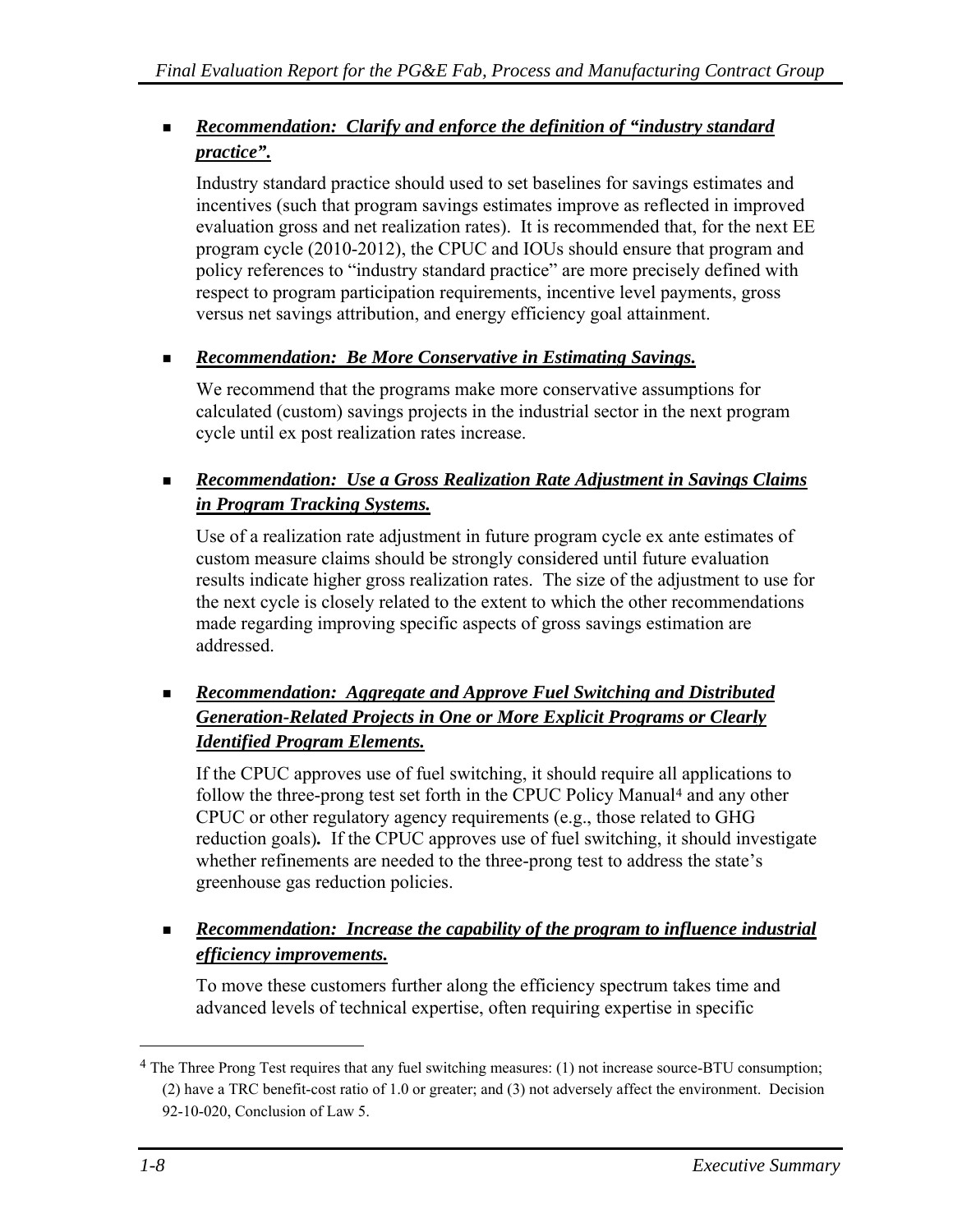- ***Recommendation: Clarify and enforce the definition of "industry standard practice".***

  Industry standard practice should used to set baselines for savings estimates and incentives (such that program savings estimates improve as reflected in improved evaluation gross and net realization rates). It is recommended that, for the next EE program cycle (2010-2012), the CPUC and IOUs should ensure that program and policy references to "industry standard practice" are more precisely defined with respect to program participation requirements, incentive level payments, gross versus net savings attribution, and energy efficiency goal attainment.

- ***Recommendation: Be More Conservative in Estimating Savings.***

  We recommend that the programs make more conservative assumptions for calculated (custom) savings projects in the industrial sector in the next program cycle until ex post realization rates increase.

- ***Recommendation: Use a Gross Realization Rate Adjustment in Savings Claims in Program Tracking Systems.***

  Use of a realization rate adjustment in future program cycle ex ante estimates of custom measure claims should be strongly considered until future evaluation results indicate higher gross realization rates. The size of the adjustment to use for the next cycle is closely related to the extent to which the other recommendations made regarding improving specific aspects of gross savings estimation are addressed.

- ***Recommendation: Aggregate and Approve Fuel Switching and Distributed Generation-Related Projects in One or More Explicit Programs or Clearly Identified Program Elements.***

  If the CPUC approves use of fuel switching, it should require all applications to follow the three-prong test set forth in the CPUC Policy Manual[4] and any other CPUC or other regulatory agency requirements (e.g., those related to GHG reduction goals)**.** If the CPUC approves use of fuel switching, it should investigate whether refinements are needed to the three-prong test to address the state's greenhouse gas reduction policies.

- ***Recommendation: Increase the capability of the program to influence industrial efficiency improvements.***

  To move these customers further along the efficiency spectrum takes time and advanced levels of technical expertise, often requiring expertise in specific

[4] The Three Prong Test requires that any fuel switching measures: (1) not increase source-BTU consumption; (2) have a TRC benefit-cost ratio of 1.0 or greater; and (3) not adversely affect the environment. Decision 92-10-020, Conclusion of Law 5.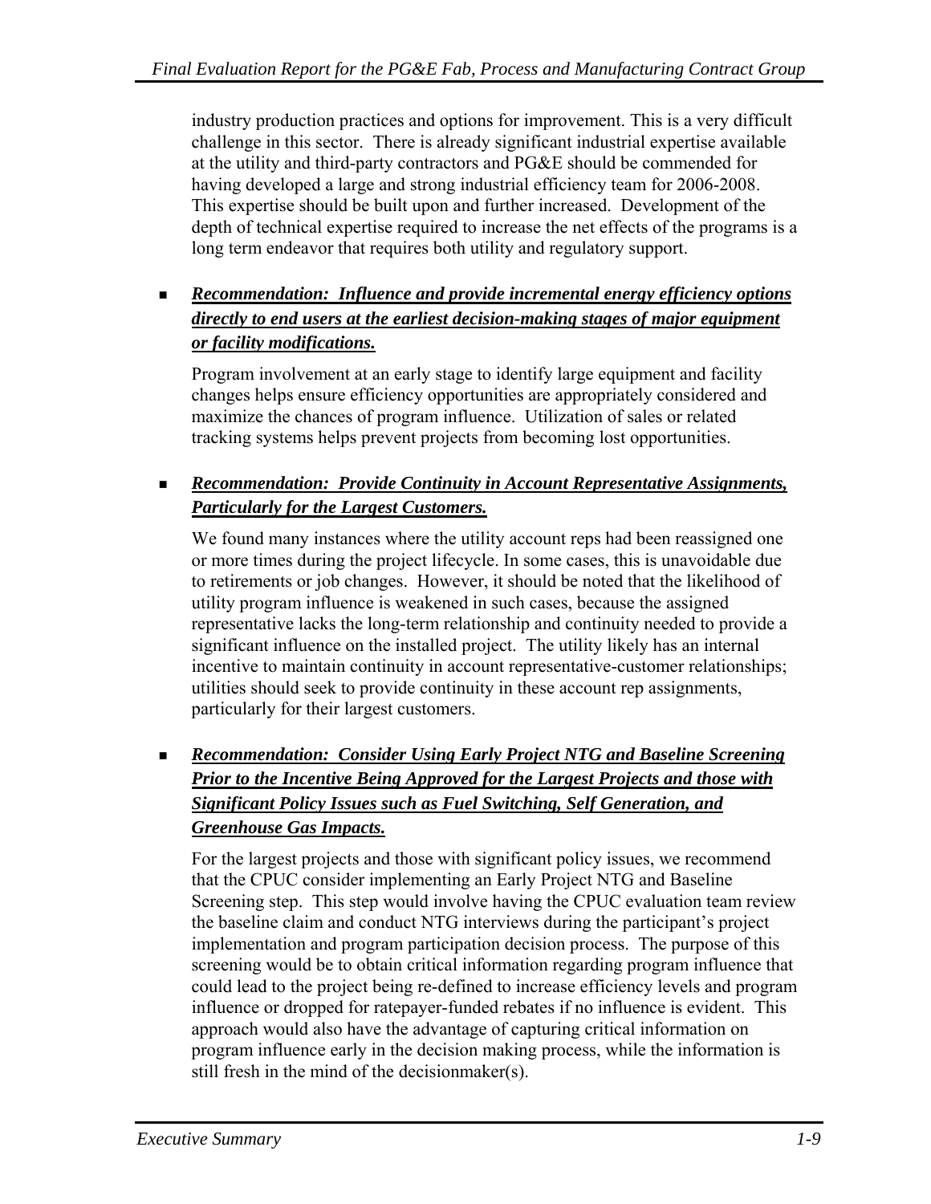industry production practices and options for improvement. This is a very difficult challenge in this sector. There is already significant industrial expertise available at the utility and third-party contractors and PG&E should be commended for having developed a large and strong industrial efficiency team for 2006-2008. This expertise should be built upon and further increased. Development of the depth of technical expertise required to increase the net effects of the programs is a long term endeavor that requires both utility and regulatory support.

- ***Recommendation: Influence and provide incremental energy efficiency options directly to end users at the earliest decision-making stages of major equipment or facility modifications.***

  Program involvement at an early stage to identify large equipment and facility changes helps ensure efficiency opportunities are appropriately considered and maximize the chances of program influence. Utilization of sales or related tracking systems helps prevent projects from becoming lost opportunities.

- ***Recommendation: Provide Continuity in Account Representative Assignments, Particularly for the Largest Customers.***

  We found many instances where the utility account reps had been reassigned one or more times during the project lifecycle. In some cases, this is unavoidable due to retirements or job changes. However, it should be noted that the likelihood of utility program influence is weakened in such cases, because the assigned representative lacks the long-term relationship and continuity needed to provide a significant influence on the installed project. The utility likely has an internal incentive to maintain continuity in account representative-customer relationships; utilities should seek to provide continuity in these account rep assignments, particularly for their largest customers.

- ***Recommendation: Consider Using Early Project NTG and Baseline Screening Prior to the Incentive Being Approved for the Largest Projects and those with Significant Policy Issues such as Fuel Switching, Self Generation, and Greenhouse Gas Impacts.***

  For the largest projects and those with significant policy issues, we recommend that the CPUC consider implementing an Early Project NTG and Baseline Screening step. This step would involve having the CPUC evaluation team review the baseline claim and conduct NTG interviews during the participant's project implementation and program participation decision process. The purpose of this screening would be to obtain critical information regarding program influence that could lead to the project being re-defined to increase efficiency levels and program influence or dropped for ratepayer-funded rebates if no influence is evident. This approach would also have the advantage of capturing critical information on program influence early in the decision making process, while the information is still fresh in the mind of the decisionmaker(s).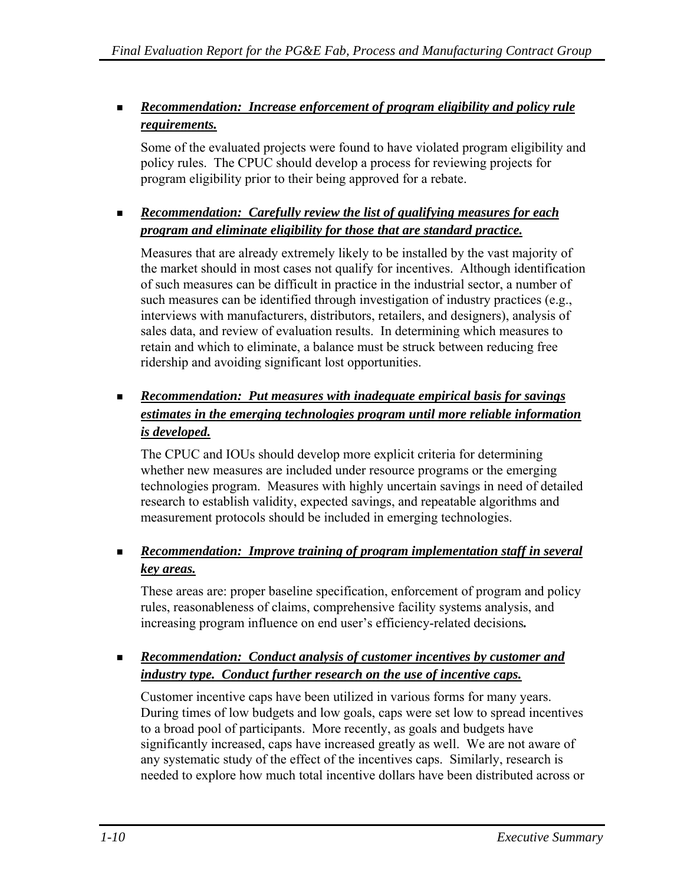- ***Recommendation: Increase enforcement of program eligibility and policy rule requirements.***

  Some of the evaluated projects were found to have violated program eligibility and policy rules. The CPUC should develop a process for reviewing projects for program eligibility prior to their being approved for a rebate.

- ***Recommendation: Carefully review the list of qualifying measures for each program and eliminate eligibility for those that are standard practice.***

  Measures that are already extremely likely to be installed by the vast majority of the market should in most cases not qualify for incentives. Although identification of such measures can be difficult in practice in the industrial sector, a number of such measures can be identified through investigation of industry practices (e.g., interviews with manufacturers, distributors, retailers, and designers), analysis of sales data, and review of evaluation results. In determining which measures to retain and which to eliminate, a balance must be struck between reducing free ridership and avoiding significant lost opportunities.

- ***Recommendation: Put measures with inadequate empirical basis for savings estimates in the emerging technologies program until more reliable information is developed.***

  The CPUC and IOUs should develop more explicit criteria for determining whether new measures are included under resource programs or the emerging technologies program. Measures with highly uncertain savings in need of detailed research to establish validity, expected savings, and repeatable algorithms and measurement protocols should be included in emerging technologies.

- ***Recommendation: Improve training of program implementation staff in several key areas.***

  These areas are: proper baseline specification, enforcement of program and policy rules, reasonableness of claims, comprehensive facility systems analysis, and increasing program influence on end user's efficiency-related decisions**.**

- ***Recommendation: Conduct analysis of customer incentives by customer and industry type. Conduct further research on the use of incentive caps.***

  Customer incentive caps have been utilized in various forms for many years. During times of low budgets and low goals, caps were set low to spread incentives to a broad pool of participants. More recently, as goals and budgets have significantly increased, caps have increased greatly as well. We are not aware of any systematic study of the effect of the incentives caps. Similarly, research is needed to explore how much total incentive dollars have been distributed across or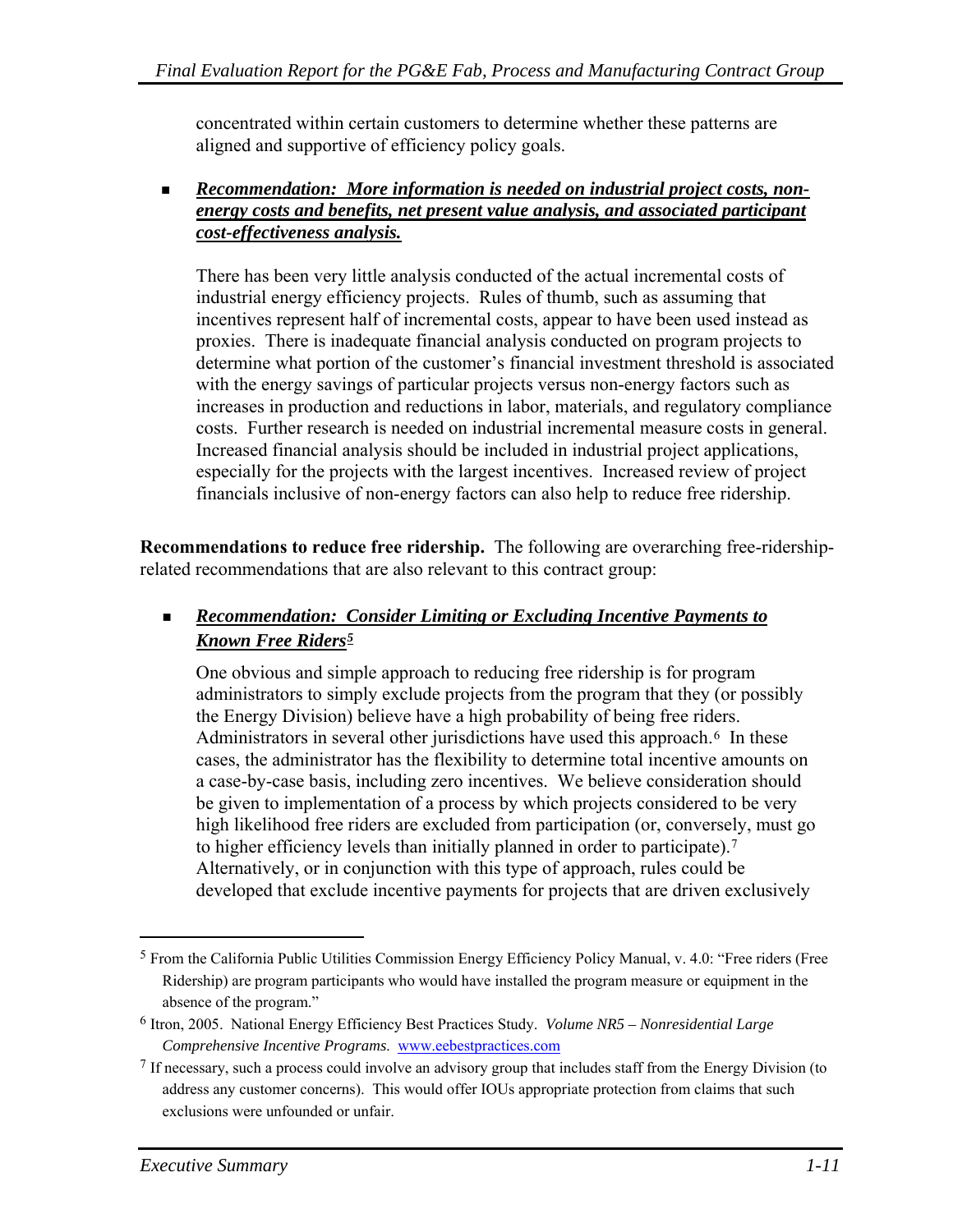concentrated within certain customers to determine whether these patterns are aligned and supportive of efficiency policy goals.

- ***Recommendation: More information is needed on industrial project costs, non-energy costs and benefits, net present value analysis, and associated participant cost-effectiveness analysis.***

  There has been very little analysis conducted of the actual incremental costs of industrial energy efficiency projects. Rules of thumb, such as assuming that incentives represent half of incremental costs, appear to have been used instead as proxies. There is inadequate financial analysis conducted on program projects to determine what portion of the customer's financial investment threshold is associated with the energy savings of particular projects versus non-energy factors such as increases in production and reductions in labor, materials, and regulatory compliance costs. Further research is needed on industrial incremental measure costs in general. Increased financial analysis should be included in industrial project applications, especially for the projects with the largest incentives. Increased review of project financials inclusive of non-energy factors can also help to reduce free ridership.

**Recommendations to reduce free ridership.** The following are overarching free-ridership-related recommendations that are also relevant to this contract group:

- ***Recommendation: Consider Limiting or Excluding Incentive Payments to Known Free Riders***[5]

  One obvious and simple approach to reducing free ridership is for program administrators to simply exclude projects from the program that they (or possibly the Energy Division) believe have a high probability of being free riders. Administrators in several other jurisdictions have used this approach.[6] In these cases, the administrator has the flexibility to determine total incentive amounts on a case-by-case basis, including zero incentives. We believe consideration should be given to implementation of a process by which projects considered to be very high likelihood free riders are excluded from participation (or, conversely, must go to higher efficiency levels than initially planned in order to participate).[7] Alternatively, or in conjunction with this type of approach, rules could be developed that exclude incentive payments for projects that are driven exclusively

---

[5] From the California Public Utilities Commission Energy Efficiency Policy Manual, v. 4.0: "Free riders (Free Ridership) are program participants who would have installed the program measure or equipment in the absence of the program."

[6] Itron, 2005. National Energy Efficiency Best Practices Study. *Volume NR5 – Nonresidential Large Comprehensive Incentive Programs.* www.eebestpractices.com

[7] If necessary, such a process could involve an advisory group that includes staff from the Energy Division (to address any customer concerns). This would offer IOUs appropriate protection from claims that such exclusions were unfounded or unfair.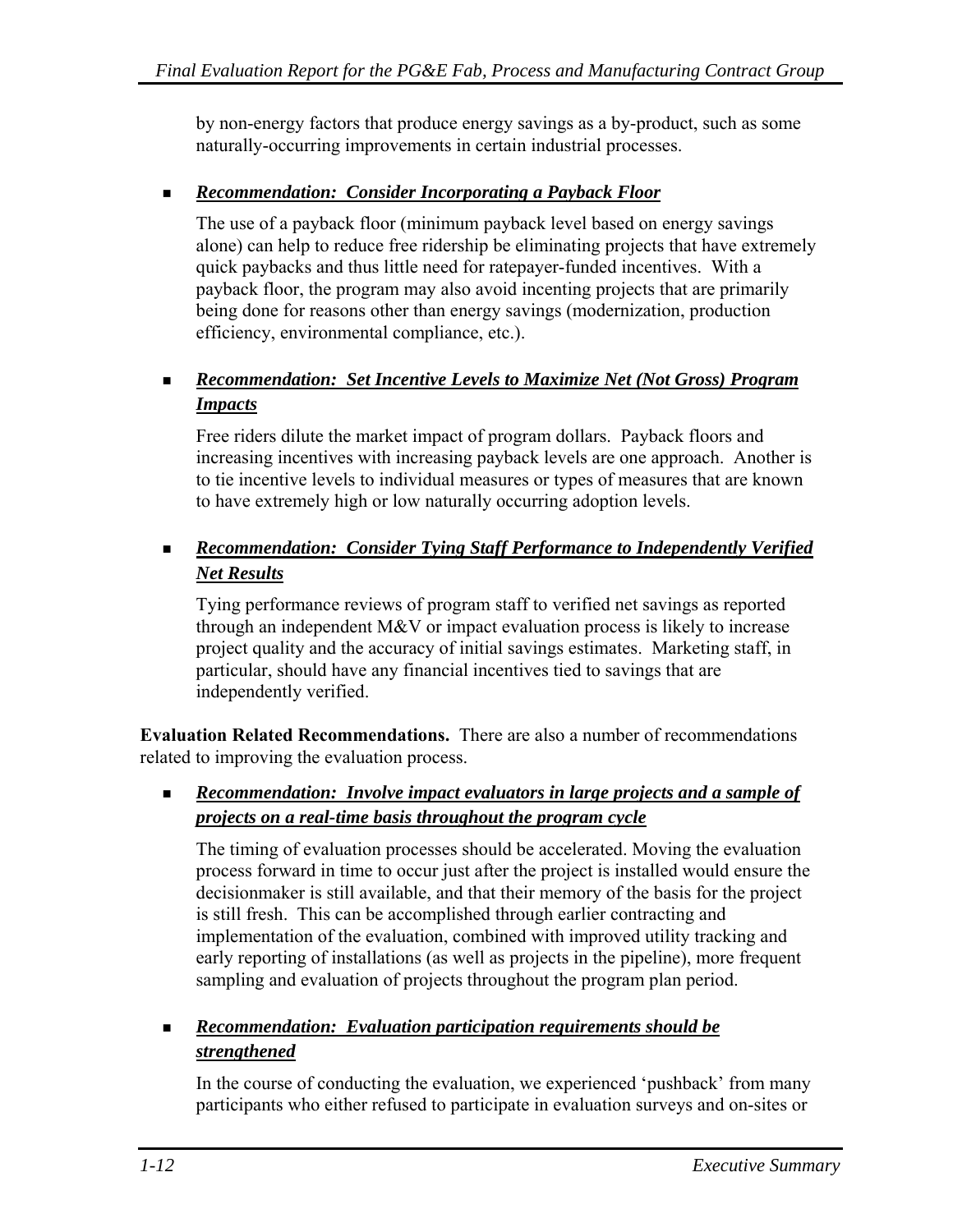by non-energy factors that produce energy savings as a by-product, such as some naturally-occurring improvements in certain industrial processes.

- ***Recommendation: Consider Incorporating a Payback Floor***

  The use of a payback floor (minimum payback level based on energy savings alone) can help to reduce free ridership be eliminating projects that have extremely quick paybacks and thus little need for ratepayer-funded incentives. With a payback floor, the program may also avoid incenting projects that are primarily being done for reasons other than energy savings (modernization, production efficiency, environmental compliance, etc.).

- ***Recommendation: Set Incentive Levels to Maximize Net (Not Gross) Program Impacts***

  Free riders dilute the market impact of program dollars. Payback floors and increasing incentives with increasing payback levels are one approach. Another is to tie incentive levels to individual measures or types of measures that are known to have extremely high or low naturally occurring adoption levels.

- ***Recommendation: Consider Tying Staff Performance to Independently Verified Net Results***

  Tying performance reviews of program staff to verified net savings as reported through an independent M&V or impact evaluation process is likely to increase project quality and the accuracy of initial savings estimates. Marketing staff, in particular, should have any financial incentives tied to savings that are independently verified.

**Evaluation Related Recommendations.** There are also a number of recommendations related to improving the evaluation process.

- ***Recommendation: Involve impact evaluators in large projects and a sample of projects on a real-time basis throughout the program cycle***

  The timing of evaluation processes should be accelerated. Moving the evaluation process forward in time to occur just after the project is installed would ensure the decisionmaker is still available, and that their memory of the basis for the project is still fresh. This can be accomplished through earlier contracting and implementation of the evaluation, combined with improved utility tracking and early reporting of installations (as well as projects in the pipeline), more frequent sampling and evaluation of projects throughout the program plan period.

- ***Recommendation: Evaluation participation requirements should be strengthened***

  In the course of conducting the evaluation, we experienced 'pushback' from many participants who either refused to participate in evaluation surveys and on-sites or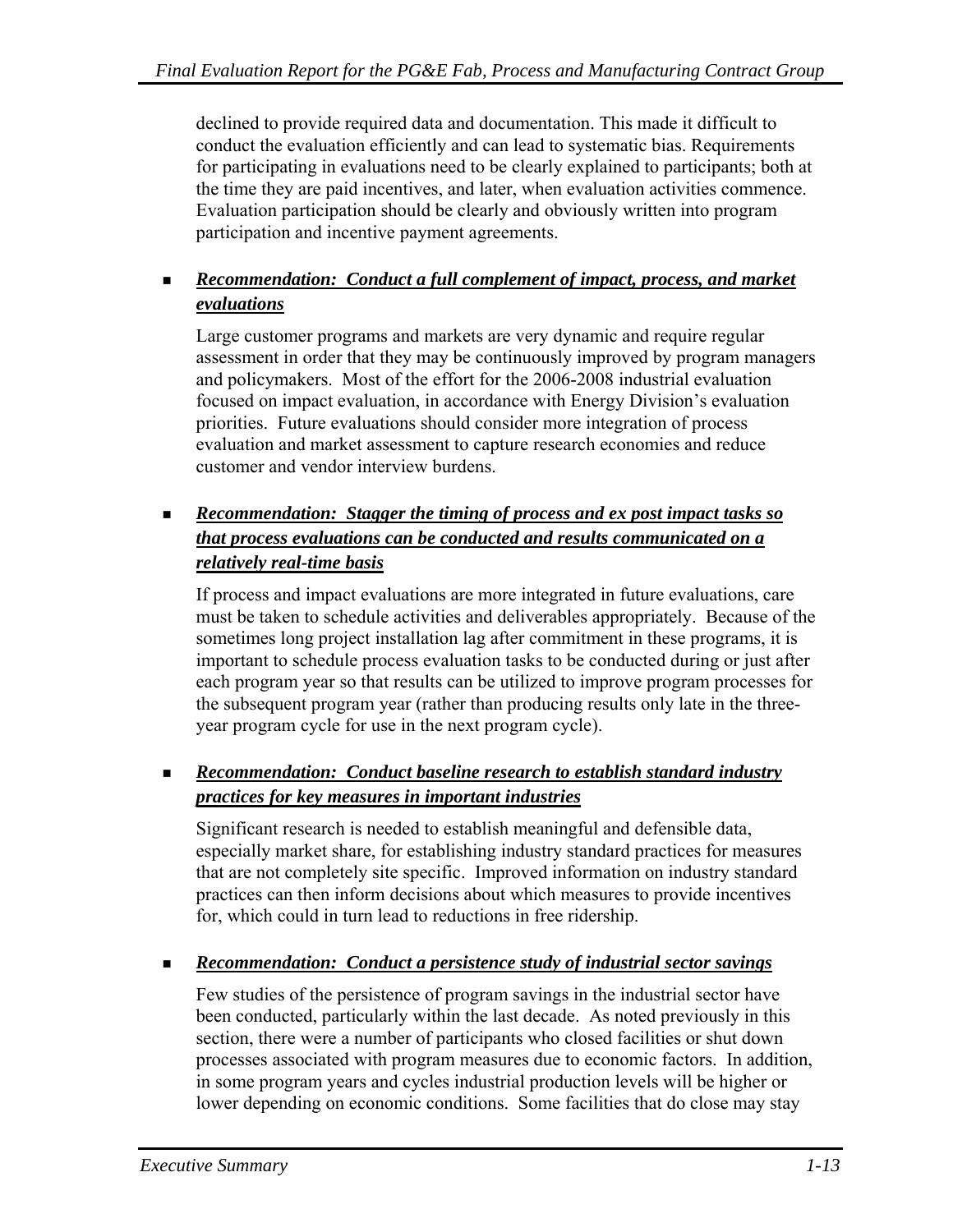declined to provide required data and documentation. This made it difficult to conduct the evaluation efficiently and can lead to systematic bias. Requirements for participating in evaluations need to be clearly explained to participants; both at the time they are paid incentives, and later, when evaluation activities commence. Evaluation participation should be clearly and obviously written into program participation and incentive payment agreements.

- ***Recommendation: Conduct a full complement of impact, process, and market evaluations***

  Large customer programs and markets are very dynamic and require regular assessment in order that they may be continuously improved by program managers and policymakers. Most of the effort for the 2006-2008 industrial evaluation focused on impact evaluation, in accordance with Energy Division's evaluation priorities. Future evaluations should consider more integration of process evaluation and market assessment to capture research economies and reduce customer and vendor interview burdens.

- ***Recommendation: Stagger the timing of process and ex post impact tasks so that process evaluations can be conducted and results communicated on a relatively real-time basis***

  If process and impact evaluations are more integrated in future evaluations, care must be taken to schedule activities and deliverables appropriately. Because of the sometimes long project installation lag after commitment in these programs, it is important to schedule process evaluation tasks to be conducted during or just after each program year so that results can be utilized to improve program processes for the subsequent program year (rather than producing results only late in the three-year program cycle for use in the next program cycle).

- ***Recommendation: Conduct baseline research to establish standard industry practices for key measures in important industries***

  Significant research is needed to establish meaningful and defensible data, especially market share, for establishing industry standard practices for measures that are not completely site specific. Improved information on industry standard practices can then inform decisions about which measures to provide incentives for, which could in turn lead to reductions in free ridership.

- ***Recommendation: Conduct a persistence study of industrial sector savings***

  Few studies of the persistence of program savings in the industrial sector have been conducted, particularly within the last decade. As noted previously in this section, there were a number of participants who closed facilities or shut down processes associated with program measures due to economic factors. In addition, in some program years and cycles industrial production levels will be higher or lower depending on economic conditions. Some facilities that do close may stay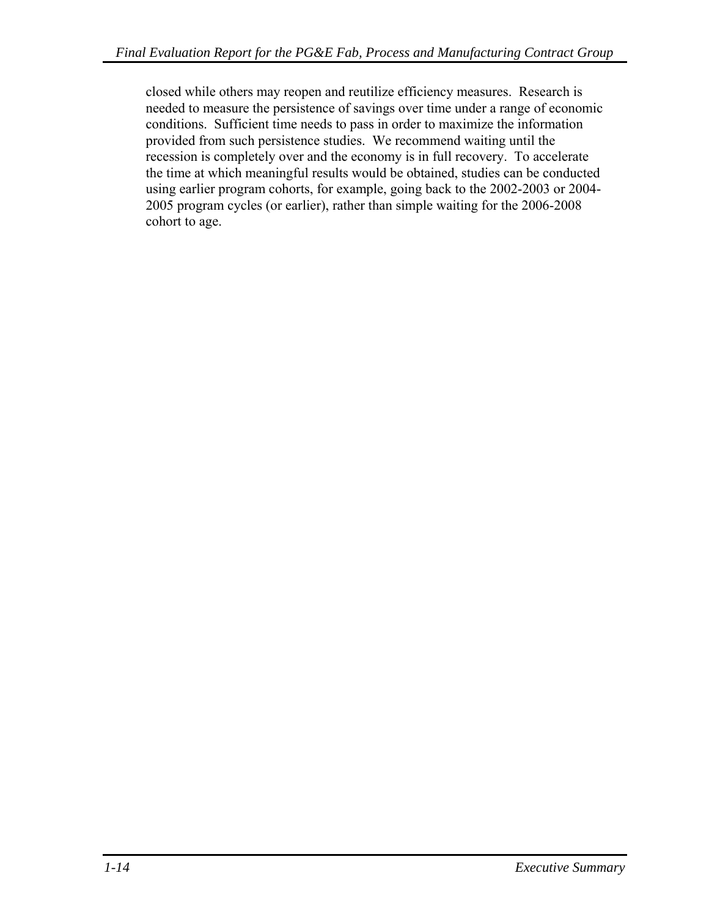closed while others may reopen and reutilize efficiency measures. Research is needed to measure the persistence of savings over time under a range of economic conditions. Sufficient time needs to pass in order to maximize the information provided from such persistence studies. We recommend waiting until the recession is completely over and the economy is in full recovery. To accelerate the time at which meaningful results would be obtained, studies can be conducted using earlier program cohorts, for example, going back to the 2002-2003 or 2004-2005 program cycles (or earlier), rather than simple waiting for the 2006-2008 cohort to age.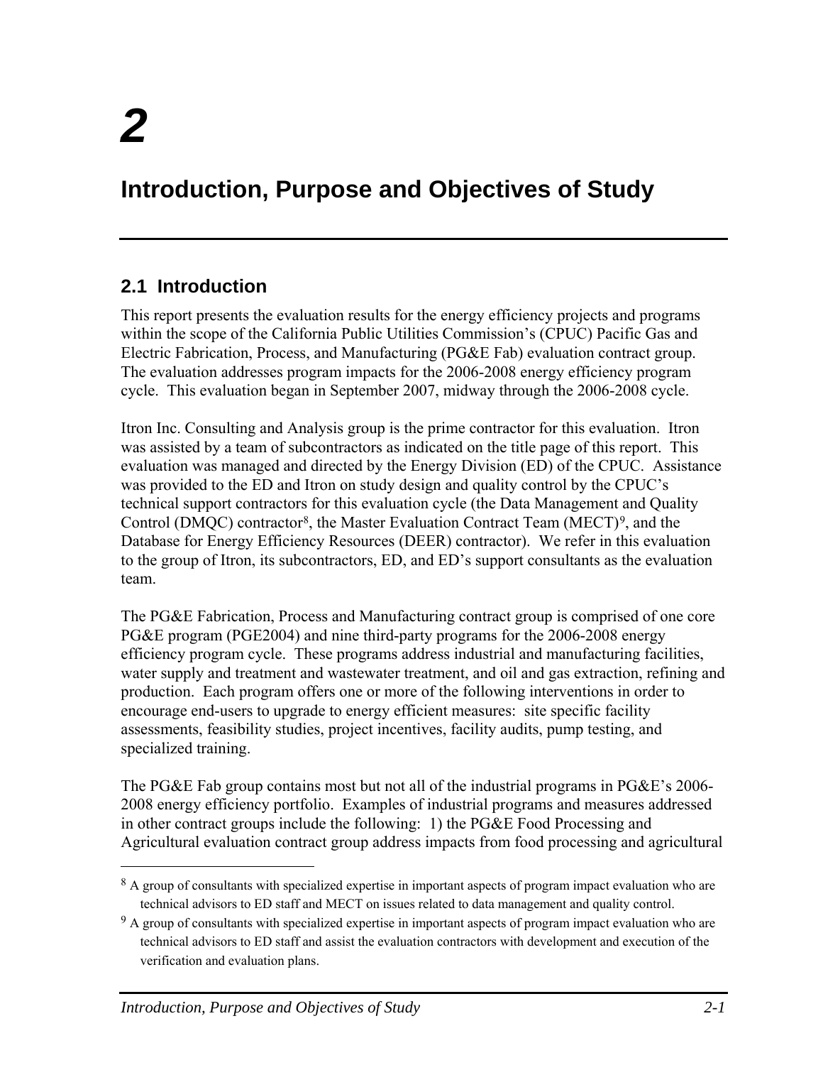# 2

# Introduction, Purpose and Objectives of Study

## 2.1 Introduction

This report presents the evaluation results for the energy efficiency projects and programs within the scope of the California Public Utilities Commission's (CPUC) Pacific Gas and Electric Fabrication, Process, and Manufacturing (PG&E Fab) evaluation contract group. The evaluation addresses program impacts for the 2006-2008 energy efficiency program cycle. This evaluation began in September 2007, midway through the 2006-2008 cycle.

Itron Inc. Consulting and Analysis group is the prime contractor for this evaluation. Itron was assisted by a team of subcontractors as indicated on the title page of this report. This evaluation was managed and directed by the Energy Division (ED) of the CPUC. Assistance was provided to the ED and Itron on study design and quality control by the CPUC's technical support contractors for this evaluation cycle (the Data Management and Quality Control (DMQC) contractor[8], the Master Evaluation Contract Team (MECT)[9], and the Database for Energy Efficiency Resources (DEER) contractor). We refer in this evaluation to the group of Itron, its subcontractors, ED, and ED's support consultants as the evaluation team.

The PG&E Fabrication, Process and Manufacturing contract group is comprised of one core PG&E program (PGE2004) and nine third-party programs for the 2006-2008 energy efficiency program cycle. These programs address industrial and manufacturing facilities, water supply and treatment and wastewater treatment, and oil and gas extraction, refining and production. Each program offers one or more of the following interventions in order to encourage end-users to upgrade to energy efficient measures: site specific facility assessments, feasibility studies, project incentives, facility audits, pump testing, and specialized training.

The PG&E Fab group contains most but not all of the industrial programs in PG&E's 2006-2008 energy efficiency portfolio. Examples of industrial programs and measures addressed in other contract groups include the following: 1) the PG&E Food Processing and Agricultural evaluation contract group address impacts from food processing and agricultural

---

[8] A group of consultants with specialized expertise in important aspects of program impact evaluation who are technical advisors to ED staff and MECT on issues related to data management and quality control.

[9] A group of consultants with specialized expertise in important aspects of program impact evaluation who are technical advisors to ED staff and assist the evaluation contractors with development and execution of the verification and evaluation plans.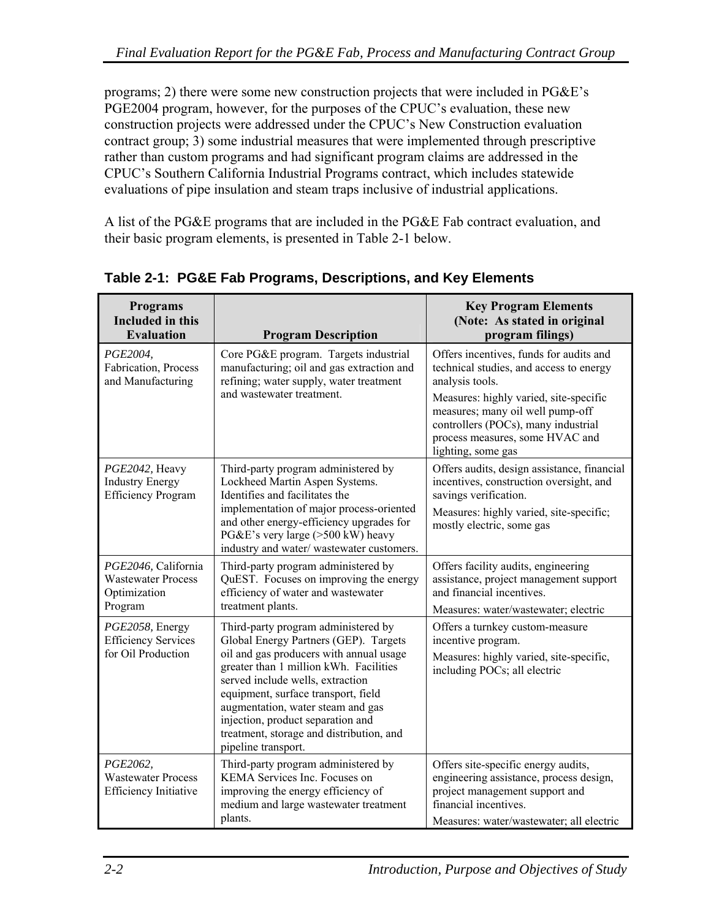programs; 2) there were some new construction projects that were included in PG&E's PGE2004 program, however, for the purposes of the CPUC's evaluation, these new construction projects were addressed under the CPUC's New Construction evaluation contract group; 3) some industrial measures that were implemented through prescriptive rather than custom programs and had significant program claims are addressed in the CPUC's Southern California Industrial Programs contract, which includes statewide evaluations of pipe insulation and steam traps inclusive of industrial applications.

A list of the PG&E programs that are included in the PG&E Fab contract evaluation, and their basic program elements, is presented in Table 2-1 below.

**Table 2-1: PG&E Fab Programs, Descriptions, and Key Elements**

| Programs Included in this Evaluation | Program Description | Key Program Elements (Note: As stated in original program filings) |
|---|---|---|
| *PGE2004,* Fabrication, Process and Manufacturing | Core PG&E program. Targets industrial manufacturing; oil and gas extraction and refining; water supply, water treatment and wastewater treatment. | Offers incentives, funds for audits and technical studies, and access to energy analysis tools.<br>Measures: highly varied, site-specific measures; many oil well pump-off controllers (POCs), many industrial process measures, some HVAC and lighting, some gas |
| *PGE2042,* Heavy Industry Energy Efficiency Program | Third-party program administered by Lockheed Martin Aspen Systems. Identifies and facilitates the implementation of major process-oriented and other energy-efficiency upgrades for PG&E's very large (>500 kW) heavy industry and water/ wastewater customers. | Offers audits, design assistance, financial incentives, construction oversight, and savings verification.<br>Measures: highly varied, site-specific; mostly electric, some gas |
| *PGE2046,* California Wastewater Process Optimization Program | Third-party program administered by QuEST. Focuses on improving the energy efficiency of water and wastewater treatment plants. | Offers facility audits, engineering assistance, project management support and financial incentives.<br>Measures: water/wastewater; electric |
| *PGE2058,* Energy Efficiency Services for Oil Production | Third-party program administered by Global Energy Partners (GEP). Targets oil and gas producers with annual usage greater than 1 million kWh. Facilities served include wells, extraction equipment, surface transport, field augmentation, water steam and gas injection, product separation and treatment, storage and distribution, and pipeline transport. | Offers a turnkey custom-measure incentive program.<br>Measures: highly varied, site-specific, including POCs; all electric |
| *PGE2062,* Wastewater Process Efficiency Initiative | Third-party program administered by KEMA Services Inc. Focuses on improving the energy efficiency of medium and large wastewater treatment plants. | Offers site-specific energy audits, engineering assistance, process design, project management support and financial incentives.<br>Measures: water/wastewater; all electric |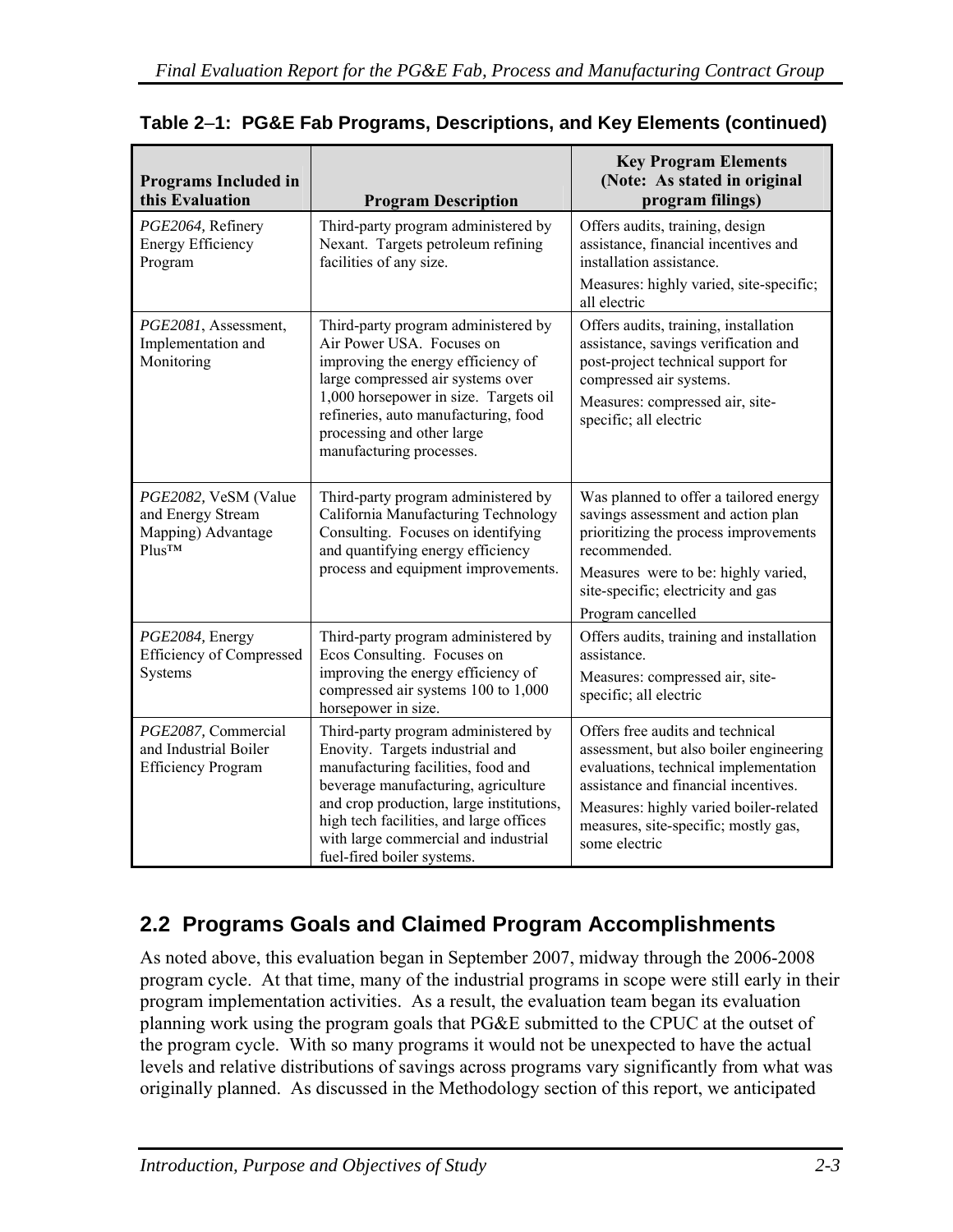**Table 2–1: PG&E Fab Programs, Descriptions, and Key Elements (continued)**

| Programs Included in this Evaluation | Program Description | Key Program Elements (Note: As stated in original program filings) |
|---|---|---|
| *PGE2064,* Refinery Energy Efficiency Program | Third-party program administered by Nexant. Targets petroleum refining facilities of any size. | Offers audits, training, design assistance, financial incentives and installation assistance.<br>Measures: highly varied, site-specific; all electric |
| *PGE2081*, Assessment, Implementation and Monitoring | Third-party program administered by Air Power USA. Focuses on improving the energy efficiency of large compressed air systems over 1,000 horsepower in size. Targets oil refineries, auto manufacturing, food processing and other large manufacturing processes. | Offers audits, training, installation assistance, savings verification and post-project technical support for compressed air systems.<br>Measures: compressed air, site-specific; all electric |
| *PGE2082,* VeSM (Value and Energy Stream Mapping) Advantage Plus™ | Third-party program administered by California Manufacturing Technology Consulting. Focuses on identifying and quantifying energy efficiency process and equipment improvements. | Was planned to offer a tailored energy savings assessment and action plan prioritizing the process improvements recommended.<br>Measures were to be: highly varied, site-specific; electricity and gas<br>Program cancelled |
| *PGE2084,* Energy Efficiency of Compressed Systems | Third-party program administered by Ecos Consulting. Focuses on improving the energy efficiency of compressed air systems 100 to 1,000 horsepower in size. | Offers audits, training and installation assistance.<br>Measures: compressed air, site-specific; all electric |
| *PGE2087,* Commercial and Industrial Boiler Efficiency Program | Third-party program administered by Enovity. Targets industrial and manufacturing facilities, food and beverage manufacturing, agriculture and crop production, large institutions, high tech facilities, and large offices with large commercial and industrial fuel-fired boiler systems. | Offers free audits and technical assessment, but also boiler engineering evaluations, technical implementation assistance and financial incentives.<br>Measures: highly varied boiler-related measures, site-specific; mostly gas, some electric |

## 2.2 Programs Goals and Claimed Program Accomplishments

As noted above, this evaluation began in September 2007, midway through the 2006-2008 program cycle. At that time, many of the industrial programs in scope were still early in their program implementation activities. As a result, the evaluation team began its evaluation planning work using the program goals that PG&E submitted to the CPUC at the outset of the program cycle. With so many programs it would not be unexpected to have the actual levels and relative distributions of savings across programs vary significantly from what was originally planned. As discussed in the Methodology section of this report, we anticipated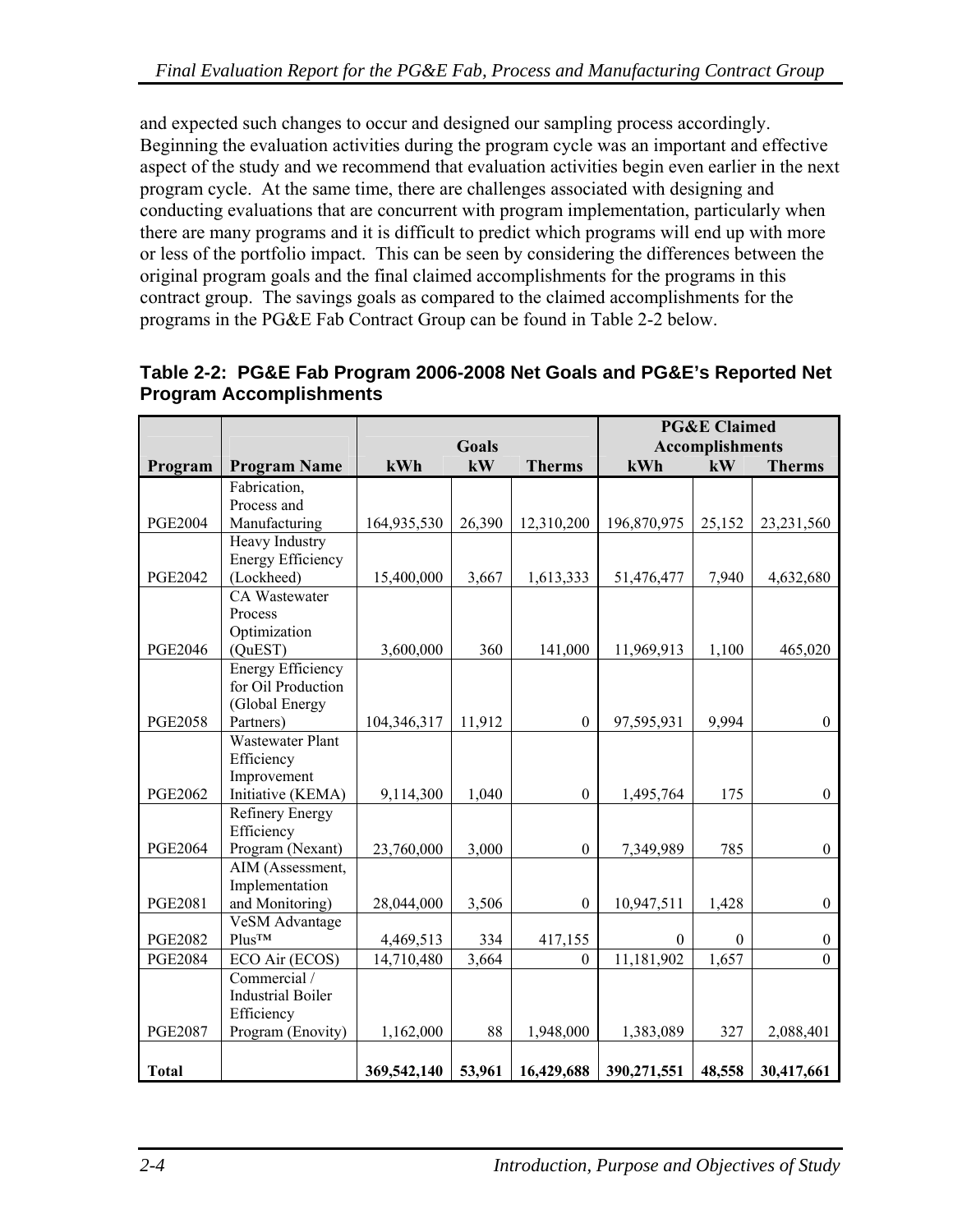and expected such changes to occur and designed our sampling process accordingly. Beginning the evaluation activities during the program cycle was an important and effective aspect of the study and we recommend that evaluation activities begin even earlier in the next program cycle. At the same time, there are challenges associated with designing and conducting evaluations that are concurrent with program implementation, particularly when there are many programs and it is difficult to predict which programs will end up with more or less of the portfolio impact. This can be seen by considering the differences between the original program goals and the final claimed accomplishments for the programs in this contract group. The savings goals as compared to the claimed accomplishments for the programs in the PG&E Fab Contract Group can be found in Table 2-2 below.

**Table 2-2: PG&E Fab Program 2006-2008 Net Goals and PG&E's Reported Net Program Accomplishments**

| | | Goals | | | PG&E Claimed Accomplishments | | |
|---|---|---|---|---|---|---|---|
| **Program** | **Program Name** | **kWh** | **kW** | **Therms** | **kWh** | **kW** | **Therms** |
| PGE2004 | Fabrication, Process and Manufacturing | 164,935,530 | 26,390 | 12,310,200 | 196,870,975 | 25,152 | 23,231,560 |
| PGE2042 | Heavy Industry Energy Efficiency (Lockheed) | 15,400,000 | 3,667 | 1,613,333 | 51,476,477 | 7,940 | 4,632,680 |
| PGE2046 | CA Wastewater Process Optimization (QuEST) | 3,600,000 | 360 | 141,000 | 11,969,913 | 1,100 | 465,020 |
| PGE2058 | Energy Efficiency for Oil Production (Global Energy Partners) | 104,346,317 | 11,912 | 0 | 97,595,931 | 9,994 | 0 |
| PGE2062 | Wastewater Plant Efficiency Improvement Initiative (KEMA) | 9,114,300 | 1,040 | 0 | 1,495,764 | 175 | 0 |
| PGE2064 | Refinery Energy Efficiency Program (Nexant) | 23,760,000 | 3,000 | 0 | 7,349,989 | 785 | 0 |
| PGE2081 | AIM (Assessment, Implementation and Monitoring) | 28,044,000 | 3,506 | 0 | 10,947,511 | 1,428 | 0 |
| PGE2082 | VeSM Advantage Plus™ | 4,469,513 | 334 | 417,155 | 0 | 0 | 0 |
| PGE2084 | ECO Air (ECOS) | 14,710,480 | 3,664 | 0 | 11,181,902 | 1,657 | 0 |
| PGE2087 | Commercial / Industrial Boiler Efficiency Program (Enovity) | 1,162,000 | 88 | 1,948,000 | 1,383,089 | 327 | 2,088,401 |
| **Total** | | **369,542,140** | **53,961** | **16,429,688** | **390,271,551** | **48,558** | **30,417,661** |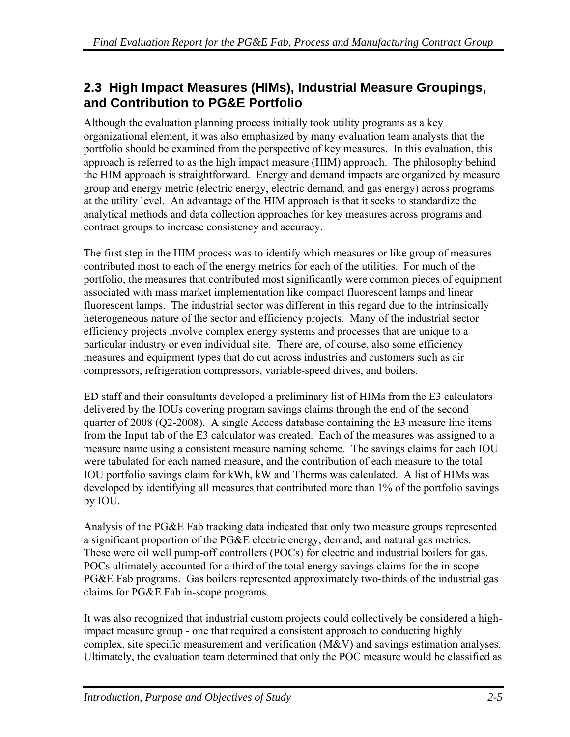## 2.3 High Impact Measures (HIMs), Industrial Measure Groupings, and Contribution to PG&E Portfolio

Although the evaluation planning process initially took utility programs as a key organizational element, it was also emphasized by many evaluation team analysts that the portfolio should be examined from the perspective of key measures. In this evaluation, this approach is referred to as the high impact measure (HIM) approach. The philosophy behind the HIM approach is straightforward. Energy and demand impacts are organized by measure group and energy metric (electric energy, electric demand, and gas energy) across programs at the utility level. An advantage of the HIM approach is that it seeks to standardize the analytical methods and data collection approaches for key measures across programs and contract groups to increase consistency and accuracy.

The first step in the HIM process was to identify which measures or like group of measures contributed most to each of the energy metrics for each of the utilities. For much of the portfolio, the measures that contributed most significantly were common pieces of equipment associated with mass market implementation like compact fluorescent lamps and linear fluorescent lamps. The industrial sector was different in this regard due to the intrinsically heterogeneous nature of the sector and efficiency projects. Many of the industrial sector efficiency projects involve complex energy systems and processes that are unique to a particular industry or even individual site. There are, of course, also some efficiency measures and equipment types that do cut across industries and customers such as air compressors, refrigeration compressors, variable-speed drives, and boilers.

ED staff and their consultants developed a preliminary list of HIMs from the E3 calculators delivered by the IOUs covering program savings claims through the end of the second quarter of 2008 (Q2-2008). A single Access database containing the E3 measure line items from the Input tab of the E3 calculator was created. Each of the measures was assigned to a measure name using a consistent measure naming scheme. The savings claims for each IOU were tabulated for each named measure, and the contribution of each measure to the total IOU portfolio savings claim for kWh, kW and Therms was calculated. A list of HIMs was developed by identifying all measures that contributed more than 1% of the portfolio savings by IOU.

Analysis of the PG&E Fab tracking data indicated that only two measure groups represented a significant proportion of the PG&E electric energy, demand, and natural gas metrics. These were oil well pump-off controllers (POCs) for electric and industrial boilers for gas. POCs ultimately accounted for a third of the total energy savings claims for the in-scope PG&E Fab programs. Gas boilers represented approximately two-thirds of the industrial gas claims for PG&E Fab in-scope programs.

It was also recognized that industrial custom projects could collectively be considered a high-impact measure group - one that required a consistent approach to conducting highly complex, site specific measurement and verification (M&V) and savings estimation analyses. Ultimately, the evaluation team determined that only the POC measure would be classified as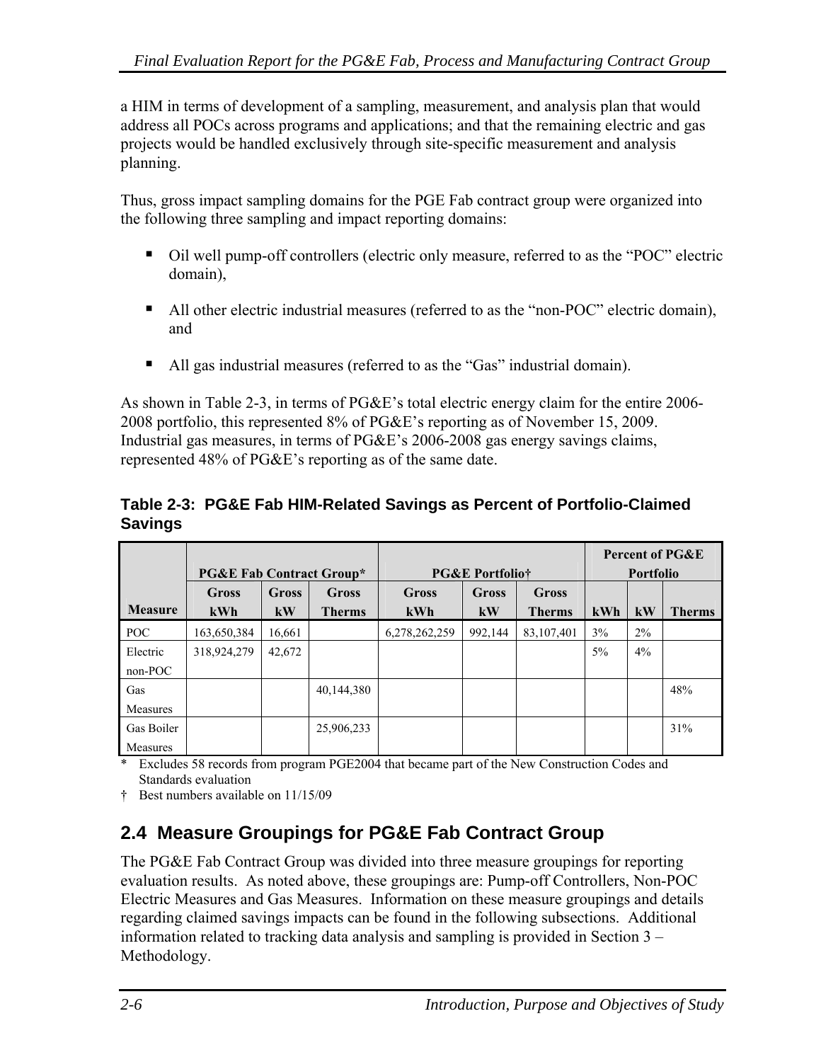a HIM in terms of development of a sampling, measurement, and analysis plan that would address all POCs across programs and applications; and that the remaining electric and gas projects would be handled exclusively through site-specific measurement and analysis planning.

Thus, gross impact sampling domains for the PGE Fab contract group were organized into the following three sampling and impact reporting domains:

- Oil well pump-off controllers (electric only measure, referred to as the "POC" electric domain),
- All other electric industrial measures (referred to as the "non-POC" electric domain), and
- All gas industrial measures (referred to as the "Gas" industrial domain).

As shown in Table 2-3, in terms of PG&E's total electric energy claim for the entire 2006-2008 portfolio, this represented 8% of PG&E's reporting as of November 15, 2009. Industrial gas measures, in terms of PG&E's 2006-2008 gas energy savings claims, represented 48% of PG&E's reporting as of the same date.

**Table 2-3: PG&E Fab HIM-Related Savings as Percent of Portfolio-Claimed Savings**

| | PG&E Fab Contract Group* | | | PG&E Portfolio† | | | Percent of PG&E Portfolio | | |
|---|---|---|---|---|---|---|---|---|---|
| Measure | Gross kWh | Gross kW | Gross Therms | Gross kWh | Gross kW | Gross Therms | kWh | kW | Therms |
| POC | 163,650,384 | 16,661 | | 6,278,262,259 | 992,144 | 83,107,401 | 3% | 2% | |
| Electric non-POC | 318,924,279 | 42,672 | | | | | 5% | 4% | |
| Gas Measures | | | 40,144,380 | | | | | | 48% |
| Gas Boiler Measures | | | 25,906,233 | | | | | | 31% |

\* Excludes 58 records from program PGE2004 that became part of the New Construction Codes and Standards evaluation

† Best numbers available on 11/15/09

## 2.4 Measure Groupings for PG&E Fab Contract Group

The PG&E Fab Contract Group was divided into three measure groupings for reporting evaluation results. As noted above, these groupings are: Pump-off Controllers, Non-POC Electric Measures and Gas Measures. Information on these measure groupings and details regarding claimed savings impacts can be found in the following subsections. Additional information related to tracking data analysis and sampling is provided in Section 3 – Methodology.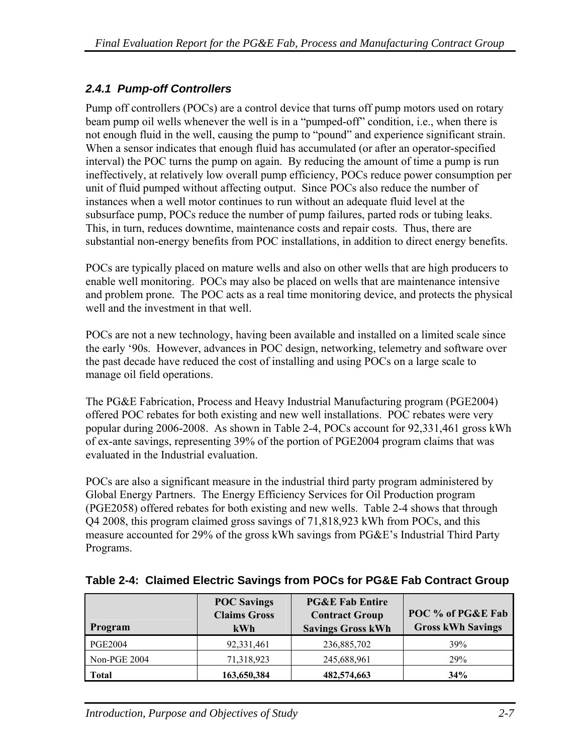### 2.4.1 Pump-off Controllers

Pump off controllers (POCs) are a control device that turns off pump motors used on rotary beam pump oil wells whenever the well is in a "pumped-off" condition, i.e., when there is not enough fluid in the well, causing the pump to "pound" and experience significant strain. When a sensor indicates that enough fluid has accumulated (or after an operator-specified interval) the POC turns the pump on again. By reducing the amount of time a pump is run ineffectively, at relatively low overall pump efficiency, POCs reduce power consumption per unit of fluid pumped without affecting output. Since POCs also reduce the number of instances when a well motor continues to run without an adequate fluid level at the subsurface pump, POCs reduce the number of pump failures, parted rods or tubing leaks. This, in turn, reduces downtime, maintenance costs and repair costs. Thus, there are substantial non-energy benefits from POC installations, in addition to direct energy benefits.

POCs are typically placed on mature wells and also on other wells that are high producers to enable well monitoring. POCs may also be placed on wells that are maintenance intensive and problem prone. The POC acts as a real time monitoring device, and protects the physical well and the investment in that well.

POCs are not a new technology, having been available and installed on a limited scale since the early '90s. However, advances in POC design, networking, telemetry and software over the past decade have reduced the cost of installing and using POCs on a large scale to manage oil field operations.

The PG&E Fabrication, Process and Heavy Industrial Manufacturing program (PGE2004) offered POC rebates for both existing and new well installations. POC rebates were very popular during 2006-2008. As shown in Table 2-4, POCs account for 92,331,461 gross kWh of ex-ante savings, representing 39% of the portion of PGE2004 program claims that was evaluated in the Industrial evaluation.

POCs are also a significant measure in the industrial third party program administered by Global Energy Partners. The Energy Efficiency Services for Oil Production program (PGE2058) offered rebates for both existing and new wells. Table 2-4 shows that through Q4 2008, this program claimed gross savings of 71,818,923 kWh from POCs, and this measure accounted for 29% of the gross kWh savings from PG&E's Industrial Third Party Programs.

**Table 2-4: Claimed Electric Savings from POCs for PG&E Fab Contract Group**

| Program | POC Savings Claims Gross kWh | PG&E Fab Entire Contract Group Savings Gross kWh | POC % of PG&E Fab Gross kWh Savings |
|---|---|---|---|
| PGE2004 | 92,331,461 | 236,885,702 | 39% |
| Non-PGE 2004 | 71,318,923 | 245,688,961 | 29% |
| **Total** | **163,650,384** | **482,574,663** | **34%** |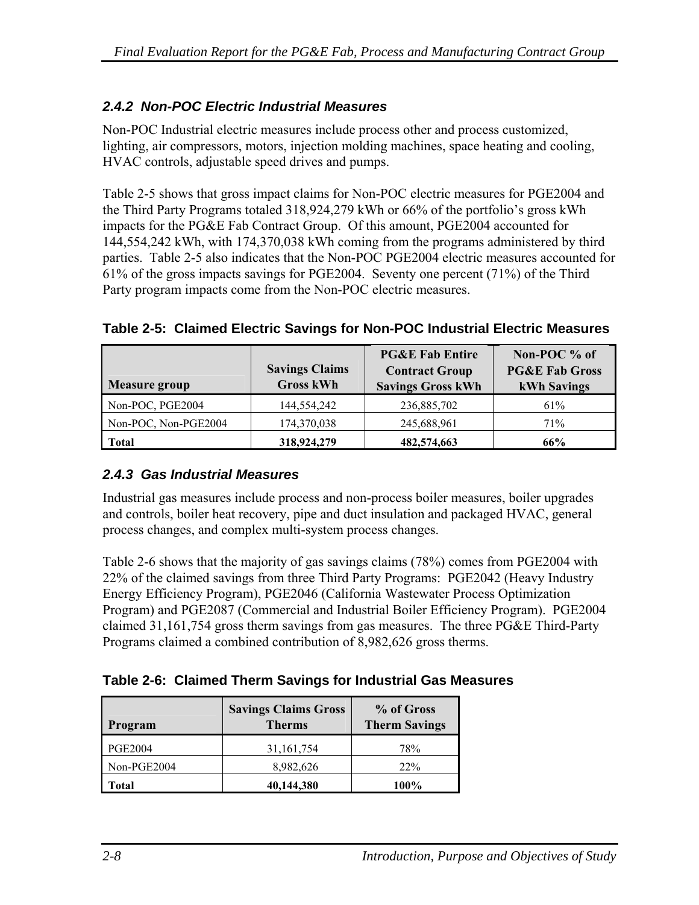### 2.4.2 Non-POC Electric Industrial Measures

Non-POC Industrial electric measures include process other and process customized, lighting, air compressors, motors, injection molding machines, space heating and cooling, HVAC controls, adjustable speed drives and pumps.

Table 2-5 shows that gross impact claims for Non-POC electric measures for PGE2004 and the Third Party Programs totaled 318,924,279 kWh or 66% of the portfolio's gross kWh impacts for the PG&E Fab Contract Group. Of this amount, PGE2004 accounted for 144,554,242 kWh, with 174,370,038 kWh coming from the programs administered by third parties. Table 2-5 also indicates that the Non-POC PGE2004 electric measures accounted for 61% of the gross impacts savings for PGE2004. Seventy one percent (71%) of the Third Party program impacts come from the Non-POC electric measures.

**Table 2-5: Claimed Electric Savings for Non-POC Industrial Electric Measures**

| Measure group | Savings Claims Gross kWh | PG&E Fab Entire Contract Group Savings Gross kWh | Non-POC % of PG&E Fab Gross kWh Savings |
|---|---|---|---|
| Non-POC, PGE2004 | 144,554,242 | 236,885,702 | 61% |
| Non-POC, Non-PGE2004 | 174,370,038 | 245,688,961 | 71% |
| **Total** | **318,924,279** | **482,574,663** | **66%** |

### 2.4.3 Gas Industrial Measures

Industrial gas measures include process and non-process boiler measures, boiler upgrades and controls, boiler heat recovery, pipe and duct insulation and packaged HVAC, general process changes, and complex multi-system process changes.

Table 2-6 shows that the majority of gas savings claims (78%) comes from PGE2004 with 22% of the claimed savings from three Third Party Programs: PGE2042 (Heavy Industry Energy Efficiency Program), PGE2046 (California Wastewater Process Optimization Program) and PGE2087 (Commercial and Industrial Boiler Efficiency Program). PGE2004 claimed 31,161,754 gross therm savings from gas measures. The three PG&E Third-Party Programs claimed a combined contribution of 8,982,626 gross therms.

**Table 2-6: Claimed Therm Savings for Industrial Gas Measures**

| Program | Savings Claims Gross Therms | % of Gross Therm Savings |
|---|---|---|
| PGE2004 | 31,161,754 | 78% |
| Non-PGE2004 | 8,982,626 | 22% |
| **Total** | **40,144,380** | **100%** |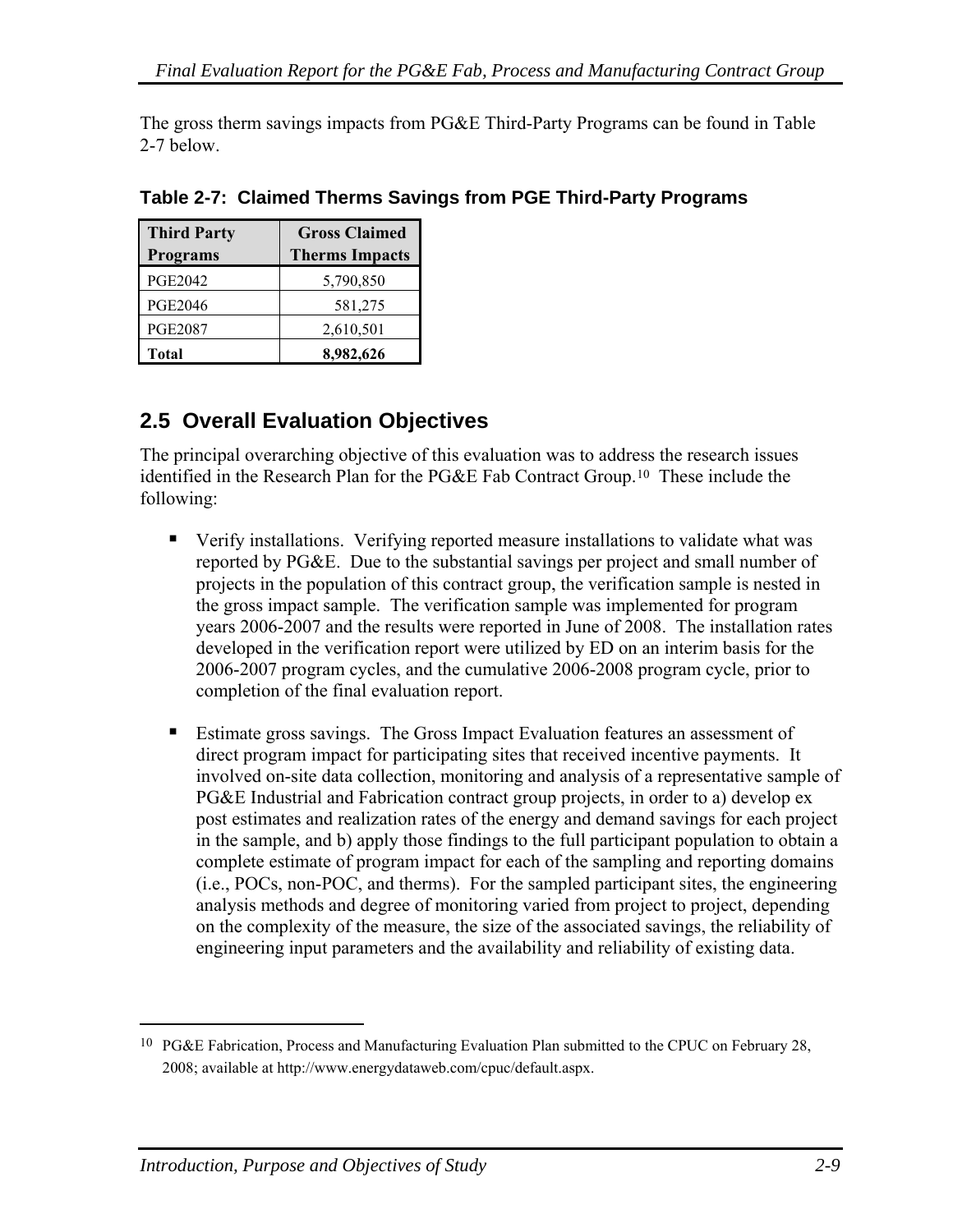The gross therm savings impacts from PG&E Third-Party Programs can be found in Table 2-7 below.

**Table 2-7: Claimed Therms Savings from PGE Third-Party Programs**

| Third Party Programs | Gross Claimed Therms Impacts |
| --- | --- |
| PGE2042 | 5,790,850 |
| PGE2046 | 581,275 |
| PGE2087 | 2,610,501 |
| **Total** | **8,982,626** |

## 2.5 Overall Evaluation Objectives

The principal overarching objective of this evaluation was to address the research issues identified in the Research Plan for the PG&E Fab Contract Group.[10] These include the following:

- Verify installations. Verifying reported measure installations to validate what was reported by PG&E. Due to the substantial savings per project and small number of projects in the population of this contract group, the verification sample is nested in the gross impact sample. The verification sample was implemented for program years 2006-2007 and the results were reported in June of 2008. The installation rates developed in the verification report were utilized by ED on an interim basis for the 2006-2007 program cycles, and the cumulative 2006-2008 program cycle, prior to completion of the final evaluation report.

- Estimate gross savings. The Gross Impact Evaluation features an assessment of direct program impact for participating sites that received incentive payments. It involved on-site data collection, monitoring and analysis of a representative sample of PG&E Industrial and Fabrication contract group projects, in order to a) develop ex post estimates and realization rates of the energy and demand savings for each project in the sample, and b) apply those findings to the full participant population to obtain a complete estimate of program impact for each of the sampling and reporting domains (i.e., POCs, non-POC, and therms). For the sampled participant sites, the engineering analysis methods and degree of monitoring varied from project to project, depending on the complexity of the measure, the size of the associated savings, the reliability of engineering input parameters and the availability and reliability of existing data.

---

[10] PG&E Fabrication, Process and Manufacturing Evaluation Plan submitted to the CPUC on February 28, 2008; available at http://www.energydataweb.com/cpuc/default.aspx.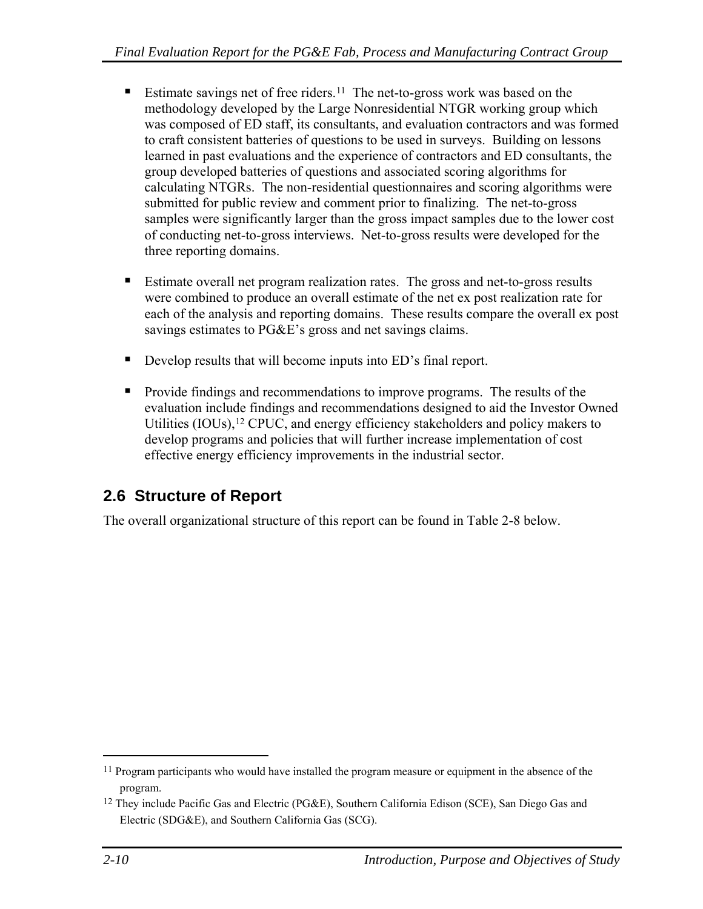- Estimate savings net of free riders.[11] The net-to-gross work was based on the methodology developed by the Large Nonresidential NTGR working group which was composed of ED staff, its consultants, and evaluation contractors and was formed to craft consistent batteries of questions to be used in surveys. Building on lessons learned in past evaluations and the experience of contractors and ED consultants, the group developed batteries of questions and associated scoring algorithms for calculating NTGRs. The non-residential questionnaires and scoring algorithms were submitted for public review and comment prior to finalizing. The net-to-gross samples were significantly larger than the gross impact samples due to the lower cost of conducting net-to-gross interviews. Net-to-gross results were developed for the three reporting domains.

- Estimate overall net program realization rates. The gross and net-to-gross results were combined to produce an overall estimate of the net ex post realization rate for each of the analysis and reporting domains. These results compare the overall ex post savings estimates to PG&E's gross and net savings claims.

- Develop results that will become inputs into ED's final report.

- Provide findings and recommendations to improve programs. The results of the evaluation include findings and recommendations designed to aid the Investor Owned Utilities (IOUs),[12] CPUC, and energy efficiency stakeholders and policy makers to develop programs and policies that will further increase implementation of cost effective energy efficiency improvements in the industrial sector.

## 2.6 Structure of Report

The overall organizational structure of this report can be found in Table 2-8 below.

---

[11] Program participants who would have installed the program measure or equipment in the absence of the program.

[12] They include Pacific Gas and Electric (PG&E), Southern California Edison (SCE), San Diego Gas and Electric (SDG&E), and Southern California Gas (SCG).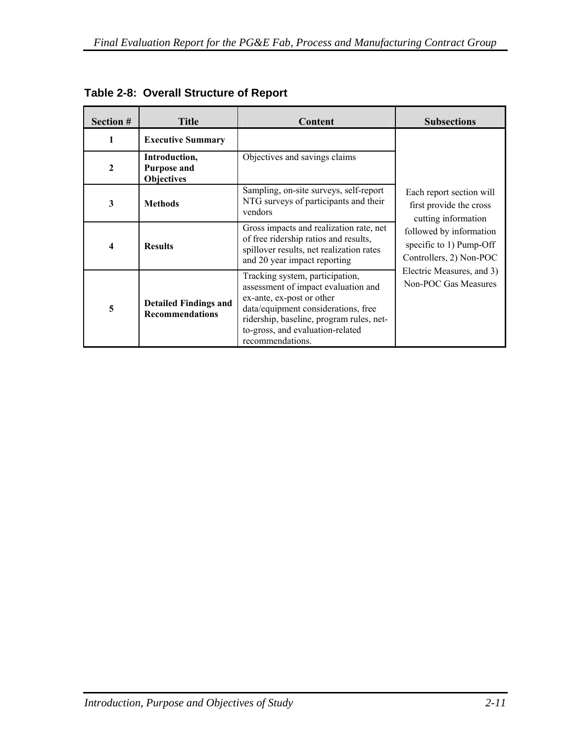**Table 2-8: Overall Structure of Report**

| Section # | Title | Content | Subsections |
|---|---|---|---|
| 1 | **Executive Summary** | | Each report section will first provide the cross cutting information followed by information specific to 1) Pump-Off Controllers, 2) Non-POC Electric Measures, and 3) Non-POC Gas Measures |
| 2 | **Introduction, Purpose and Objectives** | Objectives and savings claims | |
| 3 | **Methods** | Sampling, on-site surveys, self-report NTG surveys of participants and their vendors | |
| 4 | **Results** | Gross impacts and realization rate, net of free ridership ratios and results, spillover results, net realization rates and 20 year impact reporting | |
| 5 | **Detailed Findings and Recommendations** | Tracking system, participation, assessment of impact evaluation and ex-ante, ex-post or other data/equipment considerations, free ridership, baseline, program rules, net-to-gross, and evaluation-related recommendations. | |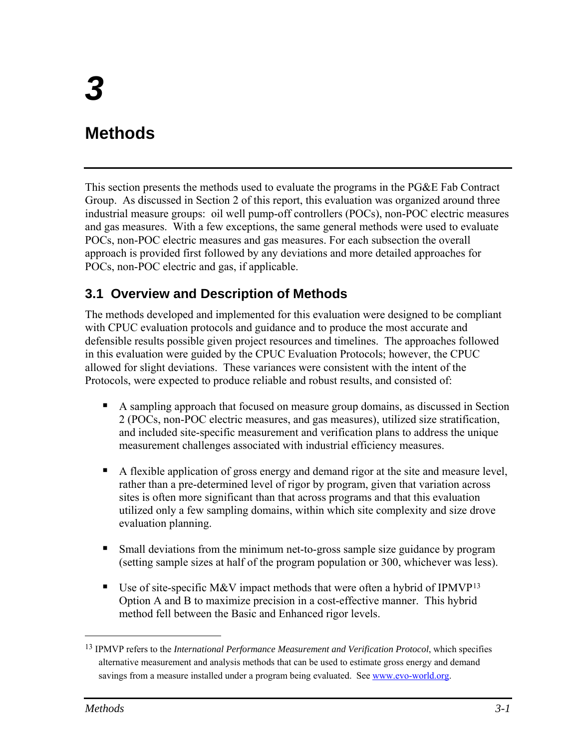# 3

# Methods

This section presents the methods used to evaluate the programs in the PG&E Fab Contract Group. As discussed in Section 2 of this report, this evaluation was organized around three industrial measure groups: oil well pump-off controllers (POCs), non-POC electric measures and gas measures. With a few exceptions, the same general methods were used to evaluate POCs, non-POC electric measures and gas measures. For each subsection the overall approach is provided first followed by any deviations and more detailed approaches for POCs, non-POC electric and gas, if applicable.

## 3.1 Overview and Description of Methods

The methods developed and implemented for this evaluation were designed to be compliant with CPUC evaluation protocols and guidance and to produce the most accurate and defensible results possible given project resources and timelines. The approaches followed in this evaluation were guided by the CPUC Evaluation Protocols; however, the CPUC allowed for slight deviations. These variances were consistent with the intent of the Protocols, were expected to produce reliable and robust results, and consisted of:

- A sampling approach that focused on measure group domains, as discussed in Section 2 (POCs, non-POC electric measures, and gas measures), utilized size stratification, and included site-specific measurement and verification plans to address the unique measurement challenges associated with industrial efficiency measures.

- A flexible application of gross energy and demand rigor at the site and measure level, rather than a pre-determined level of rigor by program, given that variation across sites is often more significant than that across programs and that this evaluation utilized only a few sampling domains, within which site complexity and size drove evaluation planning.

- Small deviations from the minimum net-to-gross sample size guidance by program (setting sample sizes at half of the program population or 300, whichever was less).

- Use of site-specific M&V impact methods that were often a hybrid of IPMVP[13] Option A and B to maximize precision in a cost-effective manner. This hybrid method fell between the Basic and Enhanced rigor levels.

---

[13] IPMVP refers to the *International Performance Measurement and Verification Protocol*, which specifies alternative measurement and analysis methods that can be used to estimate gross energy and demand savings from a measure installed under a program being evaluated. See www.evo-world.org.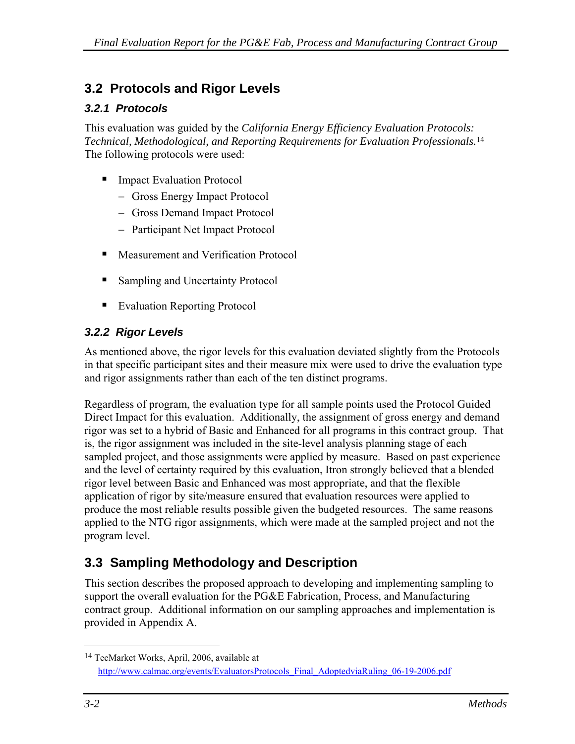## 3.2 Protocols and Rigor Levels

### 3.2.1 Protocols

This evaluation was guided by the *California Energy Efficiency Evaluation Protocols: Technical, Methodological, and Reporting Requirements for Evaluation Professionals.*[14] The following protocols were used:

- Impact Evaluation Protocol
  - Gross Energy Impact Protocol
  - Gross Demand Impact Protocol
  - Participant Net Impact Protocol
- Measurement and Verification Protocol
- Sampling and Uncertainty Protocol
- Evaluation Reporting Protocol

### 3.2.2 Rigor Levels

As mentioned above, the rigor levels for this evaluation deviated slightly from the Protocols in that specific participant sites and their measure mix were used to drive the evaluation type and rigor assignments rather than each of the ten distinct programs.

Regardless of program, the evaluation type for all sample points used the Protocol Guided Direct Impact for this evaluation. Additionally, the assignment of gross energy and demand rigor was set to a hybrid of Basic and Enhanced for all programs in this contract group. That is, the rigor assignment was included in the site-level analysis planning stage of each sampled project, and those assignments were applied by measure. Based on past experience and the level of certainty required by this evaluation, Itron strongly believed that a blended rigor level between Basic and Enhanced was most appropriate, and that the flexible application of rigor by site/measure ensured that evaluation resources were applied to produce the most reliable results possible given the budgeted resources. The same reasons applied to the NTG rigor assignments, which were made at the sampled project and not the program level.

## 3.3 Sampling Methodology and Description

This section describes the proposed approach to developing and implementing sampling to support the overall evaluation for the PG&E Fabrication, Process, and Manufacturing contract group. Additional information on our sampling approaches and implementation is provided in Appendix A.

---

[14] TecMarket Works, April, 2006, available at http://www.calmac.org/events/EvaluatorsProtocols_Final_AdoptedviaRuling_06-19-2006.pdf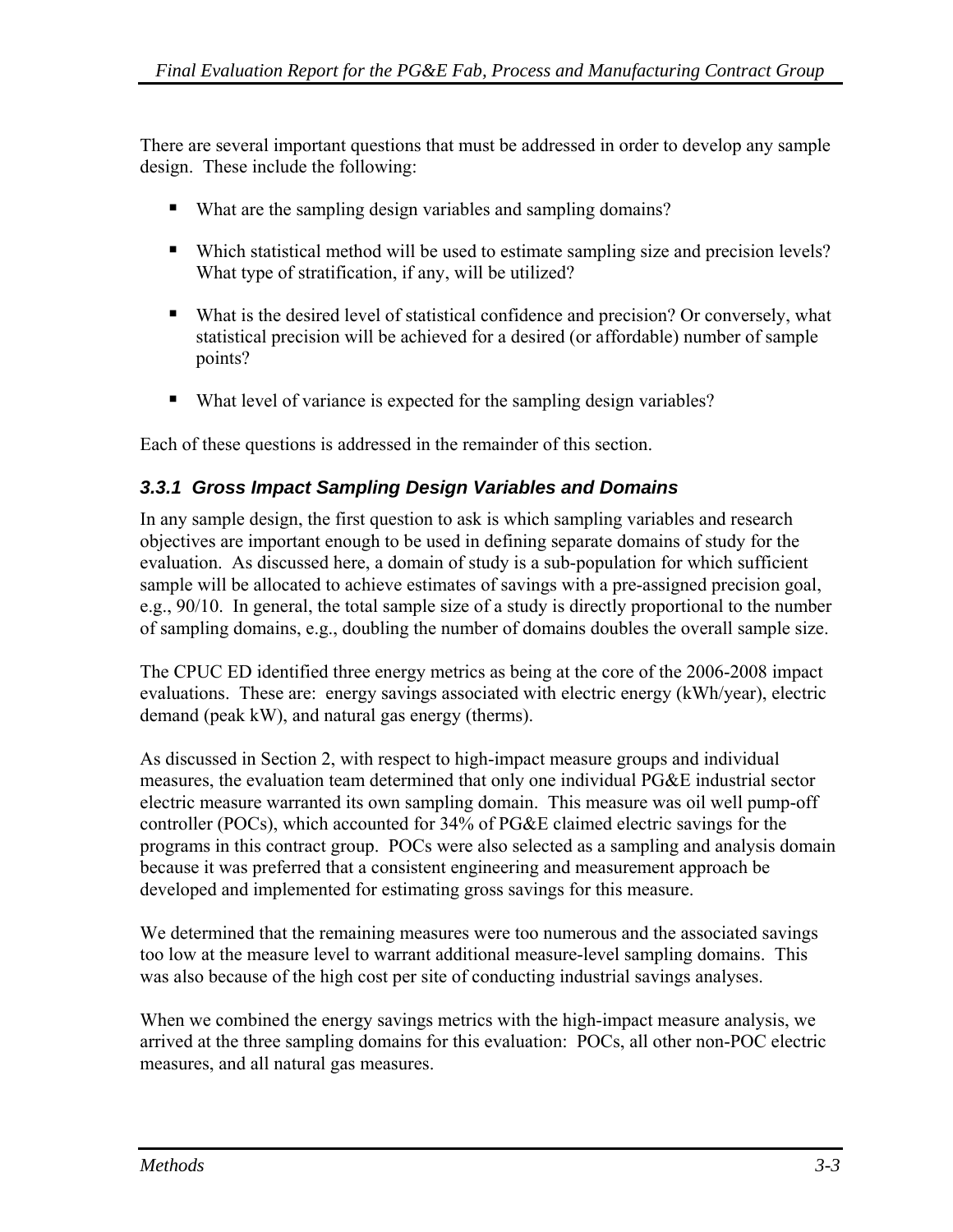There are several important questions that must be addressed in order to develop any sample design. These include the following:

- What are the sampling design variables and sampling domains?
- Which statistical method will be used to estimate sampling size and precision levels? What type of stratification, if any, will be utilized?
- What is the desired level of statistical confidence and precision? Or conversely, what statistical precision will be achieved for a desired (or affordable) number of sample points?
- What level of variance is expected for the sampling design variables?

Each of these questions is addressed in the remainder of this section.

### *3.3.1 Gross Impact Sampling Design Variables and Domains*

In any sample design, the first question to ask is which sampling variables and research objectives are important enough to be used in defining separate domains of study for the evaluation. As discussed here, a domain of study is a sub-population for which sufficient sample will be allocated to achieve estimates of savings with a pre-assigned precision goal, e.g., 90/10. In general, the total sample size of a study is directly proportional to the number of sampling domains, e.g., doubling the number of domains doubles the overall sample size.

The CPUC ED identified three energy metrics as being at the core of the 2006-2008 impact evaluations. These are: energy savings associated with electric energy (kWh/year), electric demand (peak kW), and natural gas energy (therms).

As discussed in Section 2, with respect to high-impact measure groups and individual measures, the evaluation team determined that only one individual PG&E industrial sector electric measure warranted its own sampling domain. This measure was oil well pump-off controller (POCs), which accounted for 34% of PG&E claimed electric savings for the programs in this contract group. POCs were also selected as a sampling and analysis domain because it was preferred that a consistent engineering and measurement approach be developed and implemented for estimating gross savings for this measure.

We determined that the remaining measures were too numerous and the associated savings too low at the measure level to warrant additional measure-level sampling domains. This was also because of the high cost per site of conducting industrial savings analyses.

When we combined the energy savings metrics with the high-impact measure analysis, we arrived at the three sampling domains for this evaluation: POCs, all other non-POC electric measures, and all natural gas measures.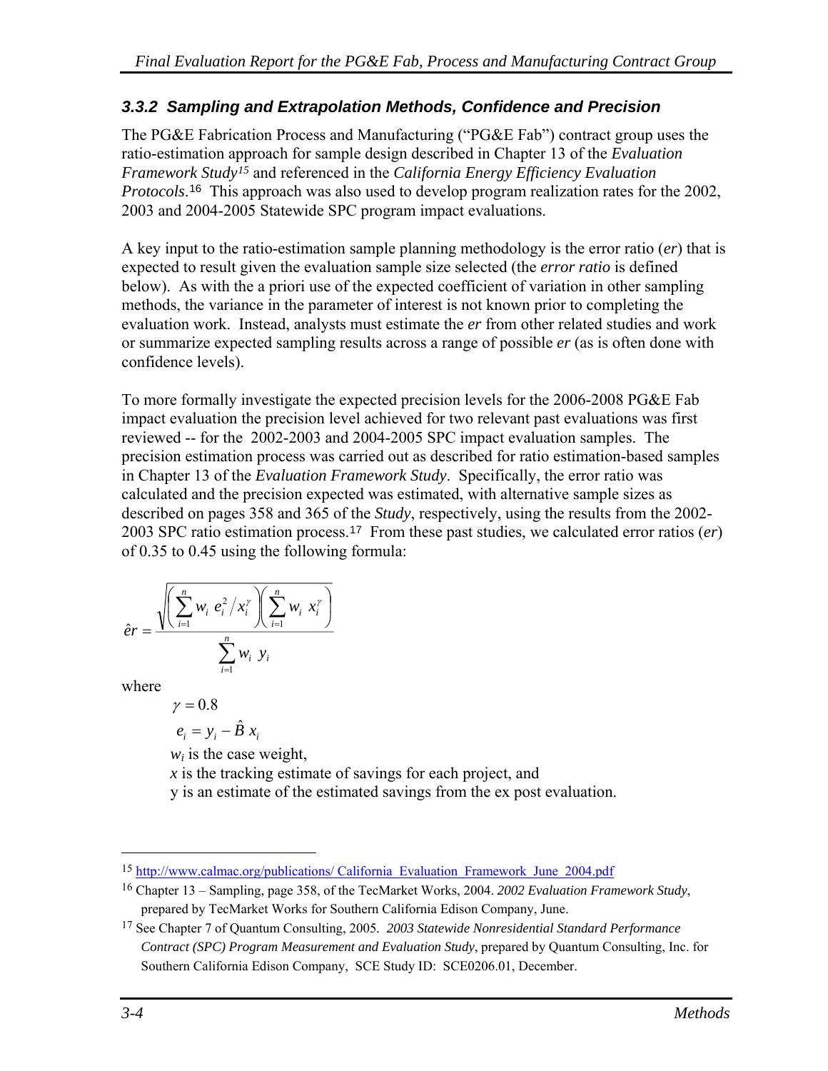### *3.3.2 Sampling and Extrapolation Methods, Confidence and Precision*

The PG&E Fabrication Process and Manufacturing ("PG&E Fab") contract group uses the ratio-estimation approach for sample design described in Chapter 13 of the *Evaluation Framework Study*[15] and referenced in the *California Energy Efficiency Evaluation Protocols*.[16] This approach was also used to develop program realization rates for the 2002, 2003 and 2004-2005 Statewide SPC program impact evaluations.

A key input to the ratio-estimation sample planning methodology is the error ratio (*er*) that is expected to result given the evaluation sample size selected (the *error ratio* is defined below). As with the a priori use of the expected coefficient of variation in other sampling methods, the variance in the parameter of interest is not known prior to completing the evaluation work. Instead, analysts must estimate the *er* from other related studies and work or summarize expected sampling results across a range of possible *er* (as is often done with confidence levels).

To more formally investigate the expected precision levels for the 2006-2008 PG&E Fab impact evaluation the precision level achieved for two relevant past evaluations was first reviewed -- for the 2002-2003 and 2004-2005 SPC impact evaluation samples. The precision estimation process was carried out as described for ratio estimation-based samples in Chapter 13 of the *Evaluation Framework Study*. Specifically, the error ratio was calculated and the precision expected was estimated, with alternative sample sizes as described on pages 358 and 365 of the *Study*, respectively, using the results from the 2002-2003 SPC ratio estimation process.[17] From these past studies, we calculated error ratios (*er*) of 0.35 to 0.45 using the following formula:

$$\hat{er} = \frac{\sqrt{\left(\sum_{i=1}^{n} w_i \, e_i^2 / x_i^{\gamma}\right)\left(\sum_{i=1}^{n} w_i \, x_i^{\gamma}\right)}}{\sum_{i=1}^{n} w_i \, y_i}$$

where

$\gamma = 0.8$

$e_i = y_i - \hat{B} \, x_i$

$w_i$ is the case weight,

$x$ is the tracking estimate of savings for each project, and

y is an estimate of the estimated savings from the ex post evaluation.

---

[15] http://www.calmac.org/publications/ California_Evaluation_Framework_June_2004.pdf

[16] Chapter 13 – Sampling, page 358, of the TecMarket Works, 2004. *2002 Evaluation Framework Study*, prepared by TecMarket Works for Southern California Edison Company, June.

[17] See Chapter 7 of Quantum Consulting, 2005. *2003 Statewide Nonresidential Standard Performance Contract (SPC) Program Measurement and Evaluation Study*, prepared by Quantum Consulting, Inc. for Southern California Edison Company, SCE Study ID: SCE0206.01, December.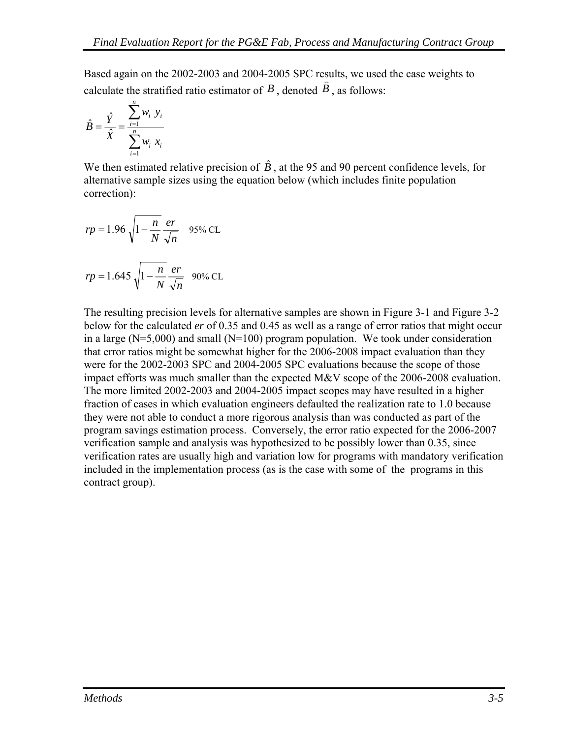Based again on the 2002-2003 and 2004-2005 SPC results, we used the case weights to calculate the stratified ratio estimator of $B$, denoted $\hat{B}$, as follows:

$$\hat{B} = \frac{\hat{Y}}{\hat{X}} = \frac{\sum_{i=1}^{n} w_i \, y_i}{\sum_{i=1}^{n} w_i \, x_i}$$

We then estimated relative precision of $\hat{B}$, at the 95 and 90 percent confidence levels, for alternative sample sizes using the equation below (which includes finite population correction):

$$rp = 1.96 \sqrt{1 - \frac{n}{N}} \frac{er}{\sqrt{n}} \quad \text{95\% CL}$$

$$rp = 1.645 \sqrt{1 - \frac{n}{N}} \frac{er}{\sqrt{n}} \quad \text{90\% CL}$$

The resulting precision levels for alternative samples are shown in Figure 3-1 and Figure 3-2 below for the calculated *er* of 0.35 and 0.45 as well as a range of error ratios that might occur in a large (N=5,000) and small (N=100) program population. We took under consideration that error ratios might be somewhat higher for the 2006-2008 impact evaluation than they were for the 2002-2003 SPC and 2004-2005 SPC evaluations because the scope of those impact efforts was much smaller than the expected M&V scope of the 2006-2008 evaluation. The more limited 2002-2003 and 2004-2005 impact scopes may have resulted in a higher fraction of cases in which evaluation engineers defaulted the realization rate to 1.0 because they were not able to conduct a more rigorous analysis than was conducted as part of the program savings estimation process. Conversely, the error ratio expected for the 2006-2007 verification sample and analysis was hypothesized to be possibly lower than 0.35, since verification rates are usually high and variation low for programs with mandatory verification included in the implementation process (as is the case with some of the programs in this contract group).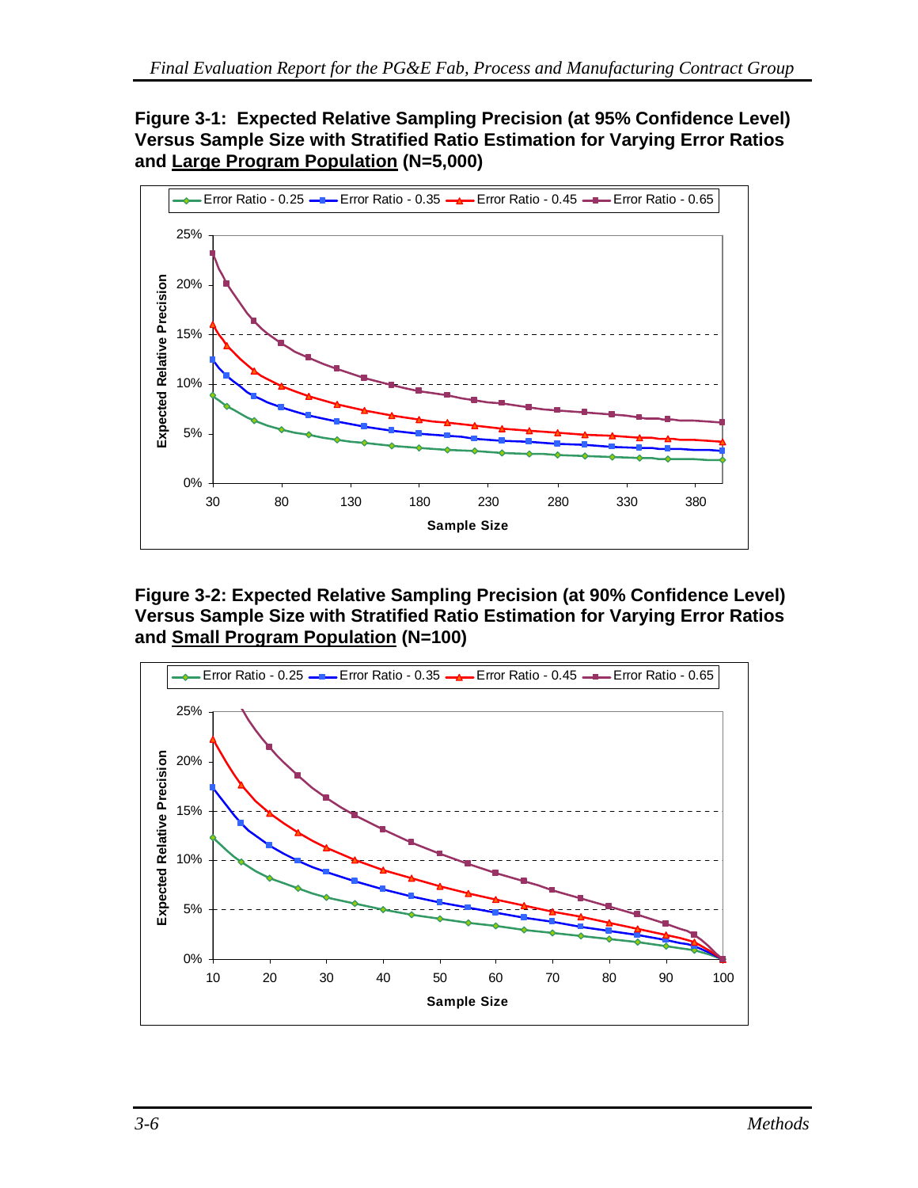**Figure 3-1: Expected Relative Sampling Precision (at 95% Confidence Level) Versus Sample Size with Stratified Ratio Estimation for Varying Error Ratios and <u>Large Program Population</u> (N=5,000)**

**Figure 3-2: Expected Relative Sampling Precision (at 90% Confidence Level) Versus Sample Size with Stratified Ratio Estimation for Varying Error Ratios and <u>Small Program Population</u> (N=100)**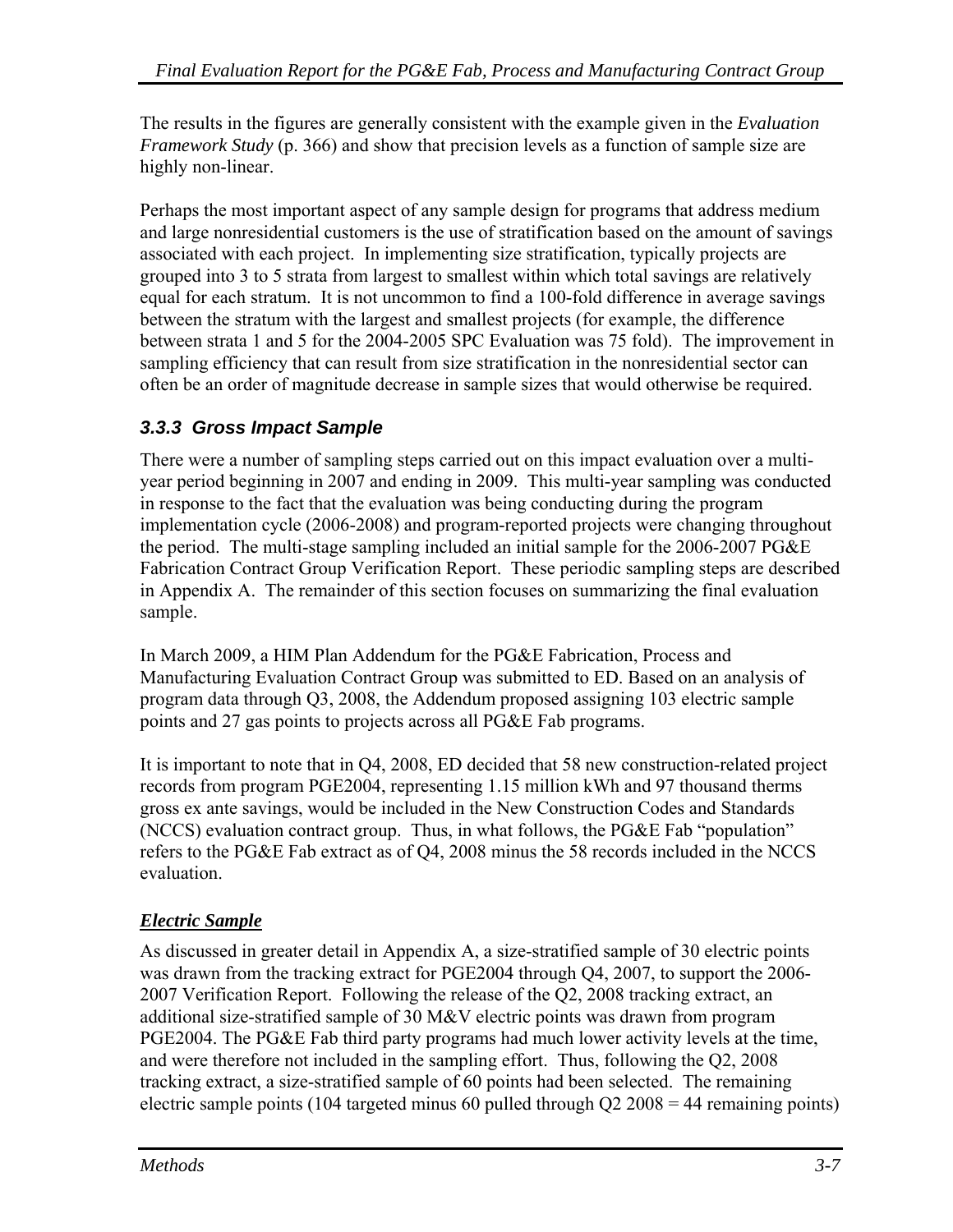The results in the figures are generally consistent with the example given in the *Evaluation Framework Study* (p. 366) and show that precision levels as a function of sample size are highly non-linear.

Perhaps the most important aspect of any sample design for programs that address medium and large nonresidential customers is the use of stratification based on the amount of savings associated with each project. In implementing size stratification, typically projects are grouped into 3 to 5 strata from largest to smallest within which total savings are relatively equal for each stratum. It is not uncommon to find a 100-fold difference in average savings between the stratum with the largest and smallest projects (for example, the difference between strata 1 and 5 for the 2004-2005 SPC Evaluation was 75 fold). The improvement in sampling efficiency that can result from size stratification in the nonresidential sector can often be an order of magnitude decrease in sample sizes that would otherwise be required.

### *3.3.3 Gross Impact Sample*

There were a number of sampling steps carried out on this impact evaluation over a multi-year period beginning in 2007 and ending in 2009. This multi-year sampling was conducted in response to the fact that the evaluation was being conducting during the program implementation cycle (2006-2008) and program-reported projects were changing throughout the period. The multi-stage sampling included an initial sample for the 2006-2007 PG&E Fabrication Contract Group Verification Report. These periodic sampling steps are described in Appendix A. The remainder of this section focuses on summarizing the final evaluation sample.

In March 2009, a HIM Plan Addendum for the PG&E Fabrication, Process and Manufacturing Evaluation Contract Group was submitted to ED. Based on an analysis of program data through Q3, 2008, the Addendum proposed assigning 103 electric sample points and 27 gas points to projects across all PG&E Fab programs.

It is important to note that in Q4, 2008, ED decided that 58 new construction-related project records from program PGE2004, representing 1.15 million kWh and 97 thousand therms gross ex ante savings, would be included in the New Construction Codes and Standards (NCCS) evaluation contract group. Thus, in what follows, the PG&E Fab "population" refers to the PG&E Fab extract as of Q4, 2008 minus the 58 records included in the NCCS evaluation.

***Electric Sample***

As discussed in greater detail in Appendix A, a size-stratified sample of 30 electric points was drawn from the tracking extract for PGE2004 through Q4, 2007, to support the 2006-2007 Verification Report. Following the release of the Q2, 2008 tracking extract, an additional size-stratified sample of 30 M&V electric points was drawn from program PGE2004. The PG&E Fab third party programs had much lower activity levels at the time, and were therefore not included in the sampling effort. Thus, following the Q2, 2008 tracking extract, a size-stratified sample of 60 points had been selected. The remaining electric sample points (104 targeted minus 60 pulled through Q2 2008 = 44 remaining points)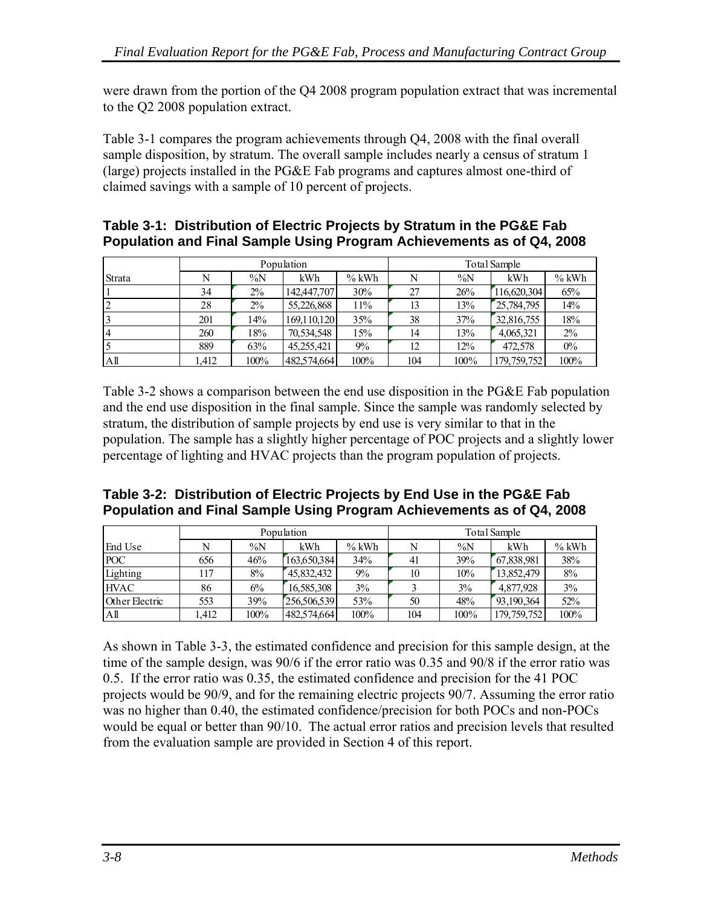were drawn from the portion of the Q4 2008 program population extract that was incremental to the Q2 2008 population extract.

Table 3-1 compares the program achievements through Q4, 2008 with the final overall sample disposition, by stratum. The overall sample includes nearly a census of stratum 1 (large) projects installed in the PG&E Fab programs and captures almost one-third of claimed savings with a sample of 10 percent of projects.

**Table 3-1: Distribution of Electric Projects by Stratum in the PG&E Fab Population and Final Sample Using Program Achievements as of Q4, 2008**

| | Population | | | | Total Sample | | | |
|---|---|---|---|---|---|---|---|---|
| Strata | N | %N | kWh | % kWh | N | %N | kWh | % kWh |
| 1 | 34 | 2% | 142,447,707 | 30% | 27 | 26% | 116,620,304 | 65% |
| 2 | 28 | 2% | 55,226,868 | 11% | 13 | 13% | 25,784,795 | 14% |
| 3 | 201 | 14% | 169,110,120 | 35% | 38 | 37% | 32,816,755 | 18% |
| 4 | 260 | 18% | 70,534,548 | 15% | 14 | 13% | 4,065,321 | 2% |
| 5 | 889 | 63% | 45,255,421 | 9% | 12 | 12% | 472,578 | 0% |
| All | 1,412 | 100% | 482,574,664 | 100% | 104 | 100% | 179,759,752 | 100% |

Table 3-2 shows a comparison between the end use disposition in the PG&E Fab population and the end use disposition in the final sample. Since the sample was randomly selected by stratum, the distribution of sample projects by end use is very similar to that in the population. The sample has a slightly higher percentage of POC projects and a slightly lower percentage of lighting and HVAC projects than the program population of projects.

**Table 3-2: Distribution of Electric Projects by End Use in the PG&E Fab Population and Final Sample Using Program Achievements as of Q4, 2008**

| | Population | | | | Total Sample | | | |
|---|---|---|---|---|---|---|---|---|
| End Use | N | %N | kWh | % kWh | N | %N | kWh | % kWh |
| POC | 656 | 46% | 163,650,384 | 34% | 41 | 39% | 67,838,981 | 38% |
| Lighting | 117 | 8% | 45,832,432 | 9% | 10 | 10% | 13,852,479 | 8% |
| HVAC | 86 | 6% | 16,585,308 | 3% | 3 | 3% | 4,877,928 | 3% |
| Other Electric | 553 | 39% | 256,506,539 | 53% | 50 | 48% | 93,190,364 | 52% |
| All | 1,412 | 100% | 482,574,664 | 100% | 104 | 100% | 179,759,752 | 100% |

As shown in Table 3-3, the estimated confidence and precision for this sample design, at the time of the sample design, was 90/6 if the error ratio was 0.35 and 90/8 if the error ratio was 0.5. If the error ratio was 0.35, the estimated confidence and precision for the 41 POC projects would be 90/9, and for the remaining electric projects 90/7. Assuming the error ratio was no higher than 0.40, the estimated confidence/precision for both POCs and non-POCs would be equal or better than 90/10. The actual error ratios and precision levels that resulted from the evaluation sample are provided in Section 4 of this report.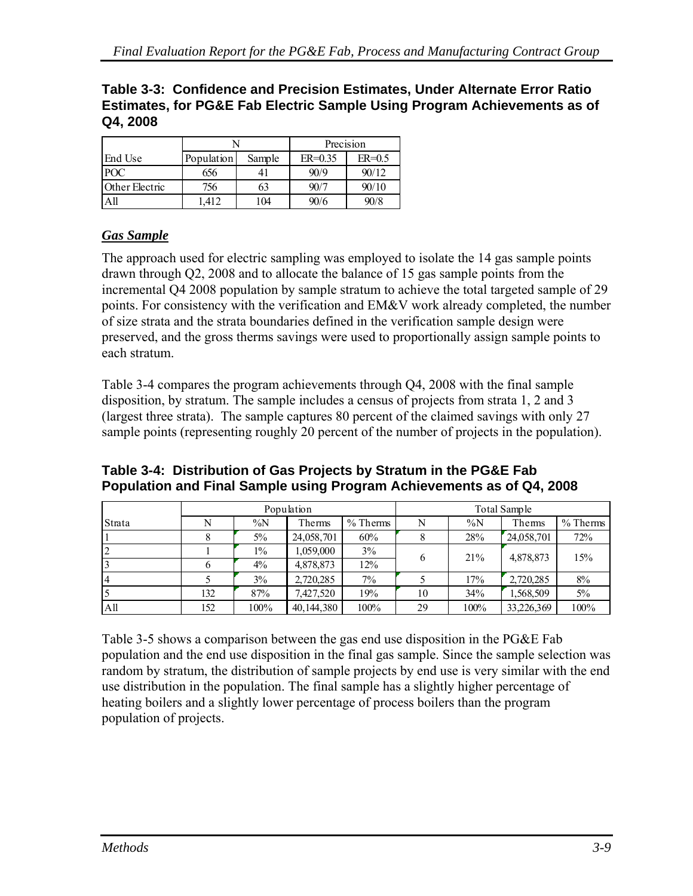**Table 3-3: Confidence and Precision Estimates, Under Alternate Error Ratio Estimates, for PG&E Fab Electric Sample Using Program Achievements as of Q4, 2008**

| | N | | Precision | |
|---|---|---|---|---|
| End Use | Population | Sample | ER=0.35 | ER=0.5 |
| POC | 656 | 41 | 90/9 | 90/12 |
| Other Electric | 756 | 63 | 90/7 | 90/10 |
| All | 1,412 | 104 | 90/6 | 90/8 |

### *Gas Sample*

The approach used for electric sampling was employed to isolate the 14 gas sample points drawn through Q2, 2008 and to allocate the balance of 15 gas sample points from the incremental Q4 2008 population by sample stratum to achieve the total targeted sample of 29 points. For consistency with the verification and EM&V work already completed, the number of size strata and the strata boundaries defined in the verification sample design were preserved, and the gross therms savings were used to proportionally assign sample points to each stratum.

Table 3-4 compares the program achievements through Q4, 2008 with the final sample disposition, by stratum. The sample includes a census of projects from strata 1, 2 and 3 (largest three strata). The sample captures 80 percent of the claimed savings with only 27 sample points (representing roughly 20 percent of the number of projects in the population).

**Table 3-4: Distribution of Gas Projects by Stratum in the PG&E Fab Population and Final Sample using Program Achievements as of Q4, 2008**

| | Population | | | | Total Sample | | | |
|---|---|---|---|---|---|---|---|---|
| Strata | N | %N | Therms | % Therms | N | %N | Therms | % Therms |
| 1 | 8 | 5% | 24,058,701 | 60% | 8 | 28% | 24,058,701 | 72% |
| 2 | 1 | 1% | 1,059,000 | 3% | 6 | 21% | 4,878,873 | 15% |
| 3 | 6 | 4% | 4,878,873 | 12% | | | | |
| 4 | 5 | 3% | 2,720,285 | 7% | 5 | 17% | 2,720,285 | 8% |
| 5 | 132 | 87% | 7,427,520 | 19% | 10 | 34% | 1,568,509 | 5% |
| All | 152 | 100% | 40,144,380 | 100% | 29 | 100% | 33,226,369 | 100% |

Table 3-5 shows a comparison between the gas end use disposition in the PG&E Fab population and the end use disposition in the final gas sample. Since the sample selection was random by stratum, the distribution of sample projects by end use is very similar with the end use distribution in the population. The final sample has a slightly higher percentage of heating boilers and a slightly lower percentage of process boilers than the program population of projects.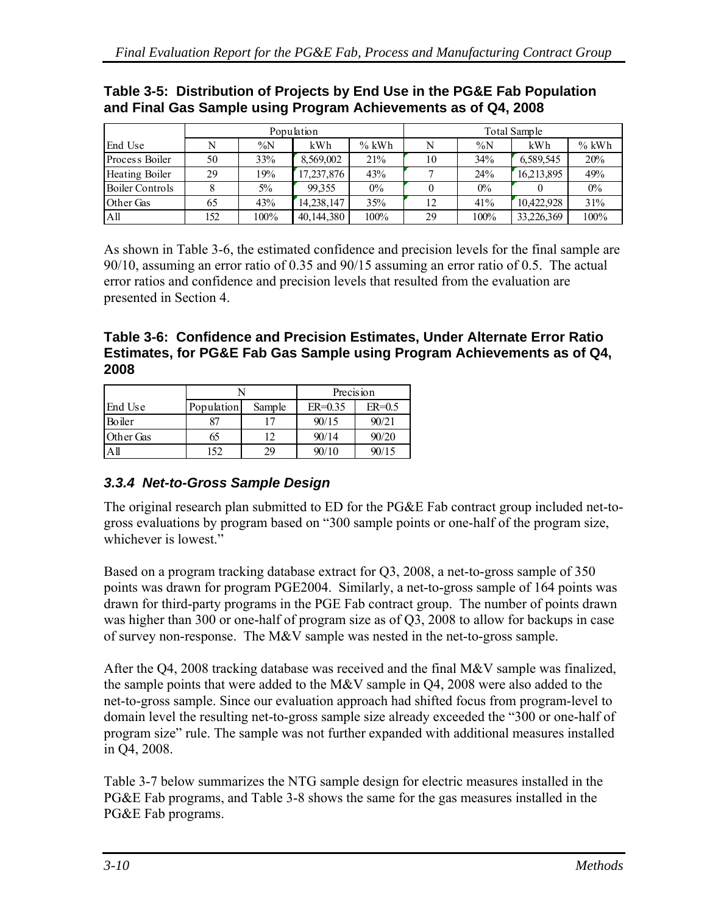**Table 3-5: Distribution of Projects by End Use in the PG&E Fab Population and Final Gas Sample using Program Achievements as of Q4, 2008**

| | Population | | | | Total Sample | | | |
|---|---|---|---|---|---|---|---|---|
| End Use | N | %N | kWh | % kWh | N | %N | kWh | % kWh |
| Process Boiler | 50 | 33% | 8,569,002 | 21% | 10 | 34% | 6,589,545 | 20% |
| Heating Boiler | 29 | 19% | 17,237,876 | 43% | 7 | 24% | 16,213,895 | 49% |
| Boiler Controls | 8 | 5% | 99,355 | 0% | 0 | 0% | 0 | 0% |
| Other Gas | 65 | 43% | 14,238,147 | 35% | 12 | 41% | 10,422,928 | 31% |
| All | 152 | 100% | 40,144,380 | 100% | 29 | 100% | 33,226,369 | 100% |

As shown in Table 3-6, the estimated confidence and precision levels for the final sample are 90/10, assuming an error ratio of 0.35 and 90/15 assuming an error ratio of 0.5. The actual error ratios and confidence and precision levels that resulted from the evaluation are presented in Section 4.

**Table 3-6: Confidence and Precision Estimates, Under Alternate Error Ratio Estimates, for PG&E Fab Gas Sample using Program Achievements as of Q4, 2008**

| | N | | Precision | |
|---|---|---|---|---|
| End Use | Population | Sample | ER=0.35 | ER=0.5 |
| Boiler | 87 | 17 | 90/15 | 90/21 |
| Other Gas | 65 | 12 | 90/14 | 90/20 |
| All | 152 | 29 | 90/10 | 90/15 |

### *3.3.4 Net-to-Gross Sample Design*

The original research plan submitted to ED for the PG&E Fab contract group included net-to-gross evaluations by program based on "300 sample points or one-half of the program size, whichever is lowest."

Based on a program tracking database extract for Q3, 2008, a net-to-gross sample of 350 points was drawn for program PGE2004. Similarly, a net-to-gross sample of 164 points was drawn for third-party programs in the PGE Fab contract group. The number of points drawn was higher than 300 or one-half of program size as of Q3, 2008 to allow for backups in case of survey non-response. The M&V sample was nested in the net-to-gross sample.

After the Q4, 2008 tracking database was received and the final M&V sample was finalized, the sample points that were added to the M&V sample in Q4, 2008 were also added to the net-to-gross sample. Since our evaluation approach had shifted focus from program-level to domain level the resulting net-to-gross sample size already exceeded the "300 or one-half of program size" rule. The sample was not further expanded with additional measures installed in Q4, 2008.

Table 3-7 below summarizes the NTG sample design for electric measures installed in the PG&E Fab programs, and Table 3-8 shows the same for the gas measures installed in the PG&E Fab programs.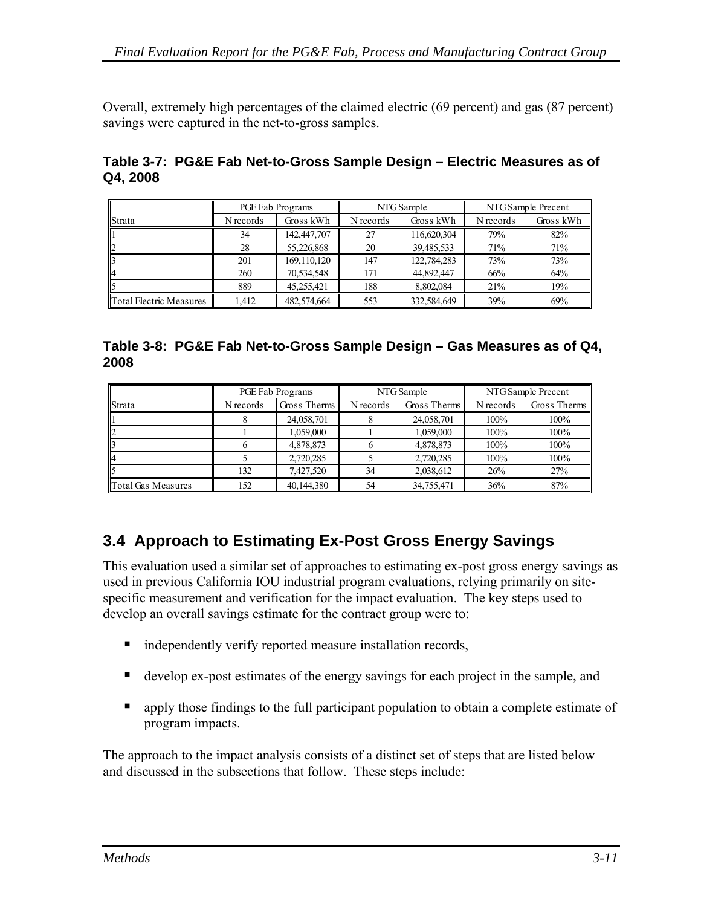Overall, extremely high percentages of the claimed electric (69 percent) and gas (87 percent) savings were captured in the net-to-gross samples.

**Table 3-7: PG&E Fab Net-to-Gross Sample Design – Electric Measures as of Q4, 2008**

| | PGE Fab Programs | | NTG Sample | | NTG Sample Precent | |
|---|---|---|---|---|---|---|
| Strata | N records | Gross kWh | N records | Gross kWh | N records | Gross kWh |
| 1 | 34 | 142,447,707 | 27 | 116,620,304 | 79% | 82% |
| 2 | 28 | 55,226,868 | 20 | 39,485,533 | 71% | 71% |
| 3 | 201 | 169,110,120 | 147 | 122,784,283 | 73% | 73% |
| 4 | 260 | 70,534,548 | 171 | 44,892,447 | 66% | 64% |
| 5 | 889 | 45,255,421 | 188 | 8,802,084 | 21% | 19% |
| Total Electric Measures | 1,412 | 482,574,664 | 553 | 332,584,649 | 39% | 69% |

**Table 3-8: PG&E Fab Net-to-Gross Sample Design – Gas Measures as of Q4, 2008**

| | PGE Fab Programs | | NTG Sample | | NTG Sample Precent | |
|---|---|---|---|---|---|---|
| Strata | N records | Gross Therms | N records | Gross Therms | N records | Gross Therms |
| 1 | 8 | 24,058,701 | 8 | 24,058,701 | 100% | 100% |
| 2 | 1 | 1,059,000 | 1 | 1,059,000 | 100% | 100% |
| 3 | 6 | 4,878,873 | 6 | 4,878,873 | 100% | 100% |
| 4 | 5 | 2,720,285 | 5 | 2,720,285 | 100% | 100% |
| 5 | 132 | 7,427,520 | 34 | 2,038,612 | 26% | 27% |
| Total Gas Measures | 152 | 40,144,380 | 54 | 34,755,471 | 36% | 87% |

## 3.4 Approach to Estimating Ex-Post Gross Energy Savings

This evaluation used a similar set of approaches to estimating ex-post gross energy savings as used in previous California IOU industrial program evaluations, relying primarily on site-specific measurement and verification for the impact evaluation. The key steps used to develop an overall savings estimate for the contract group were to:

- independently verify reported measure installation records,
- develop ex-post estimates of the energy savings for each project in the sample, and
- apply those findings to the full participant population to obtain a complete estimate of program impacts.

The approach to the impact analysis consists of a distinct set of steps that are listed below and discussed in the subsections that follow. These steps include: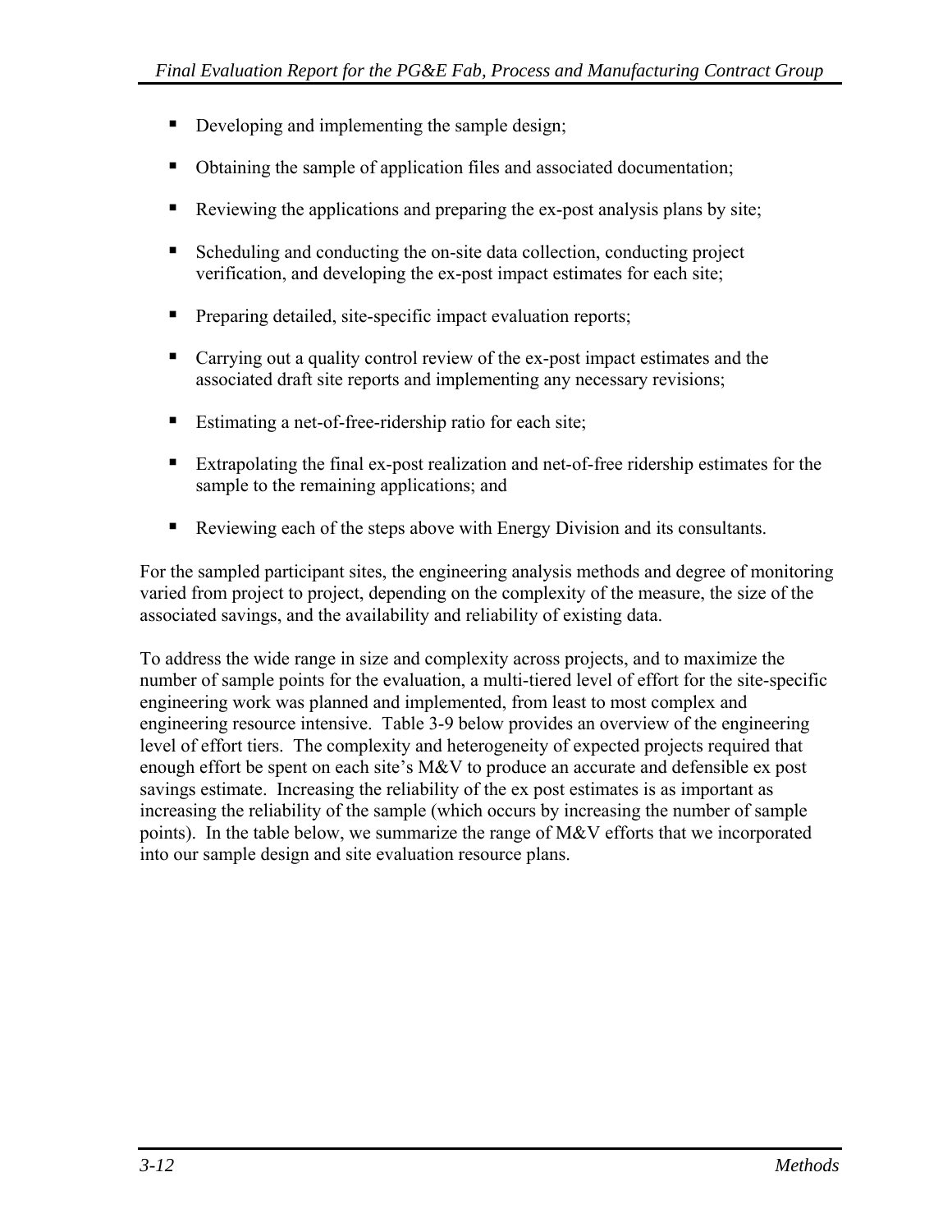- Developing and implementing the sample design;
- Obtaining the sample of application files and associated documentation;
- Reviewing the applications and preparing the ex-post analysis plans by site;
- Scheduling and conducting the on-site data collection, conducting project verification, and developing the ex-post impact estimates for each site;
- Preparing detailed, site-specific impact evaluation reports;
- Carrying out a quality control review of the ex-post impact estimates and the associated draft site reports and implementing any necessary revisions;
- Estimating a net-of-free-ridership ratio for each site;
- Extrapolating the final ex-post realization and net-of-free ridership estimates for the sample to the remaining applications; and
- Reviewing each of the steps above with Energy Division and its consultants.

For the sampled participant sites, the engineering analysis methods and degree of monitoring varied from project to project, depending on the complexity of the measure, the size of the associated savings, and the availability and reliability of existing data.

To address the wide range in size and complexity across projects, and to maximize the number of sample points for the evaluation, a multi-tiered level of effort for the site-specific engineering work was planned and implemented, from least to most complex and engineering resource intensive. Table 3-9 below provides an overview of the engineering level of effort tiers. The complexity and heterogeneity of expected projects required that enough effort be spent on each site's M&V to produce an accurate and defensible ex post savings estimate. Increasing the reliability of the ex post estimates is as important as increasing the reliability of the sample (which occurs by increasing the number of sample points). In the table below, we summarize the range of M&V efforts that we incorporated into our sample design and site evaluation resource plans.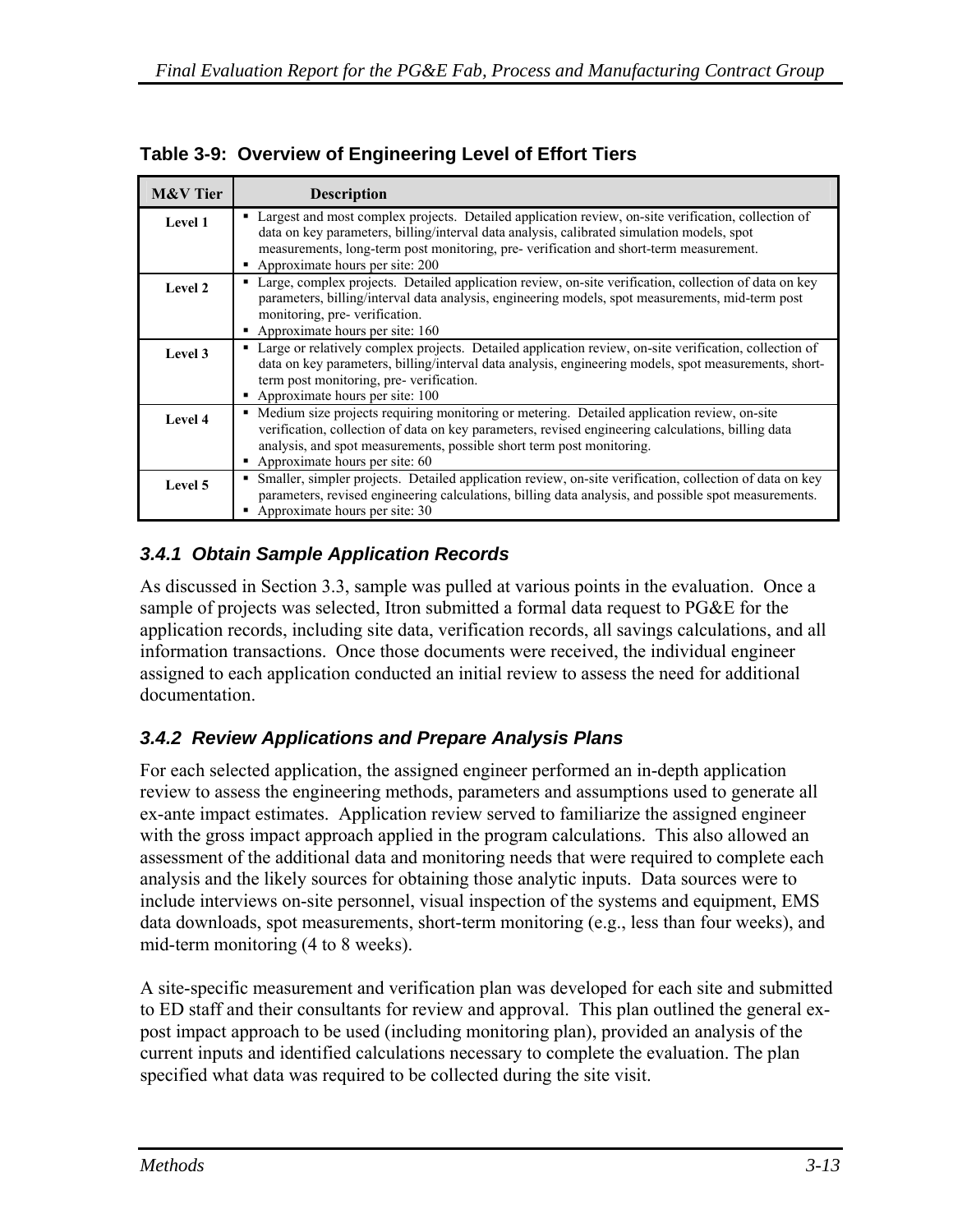**Table 3-9: Overview of Engineering Level of Effort Tiers**

| M&V Tier | Description |
|---|---|
| Level 1 | ▪ Largest and most complex projects. Detailed application review, on-site verification, collection of data on key parameters, billing/interval data analysis, calibrated simulation models, spot measurements, long-term post monitoring, pre- verification and short-term measurement.<br>▪ Approximate hours per site: 200 |
| Level 2 | ▪ Large, complex projects. Detailed application review, on-site verification, collection of data on key parameters, billing/interval data analysis, engineering models, spot measurements, mid-term post monitoring, pre- verification.<br>▪ Approximate hours per site: 160 |
| Level 3 | ▪ Large or relatively complex projects. Detailed application review, on-site verification, collection of data on key parameters, billing/interval data analysis, engineering models, spot measurements, short-term post monitoring, pre- verification.<br>▪ Approximate hours per site: 100 |
| Level 4 | ▪ Medium size projects requiring monitoring or metering. Detailed application review, on-site verification, collection of data on key parameters, revised engineering calculations, billing data analysis, and spot measurements, possible short term post monitoring.<br>▪ Approximate hours per site: 60 |
| Level 5 | ▪ Smaller, simpler projects. Detailed application review, on-site verification, collection of data on key parameters, revised engineering calculations, billing data analysis, and possible spot measurements.<br>▪ Approximate hours per site: 30 |

### *3.4.1 Obtain Sample Application Records*

As discussed in Section 3.3, sample was pulled at various points in the evaluation. Once a sample of projects was selected, Itron submitted a formal data request to PG&E for the application records, including site data, verification records, all savings calculations, and all information transactions. Once those documents were received, the individual engineer assigned to each application conducted an initial review to assess the need for additional documentation.

### *3.4.2 Review Applications and Prepare Analysis Plans*

For each selected application, the assigned engineer performed an in-depth application review to assess the engineering methods, parameters and assumptions used to generate all ex-ante impact estimates. Application review served to familiarize the assigned engineer with the gross impact approach applied in the program calculations. This also allowed an assessment of the additional data and monitoring needs that were required to complete each analysis and the likely sources for obtaining those analytic inputs. Data sources were to include interviews on-site personnel, visual inspection of the systems and equipment, EMS data downloads, spot measurements, short-term monitoring (e.g., less than four weeks), and mid-term monitoring (4 to 8 weeks).

A site-specific measurement and verification plan was developed for each site and submitted to ED staff and their consultants for review and approval. This plan outlined the general ex-post impact approach to be used (including monitoring plan), provided an analysis of the current inputs and identified calculations necessary to complete the evaluation. The plan specified what data was required to be collected during the site visit.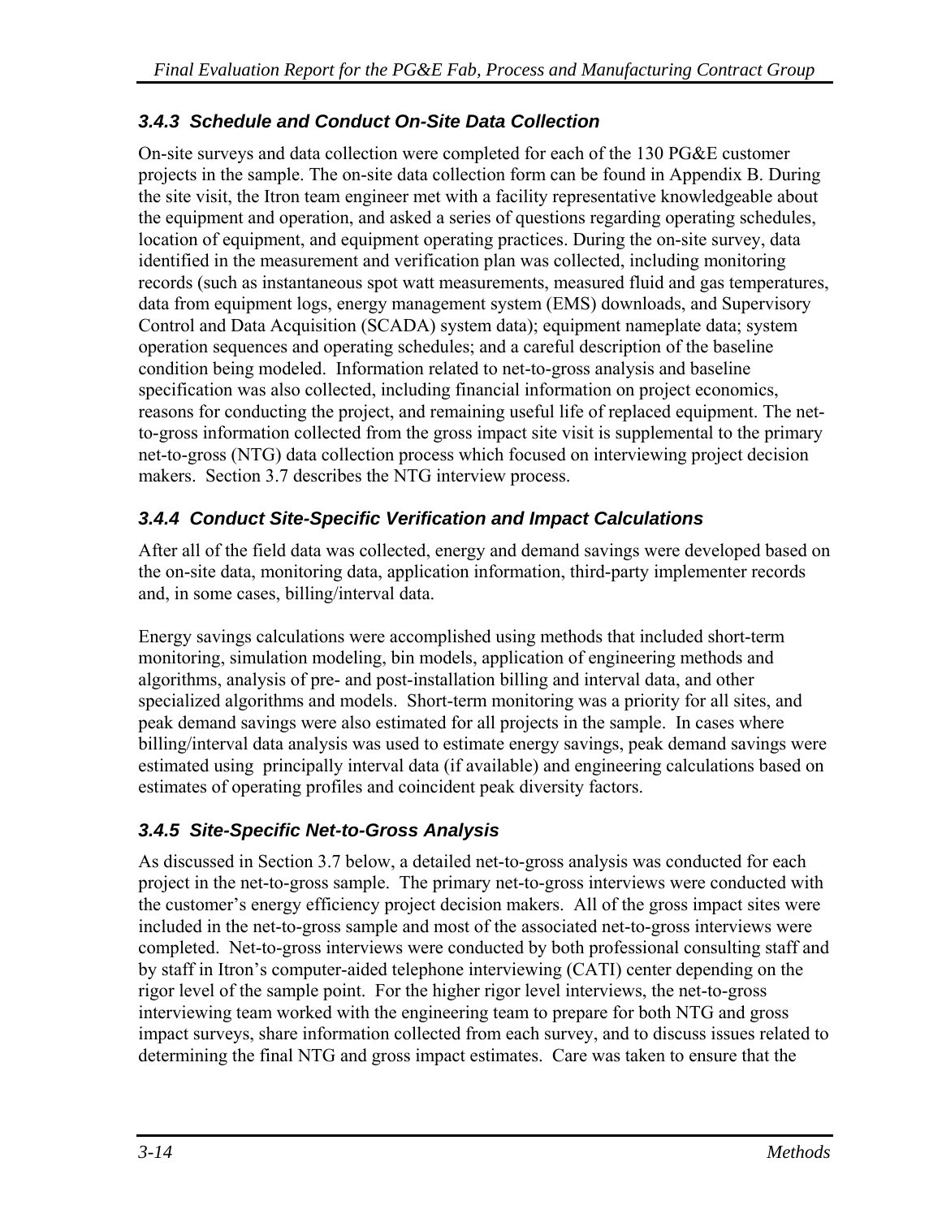### *3.4.3 Schedule and Conduct On-Site Data Collection*

On-site surveys and data collection were completed for each of the 130 PG&E customer projects in the sample. The on-site data collection form can be found in Appendix B. During the site visit, the Itron team engineer met with a facility representative knowledgeable about the equipment and operation, and asked a series of questions regarding operating schedules, location of equipment, and equipment operating practices. During the on-site survey, data identified in the measurement and verification plan was collected, including monitoring records (such as instantaneous spot watt measurements, measured fluid and gas temperatures, data from equipment logs, energy management system (EMS) downloads, and Supervisory Control and Data Acquisition (SCADA) system data); equipment nameplate data; system operation sequences and operating schedules; and a careful description of the baseline condition being modeled. Information related to net-to-gross analysis and baseline specification was also collected, including financial information on project economics, reasons for conducting the project, and remaining useful life of replaced equipment. The net-to-gross information collected from the gross impact site visit is supplemental to the primary net-to-gross (NTG) data collection process which focused on interviewing project decision makers. Section 3.7 describes the NTG interview process.

### *3.4.4 Conduct Site-Specific Verification and Impact Calculations*

After all of the field data was collected, energy and demand savings were developed based on the on-site data, monitoring data, application information, third-party implementer records and, in some cases, billing/interval data.

Energy savings calculations were accomplished using methods that included short-term monitoring, simulation modeling, bin models, application of engineering methods and algorithms, analysis of pre- and post-installation billing and interval data, and other specialized algorithms and models. Short-term monitoring was a priority for all sites, and peak demand savings were also estimated for all projects in the sample. In cases where billing/interval data analysis was used to estimate energy savings, peak demand savings were estimated using principally interval data (if available) and engineering calculations based on estimates of operating profiles and coincident peak diversity factors.

### *3.4.5 Site-Specific Net-to-Gross Analysis*

As discussed in Section 3.7 below, a detailed net-to-gross analysis was conducted for each project in the net-to-gross sample. The primary net-to-gross interviews were conducted with the customer's energy efficiency project decision makers. All of the gross impact sites were included in the net-to-gross sample and most of the associated net-to-gross interviews were completed. Net-to-gross interviews were conducted by both professional consulting staff and by staff in Itron's computer-aided telephone interviewing (CATI) center depending on the rigor level of the sample point. For the higher rigor level interviews, the net-to-gross interviewing team worked with the engineering team to prepare for both NTG and gross impact surveys, share information collected from each survey, and to discuss issues related to determining the final NTG and gross impact estimates. Care was taken to ensure that the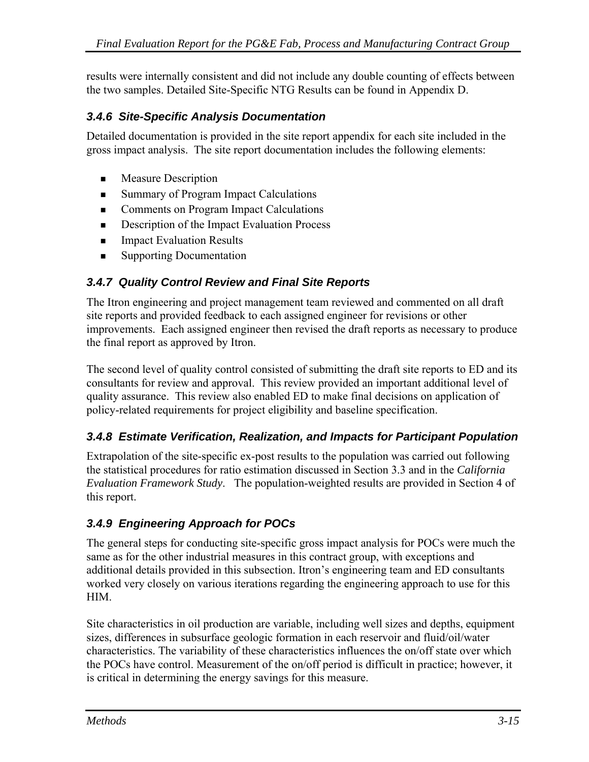results were internally consistent and did not include any double counting of effects between the two samples. Detailed Site-Specific NTG Results can be found in Appendix D.

### *3.4.6 Site-Specific Analysis Documentation*

Detailed documentation is provided in the site report appendix for each site included in the gross impact analysis. The site report documentation includes the following elements:

- Measure Description
- Summary of Program Impact Calculations
- Comments on Program Impact Calculations
- Description of the Impact Evaluation Process
- Impact Evaluation Results
- Supporting Documentation

### *3.4.7 Quality Control Review and Final Site Reports*

The Itron engineering and project management team reviewed and commented on all draft site reports and provided feedback to each assigned engineer for revisions or other improvements. Each assigned engineer then revised the draft reports as necessary to produce the final report as approved by Itron.

The second level of quality control consisted of submitting the draft site reports to ED and its consultants for review and approval. This review provided an important additional level of quality assurance. This review also enabled ED to make final decisions on application of policy-related requirements for project eligibility and baseline specification.

### *3.4.8 Estimate Verification, Realization, and Impacts for Participant Population*

Extrapolation of the site-specific ex-post results to the population was carried out following the statistical procedures for ratio estimation discussed in Section 3.3 and in the *California Evaluation Framework Study*. The population-weighted results are provided in Section 4 of this report.

### *3.4.9 Engineering Approach for POCs*

The general steps for conducting site-specific gross impact analysis for POCs were much the same as for the other industrial measures in this contract group, with exceptions and additional details provided in this subsection. Itron's engineering team and ED consultants worked very closely on various iterations regarding the engineering approach to use for this HIM.

Site characteristics in oil production are variable, including well sizes and depths, equipment sizes, differences in subsurface geologic formation in each reservoir and fluid/oil/water characteristics. The variability of these characteristics influences the on/off state over which the POCs have control. Measurement of the on/off period is difficult in practice; however, it is critical in determining the energy savings for this measure.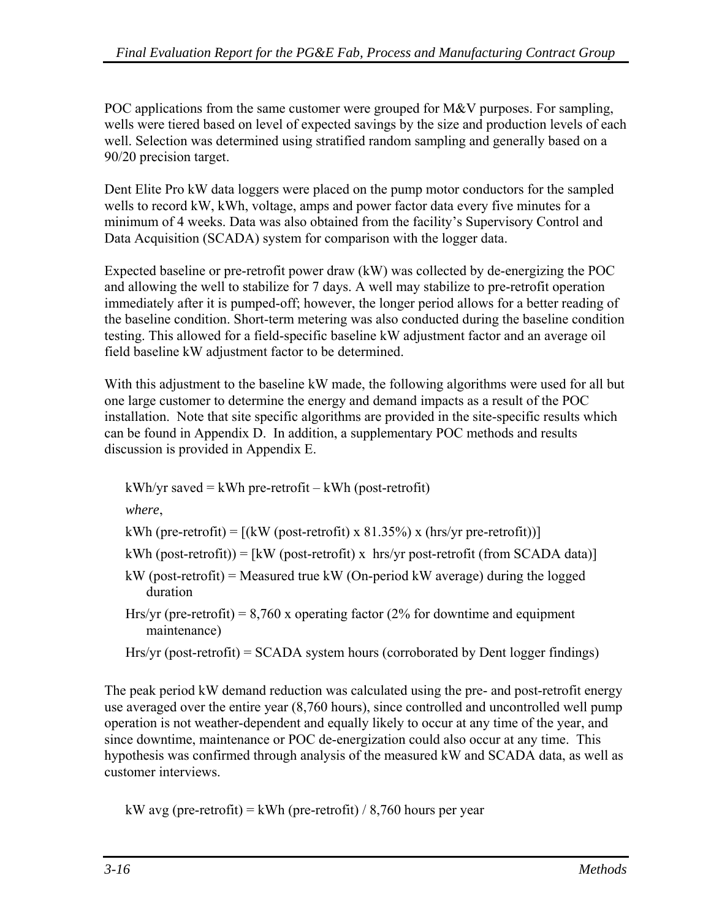POC applications from the same customer were grouped for M&V purposes. For sampling, wells were tiered based on level of expected savings by the size and production levels of each well. Selection was determined using stratified random sampling and generally based on a 90/20 precision target.

Dent Elite Pro kW data loggers were placed on the pump motor conductors for the sampled wells to record kW, kWh, voltage, amps and power factor data every five minutes for a minimum of 4 weeks. Data was also obtained from the facility's Supervisory Control and Data Acquisition (SCADA) system for comparison with the logger data.

Expected baseline or pre-retrofit power draw (kW) was collected by de-energizing the POC and allowing the well to stabilize for 7 days. A well may stabilize to pre-retrofit operation immediately after it is pumped-off; however, the longer period allows for a better reading of the baseline condition. Short-term metering was also conducted during the baseline condition testing. This allowed for a field-specific baseline kW adjustment factor and an average oil field baseline kW adjustment factor to be determined.

With this adjustment to the baseline kW made, the following algorithms were used for all but one large customer to determine the energy and demand impacts as a result of the POC installation. Note that site specific algorithms are provided in the site-specific results which can be found in Appendix D. In addition, a supplementary POC methods and results discussion is provided in Appendix E.

kWh/yr saved = kWh pre-retrofit – kWh (post-retrofit)

*where*,

kWh (pre-retrofit) = [(kW (post-retrofit) x 81.35%) x (hrs/yr pre-retrofit))]

kWh (post-retrofit)) = [kW (post-retrofit) x hrs/yr post-retrofit (from SCADA data)]

kW (post-retrofit) = Measured true kW (On-period kW average) during the logged duration

Hrs/yr (pre-retrofit) = 8,760 x operating factor (2% for downtime and equipment maintenance)

Hrs/yr (post-retrofit) = SCADA system hours (corroborated by Dent logger findings)

The peak period kW demand reduction was calculated using the pre- and post-retrofit energy use averaged over the entire year (8,760 hours), since controlled and uncontrolled well pump operation is not weather-dependent and equally likely to occur at any time of the year, and since downtime, maintenance or POC de-energization could also occur at any time. This hypothesis was confirmed through analysis of the measured kW and SCADA data, as well as customer interviews.

kW avg (pre-retrofit) = kWh (pre-retrofit) / 8,760 hours per year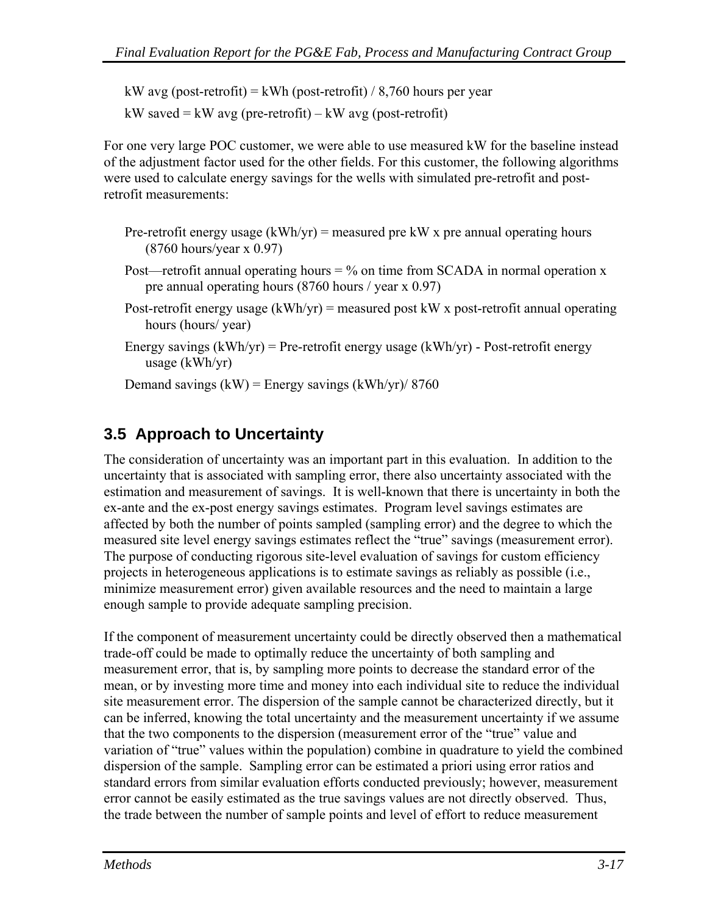kW avg (post-retrofit) = kWh (post-retrofit) / 8,760 hours per year

kW saved = kW avg (pre-retrofit) – kW avg (post-retrofit)

For one very large POC customer, we were able to use measured kW for the baseline instead of the adjustment factor used for the other fields. For this customer, the following algorithms were used to calculate energy savings for the wells with simulated pre-retrofit and post-retrofit measurements:

Pre-retrofit energy usage (kWh/yr) = measured pre kW x pre annual operating hours (8760 hours/year x 0.97)

Post—retrofit annual operating hours = % on time from SCADA in normal operation x pre annual operating hours (8760 hours / year x 0.97)

Post-retrofit energy usage (kWh/yr) = measured post kW x post-retrofit annual operating hours (hours/ year)

Energy savings (kWh/yr) = Pre-retrofit energy usage (kWh/yr) - Post-retrofit energy usage (kWh/yr)

Demand savings (kW) = Energy savings (kWh/yr)/ 8760

## 3.5 Approach to Uncertainty

The consideration of uncertainty was an important part in this evaluation. In addition to the uncertainty that is associated with sampling error, there also uncertainty associated with the estimation and measurement of savings. It is well-known that there is uncertainty in both the ex-ante and the ex-post energy savings estimates. Program level savings estimates are affected by both the number of points sampled (sampling error) and the degree to which the measured site level energy savings estimates reflect the "true" savings (measurement error). The purpose of conducting rigorous site-level evaluation of savings for custom efficiency projects in heterogeneous applications is to estimate savings as reliably as possible (i.e., minimize measurement error) given available resources and the need to maintain a large enough sample to provide adequate sampling precision.

If the component of measurement uncertainty could be directly observed then a mathematical trade-off could be made to optimally reduce the uncertainty of both sampling and measurement error, that is, by sampling more points to decrease the standard error of the mean, or by investing more time and money into each individual site to reduce the individual site measurement error. The dispersion of the sample cannot be characterized directly, but it can be inferred, knowing the total uncertainty and the measurement uncertainty if we assume that the two components to the dispersion (measurement error of the "true" value and variation of "true" values within the population) combine in quadrature to yield the combined dispersion of the sample. Sampling error can be estimated a priori using error ratios and standard errors from similar evaluation efforts conducted previously; however, measurement error cannot be easily estimated as the true savings values are not directly observed. Thus, the trade between the number of sample points and level of effort to reduce measurement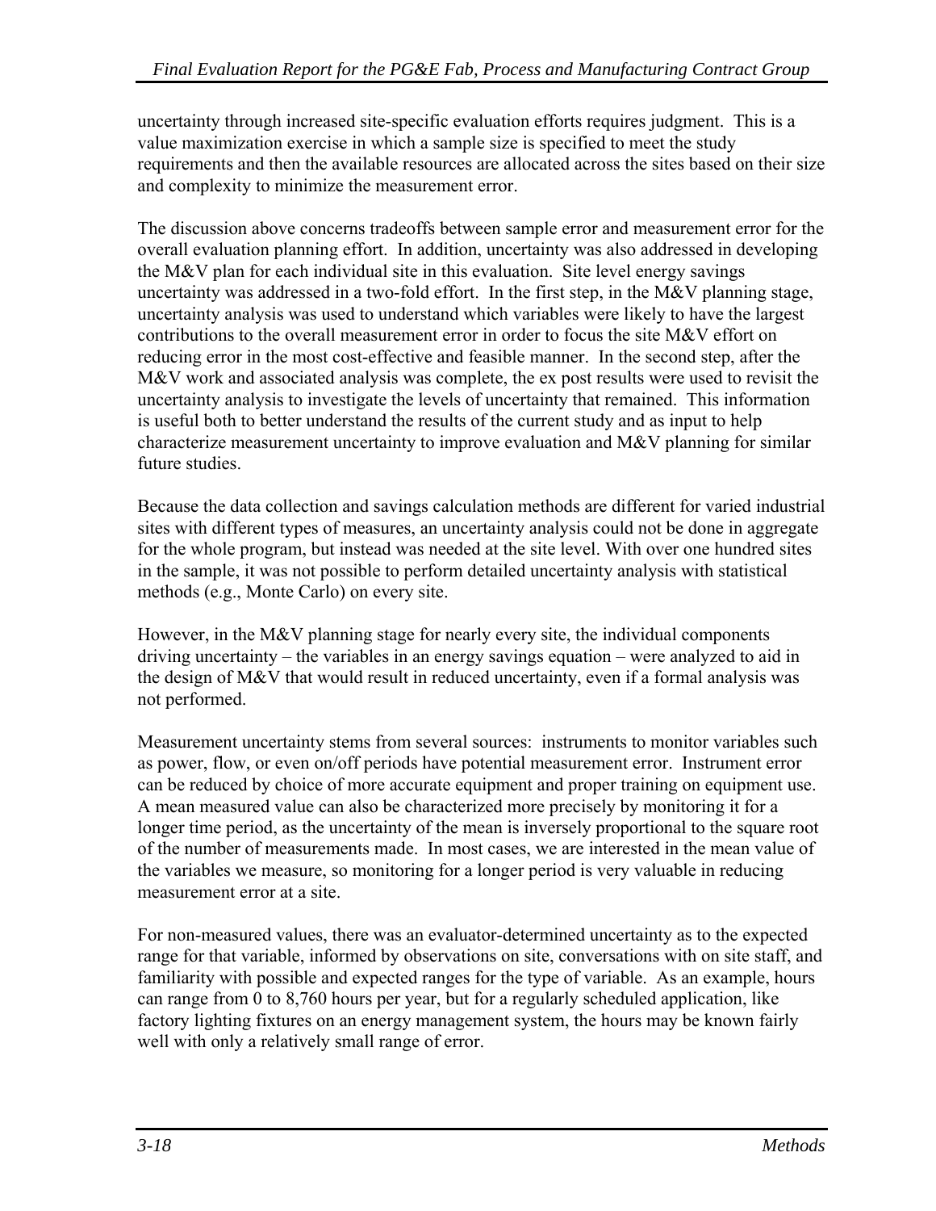uncertainty through increased site-specific evaluation efforts requires judgment. This is a value maximization exercise in which a sample size is specified to meet the study requirements and then the available resources are allocated across the sites based on their size and complexity to minimize the measurement error.

The discussion above concerns tradeoffs between sample error and measurement error for the overall evaluation planning effort. In addition, uncertainty was also addressed in developing the M&V plan for each individual site in this evaluation. Site level energy savings uncertainty was addressed in a two-fold effort. In the first step, in the M&V planning stage, uncertainty analysis was used to understand which variables were likely to have the largest contributions to the overall measurement error in order to focus the site M&V effort on reducing error in the most cost-effective and feasible manner. In the second step, after the M&V work and associated analysis was complete, the ex post results were used to revisit the uncertainty analysis to investigate the levels of uncertainty that remained. This information is useful both to better understand the results of the current study and as input to help characterize measurement uncertainty to improve evaluation and M&V planning for similar future studies.

Because the data collection and savings calculation methods are different for varied industrial sites with different types of measures, an uncertainty analysis could not be done in aggregate for the whole program, but instead was needed at the site level. With over one hundred sites in the sample, it was not possible to perform detailed uncertainty analysis with statistical methods (e.g., Monte Carlo) on every site.

However, in the M&V planning stage for nearly every site, the individual components driving uncertainty – the variables in an energy savings equation – were analyzed to aid in the design of M&V that would result in reduced uncertainty, even if a formal analysis was not performed.

Measurement uncertainty stems from several sources: instruments to monitor variables such as power, flow, or even on/off periods have potential measurement error. Instrument error can be reduced by choice of more accurate equipment and proper training on equipment use. A mean measured value can also be characterized more precisely by monitoring it for a longer time period, as the uncertainty of the mean is inversely proportional to the square root of the number of measurements made. In most cases, we are interested in the mean value of the variables we measure, so monitoring for a longer period is very valuable in reducing measurement error at a site.

For non-measured values, there was an evaluator-determined uncertainty as to the expected range for that variable, informed by observations on site, conversations with on site staff, and familiarity with possible and expected ranges for the type of variable. As an example, hours can range from 0 to 8,760 hours per year, but for a regularly scheduled application, like factory lighting fixtures on an energy management system, the hours may be known fairly well with only a relatively small range of error.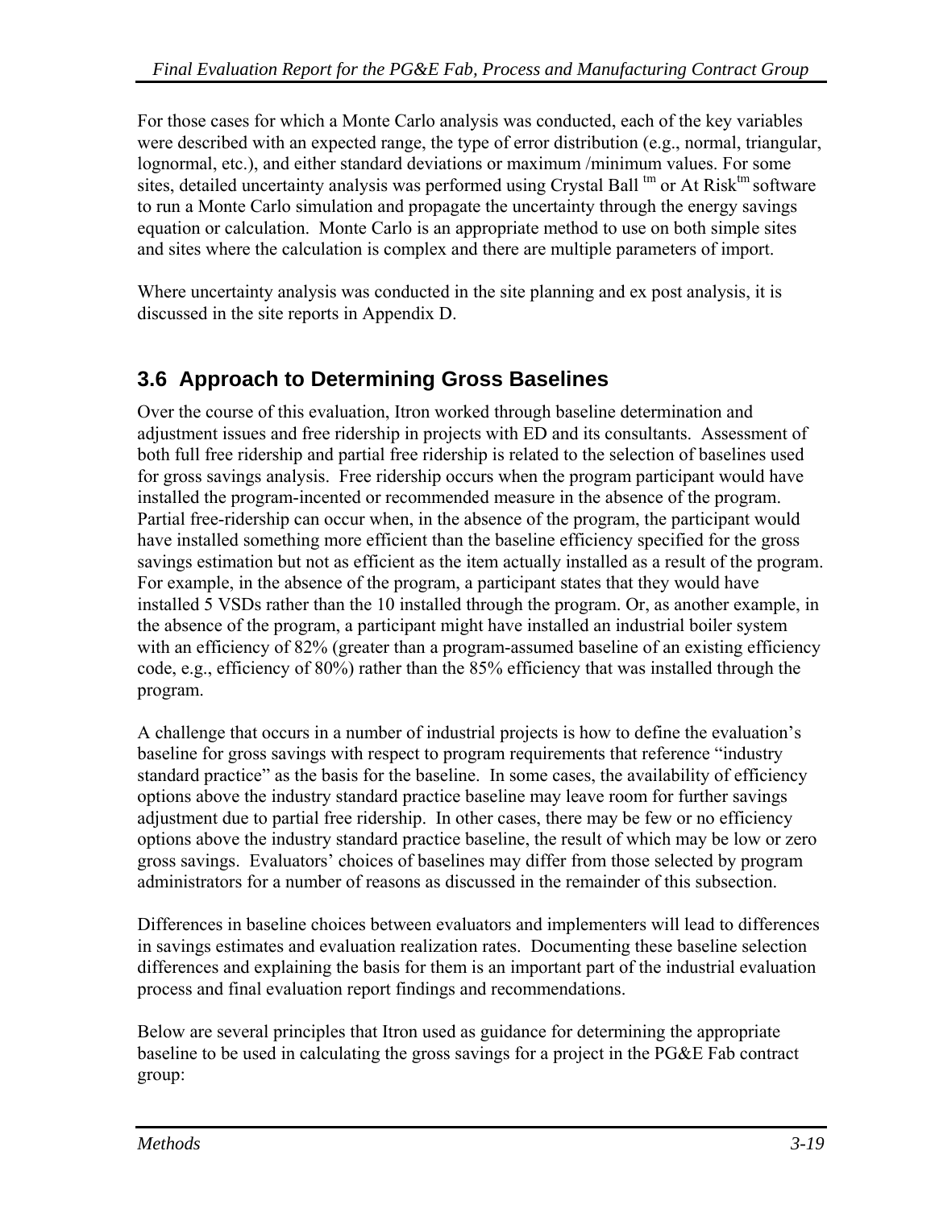For those cases for which a Monte Carlo analysis was conducted, each of the key variables were described with an expected range, the type of error distribution (e.g., normal, triangular, lognormal, etc.), and either standard deviations or maximum /minimum values. For some sites, detailed uncertainty analysis was performed using Crystal Ball tm or At Risktm software to run a Monte Carlo simulation and propagate the uncertainty through the energy savings equation or calculation. Monte Carlo is an appropriate method to use on both simple sites and sites where the calculation is complex and there are multiple parameters of import.

Where uncertainty analysis was conducted in the site planning and ex post analysis, it is discussed in the site reports in Appendix D.

## 3.6 Approach to Determining Gross Baselines

Over the course of this evaluation, Itron worked through baseline determination and adjustment issues and free ridership in projects with ED and its consultants. Assessment of both full free ridership and partial free ridership is related to the selection of baselines used for gross savings analysis. Free ridership occurs when the program participant would have installed the program-incented or recommended measure in the absence of the program. Partial free-ridership can occur when, in the absence of the program, the participant would have installed something more efficient than the baseline efficiency specified for the gross savings estimation but not as efficient as the item actually installed as a result of the program. For example, in the absence of the program, a participant states that they would have installed 5 VSDs rather than the 10 installed through the program. Or, as another example, in the absence of the program, a participant might have installed an industrial boiler system with an efficiency of 82% (greater than a program-assumed baseline of an existing efficiency code, e.g., efficiency of 80%) rather than the 85% efficiency that was installed through the program.

A challenge that occurs in a number of industrial projects is how to define the evaluation's baseline for gross savings with respect to program requirements that reference "industry standard practice" as the basis for the baseline. In some cases, the availability of efficiency options above the industry standard practice baseline may leave room for further savings adjustment due to partial free ridership. In other cases, there may be few or no efficiency options above the industry standard practice baseline, the result of which may be low or zero gross savings. Evaluators' choices of baselines may differ from those selected by program administrators for a number of reasons as discussed in the remainder of this subsection.

Differences in baseline choices between evaluators and implementers will lead to differences in savings estimates and evaluation realization rates. Documenting these baseline selection differences and explaining the basis for them is an important part of the industrial evaluation process and final evaluation report findings and recommendations.

Below are several principles that Itron used as guidance for determining the appropriate baseline to be used in calculating the gross savings for a project in the PG&E Fab contract group: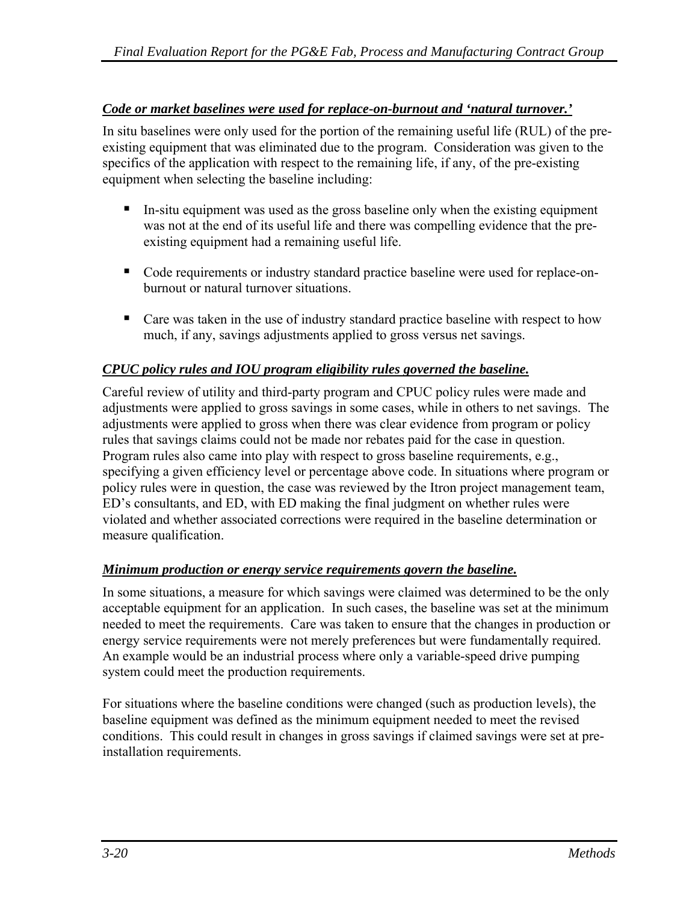***Code or market baselines were used for replace-on-burnout and 'natural turnover.'***

In situ baselines were only used for the portion of the remaining useful life (RUL) of the pre-existing equipment that was eliminated due to the program. Consideration was given to the specifics of the application with respect to the remaining life, if any, of the pre-existing equipment when selecting the baseline including:

- In-situ equipment was used as the gross baseline only when the existing equipment was not at the end of its useful life and there was compelling evidence that the pre-existing equipment had a remaining useful life.
- Code requirements or industry standard practice baseline were used for replace-on-burnout or natural turnover situations.
- Care was taken in the use of industry standard practice baseline with respect to how much, if any, savings adjustments applied to gross versus net savings.

***CPUC policy rules and IOU program eligibility rules governed the baseline.***

Careful review of utility and third-party program and CPUC policy rules were made and adjustments were applied to gross savings in some cases, while in others to net savings. The adjustments were applied to gross when there was clear evidence from program or policy rules that savings claims could not be made nor rebates paid for the case in question. Program rules also came into play with respect to gross baseline requirements, e.g., specifying a given efficiency level or percentage above code. In situations where program or policy rules were in question, the case was reviewed by the Itron project management team, ED's consultants, and ED, with ED making the final judgment on whether rules were violated and whether associated corrections were required in the baseline determination or measure qualification.

***Minimum production or energy service requirements govern the baseline.***

In some situations, a measure for which savings were claimed was determined to be the only acceptable equipment for an application. In such cases, the baseline was set at the minimum needed to meet the requirements. Care was taken to ensure that the changes in production or energy service requirements were not merely preferences but were fundamentally required. An example would be an industrial process where only a variable-speed drive pumping system could meet the production requirements.

For situations where the baseline conditions were changed (such as production levels), the baseline equipment was defined as the minimum equipment needed to meet the revised conditions. This could result in changes in gross savings if claimed savings were set at pre-installation requirements.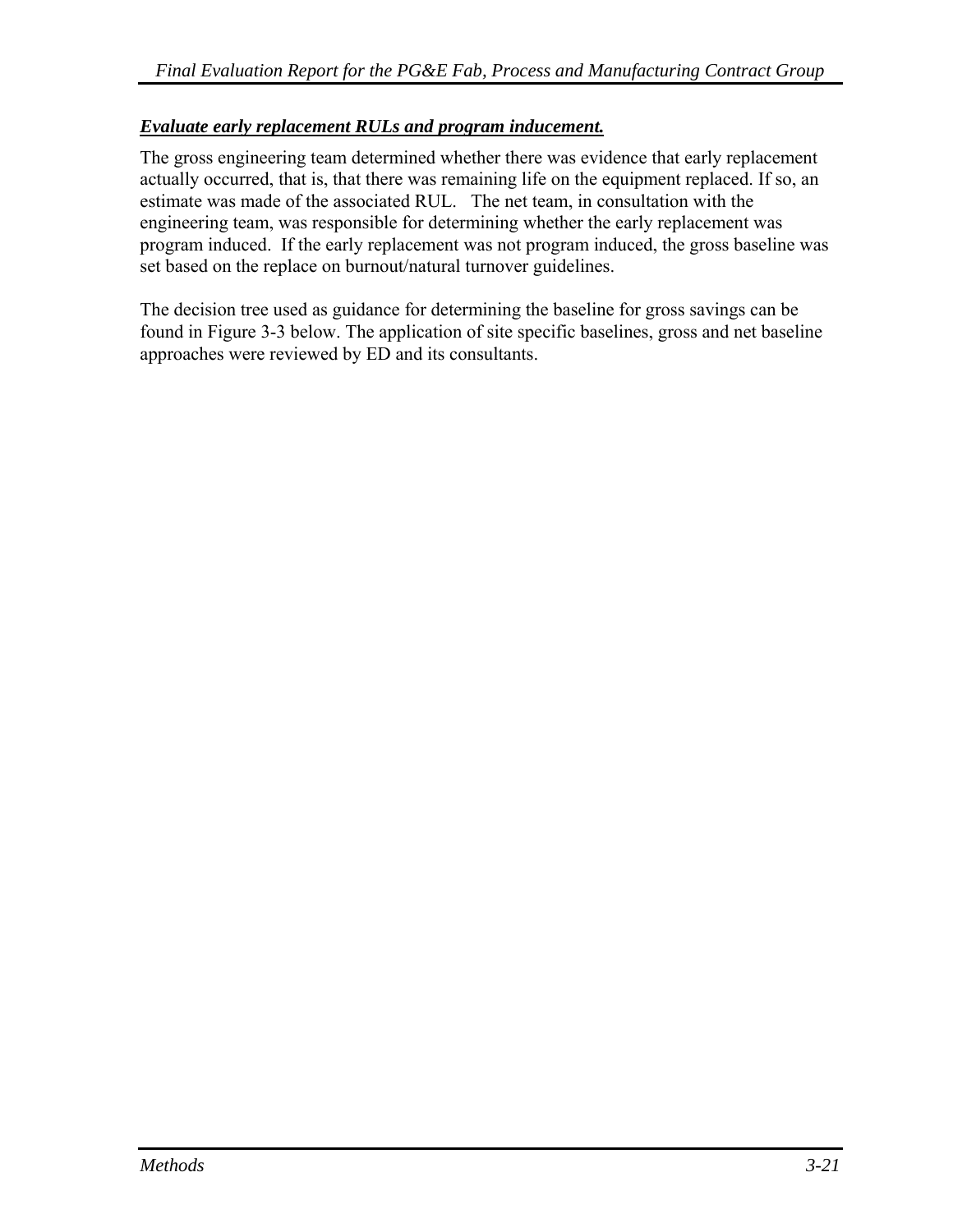***Evaluate early replacement RULs and program inducement.***

The gross engineering team determined whether there was evidence that early replacement actually occurred, that is, that there was remaining life on the equipment replaced. If so, an estimate was made of the associated RUL. The net team, in consultation with the engineering team, was responsible for determining whether the early replacement was program induced. If the early replacement was not program induced, the gross baseline was set based on the replace on burnout/natural turnover guidelines.

The decision tree used as guidance for determining the baseline for gross savings can be found in Figure 3-3 below. The application of site specific baselines, gross and net baseline approaches were reviewed by ED and its consultants.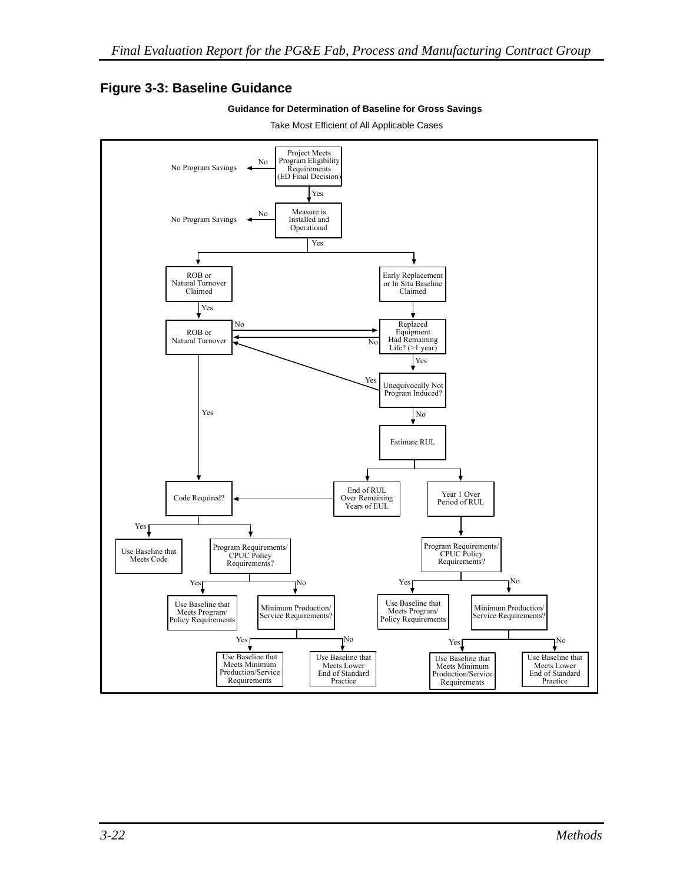## Figure 3-3: Baseline Guidance

**Guidance for Determination of Baseline for Gross Savings**

Take Most Efficient of All Applicable Cases

- Project Meets Program Eligibility Requirements (ED Final Decision)
  - No → No Program Savings
  - Yes → Measure is Installed and Operational
    - No → No Program Savings
    - Yes →
      - ROB or Natural Turnover Claimed
        - Yes → ROB or Natural Turnover
      - Early Replacement or In Situ Baseline Claimed → Replaced Equipment Had Remaining Life? (>1 year)
        - No → ROB or Natural Turnover
        - Yes → Unequivocally Not Program Induced?
          - Yes → ROB or Natural Turnover
          - No → Estimate RUL

- ROB or Natural Turnover
  - No → Replaced Equipment Had Remaining Life? (>1 year)
  - Yes → Code Required?

- Estimate RUL →
  - End of RUL Over Remaining Years of EUL → Code Required?
  - Year 1 Over Period of RUL → Program Requirements/CPUC Policy Requirements?
    - Yes → Use Baseline that Meets Program/Policy Requirements
    - No → Minimum Production/Service Requirements?
      - Yes → Use Baseline that Meets Minimum Production/Service Requirements
      - No → Use Baseline that Meets Lower End of Standard Practice

- Code Required?
  - Yes → Use Baseline that Meets Code
  - Program Requirements/CPUC Policy Requirements?
    - Yes → Use Baseline that Meets Program/Policy Requirements
    - No → Minimum Production/Service Requirements?
      - Yes → Use Baseline that Meets Minimum Production/Service Requirements
      - No → Use Baseline that Meets Lower End of Standard Practice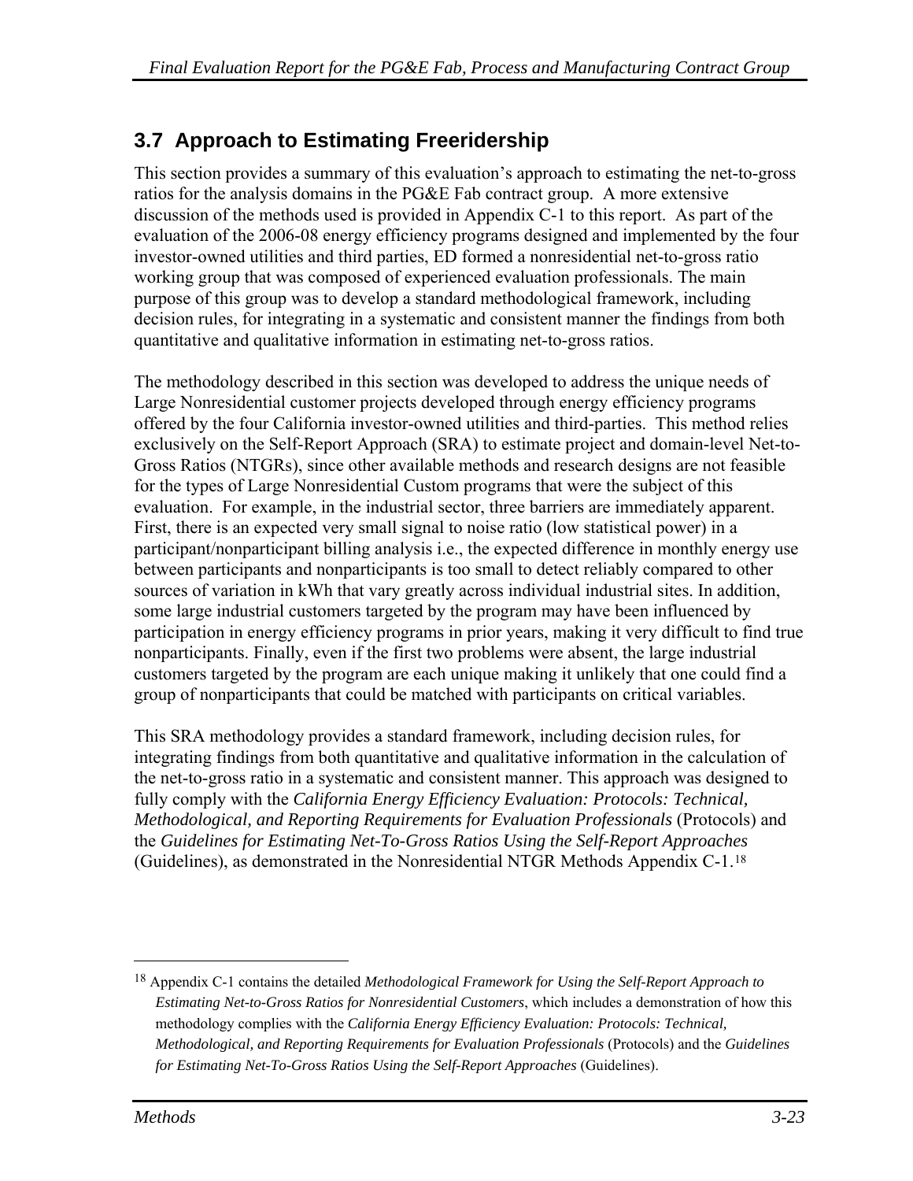## 3.7 Approach to Estimating Freeridership

This section provides a summary of this evaluation's approach to estimating the net-to-gross ratios for the analysis domains in the PG&E Fab contract group. A more extensive discussion of the methods used is provided in Appendix C-1 to this report. As part of the evaluation of the 2006-08 energy efficiency programs designed and implemented by the four investor-owned utilities and third parties, ED formed a nonresidential net-to-gross ratio working group that was composed of experienced evaluation professionals. The main purpose of this group was to develop a standard methodological framework, including decision rules, for integrating in a systematic and consistent manner the findings from both quantitative and qualitative information in estimating net-to-gross ratios.

The methodology described in this section was developed to address the unique needs of Large Nonresidential customer projects developed through energy efficiency programs offered by the four California investor-owned utilities and third-parties. This method relies exclusively on the Self-Report Approach (SRA) to estimate project and domain-level Net-to-Gross Ratios (NTGRs), since other available methods and research designs are not feasible for the types of Large Nonresidential Custom programs that were the subject of this evaluation. For example, in the industrial sector, three barriers are immediately apparent. First, there is an expected very small signal to noise ratio (low statistical power) in a participant/nonparticipant billing analysis i.e., the expected difference in monthly energy use between participants and nonparticipants is too small to detect reliably compared to other sources of variation in kWh that vary greatly across individual industrial sites. In addition, some large industrial customers targeted by the program may have been influenced by participation in energy efficiency programs in prior years, making it very difficult to find true nonparticipants. Finally, even if the first two problems were absent, the large industrial customers targeted by the program are each unique making it unlikely that one could find a group of nonparticipants that could be matched with participants on critical variables.

This SRA methodology provides a standard framework, including decision rules, for integrating findings from both quantitative and qualitative information in the calculation of the net-to-gross ratio in a systematic and consistent manner. This approach was designed to fully comply with the *California Energy Efficiency Evaluation: Protocols: Technical, Methodological, and Reporting Requirements for Evaluation Professionals* (Protocols) and the *Guidelines for Estimating Net-To-Gross Ratios Using the Self-Report Approaches* (Guidelines), as demonstrated in the Nonresidential NTGR Methods Appendix C-1.[18]

[18] Appendix C-1 contains the detailed *Methodological Framework for Using the Self-Report Approach to Estimating Net-to-Gross Ratios for Nonresidential Customers*, which includes a demonstration of how this methodology complies with the *California Energy Efficiency Evaluation: Protocols: Technical, Methodological, and Reporting Requirements for Evaluation Professionals* (Protocols) and the *Guidelines for Estimating Net-To-Gross Ratios Using the Self-Report Approaches* (Guidelines).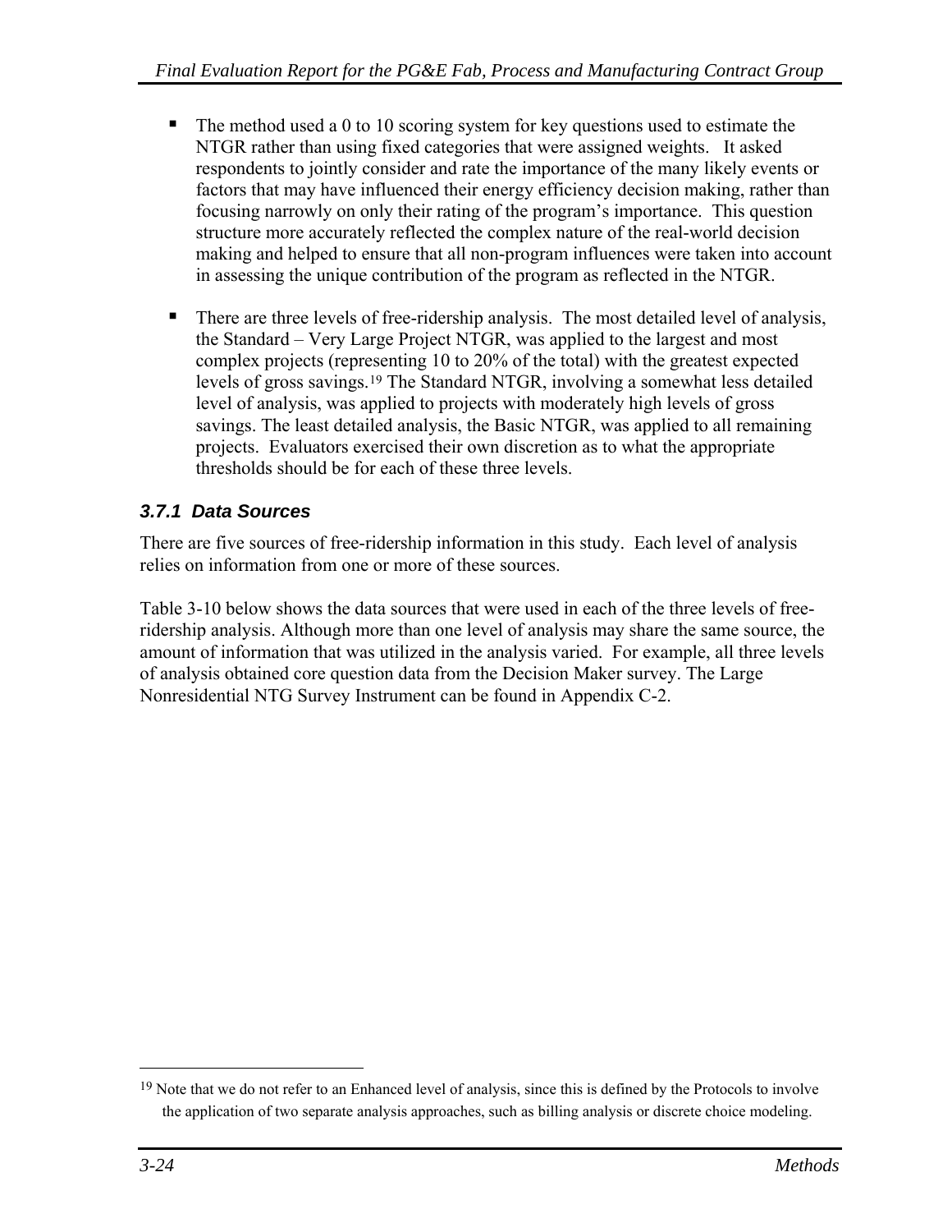- The method used a 0 to 10 scoring system for key questions used to estimate the NTGR rather than using fixed categories that were assigned weights. It asked respondents to jointly consider and rate the importance of the many likely events or factors that may have influenced their energy efficiency decision making, rather than focusing narrowly on only their rating of the program's importance. This question structure more accurately reflected the complex nature of the real-world decision making and helped to ensure that all non-program influences were taken into account in assessing the unique contribution of the program as reflected in the NTGR.

- There are three levels of free-ridership analysis. The most detailed level of analysis, the Standard – Very Large Project NTGR, was applied to the largest and most complex projects (representing 10 to 20% of the total) with the greatest expected levels of gross savings.[19] The Standard NTGR, involving a somewhat less detailed level of analysis, was applied to projects with moderately high levels of gross savings. The least detailed analysis, the Basic NTGR, was applied to all remaining projects. Evaluators exercised their own discretion as to what the appropriate thresholds should be for each of these three levels.

### *3.7.1 Data Sources*

There are five sources of free-ridership information in this study. Each level of analysis relies on information from one or more of these sources.

Table 3-10 below shows the data sources that were used in each of the three levels of free-ridership analysis. Although more than one level of analysis may share the same source, the amount of information that was utilized in the analysis varied. For example, all three levels of analysis obtained core question data from the Decision Maker survey. The Large Nonresidential NTG Survey Instrument can be found in Appendix C-2.

---

[19] Note that we do not refer to an Enhanced level of analysis, since this is defined by the Protocols to involve the application of two separate analysis approaches, such as billing analysis or discrete choice modeling.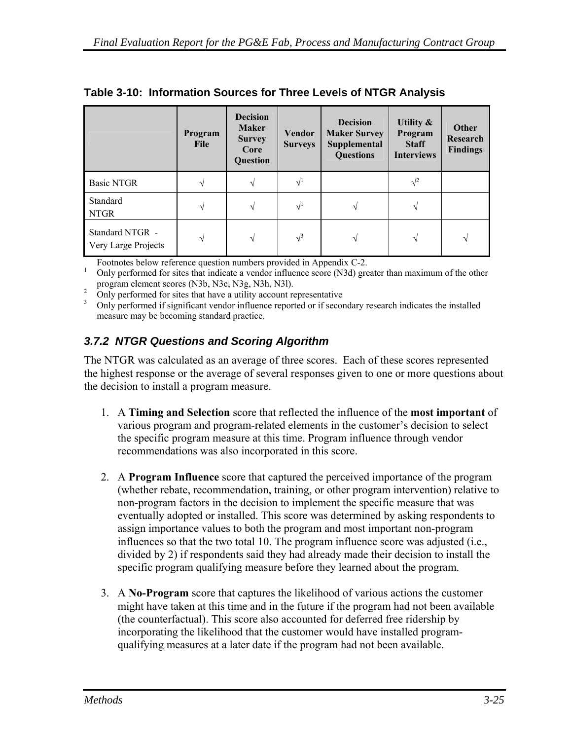**Table 3-10: Information Sources for Three Levels of NTGR Analysis**

| | Program File | Decision Maker Survey Core Question | Vendor Surveys | Decision Maker Survey Supplemental Questions | Utility & Program Staff Interviews | Other Research Findings |
|---|---|---|---|---|---|---|
| Basic NTGR | √ | √ | √[1] | | √[2] | |
| Standard NTGR | √ | √ | √[1] | √ | √ | |
| Standard NTGR - Very Large Projects | √ | √ | √[3] | √ | √ | √ |

Footnotes below reference question numbers provided in Appendix C-2.

[1] Only performed for sites that indicate a vendor influence score (N3d) greater than maximum of the other program element scores (N3b, N3c, N3g, N3h, N3l).

[2] Only performed for sites that have a utility account representative

[3] Only performed if significant vendor influence reported or if secondary research indicates the installed measure may be becoming standard practice.

### *3.7.2 NTGR Questions and Scoring Algorithm*

The NTGR was calculated as an average of three scores. Each of these scores represented the highest response or the average of several responses given to one or more questions about the decision to install a program measure.

1. A **Timing and Selection** score that reflected the influence of the **most important** of various program and program-related elements in the customer's decision to select the specific program measure at this time. Program influence through vendor recommendations was also incorporated in this score.

2. A **Program Influence** score that captured the perceived importance of the program (whether rebate, recommendation, training, or other program intervention) relative to non-program factors in the decision to implement the specific measure that was eventually adopted or installed. This score was determined by asking respondents to assign importance values to both the program and most important non-program influences so that the two total 10. The program influence score was adjusted (i.e., divided by 2) if respondents said they had already made their decision to install the specific program qualifying measure before they learned about the program.

3. A **No-Program** score that captures the likelihood of various actions the customer might have taken at this time and in the future if the program had not been available (the counterfactual). This score also accounted for deferred free ridership by incorporating the likelihood that the customer would have installed program-qualifying measures at a later date if the program had not been available.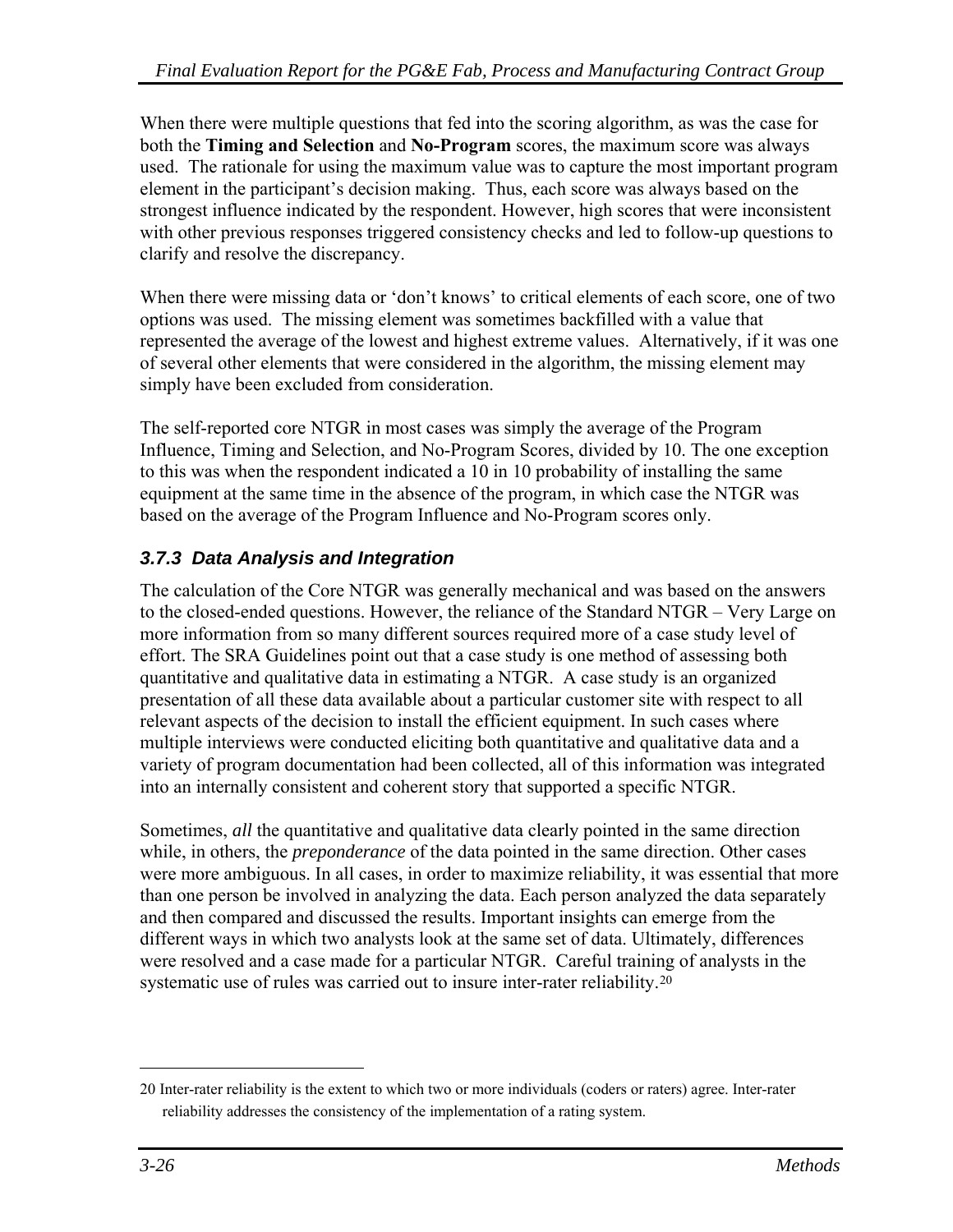When there were multiple questions that fed into the scoring algorithm, as was the case for both the **Timing and Selection** and **No-Program** scores, the maximum score was always used. The rationale for using the maximum value was to capture the most important program element in the participant's decision making. Thus, each score was always based on the strongest influence indicated by the respondent. However, high scores that were inconsistent with other previous responses triggered consistency checks and led to follow-up questions to clarify and resolve the discrepancy.

When there were missing data or 'don't knows' to critical elements of each score, one of two options was used. The missing element was sometimes backfilled with a value that represented the average of the lowest and highest extreme values. Alternatively, if it was one of several other elements that were considered in the algorithm, the missing element may simply have been excluded from consideration.

The self-reported core NTGR in most cases was simply the average of the Program Influence, Timing and Selection, and No-Program Scores, divided by 10. The one exception to this was when the respondent indicated a 10 in 10 probability of installing the same equipment at the same time in the absence of the program, in which case the NTGR was based on the average of the Program Influence and No-Program scores only.

### *3.7.3 Data Analysis and Integration*

The calculation of the Core NTGR was generally mechanical and was based on the answers to the closed-ended questions. However, the reliance of the Standard NTGR – Very Large on more information from so many different sources required more of a case study level of effort. The SRA Guidelines point out that a case study is one method of assessing both quantitative and qualitative data in estimating a NTGR. A case study is an organized presentation of all these data available about a particular customer site with respect to all relevant aspects of the decision to install the efficient equipment. In such cases where multiple interviews were conducted eliciting both quantitative and qualitative data and a variety of program documentation had been collected, all of this information was integrated into an internally consistent and coherent story that supported a specific NTGR.

Sometimes, *all* the quantitative and qualitative data clearly pointed in the same direction while, in others, the *preponderance* of the data pointed in the same direction. Other cases were more ambiguous. In all cases, in order to maximize reliability, it was essential that more than one person be involved in analyzing the data. Each person analyzed the data separately and then compared and discussed the results. Important insights can emerge from the different ways in which two analysts look at the same set of data. Ultimately, differences were resolved and a case made for a particular NTGR. Careful training of analysts in the systematic use of rules was carried out to insure inter-rater reliability.[20]

---

20 Inter-rater reliability is the extent to which two or more individuals (coders or raters) agree. Inter-rater reliability addresses the consistency of the implementation of a rating system.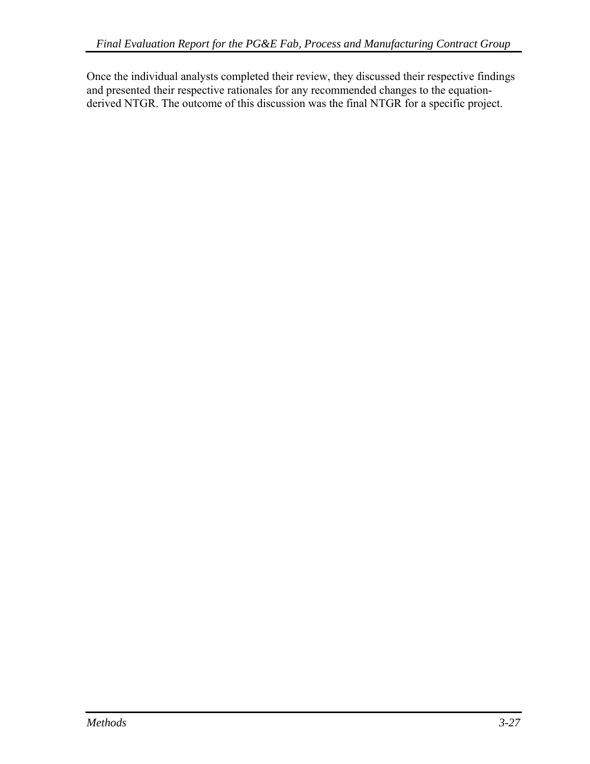Once the individual analysts completed their review, they discussed their respective findings and presented their respective rationales for any recommended changes to the equation-derived NTGR. The outcome of this discussion was the final NTGR for a specific project.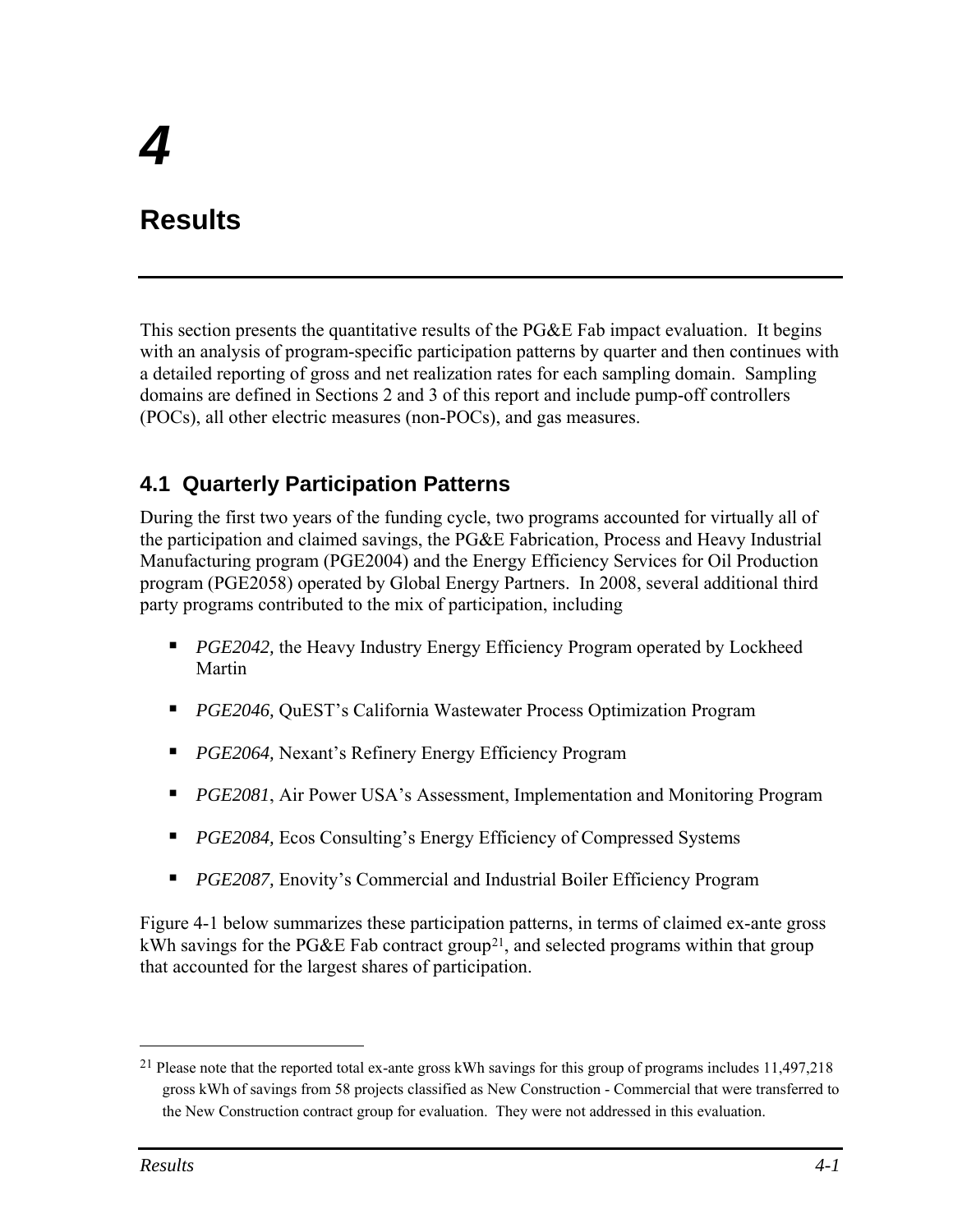# 4

# Results

This section presents the quantitative results of the PG&E Fab impact evaluation. It begins with an analysis of program-specific participation patterns by quarter and then continues with a detailed reporting of gross and net realization rates for each sampling domain. Sampling domains are defined in Sections 2 and 3 of this report and include pump-off controllers (POCs), all other electric measures (non-POCs), and gas measures.

## 4.1 Quarterly Participation Patterns

During the first two years of the funding cycle, two programs accounted for virtually all of the participation and claimed savings, the PG&E Fabrication, Process and Heavy Industrial Manufacturing program (PGE2004) and the Energy Efficiency Services for Oil Production program (PGE2058) operated by Global Energy Partners. In 2008, several additional third party programs contributed to the mix of participation, including

- *PGE2042,* the Heavy Industry Energy Efficiency Program operated by Lockheed Martin
- *PGE2046,* QuEST's California Wastewater Process Optimization Program
- *PGE2064,* Nexant's Refinery Energy Efficiency Program
- *PGE2081*, Air Power USA's Assessment, Implementation and Monitoring Program
- *PGE2084,* Ecos Consulting's Energy Efficiency of Compressed Systems
- *PGE2087,* Enovity's Commercial and Industrial Boiler Efficiency Program

Figure 4-1 below summarizes these participation patterns, in terms of claimed ex-ante gross kWh savings for the PG&E Fab contract group[21], and selected programs within that group that accounted for the largest shares of participation.

[21] Please note that the reported total ex-ante gross kWh savings for this group of programs includes 11,497,218 gross kWh of savings from 58 projects classified as New Construction - Commercial that were transferred to the New Construction contract group for evaluation. They were not addressed in this evaluation.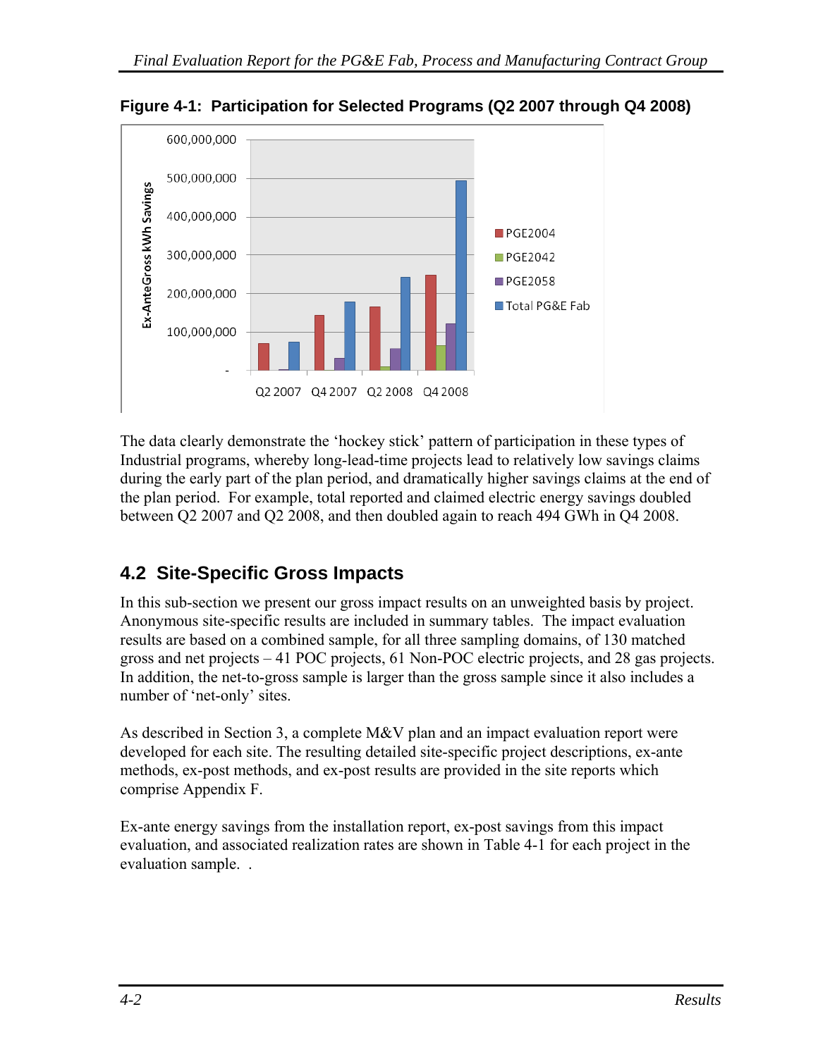**Figure 4-1: Participation for Selected Programs (Q2 2007 through Q4 2008)**

The data clearly demonstrate the 'hockey stick' pattern of participation in these types of Industrial programs, whereby long-lead-time projects lead to relatively low savings claims during the early part of the plan period, and dramatically higher savings claims at the end of the plan period. For example, total reported and claimed electric energy savings doubled between Q2 2007 and Q2 2008, and then doubled again to reach 494 GWh in Q4 2008.

## 4.2 Site-Specific Gross Impacts

In this sub-section we present our gross impact results on an unweighted basis by project. Anonymous site-specific results are included in summary tables. The impact evaluation results are based on a combined sample, for all three sampling domains, of 130 matched gross and net projects – 41 POC projects, 61 Non-POC electric projects, and 28 gas projects. In addition, the net-to-gross sample is larger than the gross sample since it also includes a number of 'net-only' sites.

As described in Section 3, a complete M&V plan and an impact evaluation report were developed for each site. The resulting detailed site-specific project descriptions, ex-ante methods, ex-post methods, and ex-post results are provided in the site reports which comprise Appendix F.

Ex-ante energy savings from the installation report, ex-post savings from this impact evaluation, and associated realization rates are shown in Table 4-1 for each project in the evaluation sample. .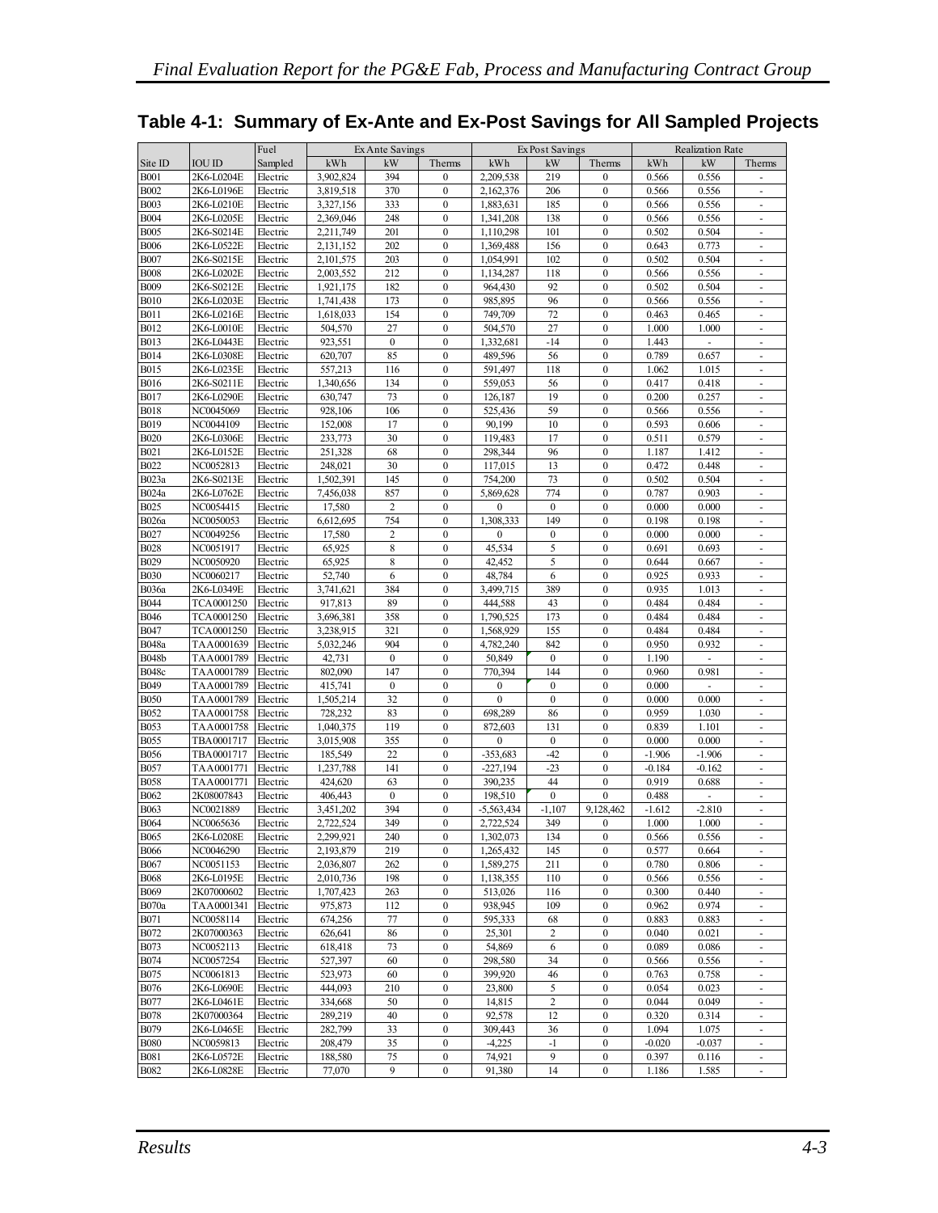## Table 4-1: Summary of Ex-Ante and Ex-Post Savings for All Sampled Projects

| Site ID | IOU ID | Fuel Sampled | Ex Ante Savings | | | Ex Post Savings | | | Realization Rate | | |
|---|---|---|---|---|---|---|---|---|---|---|---|
| | | | kWh | kW | Therms | kWh | kW | Therms | kWh | kW | Therms |
| B001 | 2K6-L0204E | Electric | 3,902,824 | 394 | 0 | 2,209,538 | 219 | 0 | 0.566 | 0.556 | - |
| B002 | 2K6-L0196E | Electric | 3,819,518 | 370 | 0 | 2,162,376 | 206 | 0 | 0.566 | 0.556 | - |
| B003 | 2K6-L0210E | Electric | 3,327,156 | 333 | 0 | 1,883,631 | 185 | 0 | 0.566 | 0.556 | - |
| B004 | 2K6-L0205E | Electric | 2,369,046 | 248 | 0 | 1,341,208 | 138 | 0 | 0.566 | 0.556 | - |
| B005 | 2K6-S0214E | Electric | 2,211,749 | 201 | 0 | 1,110,298 | 101 | 0 | 0.502 | 0.504 | - |
| B006 | 2K6-L0522E | Electric | 2,131,152 | 202 | 0 | 1,369,488 | 156 | 0 | 0.643 | 0.773 | - |
| B007 | 2K6-S0215E | Electric | 2,101,575 | 203 | 0 | 1,054,991 | 102 | 0 | 0.502 | 0.504 | - |
| B008 | 2K6-L0202E | Electric | 2,003,552 | 212 | 0 | 1,134,287 | 118 | 0 | 0.566 | 0.556 | - |
| B009 | 2K6-S0212E | Electric | 1,921,175 | 182 | 0 | 964,430 | 92 | 0 | 0.502 | 0.504 | - |
| B010 | 2K6-L0203E | Electric | 1,741,438 | 173 | 0 | 985,895 | 96 | 0 | 0.566 | 0.556 | - |
| B011 | 2K6-L0216E | Electric | 1,618,033 | 154 | 0 | 749,709 | 72 | 0 | 0.463 | 0.465 | - |
| B012 | 2K6-L0010E | Electric | 504,570 | 27 | 0 | 504,570 | 27 | 0 | 1.000 | 1.000 | - |
| B013 | 2K6-L0443E | Electric | 923,551 | 0 | 0 | 1,332,681 | -14 | 0 | 1.443 | - | - |
| B014 | 2K6-L0308E | Electric | 620,707 | 85 | 0 | 489,596 | 56 | 0 | 0.789 | 0.657 | - |
| B015 | 2K6-L0235E | Electric | 557,213 | 116 | 0 | 591,497 | 118 | 0 | 1.062 | 1.015 | - |
| B016 | 2K6-S0211E | Electric | 1,340,656 | 134 | 0 | 559,053 | 56 | 0 | 0.417 | 0.418 | - |
| B017 | 2K6-L0290E | Electric | 630,747 | 73 | 0 | 126,187 | 19 | 0 | 0.200 | 0.257 | - |
| B018 | NC0045069 | Electric | 928,106 | 106 | 0 | 525,436 | 59 | 0 | 0.566 | 0.556 | - |
| B019 | NC0044109 | Electric | 152,008 | 17 | 0 | 90,199 | 10 | 0 | 0.593 | 0.606 | - |
| B020 | 2K6-L0306E | Electric | 233,773 | 30 | 0 | 119,483 | 17 | 0 | 0.511 | 0.579 | - |
| B021 | 2K6-L0152E | Electric | 251,328 | 68 | 0 | 298,344 | 96 | 0 | 1.187 | 1.412 | - |
| B022 | NC0052813 | Electric | 248,021 | 30 | 0 | 117,015 | 13 | 0 | 0.472 | 0.448 | - |
| B023a | 2K6-S0213E | Electric | 1,502,391 | 145 | 0 | 754,200 | 73 | 0 | 0.502 | 0.504 | - |
| B024a | 2K6-L0762E | Electric | 7,456,038 | 857 | 0 | 5,869,628 | 774 | 0 | 0.787 | 0.903 | - |
| B025 | NC0054415 | Electric | 17,580 | 2 | 0 | 0 | 0 | 0 | 0.000 | 0.000 | - |
| B026a | NC0050053 | Electric | 6,612,695 | 754 | 0 | 1,308,333 | 149 | 0 | 0.198 | 0.198 | - |
| B027 | NC0049256 | Electric | 17,580 | 2 | 0 | 0 | 0 | 0 | 0.000 | 0.000 | - |
| B028 | NC0051917 | Electric | 65,925 | 8 | 0 | 45,534 | 5 | 0 | 0.691 | 0.693 | - |
| B029 | NC0050920 | Electric | 65,925 | 8 | 0 | 42,452 | 5 | 0 | 0.644 | 0.667 | - |
| B030 | NC0060217 | Electric | 52,740 | 6 | 0 | 48,784 | 6 | 0 | 0.925 | 0.933 | - |
| B036a | 2K6-L0349E | Electric | 3,741,621 | 384 | 0 | 3,499,715 | 389 | 0 | 0.935 | 1.013 | - |
| B044 | TCA0001250 | Electric | 917,813 | 89 | 0 | 444,588 | 43 | 0 | 0.484 | 0.484 | - |
| B046 | TCA0001250 | Electric | 3,696,381 | 358 | 0 | 1,790,525 | 173 | 0 | 0.484 | 0.484 | - |
| B047 | TCA0001250 | Electric | 3,238,915 | 321 | 0 | 1,568,929 | 155 | 0 | 0.484 | 0.484 | - |
| B048a | TAA0001639 | Electric | 5,032,246 | 904 | 0 | 4,782,240 | 842 | 0 | 0.950 | 0.932 | - |
| B048b | TAA0001789 | Electric | 42,731 | 0 | 0 | 50,849 | 0 | 0 | 1.190 | - | - |
| B048c | TAA0001789 | Electric | 802,090 | 147 | 0 | 770,394 | 144 | 0 | 0.960 | 0.981 | - |
| B049 | TAA0001789 | Electric | 415,741 | 0 | 0 | 0 | 0 | 0 | 0.000 | - | - |
| B050 | TAA0001789 | Electric | 1,505,214 | 32 | 0 | 0 | 0 | 0 | 0.000 | 0.000 | - |
| B052 | TAA0001758 | Electric | 728,232 | 83 | 0 | 698,289 | 86 | 0 | 0.959 | 1.030 | - |
| B053 | TAA0001758 | Electric | 1,040,375 | 119 | 0 | 872,603 | 131 | 0 | 0.839 | 1.101 | - |
| B055 | TBA0001717 | Electric | 3,015,908 | 355 | 0 | 0 | 0 | 0 | 0.000 | 0.000 | - |
| B056 | TBA0001717 | Electric | 185,549 | 22 | 0 | -353,683 | -42 | 0 | -1.906 | -1.906 | - |
| B057 | TAA0001771 | Electric | 1,237,788 | 141 | 0 | -227,194 | -23 | 0 | -0.184 | -0.162 | - |
| B058 | TAA0001771 | Electric | 424,620 | 63 | 0 | 390,235 | 44 | 0 | 0.919 | 0.688 | - |
| B062 | 2K08007843 | Electric | 406,443 | 0 | 0 | 198,510 | 0 | 0 | 0.488 | - | - |
| B063 | NC0021889 | Electric | 3,451,202 | 394 | 0 | -5,563,434 | -1,107 | 9,128,462 | -1.612 | -2.810 | - |
| B064 | NC0065636 | Electric | 2,722,524 | 349 | 0 | 2,722,524 | 349 | 0 | 1.000 | 1.000 | - |
| B065 | 2K6-L0208E | Electric | 2,299,921 | 240 | 0 | 1,302,073 | 134 | 0 | 0.566 | 0.556 | - |
| B066 | NC0046290 | Electric | 2,193,879 | 219 | 0 | 1,265,432 | 145 | 0 | 0.577 | 0.664 | - |
| B067 | NC0051153 | Electric | 2,036,807 | 262 | 0 | 1,589,275 | 211 | 0 | 0.780 | 0.806 | - |
| B068 | 2K6-L0195E | Electric | 2,010,736 | 198 | 0 | 1,138,355 | 110 | 0 | 0.566 | 0.556 | - |
| B069 | 2K07000602 | Electric | 1,707,423 | 263 | 0 | 513,026 | 116 | 0 | 0.300 | 0.440 | - |
| B070a | TAA0001341 | Electric | 975,873 | 112 | 0 | 938,945 | 109 | 0 | 0.962 | 0.974 | - |
| B071 | NC0058114 | Electric | 674,256 | 77 | 0 | 595,333 | 68 | 0 | 0.883 | 0.883 | - |
| B072 | 2K07000363 | Electric | 626,641 | 86 | 0 | 25,301 | 2 | 0 | 0.040 | 0.021 | - |
| B073 | NC0052113 | Electric | 618,418 | 73 | 0 | 54,869 | 6 | 0 | 0.089 | 0.086 | - |
| B074 | NC0057254 | Electric | 527,397 | 60 | 0 | 298,580 | 34 | 0 | 0.566 | 0.556 | - |
| B075 | NC0061813 | Electric | 523,973 | 60 | 0 | 399,920 | 46 | 0 | 0.763 | 0.758 | - |
| B076 | 2K6-L0690E | Electric | 444,093 | 210 | 0 | 23,800 | 5 | 0 | 0.054 | 0.023 | - |
| B077 | 2K6-L0461E | Electric | 334,668 | 50 | 0 | 14,815 | 2 | 0 | 0.044 | 0.049 | - |
| B078 | 2K07000364 | Electric | 289,219 | 40 | 0 | 92,578 | 12 | 0 | 0.320 | 0.314 | - |
| B079 | 2K6-L0465E | Electric | 282,799 | 33 | 0 | 309,443 | 36 | 0 | 1.094 | 1.075 | - |
| B080 | NC0059813 | Electric | 208,479 | 35 | 0 | -4,225 | -1 | 0 | -0.020 | -0.037 | - |
| B081 | 2K6-L0572E | Electric | 188,580 | 75 | 0 | 74,921 | 9 | 0 | 0.397 | 0.116 | - |
| B082 | 2K6-L0828E | Electric | 77,070 | 9 | 0 | 91,380 | 14 | 0 | 1.186 | 1.585 | - |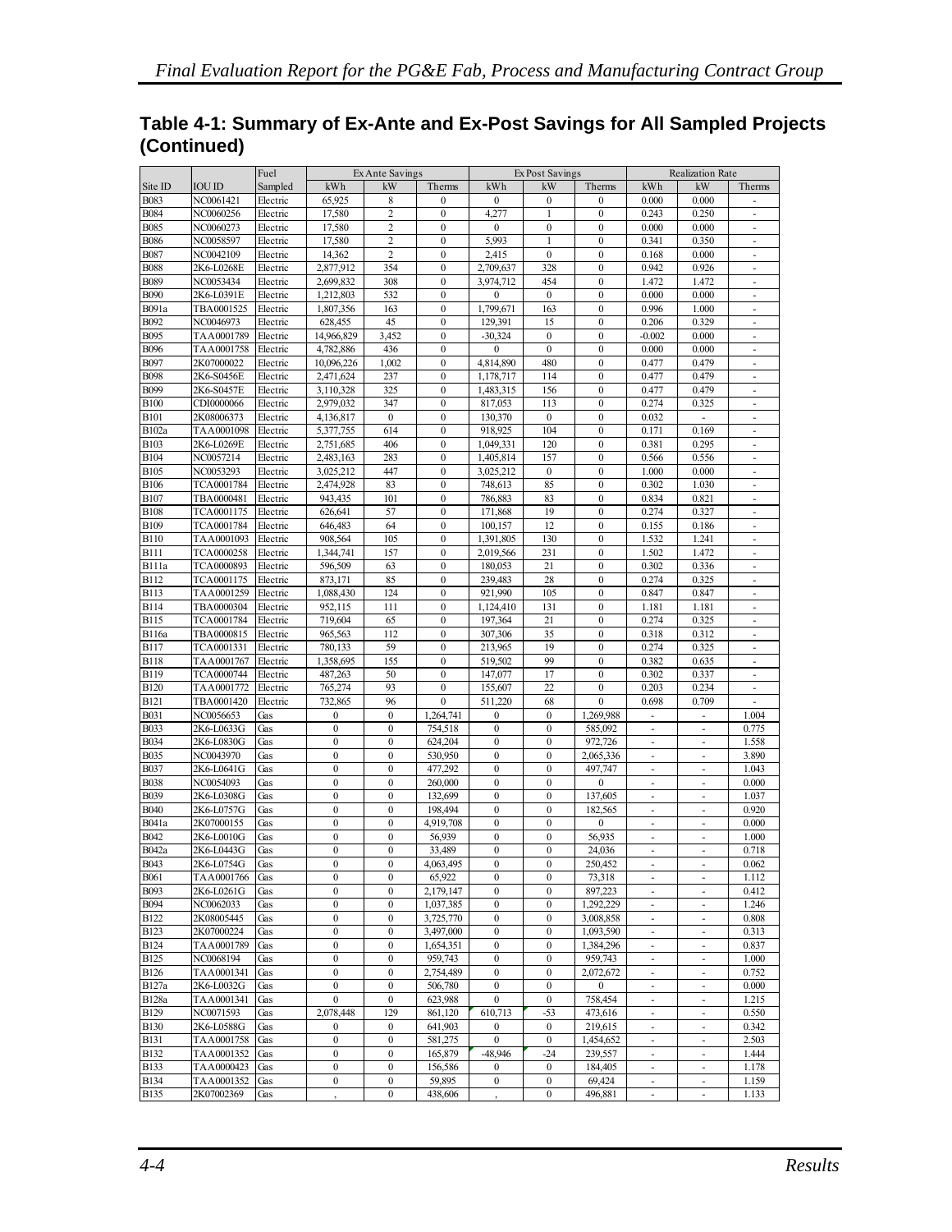## Table 4-1: Summary of Ex-Ante and Ex-Post Savings for All Sampled Projects (Continued)

| Site ID | IOU ID | Fuel Sampled | Ex Ante Savings | | | Ex Post Savings | | | Realization Rate | | |
|---|---|---|---|---|---|---|---|---|---|---|---|
| | | | kWh | kW | Therms | kWh | kW | Therms | kWh | kW | Therms |
| B083 | NC0061421 | Electric | 65,925 | 8 | 0 | 0 | 0 | 0 | 0.000 | 0.000 | - |
| B084 | NC0060256 | Electric | 17,580 | 2 | 0 | 4,277 | 1 | 0 | 0.243 | 0.250 | - |
| B085 | NC0060273 | Electric | 17,580 | 2 | 0 | 0 | 0 | 0 | 0.000 | 0.000 | - |
| B086 | NC0058597 | Electric | 17,580 | 2 | 0 | 5,993 | 1 | 0 | 0.341 | 0.350 | - |
| B087 | NC0042109 | Electric | 14,362 | 2 | 0 | 2,415 | 0 | 0 | 0.168 | 0.000 | - |
| B088 | 2K6-L0268E | Electric | 2,877,912 | 354 | 0 | 2,709,637 | 328 | 0 | 0.942 | 0.926 | - |
| B089 | NC0053434 | Electric | 2,699,832 | 308 | 0 | 3,974,712 | 454 | 0 | 1.472 | 1.472 | - |
| B090 | 2K6-L0391E | Electric | 1,212,803 | 532 | 0 | 0 | 0 | 0 | 0.000 | 0.000 | - |
| B091a | TBA0001525 | Electric | 1,807,356 | 163 | 0 | 1,799,671 | 163 | 0 | 0.996 | 1.000 | - |
| B092 | NC0046973 | Electric | 628,455 | 45 | 0 | 129,391 | 15 | 0 | 0.206 | 0.329 | - |
| B095 | TAA0001789 | Electric | 14,966,829 | 3,452 | 0 | -30,324 | 0 | 0 | -0.002 | 0.000 | - |
| B096 | TAA0001758 | Electric | 4,782,886 | 436 | 0 | 0 | 0 | 0 | 0.000 | 0.000 | - |
| B097 | 2K07000022 | Electric | 10,096,226 | 1,002 | 0 | 4,814,890 | 480 | 0 | 0.477 | 0.479 | - |
| B098 | 2K6-S0456E | Electric | 2,471,624 | 237 | 0 | 1,178,717 | 114 | 0 | 0.477 | 0.479 | - |
| B099 | 2K6-S0457E | Electric | 3,110,328 | 325 | 0 | 1,483,315 | 156 | 0 | 0.477 | 0.479 | - |
| B100 | CDI0000066 | Electric | 2,979,032 | 347 | 0 | 817,053 | 113 | 0 | 0.274 | 0.325 | - |
| B101 | 2K08006373 | Electric | 4,136,817 | 0 | 0 | 130,370 | 0 | 0 | 0.032 | - | - |
| B102a | TAA0001098 | Electric | 5,377,755 | 614 | 0 | 918,925 | 104 | 0 | 0.171 | 0.169 | - |
| B103 | 2K6-L0269E | Electric | 2,751,685 | 406 | 0 | 1,049,331 | 120 | 0 | 0.381 | 0.295 | - |
| B104 | NC0057214 | Electric | 2,483,163 | 283 | 0 | 1,405,814 | 157 | 0 | 0.566 | 0.556 | - |
| B105 | NC0053293 | Electric | 3,025,212 | 447 | 0 | 3,025,212 | 0 | 0 | 1.000 | 0.000 | - |
| B106 | TCA0001784 | Electric | 2,474,928 | 83 | 0 | 748,613 | 85 | 0 | 0.302 | 1.030 | - |
| B107 | TBA0000481 | Electric | 943,435 | 101 | 0 | 786,883 | 83 | 0 | 0.834 | 0.821 | - |
| B108 | TCA0001175 | Electric | 626,641 | 57 | 0 | 171,868 | 19 | 0 | 0.274 | 0.327 | - |
| B109 | TCA0001784 | Electric | 646,483 | 64 | 0 | 100,157 | 12 | 0 | 0.155 | 0.186 | - |
| B110 | TAA0001093 | Electric | 908,564 | 105 | 0 | 1,391,805 | 130 | 0 | 1.532 | 1.241 | - |
| B111 | TCA0000258 | Electric | 1,344,741 | 157 | 0 | 2,019,566 | 231 | 0 | 1.502 | 1.472 | - |
| B111a | TCA0000893 | Electric | 596,509 | 63 | 0 | 180,053 | 21 | 0 | 0.302 | 0.336 | - |
| B112 | TCA0001175 | Electric | 873,171 | 85 | 0 | 239,483 | 28 | 0 | 0.274 | 0.325 | - |
| B113 | TAA0001259 | Electric | 1,088,430 | 124 | 0 | 921,990 | 105 | 0 | 0.847 | 0.847 | - |
| B114 | TBA0000304 | Electric | 952,115 | 111 | 0 | 1,124,410 | 131 | 0 | 1.181 | 1.181 | - |
| B115 | TCA0001784 | Electric | 719,604 | 65 | 0 | 197,364 | 21 | 0 | 0.274 | 0.325 | - |
| B116a | TBA0000815 | Electric | 965,563 | 112 | 0 | 307,306 | 35 | 0 | 0.318 | 0.312 | - |
| B117 | TCA0001331 | Electric | 780,133 | 59 | 0 | 213,965 | 19 | 0 | 0.274 | 0.325 | - |
| B118 | TAA0001767 | Electric | 1,358,695 | 155 | 0 | 519,502 | 99 | 0 | 0.382 | 0.635 | - |
| B119 | TCA0000744 | Electric | 487,263 | 50 | 0 | 147,077 | 17 | 0 | 0.302 | 0.337 | - |
| B120 | TAA0001772 | Electric | 765,274 | 93 | 0 | 155,607 | 22 | 0 | 0.203 | 0.234 | - |
| B121 | TBA0001420 | Electric | 732,865 | 96 | 0 | 511,220 | 68 | 0 | 0.698 | 0.709 | - |
| B031 | NC0056653 | Gas | 0 | 0 | 1,264,741 | 0 | 0 | 1,269,988 | - | - | 1.004 |
| B033 | 2K6-L0633G | Gas | 0 | 0 | 754,518 | 0 | 0 | 585,092 | - | - | 0.775 |
| B034 | 2K6-L0830G | Gas | 0 | 0 | 624,204 | 0 | 0 | 972,726 | - | - | 1.558 |
| B035 | NC0043970 | Gas | 0 | 0 | 530,950 | 0 | 0 | 2,065,336 | - | - | 3.890 |
| B037 | 2K6-L0641G | Gas | 0 | 0 | 477,292 | 0 | 0 | 497,747 | - | - | 1.043 |
| B038 | NC0054093 | Gas | 0 | 0 | 260,000 | 0 | 0 | 0 | - | - | 0.000 |
| B039 | 2K6-L0308G | Gas | 0 | 0 | 132,699 | 0 | 0 | 137,605 | - | - | 1.037 |
| B040 | 2K6-L0757G | Gas | 0 | 0 | 198,494 | 0 | 0 | 182,565 | - | - | 0.920 |
| B041a | 2K07000155 | Gas | 0 | 0 | 4,919,708 | 0 | 0 | 0 | - | - | 0.000 |
| B042 | 2K6-L0010G | Gas | 0 | 0 | 56,939 | 0 | 0 | 56,935 | - | - | 1.000 |
| B042a | 2K6-L0443G | Gas | 0 | 0 | 33,489 | 0 | 0 | 24,036 | - | - | 0.718 |
| B043 | 2K6-L0754G | Gas | 0 | 0 | 4,063,495 | 0 | 0 | 250,452 | - | - | 0.062 |
| B061 | TAA0001766 | Gas | 0 | 0 | 65,922 | 0 | 0 | 73,318 | - | - | 1.112 |
| B093 | 2K6-L0261G | Gas | 0 | 0 | 2,179,147 | 0 | 0 | 897,223 | - | - | 0.412 |
| B094 | NC0062033 | Gas | 0 | 0 | 1,037,385 | 0 | 0 | 1,292,229 | - | - | 1.246 |
| B122 | 2K08005445 | Gas | 0 | 0 | 3,725,770 | 0 | 0 | 3,008,858 | - | - | 0.808 |
| B123 | 2K07000224 | Gas | 0 | 0 | 3,497,000 | 0 | 0 | 1,093,590 | - | - | 0.313 |
| B124 | TAA0001789 | Gas | 0 | 0 | 1,654,351 | 0 | 0 | 1,384,296 | - | - | 0.837 |
| B125 | NC0068194 | Gas | 0 | 0 | 959,743 | 0 | 0 | 959,743 | - | - | 1.000 |
| B126 | TAA0001341 | Gas | 0 | 0 | 2,754,489 | 0 | 0 | 2,072,672 | - | - | 0.752 |
| B127a | 2K6-L0032G | Gas | 0 | 0 | 506,780 | 0 | 0 | 0 | - | - | 0.000 |
| B128a | TAA0001341 | Gas | 0 | 0 | 623,988 | 0 | 0 | 758,454 | - | - | 1.215 |
| B129 | NC0071593 | Gas | 2,078,448 | 129 | 861,120 | 610,713 | -53 | 473,616 | - | - | 0.550 |
| B130 | 2K6-L0588G | Gas | 0 | 0 | 641,903 | 0 | 0 | 219,615 | - | - | 0.342 |
| B131 | TAA0001758 | Gas | 0 | 0 | 581,275 | 0 | 0 | 1,454,652 | - | - | 2.503 |
| B132 | TAA0001352 | Gas | 0 | 0 | 165,879 | -48,946 | -24 | 239,557 | - | - | 1.444 |
| B133 | TAA0000423 | Gas | 0 | 0 | 156,586 | 0 | 0 | 184,405 | - | - | 1.178 |
| B134 | TAA0001352 | Gas | 0 | 0 | 59,895 | 0 | 0 | 69,424 | - | - | 1.159 |
| B135 | 2K07002369 | Gas | , | 0 | 438,606 | , | 0 | 496,881 | - | - | 1.133 |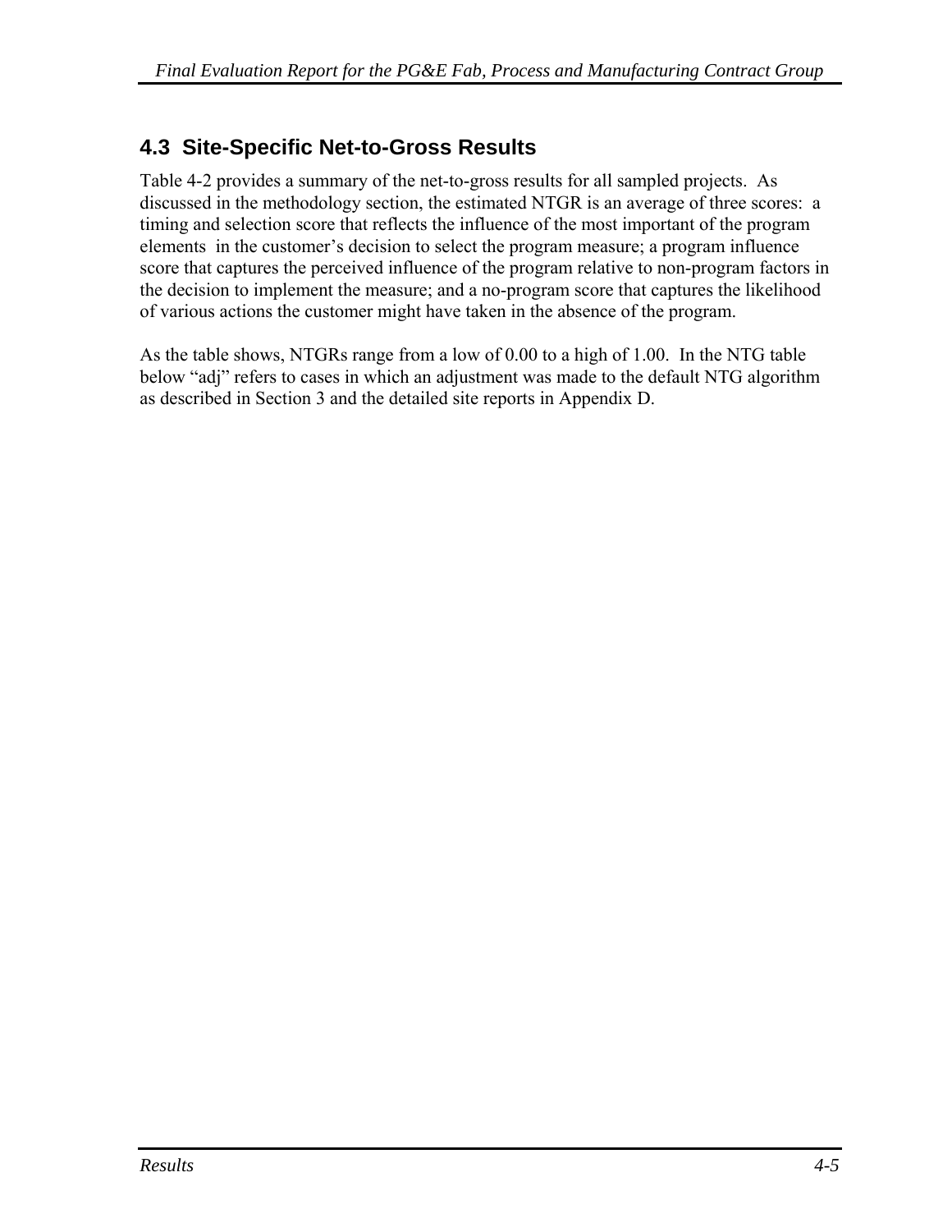## 4.3 Site-Specific Net-to-Gross Results

Table 4-2 provides a summary of the net-to-gross results for all sampled projects. As discussed in the methodology section, the estimated NTGR is an average of three scores: a timing and selection score that reflects the influence of the most important of the program elements in the customer's decision to select the program measure; a program influence score that captures the perceived influence of the program relative to non-program factors in the decision to implement the measure; and a no-program score that captures the likelihood of various actions the customer might have taken in the absence of the program.

As the table shows, NTGRs range from a low of 0.00 to a high of 1.00. In the NTG table below "adj" refers to cases in which an adjustment was made to the default NTG algorithm as described in Section 3 and the detailed site reports in Appendix D.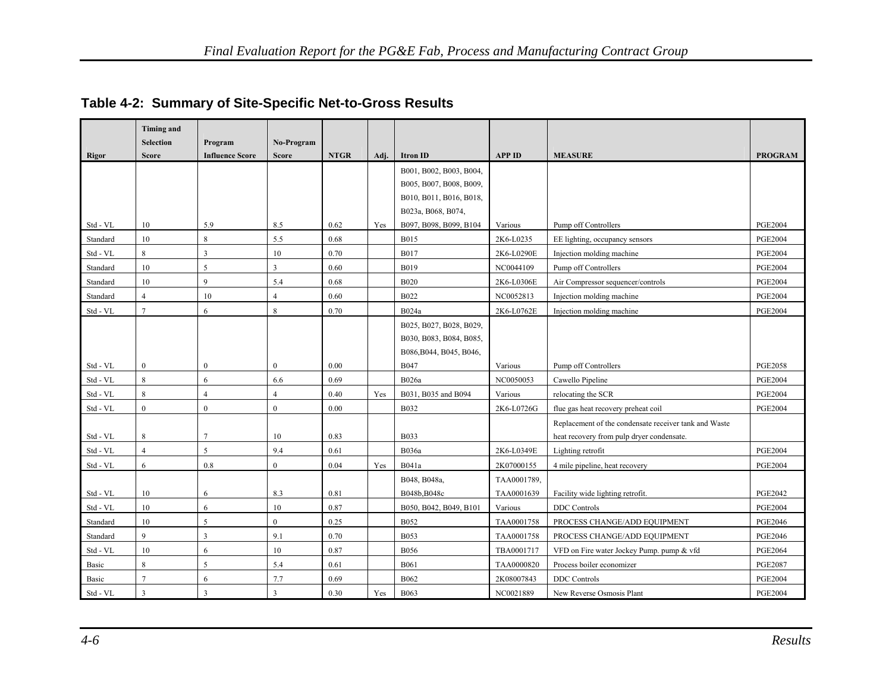## Table 4-2: Summary of Site-Specific Net-to-Gross Results

| Rigor | Timing and Selection Score | Program Influence Score | No-Program Score | NTGR | Adj. | Itron ID | APP ID | MEASURE | PROGRAM |
|---|---|---|---|---|---|---|---|---|---|
| Std - VL | 10 | 5.9 | 8.5 | 0.62 | Yes | B001, B002, B003, B004, B005, B007, B008, B009, B010, B011, B016, B018, B023a, B068, B074, B097, B098, B099, B104 | Various | Pump off Controllers | PGE2004 |
| Standard | 10 | 8 | 5.5 | 0.68 | | B015 | 2K6-L0235 | EE lighting, occupancy sensors | PGE2004 |
| Std - VL | 8 | 3 | 10 | 0.70 | | B017 | 2K6-L0290E | Injection molding machine | PGE2004 |
| Standard | 10 | 5 | 3 | 0.60 | | B019 | NC0044109 | Pump off Controllers | PGE2004 |
| Standard | 10 | 9 | 5.4 | 0.68 | | B020 | 2K6-L0306E | Air Compressor sequencer/controls | PGE2004 |
| Standard | 4 | 10 | 4 | 0.60 | | B022 | NC0052813 | Injection molding machine | PGE2004 |
| Std - VL | 7 | 6 | 8 | 0.70 | | B024a | 2K6-L0762E | Injection molding machine | PGE2004 |
| Std - VL | 0 | 0 | 0 | 0.00 | | B025, B027, B028, B029, B030, B083, B084, B085, B086,B044, B045, B046, B047 | Various | Pump off Controllers | PGE2058 |
| Std - VL | 8 | 6 | 6.6 | 0.69 | | B026a | NC0050053 | Cawello Pipeline | PGE2004 |
| Std - VL | 8 | 4 | 4 | 0.40 | Yes | B031, B035 and B094 | Various | relocating the SCR | PGE2004 |
| Std - VL | 0 | 0 | 0 | 0.00 | | B032 | 2K6-L0726G | flue gas heat recovery preheat coil | PGE2004 |
| Std - VL | 8 | 7 | 10 | 0.83 | | B033 | | Replacement of the condensate receiver tank and Waste heat recovery from pulp dryer condensate. | |
| Std - VL | 4 | 5 | 9.4 | 0.61 | | B036a | 2K6-L0349E | Lighting retrofit | PGE2004 |
| Std - VL | 6 | 0.8 | 0 | 0.04 | Yes | B041a | 2K07000155 | 4 mile pipeline, heat recovery | PGE2004 |
| Std - VL | 10 | 6 | 8.3 | 0.81 | | B048, B048a, B048b,B048c | TAA0001789, TAA0001639 | Facility wide lighting retrofit. | PGE2042 |
| Std - VL | 10 | 6 | 10 | 0.87 | | B050, B042, B049, B101 | Various | DDC Controls | PGE2004 |
| Standard | 10 | 5 | 0 | 0.25 | | B052 | TAA0001758 | PROCESS CHANGE/ADD EQUIPMENT | PGE2046 |
| Standard | 9 | 3 | 9.1 | 0.70 | | B053 | TAA0001758 | PROCESS CHANGE/ADD EQUIPMENT | PGE2046 |
| Std - VL | 10 | 6 | 10 | 0.87 | | B056 | TBA0001717 | VFD on Fire water Jockey Pump. pump & vfd | PGE2064 |
| Basic | 8 | 5 | 5.4 | 0.61 | | B061 | TAA0000820 | Process boiler economizer | PGE2087 |
| Basic | 7 | 6 | 7.7 | 0.69 | | B062 | 2K08007843 | DDC Controls | PGE2004 |
| Std - VL | 3 | 3 | 3 | 0.30 | Yes | B063 | NC0021889 | New Reverse Osmosis Plant | PGE2004 |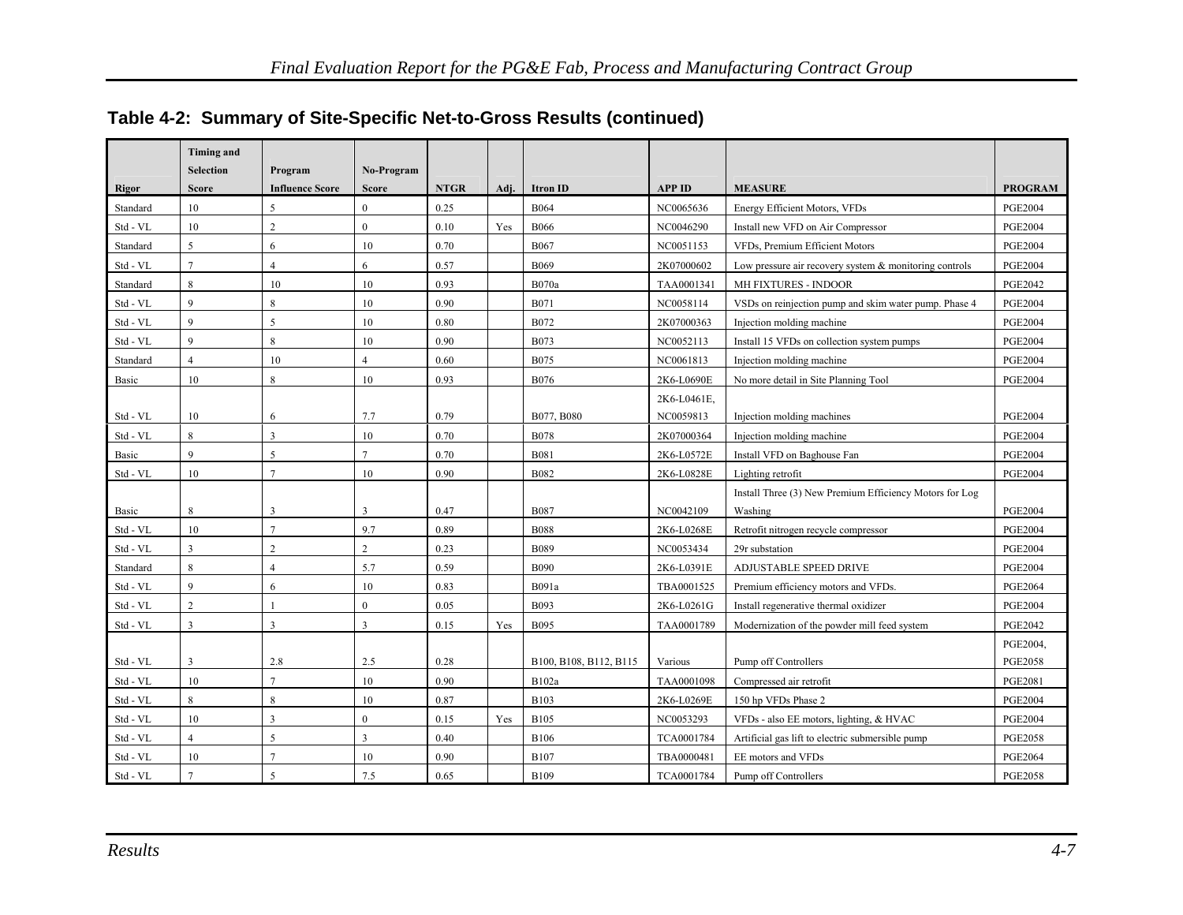## Table 4-2: Summary of Site-Specific Net-to-Gross Results (continued)

| Rigor | Timing and Selection Score | Program Influence Score | No-Program Score | NTGR | Adj. | Itron ID | APP ID | MEASURE | PROGRAM |
|---|---|---|---|---|---|---|---|---|---|
| Standard | 10 | 5 | 0 | 0.25 | | B064 | NC0065636 | Energy Efficient Motors, VFDs | PGE2004 |
| Std - VL | 10 | 2 | 0 | 0.10 | Yes | B066 | NC0046290 | Install new VFD on Air Compressor | PGE2004 |
| Standard | 5 | 6 | 10 | 0.70 | | B067 | NC0051153 | VFDs, Premium Efficient Motors | PGE2004 |
| Std - VL | 7 | 4 | 6 | 0.57 | | B069 | 2K07000602 | Low pressure air recovery system & monitoring controls | PGE2004 |
| Standard | 8 | 10 | 10 | 0.93 | | B070a | TAA0001341 | MH FIXTURES - INDOOR | PGE2042 |
| Std - VL | 9 | 8 | 10 | 0.90 | | B071 | NC0058114 | VSDs on reinjection pump and skim water pump. Phase 4 | PGE2004 |
| Std - VL | 9 | 5 | 10 | 0.80 | | B072 | 2K07000363 | Injection molding machine | PGE2004 |
| Std - VL | 9 | 8 | 10 | 0.90 | | B073 | NC0052113 | Install 15 VFDs on collection system pumps | PGE2004 |
| Standard | 4 | 10 | 4 | 0.60 | | B075 | NC0061813 | Injection molding machine | PGE2004 |
| Basic | 10 | 8 | 10 | 0.93 | | B076 | 2K6-L0690E | No more detail in Site Planning Tool | PGE2004 |
| Std - VL | 10 | 6 | 7.7 | 0.79 | | B077, B080 | 2K6-L0461E, NC0059813 | Injection molding machines | PGE2004 |
| Std - VL | 8 | 3 | 10 | 0.70 | | B078 | 2K07000364 | Injection molding machine | PGE2004 |
| Basic | 9 | 5 | 7 | 0.70 | | B081 | 2K6-L0572E | Install VFD on Baghouse Fan | PGE2004 |
| Std - VL | 10 | 7 | 10 | 0.90 | | B082 | 2K6-L0828E | Lighting retrofit | PGE2004 |
| Basic | 8 | 3 | 3 | 0.47 | | B087 | NC0042109 | Install Three (3) New Premium Efficiency Motors for Log Washing | PGE2004 |
| Std - VL | 10 | 7 | 9.7 | 0.89 | | B088 | 2K6-L0268E | Retrofit nitrogen recycle compressor | PGE2004 |
| Std - VL | 3 | 2 | 2 | 0.23 | | B089 | NC0053434 | 29r substation | PGE2004 |
| Standard | 8 | 4 | 5.7 | 0.59 | | B090 | 2K6-L0391E | ADJUSTABLE SPEED DRIVE | PGE2004 |
| Std - VL | 9 | 6 | 10 | 0.83 | | B091a | TBA0001525 | Premium efficiency motors and VFDs. | PGE2064 |
| Std - VL | 2 | 1 | 0 | 0.05 | | B093 | 2K6-L0261G | Install regenerative thermal oxidizer | PGE2004 |
| Std - VL | 3 | 3 | 3 | 0.15 | Yes | B095 | TAA0001789 | Modernization of the powder mill feed system | PGE2042 |
| Std - VL | 3 | 2.8 | 2.5 | 0.28 | | B100, B108, B112, B115 | Various | Pump off Controllers | PGE2004, PGE2058 |
| Std - VL | 10 | 7 | 10 | 0.90 | | B102a | TAA0001098 | Compressed air retrofit | PGE2081 |
| Std - VL | 8 | 8 | 10 | 0.87 | | B103 | 2K6-L0269E | 150 hp VFDs Phase 2 | PGE2004 |
| Std - VL | 10 | 3 | 0 | 0.15 | Yes | B105 | NC0053293 | VFDs - also EE motors, lighting, & HVAC | PGE2004 |
| Std - VL | 4 | 5 | 3 | 0.40 | | B106 | TCA0001784 | Artificial gas lift to electric submersible pump | PGE2058 |
| Std - VL | 10 | 7 | 10 | 0.90 | | B107 | TBA0000481 | EE motors and VFDs | PGE2064 |
| Std - VL | 7 | 5 | 7.5 | 0.65 | | B109 | TCA0001784 | Pump off Controllers | PGE2058 |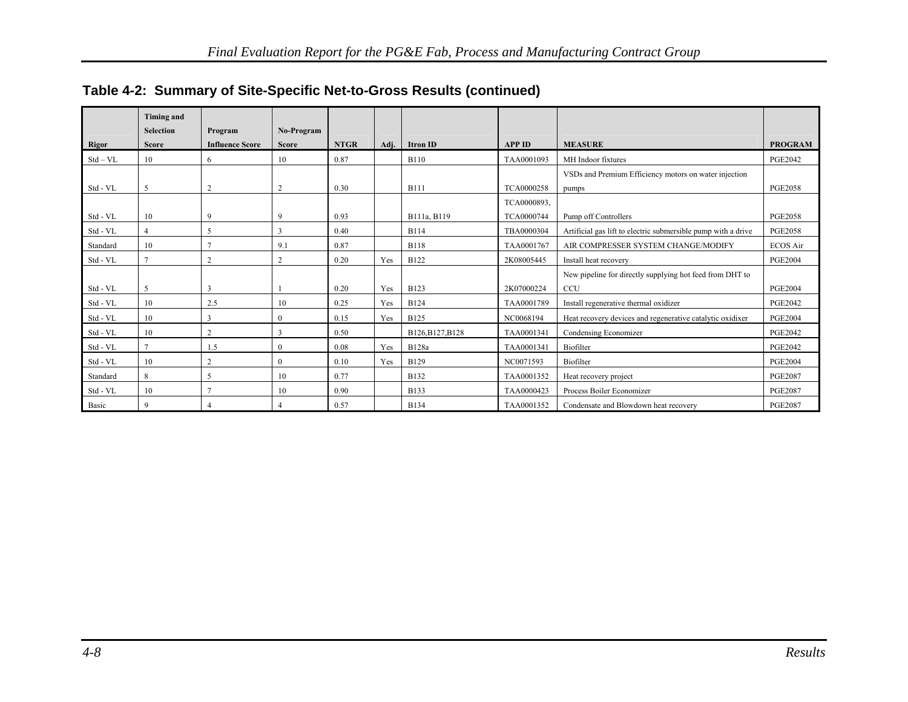**Table 4-2: Summary of Site-Specific Net-to-Gross Results (continued)**

| Rigor | Timing and Selection Score | Program Influence Score | No-Program Score | NTGR | Adj. | Itron ID | APP ID | MEASURE | PROGRAM |
|---|---|---|---|---|---|---|---|---|---|
| Std – VL | 10 | 6 | 10 | 0.87 | | B110 | TAA0001093 | MH Indoor fixtures | PGE2042 |
| Std - VL | 5 | 2 | 2 | 0.30 | | B111 | TCA0000258 | VSDs and Premium Efficiency motors on water injection pumps | PGE2058 |
| Std - VL | 10 | 9 | 9 | 0.93 | | B111a, B119 | TCA0000893, TCA0000744 | Pump off Controllers | PGE2058 |
| Std - VL | 4 | 5 | 3 | 0.40 | | B114 | TBA0000304 | Artificial gas lift to electric submersible pump with a drive | PGE2058 |
| Standard | 10 | 7 | 9.1 | 0.87 | | B118 | TAA0001767 | AIR COMPRESSER SYSTEM CHANGE/MODIFY | ECOS Air |
| Std - VL | 7 | 2 | 2 | 0.20 | Yes | B122 | 2K08005445 | Install heat recovery | PGE2004 |
| Std - VL | 5 | 3 | 1 | 0.20 | Yes | B123 | 2K07000224 | New pipeline for directly supplying hot feed from DHT to CCU | PGE2004 |
| Std - VL | 10 | 2.5 | 10 | 0.25 | Yes | B124 | TAA0001789 | Install regenerative thermal oxidizer | PGE2042 |
| Std - VL | 10 | 3 | 0 | 0.15 | Yes | B125 | NC0068194 | Heat recovery devices and regenerative catalytic oxidixer | PGE2004 |
| Std - VL | 10 | 2 | 3 | 0.50 | | B126,B127,B128 | TAA0001341 | Condensing Economizer | PGE2042 |
| Std - VL | 7 | 1.5 | 0 | 0.08 | Yes | B128a | TAA0001341 | Biofilter | PGE2042 |
| Std - VL | 10 | 2 | 0 | 0.10 | Yes | B129 | NC0071593 | Biofilter | PGE2004 |
| Standard | 8 | 5 | 10 | 0.77 | | B132 | TAA0001352 | Heat recovery project | PGE2087 |
| Std - VL | 10 | 7 | 10 | 0.90 | | B133 | TAA0000423 | Process Boiler Economizer | PGE2087 |
| Basic | 9 | 4 | 4 | 0.57 | | B134 | TAA0001352 | Condensate and Blowdown heat recovery | PGE2087 |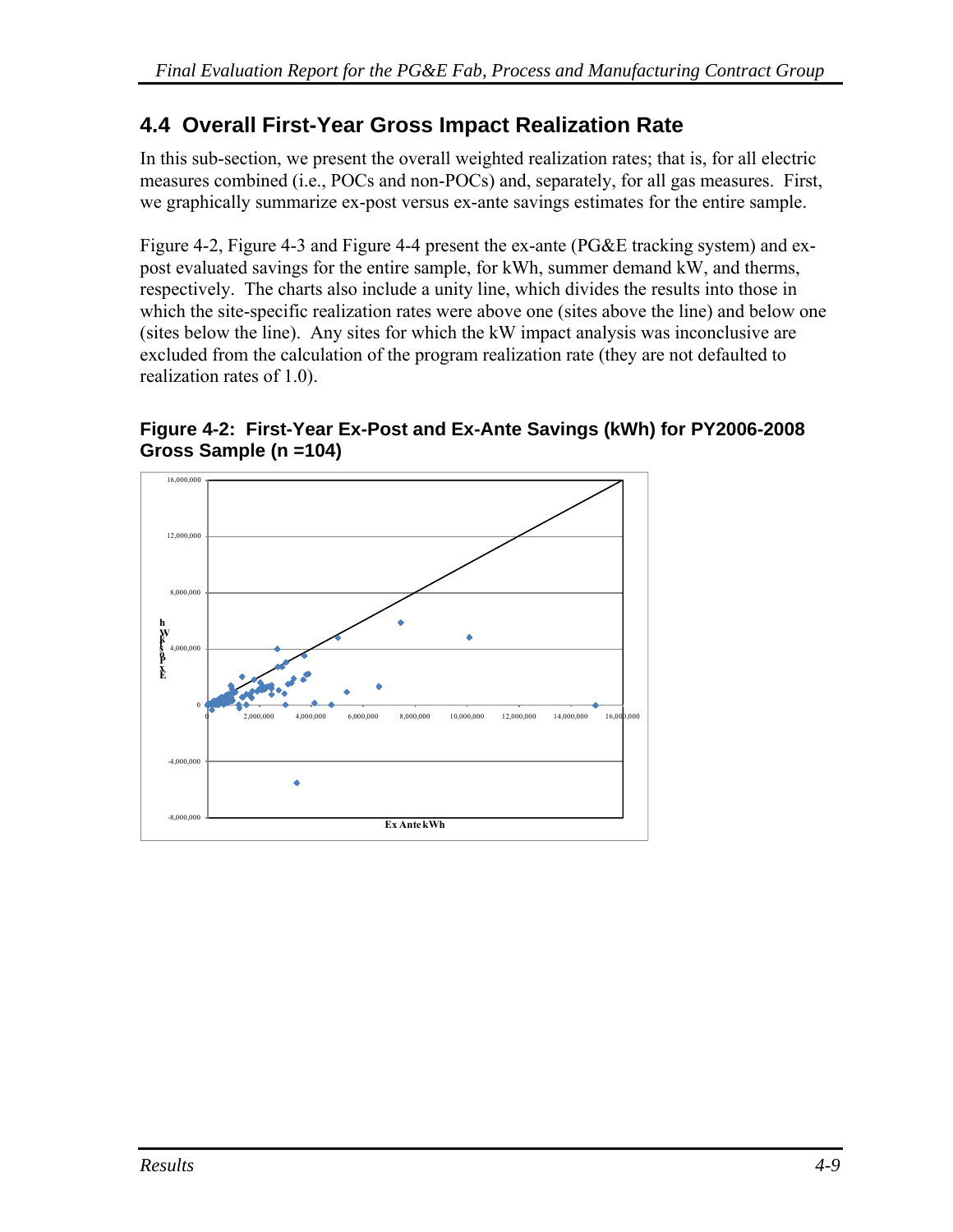## 4.4 Overall First-Year Gross Impact Realization Rate

In this sub-section, we present the overall weighted realization rates; that is, for all electric measures combined (i.e., POCs and non-POCs) and, separately, for all gas measures. First, we graphically summarize ex-post versus ex-ante savings estimates for the entire sample.

Figure 4-2, Figure 4-3 and Figure 4-4 present the ex-ante (PG&E tracking system) and ex-post evaluated savings for the entire sample, for kWh, summer demand kW, and therms, respectively. The charts also include a unity line, which divides the results into those in which the site-specific realization rates were above one (sites above the line) and below one (sites below the line). Any sites for which the kW impact analysis was inconclusive are excluded from the calculation of the program realization rate (they are not defaulted to realization rates of 1.0).

**Figure 4-2: First-Year Ex-Post and Ex-Ante Savings (kWh) for PY2006-2008 Gross Sample (n =104)**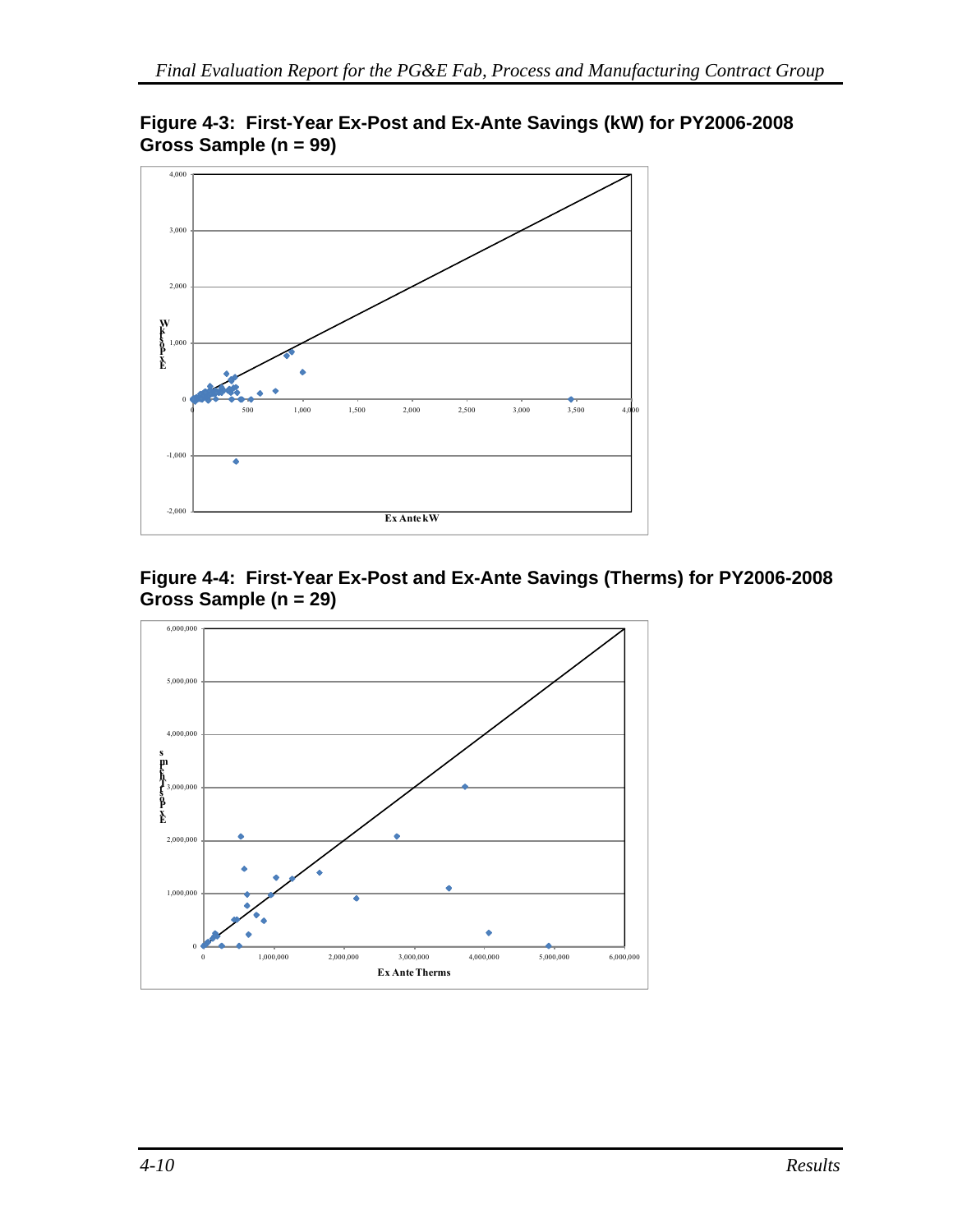**Figure 4-3: First-Year Ex-Post and Ex-Ante Savings (kW) for PY2006-2008 Gross Sample (n = 99)**

**Figure 4-4: First-Year Ex-Post and Ex-Ante Savings (Therms) for PY2006-2008 Gross Sample (n = 29)**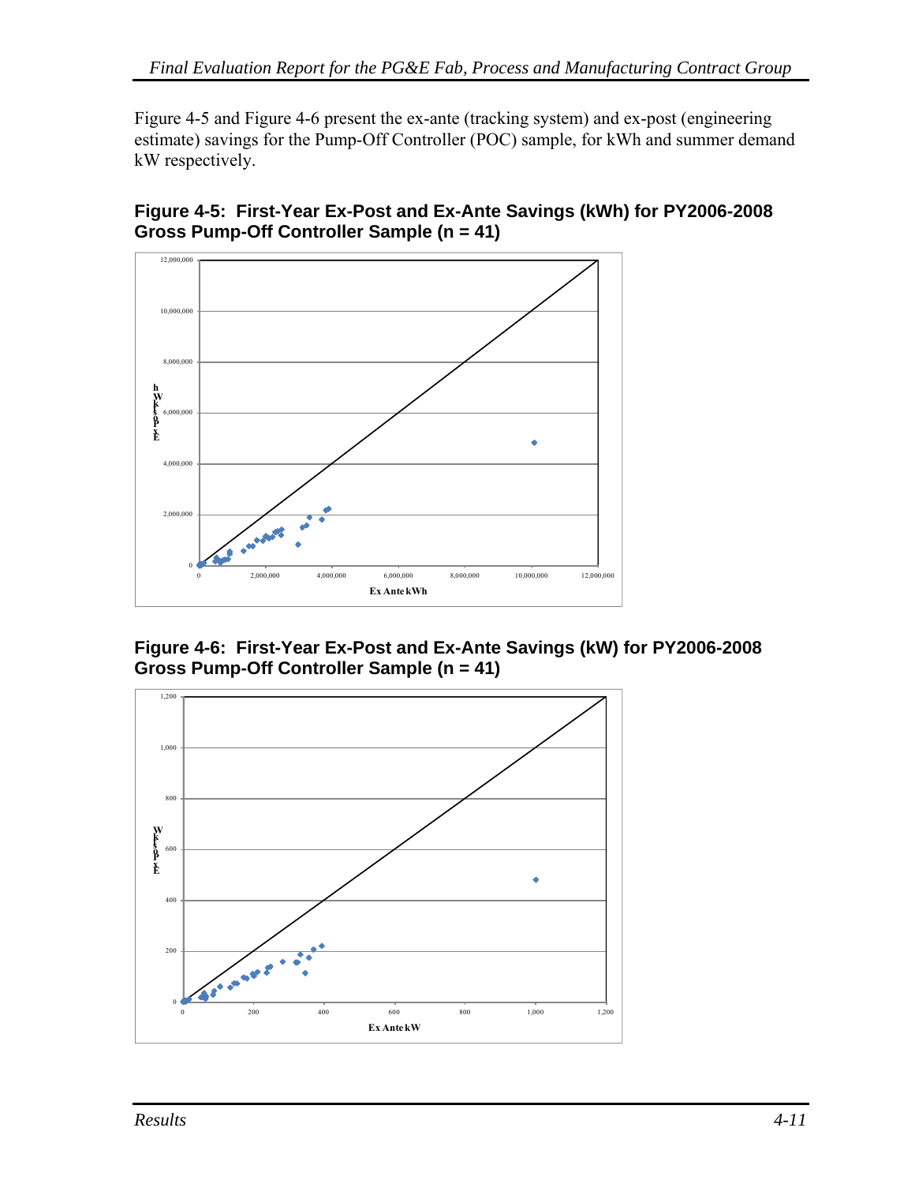Figure 4-5 and Figure 4-6 present the ex-ante (tracking system) and ex-post (engineering estimate) savings for the Pump-Off Controller (POC) sample, for kWh and summer demand kW respectively.

**Figure 4-5: First-Year Ex-Post and Ex-Ante Savings (kWh) for PY2006-2008 Gross Pump-Off Controller Sample (n = 41)**

**Figure 4-6: First-Year Ex-Post and Ex-Ante Savings (kW) for PY2006-2008 Gross Pump-Off Controller Sample (n = 41)**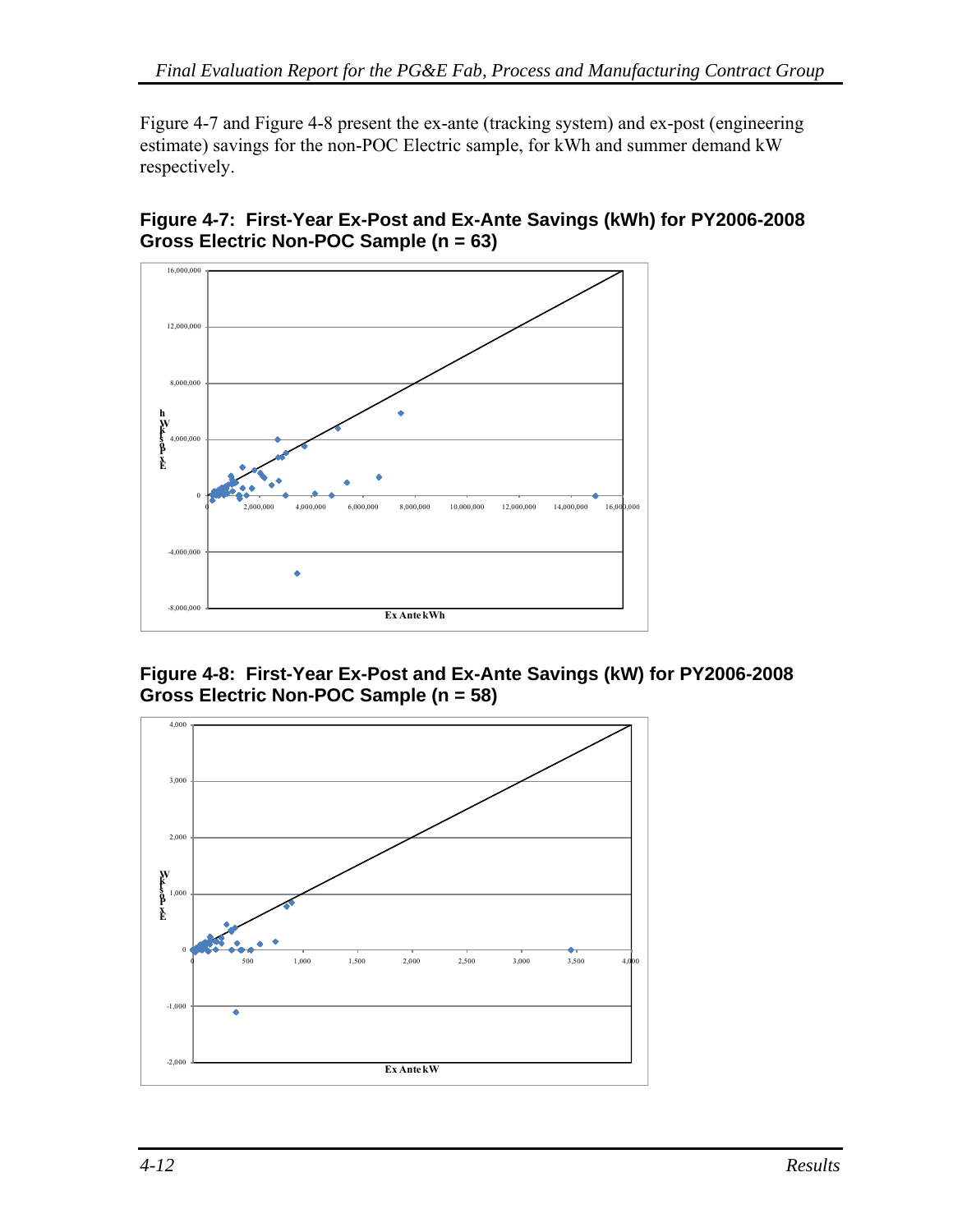Figure 4-7 and Figure 4-8 present the ex-ante (tracking system) and ex-post (engineering estimate) savings for the non-POC Electric sample, for kWh and summer demand kW respectively.

**Figure 4-7: First-Year Ex-Post and Ex-Ante Savings (kWh) for PY2006-2008 Gross Electric Non-POC Sample (n = 63)**

**Figure 4-8: First-Year Ex-Post and Ex-Ante Savings (kW) for PY2006-2008 Gross Electric Non-POC Sample (n = 58)**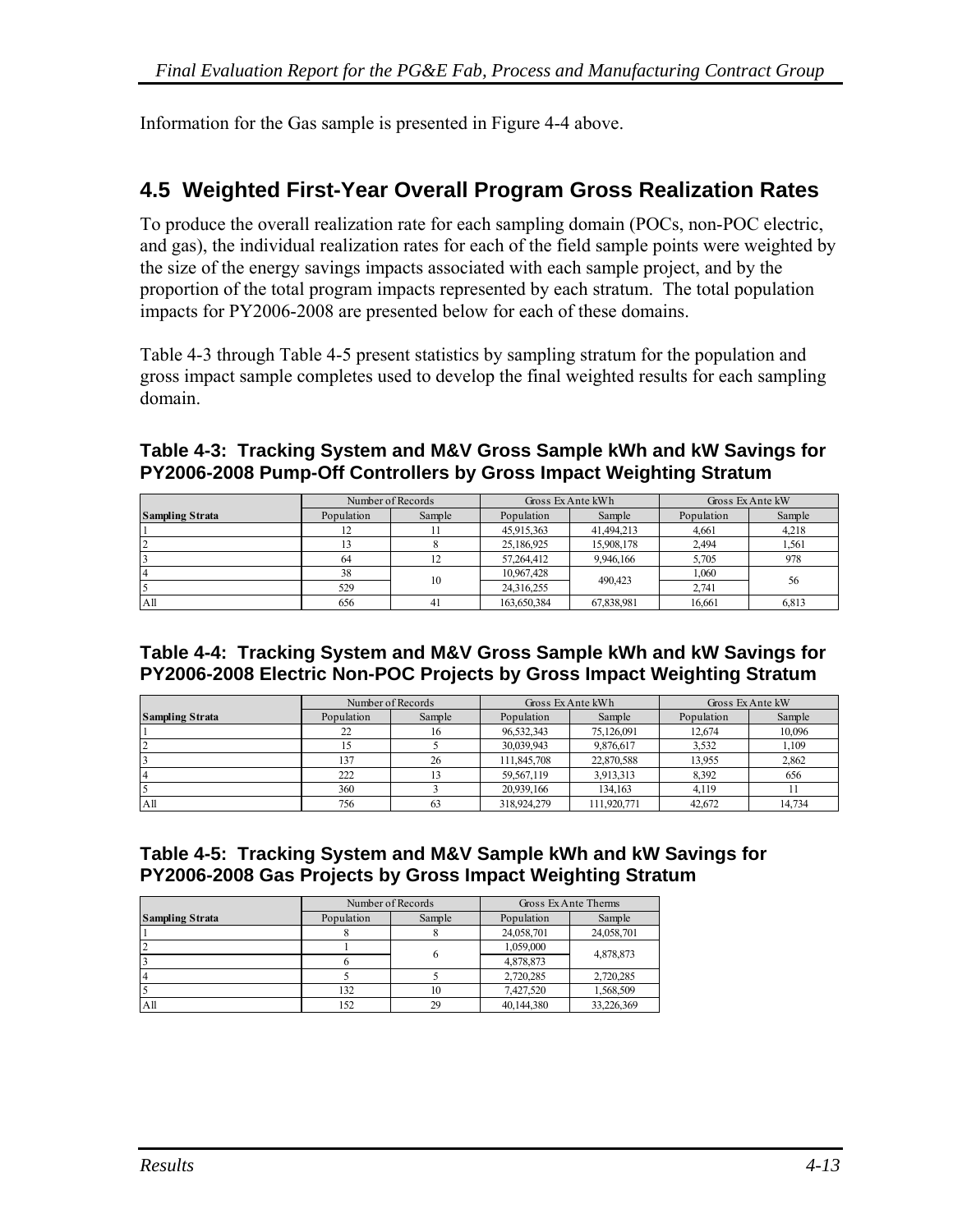Information for the Gas sample is presented in Figure 4-4 above.

## 4.5 Weighted First-Year Overall Program Gross Realization Rates

To produce the overall realization rate for each sampling domain (POCs, non-POC electric, and gas), the individual realization rates for each of the field sample points were weighted by the size of the energy savings impacts associated with each sample project, and by the proportion of the total program impacts represented by each stratum. The total population impacts for PY2006-2008 are presented below for each of these domains.

Table 4-3 through Table 4-5 present statistics by sampling stratum for the population and gross impact sample completes used to develop the final weighted results for each sampling domain.

**Table 4-3: Tracking System and M&V Gross Sample kWh and kW Savings for PY2006-2008 Pump-Off Controllers by Gross Impact Weighting Stratum**

| | Number of Records | | Gross Ex Ante kWh | | Gross Ex Ante kW | |
|---|---|---|---|---|---|---|
| **Sampling Strata** | Population | Sample | Population | Sample | Population | Sample |
| 1 | 12 | 11 | 45,915,363 | 41,494,213 | 4,661 | 4,218 |
| 2 | 13 | 8 | 25,186,925 | 15,908,178 | 2,494 | 1,561 |
| 3 | 64 | 12 | 57,264,412 | 9,946,166 | 5,705 | 978 |
| 4 | 38 | 10 | 10,967,428 | 490,423 | 1,060 | 56 |
| 5 | 529 | | 24,316,255 | | 2,741 | |
| All | 656 | 41 | 163,650,384 | 67,838,981 | 16,661 | 6,813 |

**Table 4-4: Tracking System and M&V Gross Sample kWh and kW Savings for PY2006-2008 Electric Non-POC Projects by Gross Impact Weighting Stratum**

| | Number of Records | | Gross Ex Ante kWh | | Gross Ex Ante kW | |
|---|---|---|---|---|---|---|
| **Sampling Strata** | Population | Sample | Population | Sample | Population | Sample |
| 1 | 22 | 16 | 96,532,343 | 75,126,091 | 12,674 | 10,096 |
| 2 | 15 | 5 | 30,039,943 | 9,876,617 | 3,532 | 1,109 |
| 3 | 137 | 26 | 111,845,708 | 22,870,588 | 13,955 | 2,862 |
| 4 | 222 | 13 | 59,567,119 | 3,913,313 | 8,392 | 656 |
| 5 | 360 | 3 | 20,939,166 | 134,163 | 4,119 | 11 |
| All | 756 | 63 | 318,924,279 | 111,920,771 | 42,672 | 14,734 |

**Table 4-5: Tracking System and M&V Sample kWh and kW Savings for PY2006-2008 Gas Projects by Gross Impact Weighting Stratum**

| | Number of Records | | Gross Ex Ante Therms | |
|---|---|---|---|---|
| **Sampling Strata** | Population | Sample | Population | Sample |
| 1 | 8 | 8 | 24,058,701 | 24,058,701 |
| 2 | 1 | 6 | 1,059,000 | 4,878,873 |
| 3 | 6 | | 4,878,873 | |
| 4 | 5 | 5 | 2,720,285 | 2,720,285 |
| 5 | 132 | 10 | 7,427,520 | 1,568,509 |
| All | 152 | 29 | 40,144,380 | 33,226,369 |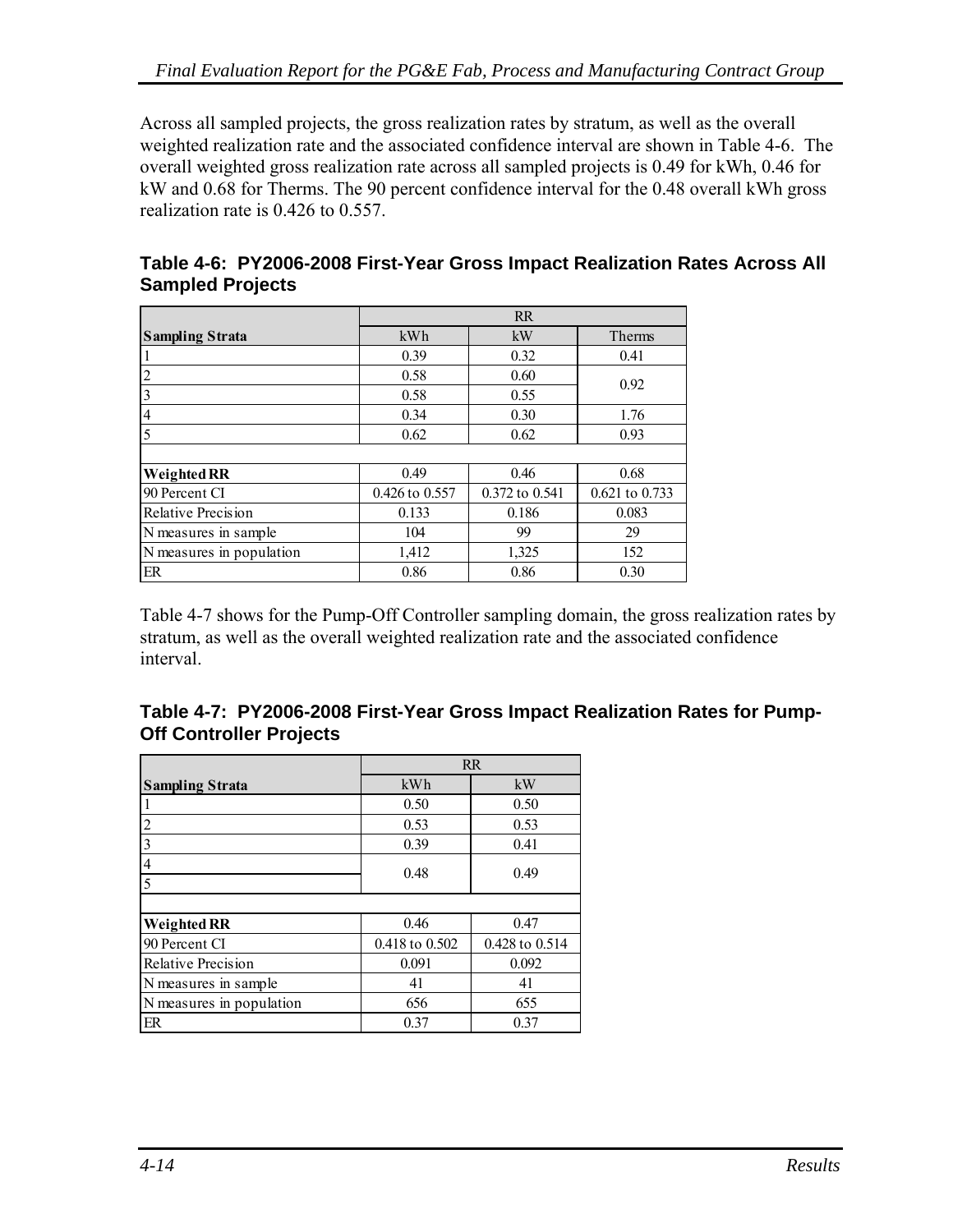Across all sampled projects, the gross realization rates by stratum, as well as the overall weighted realization rate and the associated confidence interval are shown in Table 4-6. The overall weighted gross realization rate across all sampled projects is 0.49 for kWh, 0.46 for kW and 0.68 for Therms. The 90 percent confidence interval for the 0.48 overall kWh gross realization rate is 0.426 to 0.557.

**Table 4-6: PY2006-2008 First-Year Gross Impact Realization Rates Across All Sampled Projects**

| | RR | | |
|---|---|---|---|
| **Sampling Strata** | kWh | kW | Therms |
| 1 | 0.39 | 0.32 | 0.41 |
| 2 | 0.58 | 0.60 | 0.92 |
| 3 | 0.58 | 0.55 | |
| 4 | 0.34 | 0.30 | 1.76 |
| 5 | 0.62 | 0.62 | 0.93 |
| | | | |
| **Weighted RR** | 0.49 | 0.46 | 0.68 |
| 90 Percent CI | 0.426 to 0.557 | 0.372 to 0.541 | 0.621 to 0.733 |
| Relative Precision | 0.133 | 0.186 | 0.083 |
| N measures in sample | 104 | 99 | 29 |
| N measures in population | 1,412 | 1,325 | 152 |
| ER | 0.86 | 0.86 | 0.30 |

Table 4-7 shows for the Pump-Off Controller sampling domain, the gross realization rates by stratum, as well as the overall weighted realization rate and the associated confidence interval.

**Table 4-7: PY2006-2008 First-Year Gross Impact Realization Rates for Pump-Off Controller Projects**

| | RR | |
|---|---|---|
| **Sampling Strata** | kWh | kW |
| 1 | 0.50 | 0.50 |
| 2 | 0.53 | 0.53 |
| 3 | 0.39 | 0.41 |
| 4 | 0.48 | 0.49 |
| 5 | | |
| | | |
| **Weighted RR** | 0.46 | 0.47 |
| 90 Percent CI | 0.418 to 0.502 | 0.428 to 0.514 |
| Relative Precision | 0.091 | 0.092 |
| N measures in sample | 41 | 41 |
| N measures in population | 656 | 655 |
| ER | 0.37 | 0.37 |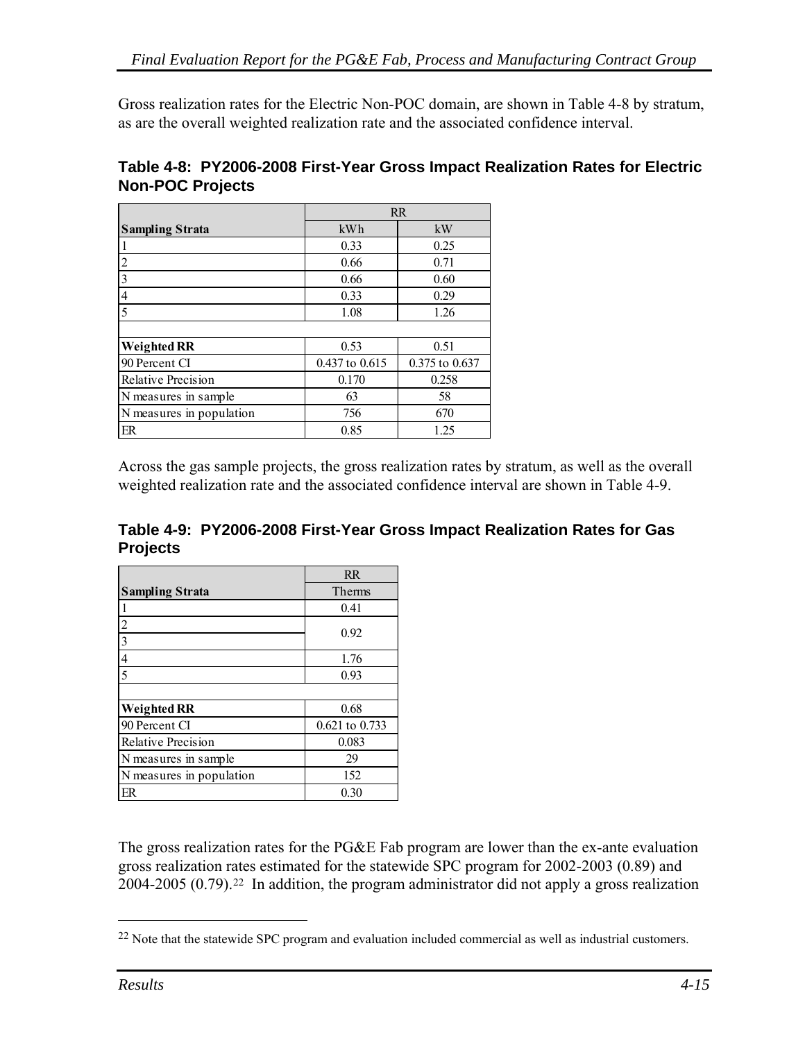Gross realization rates for the Electric Non-POC domain, are shown in Table 4-8 by stratum, as are the overall weighted realization rate and the associated confidence interval.

**Table 4-8: PY2006-2008 First-Year Gross Impact Realization Rates for Electric Non-POC Projects**

| | RR | |
|---|---|---|
| **Sampling Strata** | kWh | kW |
| 1 | 0.33 | 0.25 |
| 2 | 0.66 | 0.71 |
| 3 | 0.66 | 0.60 |
| 4 | 0.33 | 0.29 |
| 5 | 1.08 | 1.26 |
| | | |
| **Weighted RR** | 0.53 | 0.51 |
| 90 Percent CI | 0.437 to 0.615 | 0.375 to 0.637 |
| Relative Precision | 0.170 | 0.258 |
| N measures in sample | 63 | 58 |
| N measures in population | 756 | 670 |
| ER | 0.85 | 1.25 |

Across the gas sample projects, the gross realization rates by stratum, as well as the overall weighted realization rate and the associated confidence interval are shown in Table 4-9.

**Table 4-9: PY2006-2008 First-Year Gross Impact Realization Rates for Gas Projects**

| | RR |
|---|---|
| **Sampling Strata** | Therms |
| 1 | 0.41 |
| 2 | 0.92 |
| 3 | |
| 4 | 1.76 |
| 5 | 0.93 |
| | |
| **Weighted RR** | 0.68 |
| 90 Percent CI | 0.621 to 0.733 |
| Relative Precision | 0.083 |
| N measures in sample | 29 |
| N measures in population | 152 |
| ER | 0.30 |

The gross realization rates for the PG&E Fab program are lower than the ex-ante evaluation gross realization rates estimated for the statewide SPC program for 2002-2003 (0.89) and 2004-2005 (0.79).[22] In addition, the program administrator did not apply a gross realization

[22] Note that the statewide SPC program and evaluation included commercial as well as industrial customers.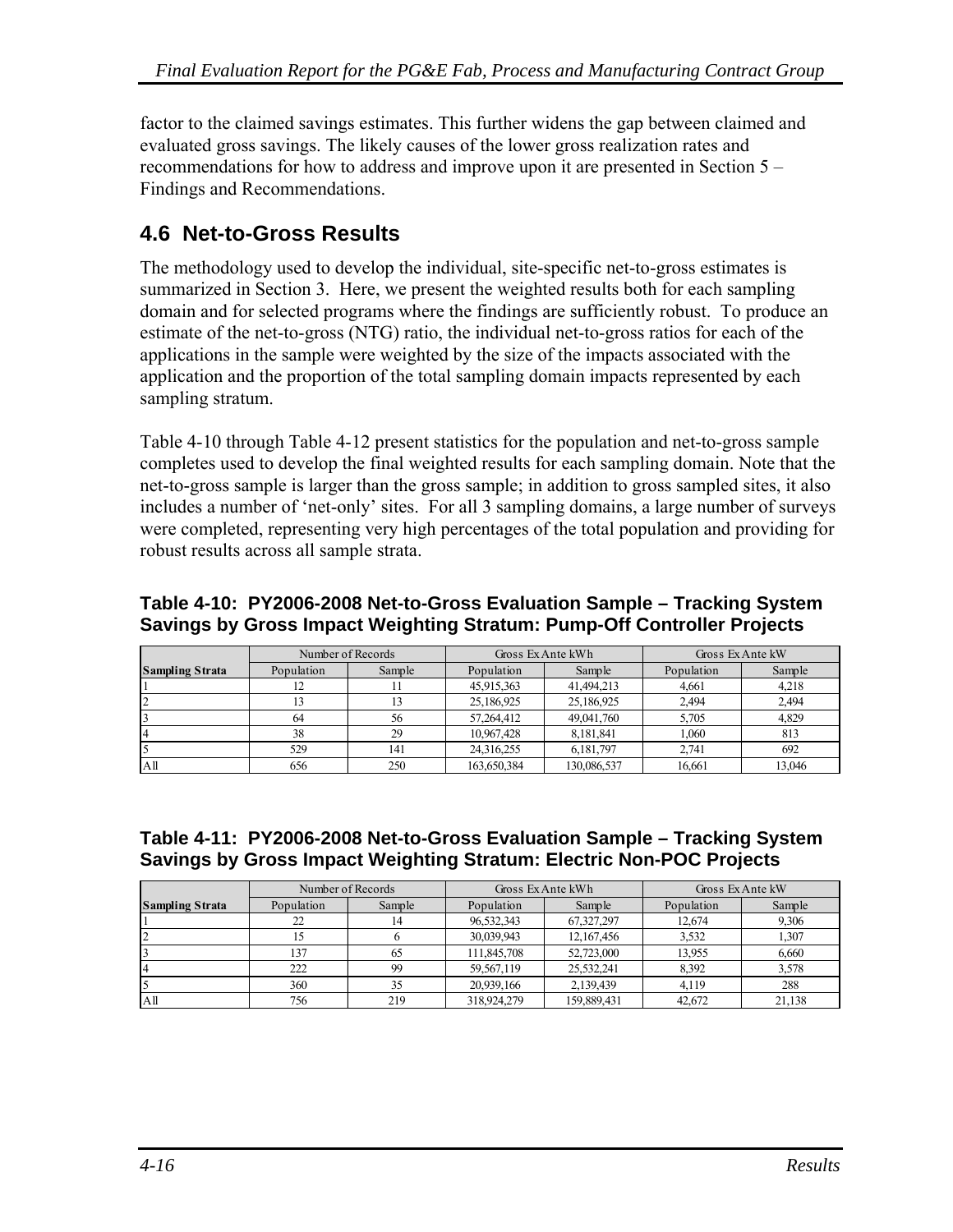factor to the claimed savings estimates. This further widens the gap between claimed and evaluated gross savings. The likely causes of the lower gross realization rates and recommendations for how to address and improve upon it are presented in Section 5 – Findings and Recommendations.

## 4.6 Net-to-Gross Results

The methodology used to develop the individual, site-specific net-to-gross estimates is summarized in Section 3. Here, we present the weighted results both for each sampling domain and for selected programs where the findings are sufficiently robust. To produce an estimate of the net-to-gross (NTG) ratio, the individual net-to-gross ratios for each of the applications in the sample were weighted by the size of the impacts associated with the application and the proportion of the total sampling domain impacts represented by each sampling stratum.

Table 4-10 through Table 4-12 present statistics for the population and net-to-gross sample completes used to develop the final weighted results for each sampling domain. Note that the net-to-gross sample is larger than the gross sample; in addition to gross sampled sites, it also includes a number of 'net-only' sites. For all 3 sampling domains, a large number of surveys were completed, representing very high percentages of the total population and providing for robust results across all sample strata.

**Table 4-10: PY2006-2008 Net-to-Gross Evaluation Sample – Tracking System Savings by Gross Impact Weighting Stratum: Pump-Off Controller Projects**

| | Number of Records | | Gross Ex Ante kWh | | Gross Ex Ante kW | |
|---|---|---|---|---|---|---|
| **Sampling Strata** | Population | Sample | Population | Sample | Population | Sample |
| 1 | 12 | 11 | 45,915,363 | 41,494,213 | 4,661 | 4,218 |
| 2 | 13 | 13 | 25,186,925 | 25,186,925 | 2,494 | 2,494 |
| 3 | 64 | 56 | 57,264,412 | 49,041,760 | 5,705 | 4,829 |
| 4 | 38 | 29 | 10,967,428 | 8,181,841 | 1,060 | 813 |
| 5 | 529 | 141 | 24,316,255 | 6,181,797 | 2,741 | 692 |
| All | 656 | 250 | 163,650,384 | 130,086,537 | 16,661 | 13,046 |

**Table 4-11: PY2006-2008 Net-to-Gross Evaluation Sample – Tracking System Savings by Gross Impact Weighting Stratum: Electric Non-POC Projects**

| | Number of Records | | Gross Ex Ante kWh | | Gross Ex Ante kW | |
|---|---|---|---|---|---|---|
| **Sampling Strata** | Population | Sample | Population | Sample | Population | Sample |
| 1 | 22 | 14 | 96,532,343 | 67,327,297 | 12,674 | 9,306 |
| 2 | 15 | 6 | 30,039,943 | 12,167,456 | 3,532 | 1,307 |
| 3 | 137 | 65 | 111,845,708 | 52,723,000 | 13,955 | 6,660 |
| 4 | 222 | 99 | 59,567,119 | 25,532,241 | 8,392 | 3,578 |
| 5 | 360 | 35 | 20,939,166 | 2,139,439 | 4,119 | 288 |
| All | 756 | 219 | 318,924,279 | 159,889,431 | 42,672 | 21,138 |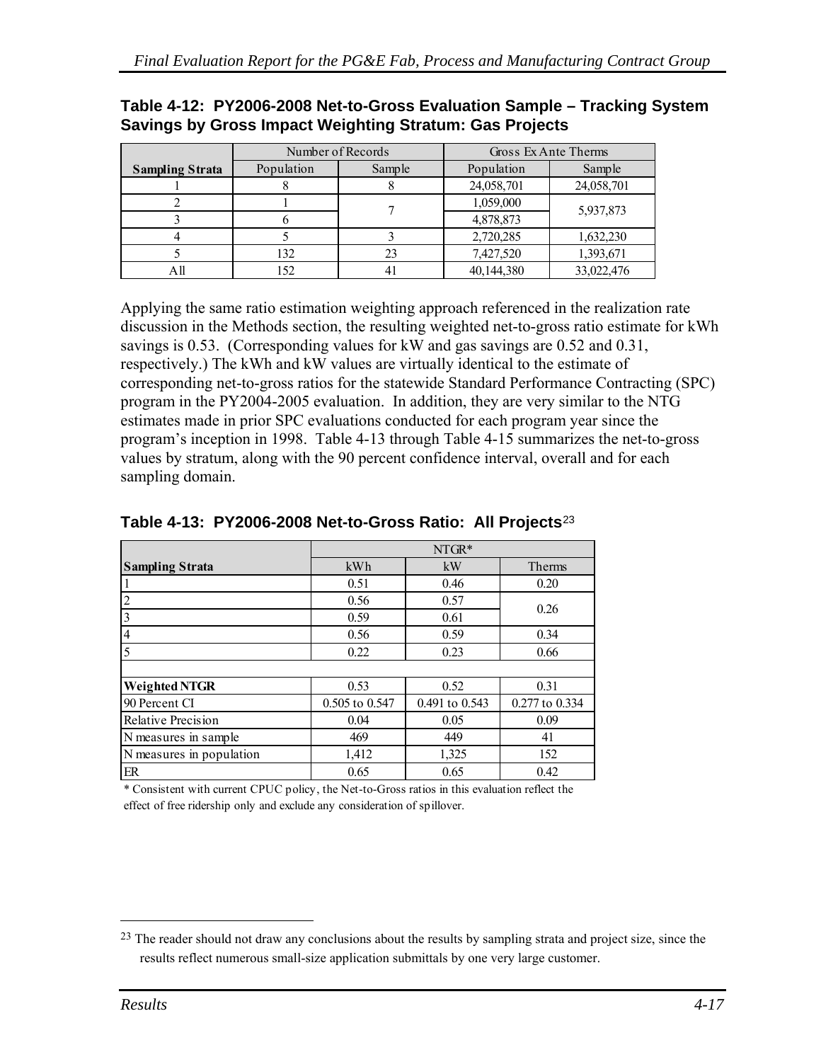**Table 4-12: PY2006-2008 Net-to-Gross Evaluation Sample – Tracking System Savings by Gross Impact Weighting Stratum: Gas Projects**

| | Number of Records | | Gross Ex Ante Therms | |
|---|---|---|---|---|
| **Sampling Strata** | Population | Sample | Population | Sample |
| 1 | 8 | 8 | 24,058,701 | 24,058,701 |
| 2 | 1 | 7 | 1,059,000 | 5,937,873 |
| 3 | 6 | | 4,878,873 | |
| 4 | 5 | 3 | 2,720,285 | 1,632,230 |
| 5 | 132 | 23 | 7,427,520 | 1,393,671 |
| All | 152 | 41 | 40,144,380 | 33,022,476 |

Applying the same ratio estimation weighting approach referenced in the realization rate discussion in the Methods section, the resulting weighted net-to-gross ratio estimate for kWh savings is 0.53. (Corresponding values for kW and gas savings are 0.52 and 0.31, respectively.) The kWh and kW values are virtually identical to the estimate of corresponding net-to-gross ratios for the statewide Standard Performance Contracting (SPC) program in the PY2004-2005 evaluation. In addition, they are very similar to the NTG estimates made in prior SPC evaluations conducted for each program year since the program's inception in 1998. Table 4-13 through Table 4-15 summarizes the net-to-gross values by stratum, along with the 90 percent confidence interval, overall and for each sampling domain.

**Table 4-13: PY2006-2008 Net-to-Gross Ratio: All Projects**[23]

| | NTGR* | | |
|---|---|---|---|
| **Sampling Strata** | kWh | kW | Therms |
| 1 | 0.51 | 0.46 | 0.20 |
| 2 | 0.56 | 0.57 | 0.26 |
| 3 | 0.59 | 0.61 | |
| 4 | 0.56 | 0.59 | 0.34 |
| 5 | 0.22 | 0.23 | 0.66 |
| | | | |
| **Weighted NTGR** | 0.53 | 0.52 | 0.31 |
| 90 Percent CI | 0.505 to 0.547 | 0.491 to 0.543 | 0.277 to 0.334 |
| Relative Precision | 0.04 | 0.05 | 0.09 |
| N measures in sample | 469 | 449 | 41 |
| N measures in population | 1,412 | 1,325 | 152 |
| ER | 0.65 | 0.65 | 0.42 |

\* Consistent with current CPUC policy, the Net-to-Gross ratios in this evaluation reflect the effect of free ridership only and exclude any consideration of spillover.

[23] The reader should not draw any conclusions about the results by sampling strata and project size, since the results reflect numerous small-size application submittals by one very large customer.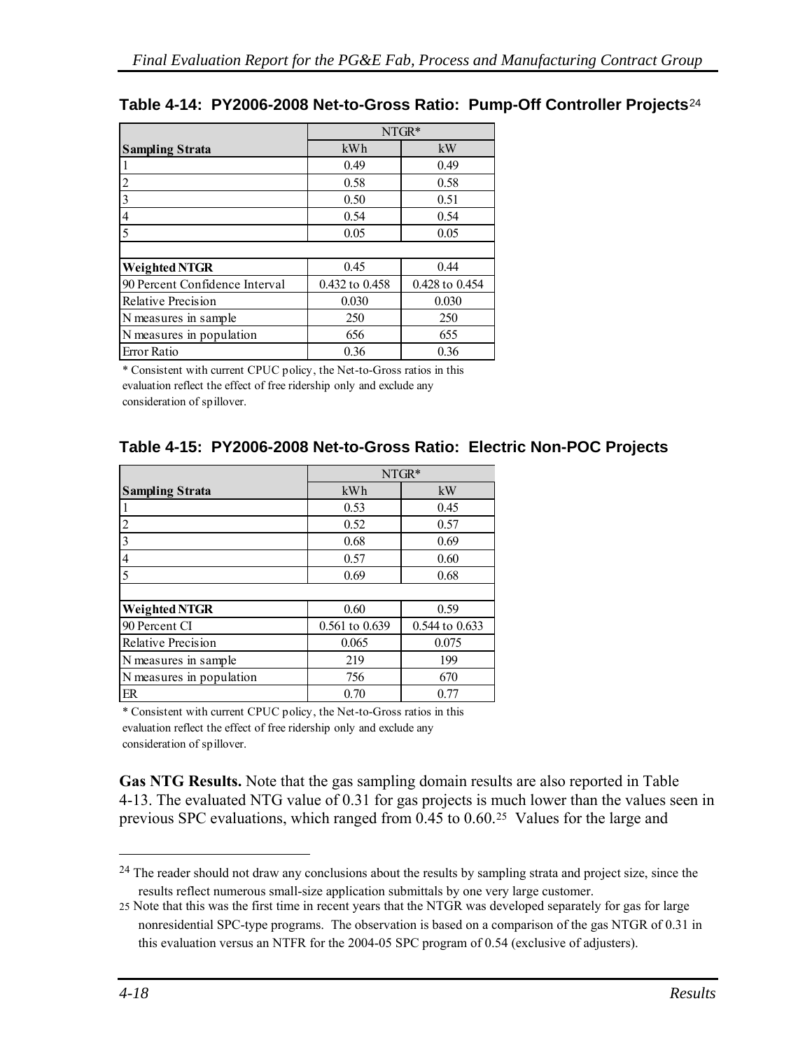**Table 4-14: PY2006-2008 Net-to-Gross Ratio: Pump-Off Controller Projects**[24]

| | NTGR* | |
|---|---|---|
| **Sampling Strata** | kWh | kW |
| 1 | 0.49 | 0.49 |
| 2 | 0.58 | 0.58 |
| 3 | 0.50 | 0.51 |
| 4 | 0.54 | 0.54 |
| 5 | 0.05 | 0.05 |
| | | |
| **Weighted NTGR** | 0.45 | 0.44 |
| 90 Percent Confidence Interval | 0.432 to 0.458 | 0.428 to 0.454 |
| Relative Precision | 0.030 | 0.030 |
| N measures in sample | 250 | 250 |
| N measures in population | 656 | 655 |
| Error Ratio | 0.36 | 0.36 |

\* Consistent with current CPUC policy, the Net-to-Gross ratios in this evaluation reflect the effect of free ridership only and exclude any consideration of spillover.

**Table 4-15: PY2006-2008 Net-to-Gross Ratio: Electric Non-POC Projects**

| | NTGR* | |
|---|---|---|
| **Sampling Strata** | kWh | kW |
| 1 | 0.53 | 0.45 |
| 2 | 0.52 | 0.57 |
| 3 | 0.68 | 0.69 |
| 4 | 0.57 | 0.60 |
| 5 | 0.69 | 0.68 |
| | | |
| **Weighted NTGR** | 0.60 | 0.59 |
| 90 Percent CI | 0.561 to 0.639 | 0.544 to 0.633 |
| Relative Precision | 0.065 | 0.075 |
| N measures in sample | 219 | 199 |
| N measures in population | 756 | 670 |
| ER | 0.70 | 0.77 |

\* Consistent with current CPUC policy, the Net-to-Gross ratios in this evaluation reflect the effect of free ridership only and exclude any consideration of spillover.

**Gas NTG Results.** Note that the gas sampling domain results are also reported in Table 4-13. The evaluated NTG value of 0.31 for gas projects is much lower than the values seen in previous SPC evaluations, which ranged from 0.45 to 0.60.[25] Values for the large and

---

[24] The reader should not draw any conclusions about the results by sampling strata and project size, since the results reflect numerous small-size application submittals by one very large customer.

[25] Note that this was the first time in recent years that the NTGR was developed separately for gas for large nonresidential SPC-type programs. The observation is based on a comparison of the gas NTGR of 0.31 in this evaluation versus an NTFR for the 2004-05 SPC program of 0.54 (exclusive of adjusters).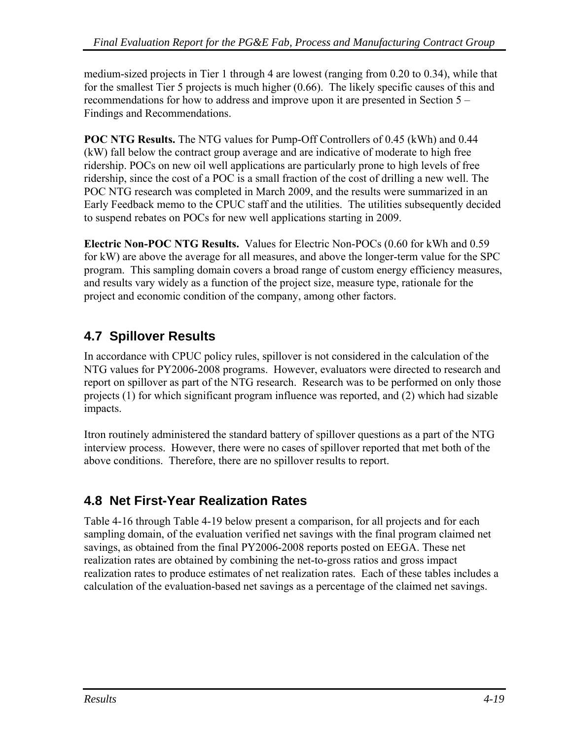medium-sized projects in Tier 1 through 4 are lowest (ranging from 0.20 to 0.34), while that for the smallest Tier 5 projects is much higher (0.66). The likely specific causes of this and recommendations for how to address and improve upon it are presented in Section 5 – Findings and Recommendations.

**POC NTG Results.** The NTG values for Pump-Off Controllers of 0.45 (kWh) and 0.44 (kW) fall below the contract group average and are indicative of moderate to high free ridership. POCs on new oil well applications are particularly prone to high levels of free ridership, since the cost of a POC is a small fraction of the cost of drilling a new well. The POC NTG research was completed in March 2009, and the results were summarized in an Early Feedback memo to the CPUC staff and the utilities. The utilities subsequently decided to suspend rebates on POCs for new well applications starting in 2009.

**Electric Non-POC NTG Results.** Values for Electric Non-POCs (0.60 for kWh and 0.59 for kW) are above the average for all measures, and above the longer-term value for the SPC program. This sampling domain covers a broad range of custom energy efficiency measures, and results vary widely as a function of the project size, measure type, rationale for the project and economic condition of the company, among other factors.

## 4.7 Spillover Results

In accordance with CPUC policy rules, spillover is not considered in the calculation of the NTG values for PY2006-2008 programs. However, evaluators were directed to research and report on spillover as part of the NTG research. Research was to be performed on only those projects (1) for which significant program influence was reported, and (2) which had sizable impacts.

Itron routinely administered the standard battery of spillover questions as a part of the NTG interview process. However, there were no cases of spillover reported that met both of the above conditions. Therefore, there are no spillover results to report.

## 4.8 Net First-Year Realization Rates

Table 4-16 through Table 4-19 below present a comparison, for all projects and for each sampling domain, of the evaluation verified net savings with the final program claimed net savings, as obtained from the final PY2006-2008 reports posted on EEGA. These net realization rates are obtained by combining the net-to-gross ratios and gross impact realization rates to produce estimates of net realization rates. Each of these tables includes a calculation of the evaluation-based net savings as a percentage of the claimed net savings.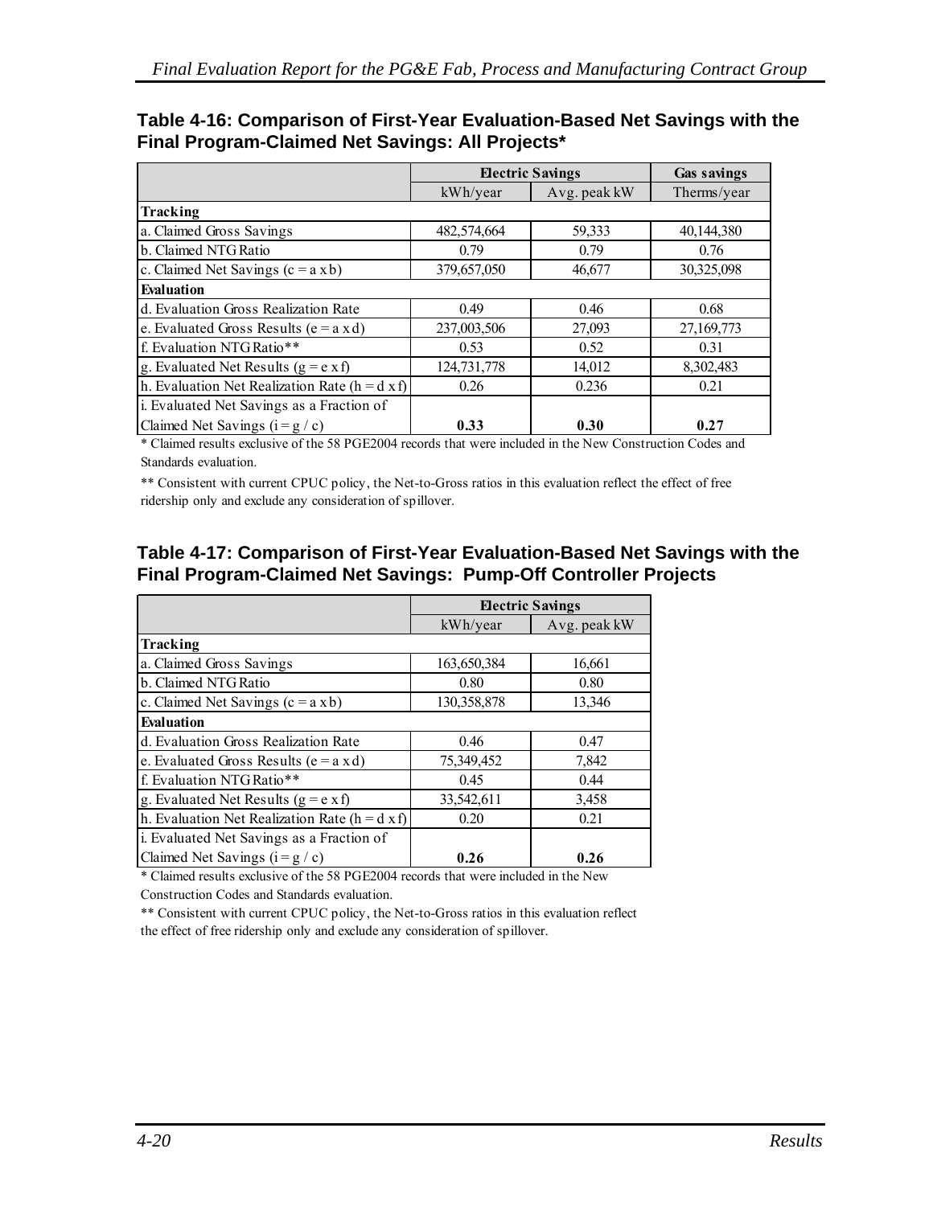**Table 4-16: Comparison of First-Year Evaluation-Based Net Savings with the Final Program-Claimed Net Savings: All Projects***

| | Electric Savings | | Gas savings |
|---|---|---|---|
| | kWh/year | Avg. peak kW | Therms/year |
| **Tracking** | | | |
| a. Claimed Gross Savings | 482,574,664 | 59,333 | 40,144,380 |
| b. Claimed NTG Ratio | 0.79 | 0.79 | 0.76 |
| c. Claimed Net Savings (c = a x b) | 379,657,050 | 46,677 | 30,325,098 |
| **Evaluation** | | | |
| d. Evaluation Gross Realization Rate | 0.49 | 0.46 | 0.68 |
| e. Evaluated Gross Results (e = a x d) | 237,003,506 | 27,093 | 27,169,773 |
| f. Evaluation NTG Ratio** | 0.53 | 0.52 | 0.31 |
| g. Evaluated Net Results (g = e x f) | 124,731,778 | 14,012 | 8,302,483 |
| h. Evaluation Net Realization Rate (h = d x f) | 0.26 | 0.236 | 0.21 |
| i. Evaluated Net Savings as a Fraction of Claimed Net Savings (i = g / c) | **0.33** | **0.30** | **0.27** |

* Claimed results exclusive of the 58 PGE2004 records that were included in the New Construction Codes and Standards evaluation.

** Consistent with current CPUC policy, the Net-to-Gross ratios in this evaluation reflect the effect of free ridership only and exclude any consideration of spillover.

**Table 4-17: Comparison of First-Year Evaluation-Based Net Savings with the Final Program-Claimed Net Savings: Pump-Off Controller Projects**

| | Electric Savings | |
|---|---|---|
| | kWh/year | Avg. peak kW |
| **Tracking** | | |
| a. Claimed Gross Savings | 163,650,384 | 16,661 |
| b. Claimed NTG Ratio | 0.80 | 0.80 |
| c. Claimed Net Savings (c = a x b) | 130,358,878 | 13,346 |
| **Evaluation** | | |
| d. Evaluation Gross Realization Rate | 0.46 | 0.47 |
| e. Evaluated Gross Results (e = a x d) | 75,349,452 | 7,842 |
| f. Evaluation NTG Ratio** | 0.45 | 0.44 |
| g. Evaluated Net Results (g = e x f) | 33,542,611 | 3,458 |
| h. Evaluation Net Realization Rate (h = d x f) | 0.20 | 0.21 |
| i. Evaluated Net Savings as a Fraction of Claimed Net Savings (i = g / c) | **0.26** | **0.26** |

* Claimed results exclusive of the 58 PGE2004 records that were included in the New Construction Codes and Standards evaluation.

** Consistent with current CPUC policy, the Net-to-Gross ratios in this evaluation reflect the effect of free ridership only and exclude any consideration of spillover.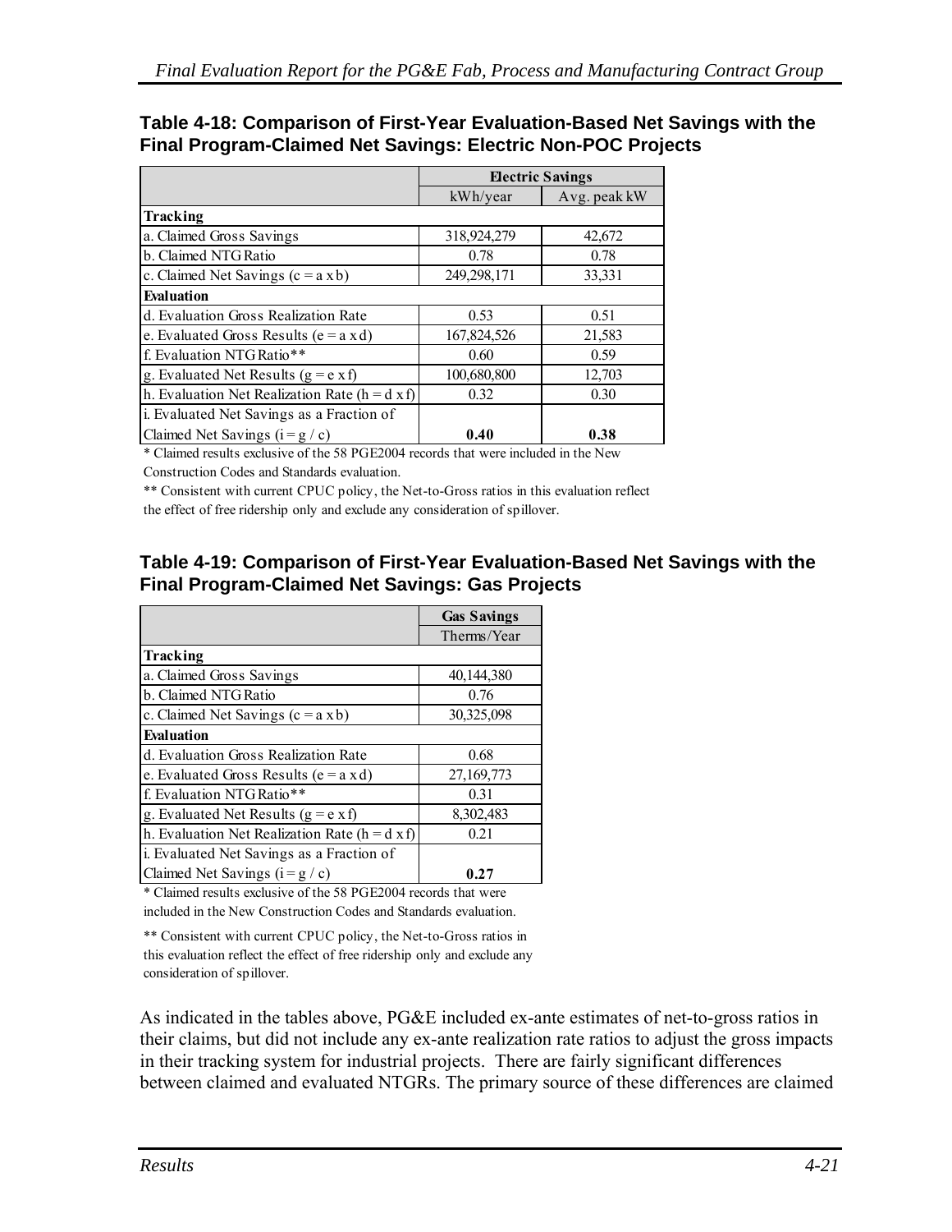### Table 4-18: Comparison of First-Year Evaluation-Based Net Savings with the Final Program-Claimed Net Savings: Electric Non-POC Projects

| | Electric Savings | |
|---|---|---|
| | kWh/year | Avg. peak kW |
| **Tracking** | | |
| a. Claimed Gross Savings | 318,924,279 | 42,672 |
| b. Claimed NTG Ratio | 0.78 | 0.78 |
| c. Claimed Net Savings (c = a x b) | 249,298,171 | 33,331 |
| **Evaluation** | | |
| d. Evaluation Gross Realization Rate | 0.53 | 0.51 |
| e. Evaluated Gross Results (e = a x d) | 167,824,526 | 21,583 |
| f. Evaluation NTG Ratio** | 0.60 | 0.59 |
| g. Evaluated Net Results (g = e x f) | 100,680,800 | 12,703 |
| h. Evaluation Net Realization Rate (h = d x f) | 0.32 | 0.30 |
| i. Evaluated Net Savings as a Fraction of Claimed Net Savings (i = g / c) | **0.40** | **0.38** |

\* Claimed results exclusive of the 58 PGE2004 records that were included in the New Construction Codes and Standards evaluation.

** Consistent with current CPUC policy, the Net-to-Gross ratios in this evaluation reflect the effect of free ridership only and exclude any consideration of spillover.

### Table 4-19: Comparison of First-Year Evaluation-Based Net Savings with the Final Program-Claimed Net Savings: Gas Projects

| | Gas Savings |
|---|---|
| | Therms/Year |
| **Tracking** | |
| a. Claimed Gross Savings | 40,144,380 |
| b. Claimed NTG Ratio | 0.76 |
| c. Claimed Net Savings (c = a x b) | 30,325,098 |
| **Evaluation** | |
| d. Evaluation Gross Realization Rate | 0.68 |
| e. Evaluated Gross Results (e = a x d) | 27,169,773 |
| f. Evaluation NTG Ratio** | 0.31 |
| g. Evaluated Net Results (g = e x f) | 8,302,483 |
| h. Evaluation Net Realization Rate (h = d x f) | 0.21 |
| i. Evaluated Net Savings as a Fraction of Claimed Net Savings (i = g / c) | **0.27** |

\* Claimed results exclusive of the 58 PGE2004 records that were included in the New Construction Codes and Standards evaluation.

** Consistent with current CPUC policy, the Net-to-Gross ratios in this evaluation reflect the effect of free ridership only and exclude any consideration of spillover.

As indicated in the tables above, PG&E included ex-ante estimates of net-to-gross ratios in their claims, but did not include any ex-ante realization rate ratios to adjust the gross impacts in their tracking system for industrial projects. There are fairly significant differences between claimed and evaluated NTGRs. The primary source of these differences are claimed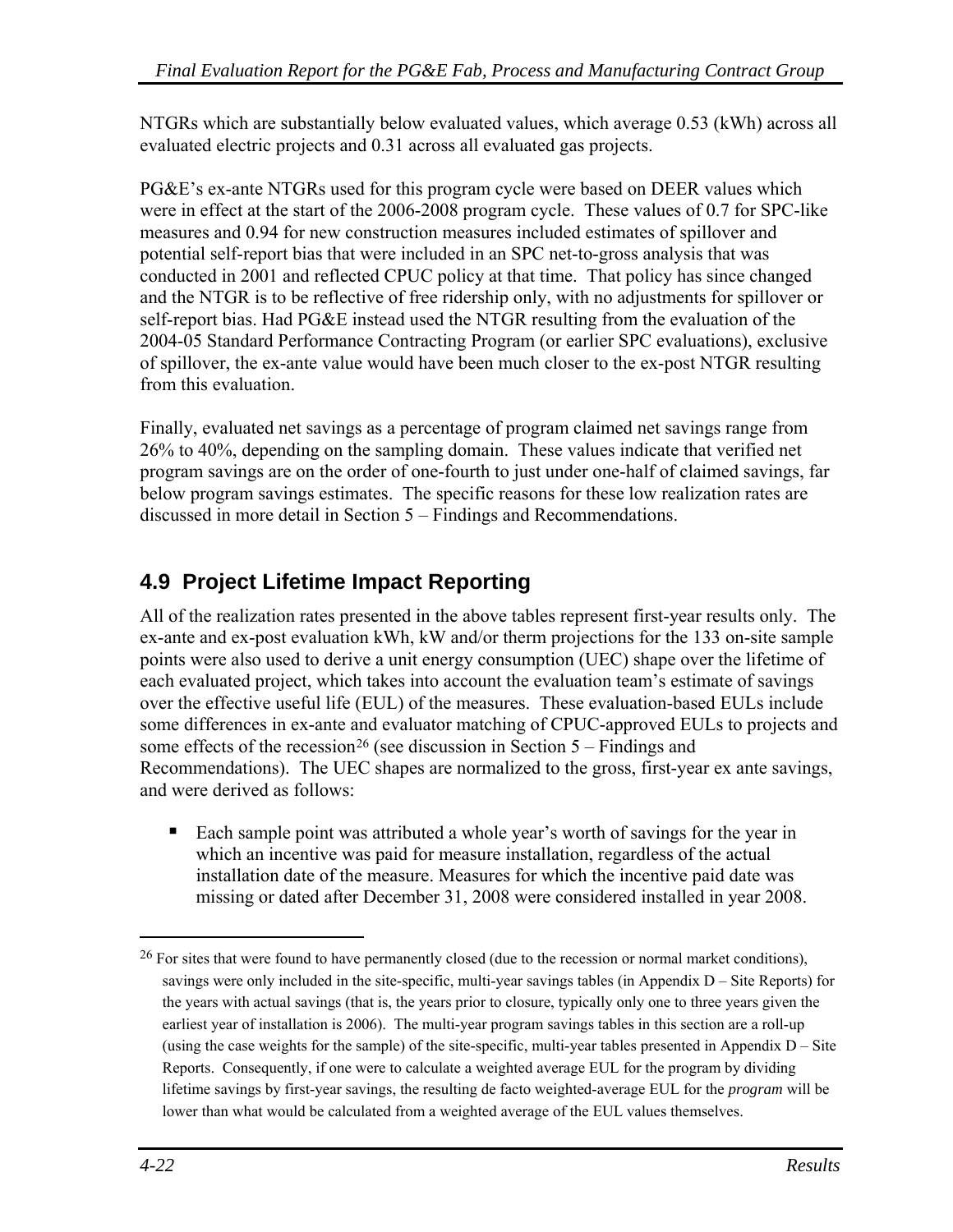NTGRs which are substantially below evaluated values, which average 0.53 (kWh) across all evaluated electric projects and 0.31 across all evaluated gas projects.

PG&E's ex-ante NTGRs used for this program cycle were based on DEER values which were in effect at the start of the 2006-2008 program cycle. These values of 0.7 for SPC-like measures and 0.94 for new construction measures included estimates of spillover and potential self-report bias that were included in an SPC net-to-gross analysis that was conducted in 2001 and reflected CPUC policy at that time. That policy has since changed and the NTGR is to be reflective of free ridership only, with no adjustments for spillover or self-report bias. Had PG&E instead used the NTGR resulting from the evaluation of the 2004-05 Standard Performance Contracting Program (or earlier SPC evaluations), exclusive of spillover, the ex-ante value would have been much closer to the ex-post NTGR resulting from this evaluation.

Finally, evaluated net savings as a percentage of program claimed net savings range from 26% to 40%, depending on the sampling domain. These values indicate that verified net program savings are on the order of one-fourth to just under one-half of claimed savings, far below program savings estimates. The specific reasons for these low realization rates are discussed in more detail in Section 5 – Findings and Recommendations.

## 4.9 Project Lifetime Impact Reporting

All of the realization rates presented in the above tables represent first-year results only. The ex-ante and ex-post evaluation kWh, kW and/or therm projections for the 133 on-site sample points were also used to derive a unit energy consumption (UEC) shape over the lifetime of each evaluated project, which takes into account the evaluation team's estimate of savings over the effective useful life (EUL) of the measures. These evaluation-based EULs include some differences in ex-ante and evaluator matching of CPUC-approved EULs to projects and some effects of the recession[26] (see discussion in Section 5 – Findings and Recommendations). The UEC shapes are normalized to the gross, first-year ex ante savings, and were derived as follows:

- Each sample point was attributed a whole year's worth of savings for the year in which an incentive was paid for measure installation, regardless of the actual installation date of the measure. Measures for which the incentive paid date was missing or dated after December 31, 2008 were considered installed in year 2008.

[26] For sites that were found to have permanently closed (due to the recession or normal market conditions), savings were only included in the site-specific, multi-year savings tables (in Appendix D – Site Reports) for the years with actual savings (that is, the years prior to closure, typically only one to three years given the earliest year of installation is 2006). The multi-year program savings tables in this section are a roll-up (using the case weights for the sample) of the site-specific, multi-year tables presented in Appendix D – Site Reports. Consequently, if one were to calculate a weighted average EUL for the program by dividing lifetime savings by first-year savings, the resulting de facto weighted-average EUL for the *program* will be lower than what would be calculated from a weighted average of the EUL values themselves.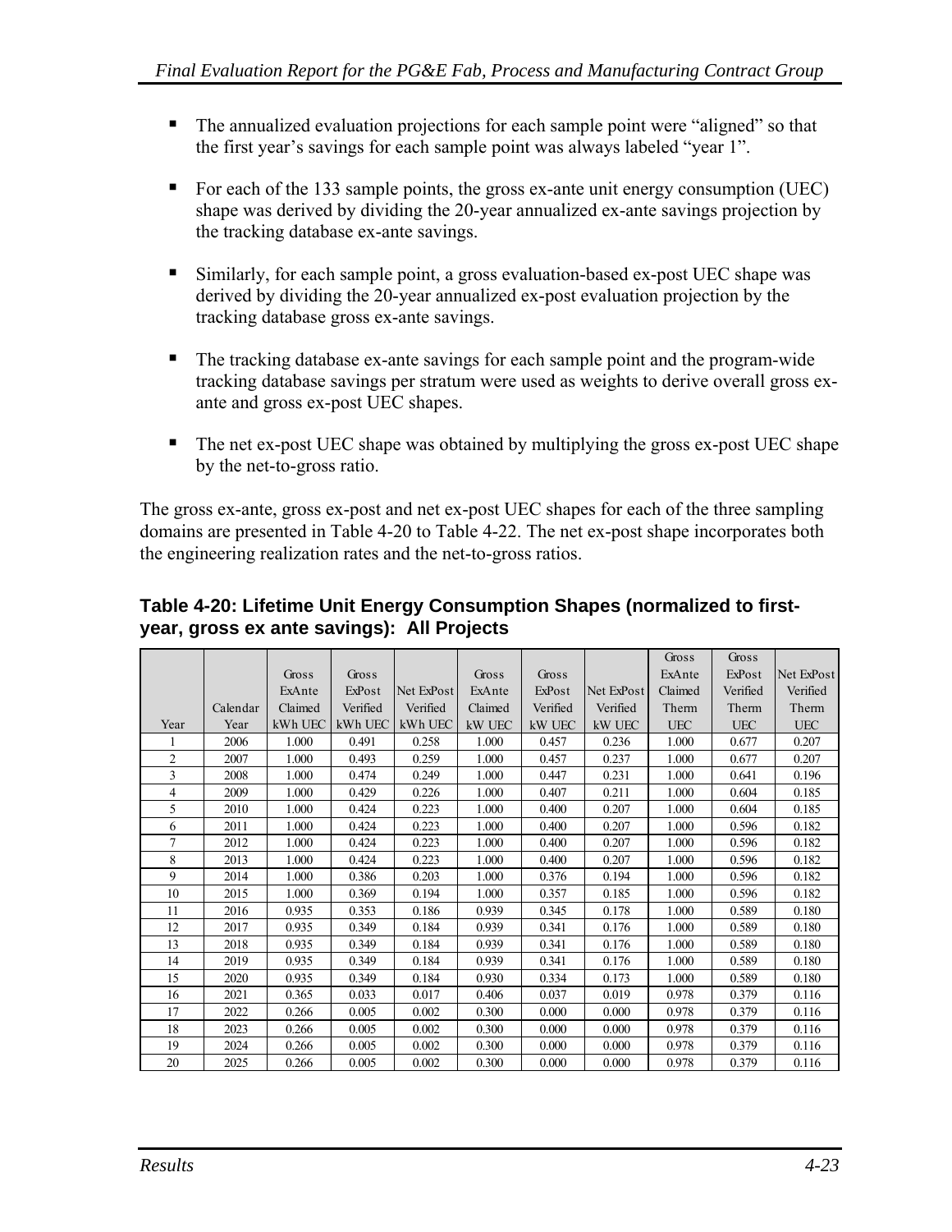- The annualized evaluation projections for each sample point were "aligned" so that the first year's savings for each sample point was always labeled "year 1".

- For each of the 133 sample points, the gross ex-ante unit energy consumption (UEC) shape was derived by dividing the 20-year annualized ex-ante savings projection by the tracking database ex-ante savings.

- Similarly, for each sample point, a gross evaluation-based ex-post UEC shape was derived by dividing the 20-year annualized ex-post evaluation projection by the tracking database gross ex-ante savings.

- The tracking database ex-ante savings for each sample point and the program-wide tracking database savings per stratum were used as weights to derive overall gross ex-ante and gross ex-post UEC shapes.

- The net ex-post UEC shape was obtained by multiplying the gross ex-post UEC shape by the net-to-gross ratio.

The gross ex-ante, gross ex-post and net ex-post UEC shapes for each of the three sampling domains are presented in Table 4-20 to Table 4-22. The net ex-post shape incorporates both the engineering realization rates and the net-to-gross ratios.

**Table 4-20: Lifetime Unit Energy Consumption Shapes (normalized to first-year, gross ex ante savings): All Projects**

| Year | Calendar Year | Gross ExAnte Claimed kWh UEC | Gross ExPost Verified kWh UEC | Net ExPost Verified kWh UEC | Gross ExAnte Claimed kW UEC | Gross ExPost Verified kW UEC | Net ExPost Verified kW UEC | Gross ExAnte Claimed Therm UEC | Gross ExPost Verified Therm UEC | Net ExPost Verified Therm UEC |
|---|---|---|---|---|---|---|---|---|---|---|
| 1 | 2006 | 1.000 | 0.491 | 0.258 | 1.000 | 0.457 | 0.236 | 1.000 | 0.677 | 0.207 |
| 2 | 2007 | 1.000 | 0.493 | 0.259 | 1.000 | 0.457 | 0.237 | 1.000 | 0.677 | 0.207 |
| 3 | 2008 | 1.000 | 0.474 | 0.249 | 1.000 | 0.447 | 0.231 | 1.000 | 0.641 | 0.196 |
| 4 | 2009 | 1.000 | 0.429 | 0.226 | 1.000 | 0.407 | 0.211 | 1.000 | 0.604 | 0.185 |
| 5 | 2010 | 1.000 | 0.424 | 0.223 | 1.000 | 0.400 | 0.207 | 1.000 | 0.604 | 0.185 |
| 6 | 2011 | 1.000 | 0.424 | 0.223 | 1.000 | 0.400 | 0.207 | 1.000 | 0.596 | 0.182 |
| 7 | 2012 | 1.000 | 0.424 | 0.223 | 1.000 | 0.400 | 0.207 | 1.000 | 0.596 | 0.182 |
| 8 | 2013 | 1.000 | 0.424 | 0.223 | 1.000 | 0.400 | 0.207 | 1.000 | 0.596 | 0.182 |
| 9 | 2014 | 1.000 | 0.386 | 0.203 | 1.000 | 0.376 | 0.194 | 1.000 | 0.596 | 0.182 |
| 10 | 2015 | 1.000 | 0.369 | 0.194 | 1.000 | 0.357 | 0.185 | 1.000 | 0.596 | 0.182 |
| 11 | 2016 | 0.935 | 0.353 | 0.186 | 0.939 | 0.345 | 0.178 | 1.000 | 0.589 | 0.180 |
| 12 | 2017 | 0.935 | 0.349 | 0.184 | 0.939 | 0.341 | 0.176 | 1.000 | 0.589 | 0.180 |
| 13 | 2018 | 0.935 | 0.349 | 0.184 | 0.939 | 0.341 | 0.176 | 1.000 | 0.589 | 0.180 |
| 14 | 2019 | 0.935 | 0.349 | 0.184 | 0.939 | 0.341 | 0.176 | 1.000 | 0.589 | 0.180 |
| 15 | 2020 | 0.935 | 0.349 | 0.184 | 0.930 | 0.334 | 0.173 | 1.000 | 0.589 | 0.180 |
| 16 | 2021 | 0.365 | 0.033 | 0.017 | 0.406 | 0.037 | 0.019 | 0.978 | 0.379 | 0.116 |
| 17 | 2022 | 0.266 | 0.005 | 0.002 | 0.300 | 0.000 | 0.000 | 0.978 | 0.379 | 0.116 |
| 18 | 2023 | 0.266 | 0.005 | 0.002 | 0.300 | 0.000 | 0.000 | 0.978 | 0.379 | 0.116 |
| 19 | 2024 | 0.266 | 0.005 | 0.002 | 0.300 | 0.000 | 0.000 | 0.978 | 0.379 | 0.116 |
| 20 | 2025 | 0.266 | 0.005 | 0.002 | 0.300 | 0.000 | 0.000 | 0.978 | 0.379 | 0.116 |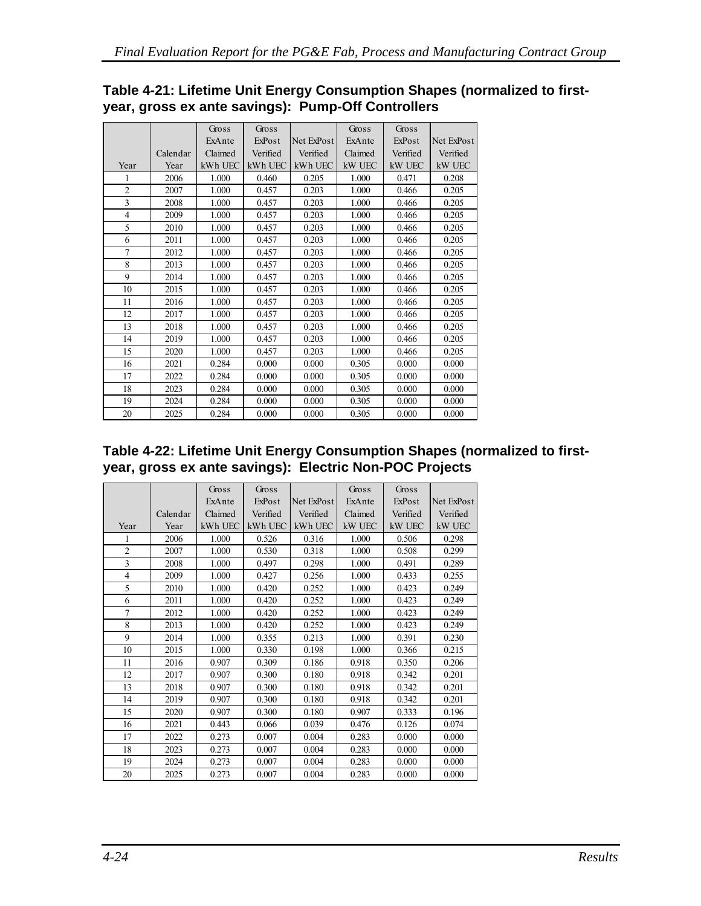**Table 4-21: Lifetime Unit Energy Consumption Shapes (normalized to first-year, gross ex ante savings): Pump-Off Controllers**

| Year | Calendar Year | Gross ExAnte Claimed kWh UEC | Gross ExPost Verified kWh UEC | Net ExPost Verified kWh UEC | Gross ExAnte Claimed kW UEC | Gross ExPost Verified kW UEC | Net ExPost Verified kW UEC |
|---|---|---|---|---|---|---|---|
| 1 | 2006 | 1.000 | 0.460 | 0.205 | 1.000 | 0.471 | 0.208 |
| 2 | 2007 | 1.000 | 0.457 | 0.203 | 1.000 | 0.466 | 0.205 |
| 3 | 2008 | 1.000 | 0.457 | 0.203 | 1.000 | 0.466 | 0.205 |
| 4 | 2009 | 1.000 | 0.457 | 0.203 | 1.000 | 0.466 | 0.205 |
| 5 | 2010 | 1.000 | 0.457 | 0.203 | 1.000 | 0.466 | 0.205 |
| 6 | 2011 | 1.000 | 0.457 | 0.203 | 1.000 | 0.466 | 0.205 |
| 7 | 2012 | 1.000 | 0.457 | 0.203 | 1.000 | 0.466 | 0.205 |
| 8 | 2013 | 1.000 | 0.457 | 0.203 | 1.000 | 0.466 | 0.205 |
| 9 | 2014 | 1.000 | 0.457 | 0.203 | 1.000 | 0.466 | 0.205 |
| 10 | 2015 | 1.000 | 0.457 | 0.203 | 1.000 | 0.466 | 0.205 |
| 11 | 2016 | 1.000 | 0.457 | 0.203 | 1.000 | 0.466 | 0.205 |
| 12 | 2017 | 1.000 | 0.457 | 0.203 | 1.000 | 0.466 | 0.205 |
| 13 | 2018 | 1.000 | 0.457 | 0.203 | 1.000 | 0.466 | 0.205 |
| 14 | 2019 | 1.000 | 0.457 | 0.203 | 1.000 | 0.466 | 0.205 |
| 15 | 2020 | 1.000 | 0.457 | 0.203 | 1.000 | 0.466 | 0.205 |
| 16 | 2021 | 0.284 | 0.000 | 0.000 | 0.305 | 0.000 | 0.000 |
| 17 | 2022 | 0.284 | 0.000 | 0.000 | 0.305 | 0.000 | 0.000 |
| 18 | 2023 | 0.284 | 0.000 | 0.000 | 0.305 | 0.000 | 0.000 |
| 19 | 2024 | 0.284 | 0.000 | 0.000 | 0.305 | 0.000 | 0.000 |
| 20 | 2025 | 0.284 | 0.000 | 0.000 | 0.305 | 0.000 | 0.000 |

**Table 4-22: Lifetime Unit Energy Consumption Shapes (normalized to first-year, gross ex ante savings): Electric Non-POC Projects**

| Year | Calendar Year | Gross ExAnte Claimed kWh UEC | Gross ExPost Verified kWh UEC | Net ExPost Verified kWh UEC | Gross ExAnte Claimed kW UEC | Gross ExPost Verified kW UEC | Net ExPost Verified kW UEC |
|---|---|---|---|---|---|---|---|
| 1 | 2006 | 1.000 | 0.526 | 0.316 | 1.000 | 0.506 | 0.298 |
| 2 | 2007 | 1.000 | 0.530 | 0.318 | 1.000 | 0.508 | 0.299 |
| 3 | 2008 | 1.000 | 0.497 | 0.298 | 1.000 | 0.491 | 0.289 |
| 4 | 2009 | 1.000 | 0.427 | 0.256 | 1.000 | 0.433 | 0.255 |
| 5 | 2010 | 1.000 | 0.420 | 0.252 | 1.000 | 0.423 | 0.249 |
| 6 | 2011 | 1.000 | 0.420 | 0.252 | 1.000 | 0.423 | 0.249 |
| 7 | 2012 | 1.000 | 0.420 | 0.252 | 1.000 | 0.423 | 0.249 |
| 8 | 2013 | 1.000 | 0.420 | 0.252 | 1.000 | 0.423 | 0.249 |
| 9 | 2014 | 1.000 | 0.355 | 0.213 | 1.000 | 0.391 | 0.230 |
| 10 | 2015 | 1.000 | 0.330 | 0.198 | 1.000 | 0.366 | 0.215 |
| 11 | 2016 | 0.907 | 0.309 | 0.186 | 0.918 | 0.350 | 0.206 |
| 12 | 2017 | 0.907 | 0.300 | 0.180 | 0.918 | 0.342 | 0.201 |
| 13 | 2018 | 0.907 | 0.300 | 0.180 | 0.918 | 0.342 | 0.201 |
| 14 | 2019 | 0.907 | 0.300 | 0.180 | 0.918 | 0.342 | 0.201 |
| 15 | 2020 | 0.907 | 0.300 | 0.180 | 0.907 | 0.333 | 0.196 |
| 16 | 2021 | 0.443 | 0.066 | 0.039 | 0.476 | 0.126 | 0.074 |
| 17 | 2022 | 0.273 | 0.007 | 0.004 | 0.283 | 0.000 | 0.000 |
| 18 | 2023 | 0.273 | 0.007 | 0.004 | 0.283 | 0.000 | 0.000 |
| 19 | 2024 | 0.273 | 0.007 | 0.004 | 0.283 | 0.000 | 0.000 |
| 20 | 2025 | 0.273 | 0.007 | 0.004 | 0.283 | 0.000 | 0.000 |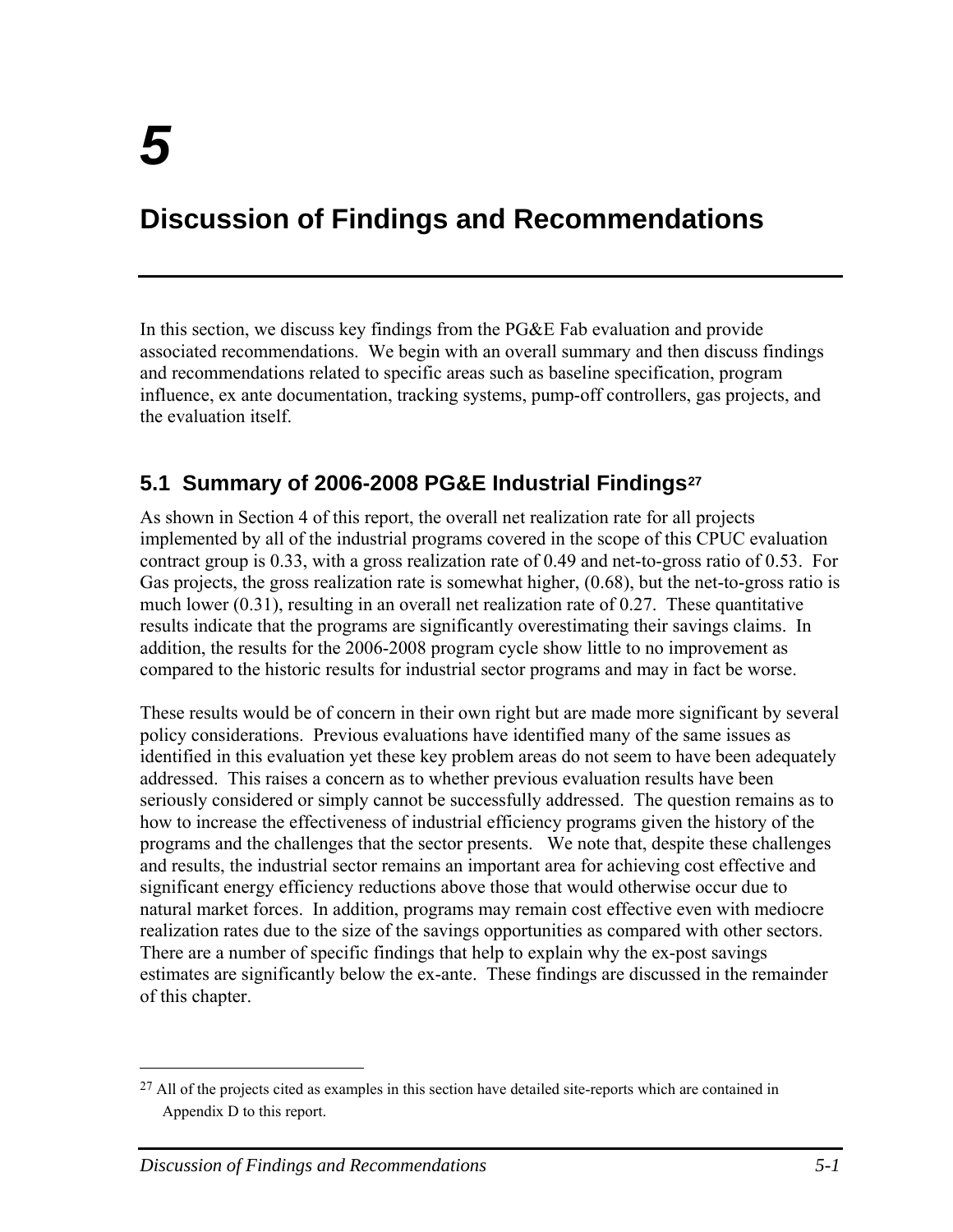# 5

# Discussion of Findings and Recommendations

In this section, we discuss key findings from the PG&E Fab evaluation and provide associated recommendations. We begin with an overall summary and then discuss findings and recommendations related to specific areas such as baseline specification, program influence, ex ante documentation, tracking systems, pump-off controllers, gas projects, and the evaluation itself.

## 5.1 Summary of 2006-2008 PG&E Industrial Findings[27]

As shown in Section 4 of this report, the overall net realization rate for all projects implemented by all of the industrial programs covered in the scope of this CPUC evaluation contract group is 0.33, with a gross realization rate of 0.49 and net-to-gross ratio of 0.53. For Gas projects, the gross realization rate is somewhat higher, (0.68), but the net-to-gross ratio is much lower (0.31), resulting in an overall net realization rate of 0.27. These quantitative results indicate that the programs are significantly overestimating their savings claims. In addition, the results for the 2006-2008 program cycle show little to no improvement as compared to the historic results for industrial sector programs and may in fact be worse.

These results would be of concern in their own right but are made more significant by several policy considerations. Previous evaluations have identified many of the same issues as identified in this evaluation yet these key problem areas do not seem to have been adequately addressed. This raises a concern as to whether previous evaluation results have been seriously considered or simply cannot be successfully addressed. The question remains as to how to increase the effectiveness of industrial efficiency programs given the history of the programs and the challenges that the sector presents. We note that, despite these challenges and results, the industrial sector remains an important area for achieving cost effective and significant energy efficiency reductions above those that would otherwise occur due to natural market forces. In addition, programs may remain cost effective even with mediocre realization rates due to the size of the savings opportunities as compared with other sectors. There are a number of specific findings that help to explain why the ex-post savings estimates are significantly below the ex-ante. These findings are discussed in the remainder of this chapter.

[27] All of the projects cited as examples in this section have detailed site-reports which are contained in Appendix D to this report.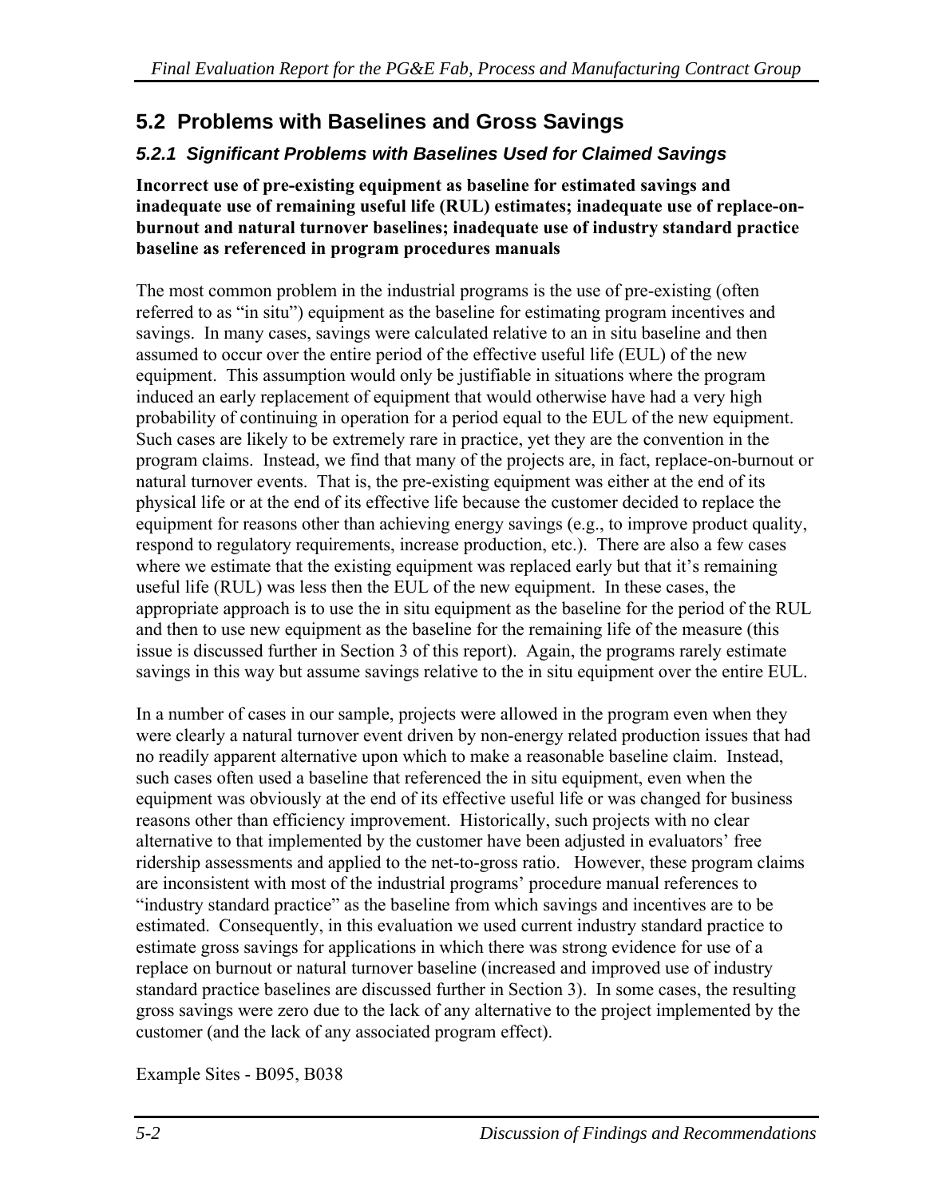## 5.2 Problems with Baselines and Gross Savings

### 5.2.1 Significant Problems with Baselines Used for Claimed Savings

**Incorrect use of pre-existing equipment as baseline for estimated savings and inadequate use of remaining useful life (RUL) estimates; inadequate use of replace-on-burnout and natural turnover baselines; inadequate use of industry standard practice baseline as referenced in program procedures manuals**

The most common problem in the industrial programs is the use of pre-existing (often referred to as "in situ") equipment as the baseline for estimating program incentives and savings. In many cases, savings were calculated relative to an in situ baseline and then assumed to occur over the entire period of the effective useful life (EUL) of the new equipment. This assumption would only be justifiable in situations where the program induced an early replacement of equipment that would otherwise have had a very high probability of continuing in operation for a period equal to the EUL of the new equipment. Such cases are likely to be extremely rare in practice, yet they are the convention in the program claims. Instead, we find that many of the projects are, in fact, replace-on-burnout or natural turnover events. That is, the pre-existing equipment was either at the end of its physical life or at the end of its effective life because the customer decided to replace the equipment for reasons other than achieving energy savings (e.g., to improve product quality, respond to regulatory requirements, increase production, etc.). There are also a few cases where we estimate that the existing equipment was replaced early but that it's remaining useful life (RUL) was less then the EUL of the new equipment. In these cases, the appropriate approach is to use the in situ equipment as the baseline for the period of the RUL and then to use new equipment as the baseline for the remaining life of the measure (this issue is discussed further in Section 3 of this report). Again, the programs rarely estimate savings in this way but assume savings relative to the in situ equipment over the entire EUL.

In a number of cases in our sample, projects were allowed in the program even when they were clearly a natural turnover event driven by non-energy related production issues that had no readily apparent alternative upon which to make a reasonable baseline claim. Instead, such cases often used a baseline that referenced the in situ equipment, even when the equipment was obviously at the end of its effective useful life or was changed for business reasons other than efficiency improvement. Historically, such projects with no clear alternative to that implemented by the customer have been adjusted in evaluators' free ridership assessments and applied to the net-to-gross ratio. However, these program claims are inconsistent with most of the industrial programs' procedure manual references to "industry standard practice" as the baseline from which savings and incentives are to be estimated. Consequently, in this evaluation we used current industry standard practice to estimate gross savings for applications in which there was strong evidence for use of a replace on burnout or natural turnover baseline (increased and improved use of industry standard practice baselines are discussed further in Section 3). In some cases, the resulting gross savings were zero due to the lack of any alternative to the project implemented by the customer (and the lack of any associated program effect).

Example Sites - B095, B038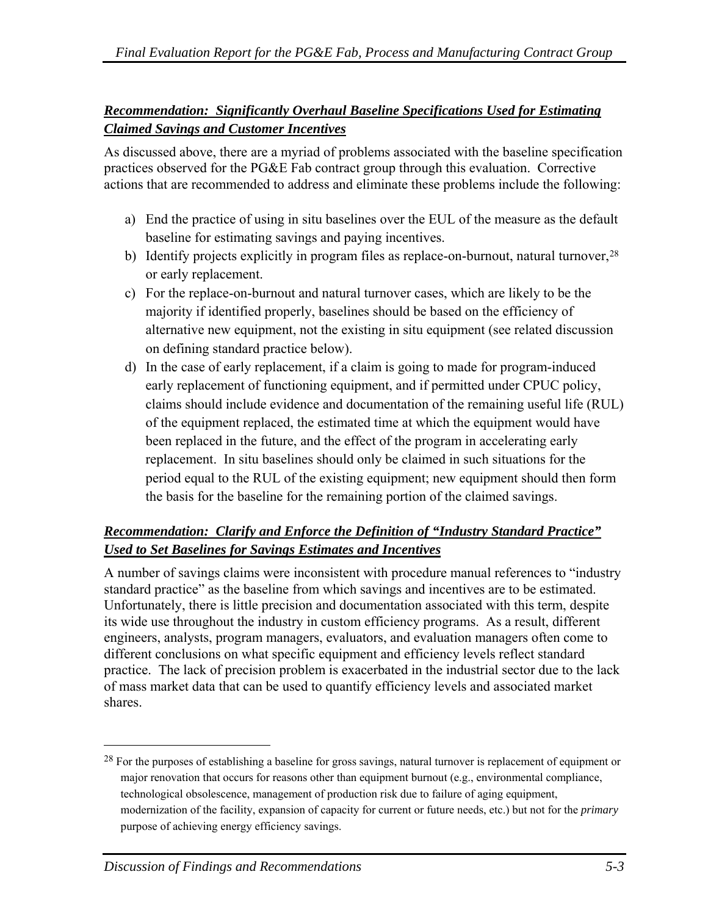***Recommendation: Significantly Overhaul Baseline Specifications Used for Estimating Claimed Savings and Customer Incentives***

As discussed above, there are a myriad of problems associated with the baseline specification practices observed for the PG&E Fab contract group through this evaluation. Corrective actions that are recommended to address and eliminate these problems include the following:

a) End the practice of using in situ baselines over the EUL of the measure as the default baseline for estimating savings and paying incentives.

b) Identify projects explicitly in program files as replace-on-burnout, natural turnover,[28] or early replacement.

c) For the replace-on-burnout and natural turnover cases, which are likely to be the majority if identified properly, baselines should be based on the efficiency of alternative new equipment, not the existing in situ equipment (see related discussion on defining standard practice below).

d) In the case of early replacement, if a claim is going to made for program-induced early replacement of functioning equipment, and if permitted under CPUC policy, claims should include evidence and documentation of the remaining useful life (RUL) of the equipment replaced, the estimated time at which the equipment would have been replaced in the future, and the effect of the program in accelerating early replacement. In situ baselines should only be claimed in such situations for the period equal to the RUL of the existing equipment; new equipment should then form the basis for the baseline for the remaining portion of the claimed savings.

***Recommendation: Clarify and Enforce the Definition of "Industry Standard Practice" Used to Set Baselines for Savings Estimates and Incentives***

A number of savings claims were inconsistent with procedure manual references to "industry standard practice" as the baseline from which savings and incentives are to be estimated. Unfortunately, there is little precision and documentation associated with this term, despite its wide use throughout the industry in custom efficiency programs. As a result, different engineers, analysts, program managers, evaluators, and evaluation managers often come to different conclusions on what specific equipment and efficiency levels reflect standard practice. The lack of precision problem is exacerbated in the industrial sector due to the lack of mass market data that can be used to quantify efficiency levels and associated market shares.

---

[28] For the purposes of establishing a baseline for gross savings, natural turnover is replacement of equipment or major renovation that occurs for reasons other than equipment burnout (e.g., environmental compliance, technological obsolescence, management of production risk due to failure of aging equipment, modernization of the facility, expansion of capacity for current or future needs, etc.) but not for the *primary* purpose of achieving energy efficiency savings.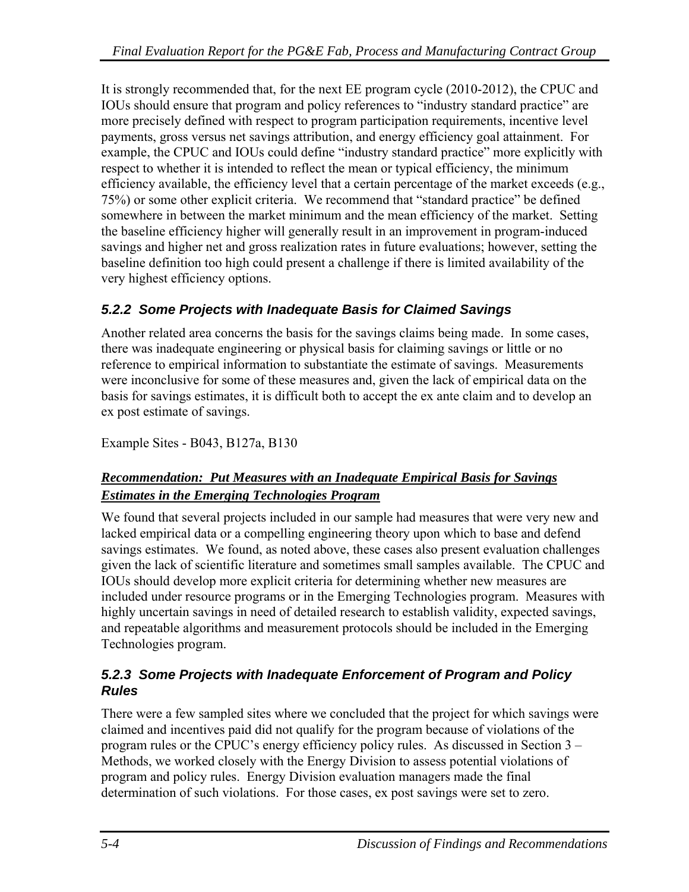It is strongly recommended that, for the next EE program cycle (2010-2012), the CPUC and IOUs should ensure that program and policy references to "industry standard practice" are more precisely defined with respect to program participation requirements, incentive level payments, gross versus net savings attribution, and energy efficiency goal attainment. For example, the CPUC and IOUs could define "industry standard practice" more explicitly with respect to whether it is intended to reflect the mean or typical efficiency, the minimum efficiency available, the efficiency level that a certain percentage of the market exceeds (e.g., 75%) or some other explicit criteria. We recommend that "standard practice" be defined somewhere in between the market minimum and the mean efficiency of the market. Setting the baseline efficiency higher will generally result in an improvement in program-induced savings and higher net and gross realization rates in future evaluations; however, setting the baseline definition too high could present a challenge if there is limited availability of the very highest efficiency options.

### *5.2.2 Some Projects with Inadequate Basis for Claimed Savings*

Another related area concerns the basis for the savings claims being made. In some cases, there was inadequate engineering or physical basis for claiming savings or little or no reference to empirical information to substantiate the estimate of savings. Measurements were inconclusive for some of these measures and, given the lack of empirical data on the basis for savings estimates, it is difficult both to accept the ex ante claim and to develop an ex post estimate of savings.

Example Sites - B043, B127a, B130

***Recommendation: Put Measures with an Inadequate Empirical Basis for Savings Estimates in the Emerging Technologies Program***

We found that several projects included in our sample had measures that were very new and lacked empirical data or a compelling engineering theory upon which to base and defend savings estimates. We found, as noted above, these cases also present evaluation challenges given the lack of scientific literature and sometimes small samples available. The CPUC and IOUs should develop more explicit criteria for determining whether new measures are included under resource programs or in the Emerging Technologies program. Measures with highly uncertain savings in need of detailed research to establish validity, expected savings, and repeatable algorithms and measurement protocols should be included in the Emerging Technologies program.

### *5.2.3 Some Projects with Inadequate Enforcement of Program and Policy Rules*

There were a few sampled sites where we concluded that the project for which savings were claimed and incentives paid did not qualify for the program because of violations of the program rules or the CPUC's energy efficiency policy rules. As discussed in Section 3 – Methods, we worked closely with the Energy Division to assess potential violations of program and policy rules. Energy Division evaluation managers made the final determination of such violations. For those cases, ex post savings were set to zero.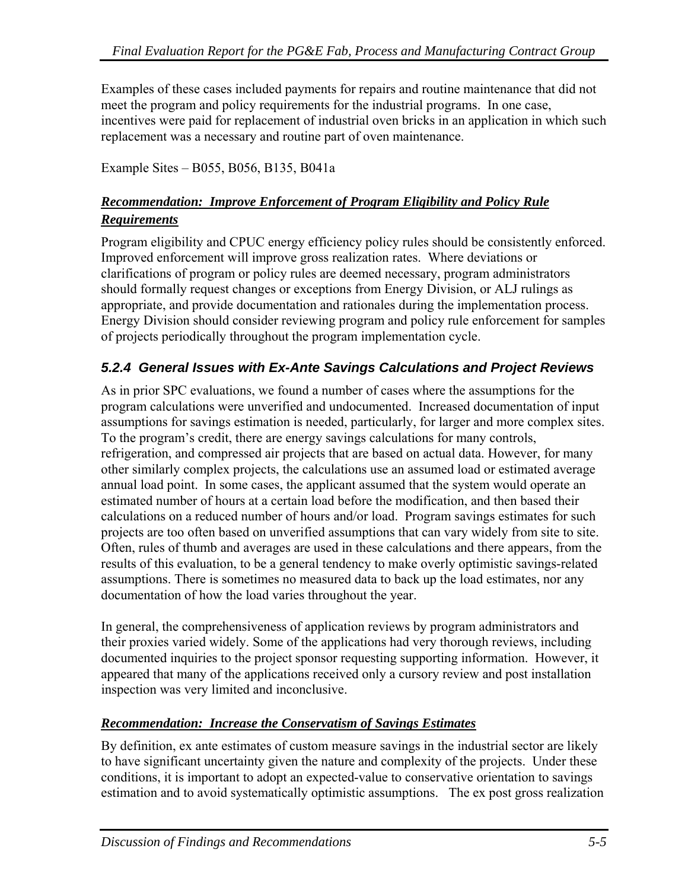Examples of these cases included payments for repairs and routine maintenance that did not meet the program and policy requirements for the industrial programs. In one case, incentives were paid for replacement of industrial oven bricks in an application in which such replacement was a necessary and routine part of oven maintenance.

Example Sites – B055, B056, B135, B041a

***Recommendation: Improve Enforcement of Program Eligibility and Policy Rule Requirements***

Program eligibility and CPUC energy efficiency policy rules should be consistently enforced. Improved enforcement will improve gross realization rates. Where deviations or clarifications of program or policy rules are deemed necessary, program administrators should formally request changes or exceptions from Energy Division, or ALJ rulings as appropriate, and provide documentation and rationales during the implementation process. Energy Division should consider reviewing program and policy rule enforcement for samples of projects periodically throughout the program implementation cycle.

### *5.2.4 General Issues with Ex-Ante Savings Calculations and Project Reviews*

As in prior SPC evaluations, we found a number of cases where the assumptions for the program calculations were unverified and undocumented. Increased documentation of input assumptions for savings estimation is needed, particularly, for larger and more complex sites. To the program's credit, there are energy savings calculations for many controls, refrigeration, and compressed air projects that are based on actual data. However, for many other similarly complex projects, the calculations use an assumed load or estimated average annual load point. In some cases, the applicant assumed that the system would operate an estimated number of hours at a certain load before the modification, and then based their calculations on a reduced number of hours and/or load. Program savings estimates for such projects are too often based on unverified assumptions that can vary widely from site to site. Often, rules of thumb and averages are used in these calculations and there appears, from the results of this evaluation, to be a general tendency to make overly optimistic savings-related assumptions. There is sometimes no measured data to back up the load estimates, nor any documentation of how the load varies throughout the year.

In general, the comprehensiveness of application reviews by program administrators and their proxies varied widely. Some of the applications had very thorough reviews, including documented inquiries to the project sponsor requesting supporting information. However, it appeared that many of the applications received only a cursory review and post installation inspection was very limited and inconclusive.

***Recommendation: Increase the Conservatism of Savings Estimates***

By definition, ex ante estimates of custom measure savings in the industrial sector are likely to have significant uncertainty given the nature and complexity of the projects. Under these conditions, it is important to adopt an expected-value to conservative orientation to savings estimation and to avoid systematically optimistic assumptions. The ex post gross realization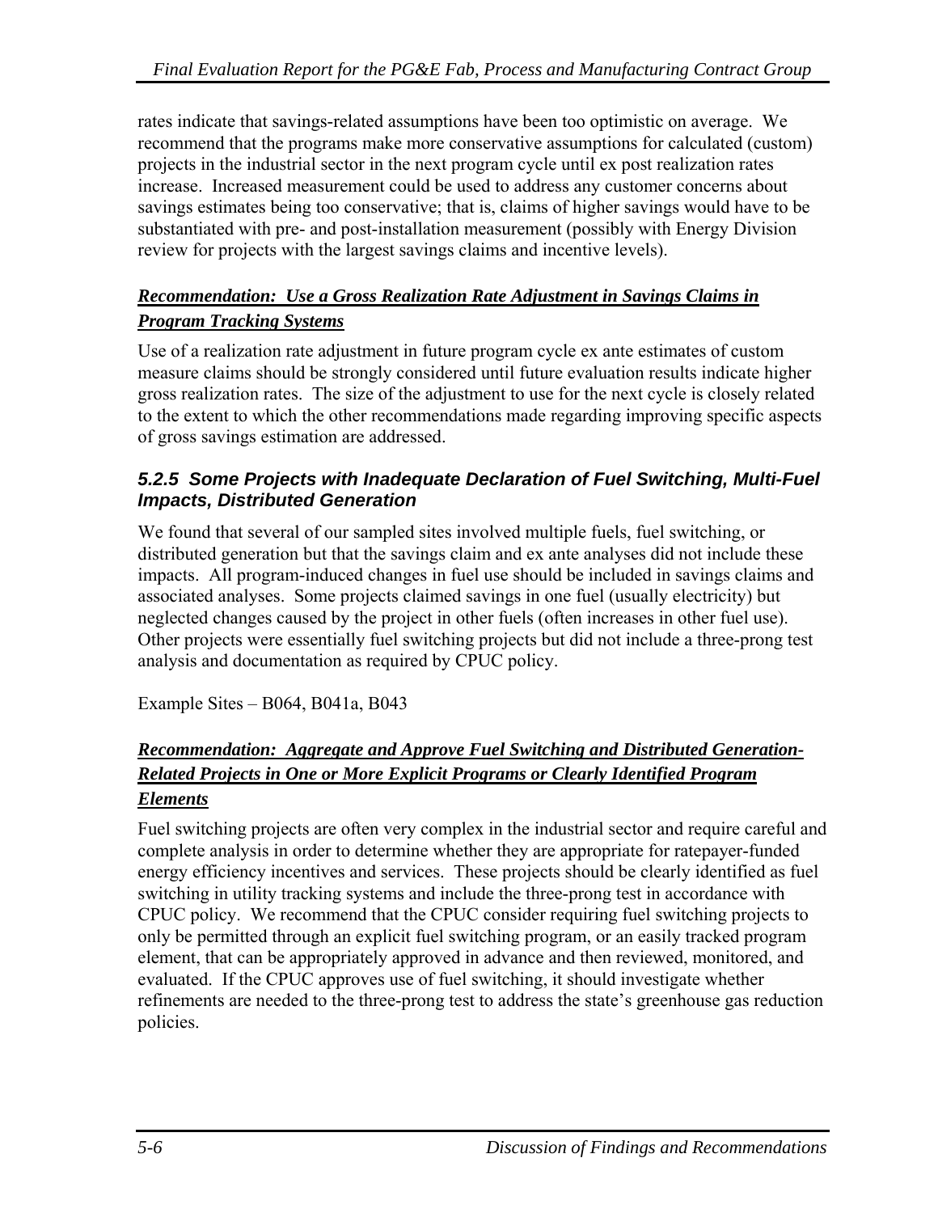rates indicate that savings-related assumptions have been too optimistic on average. We recommend that the programs make more conservative assumptions for calculated (custom) projects in the industrial sector in the next program cycle until ex post realization rates increase. Increased measurement could be used to address any customer concerns about savings estimates being too conservative; that is, claims of higher savings would have to be substantiated with pre- and post-installation measurement (possibly with Energy Division review for projects with the largest savings claims and incentive levels).

***Recommendation: Use a Gross Realization Rate Adjustment in Savings Claims in Program Tracking Systems***

Use of a realization rate adjustment in future program cycle ex ante estimates of custom measure claims should be strongly considered until future evaluation results indicate higher gross realization rates. The size of the adjustment to use for the next cycle is closely related to the extent to which the other recommendations made regarding improving specific aspects of gross savings estimation are addressed.

### *5.2.5 Some Projects with Inadequate Declaration of Fuel Switching, Multi-Fuel Impacts, Distributed Generation*

We found that several of our sampled sites involved multiple fuels, fuel switching, or distributed generation but that the savings claim and ex ante analyses did not include these impacts. All program-induced changes in fuel use should be included in savings claims and associated analyses. Some projects claimed savings in one fuel (usually electricity) but neglected changes caused by the project in other fuels (often increases in other fuel use). Other projects were essentially fuel switching projects but did not include a three-prong test analysis and documentation as required by CPUC policy.

Example Sites – B064, B041a, B043

***Recommendation: Aggregate and Approve Fuel Switching and Distributed Generation-Related Projects in One or More Explicit Programs or Clearly Identified Program Elements***

Fuel switching projects are often very complex in the industrial sector and require careful and complete analysis in order to determine whether they are appropriate for ratepayer-funded energy efficiency incentives and services. These projects should be clearly identified as fuel switching in utility tracking systems and include the three-prong test in accordance with CPUC policy. We recommend that the CPUC consider requiring fuel switching projects to only be permitted through an explicit fuel switching program, or an easily tracked program element, that can be appropriately approved in advance and then reviewed, monitored, and evaluated. If the CPUC approves use of fuel switching, it should investigate whether refinements are needed to the three-prong test to address the state's greenhouse gas reduction policies.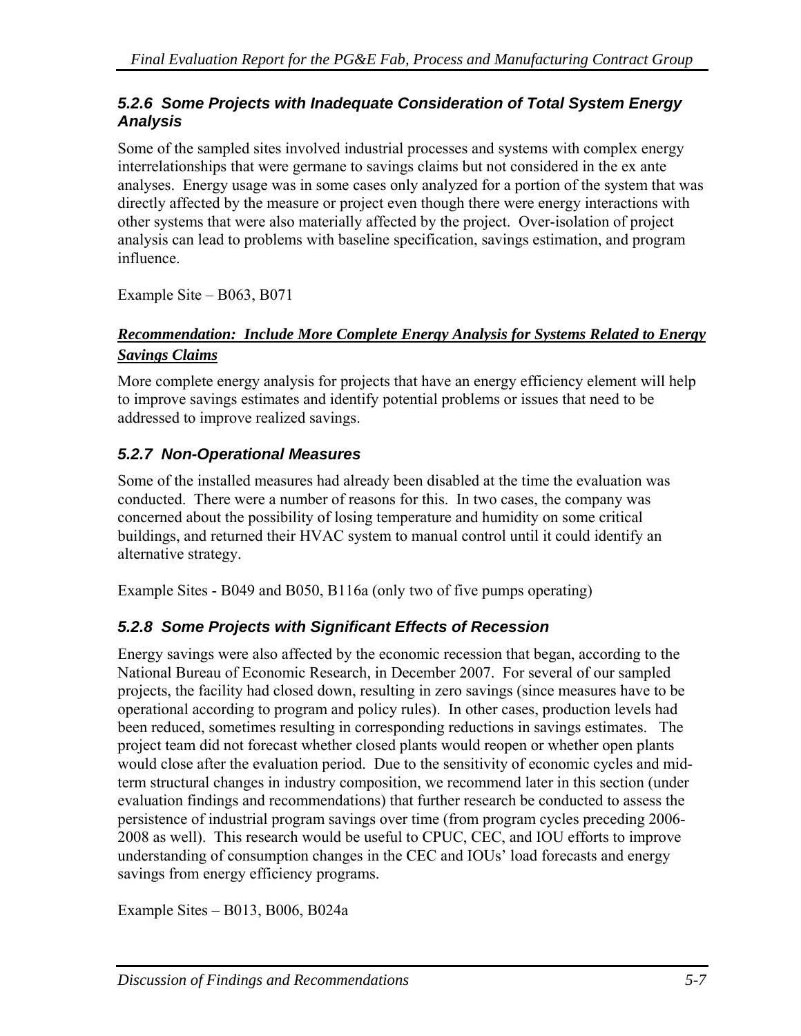### *5.2.6 Some Projects with Inadequate Consideration of Total System Energy Analysis*

Some of the sampled sites involved industrial processes and systems with complex energy interrelationships that were germane to savings claims but not considered in the ex ante analyses. Energy usage was in some cases only analyzed for a portion of the system that was directly affected by the measure or project even though there were energy interactions with other systems that were also materially affected by the project. Over-isolation of project analysis can lead to problems with baseline specification, savings estimation, and program influence.

Example Site – B063, B071

***Recommendation: Include More Complete Energy Analysis for Systems Related to Energy Savings Claims***

More complete energy analysis for projects that have an energy efficiency element will help to improve savings estimates and identify potential problems or issues that need to be addressed to improve realized savings.

### *5.2.7 Non-Operational Measures*

Some of the installed measures had already been disabled at the time the evaluation was conducted. There were a number of reasons for this. In two cases, the company was concerned about the possibility of losing temperature and humidity on some critical buildings, and returned their HVAC system to manual control until it could identify an alternative strategy.

Example Sites - B049 and B050, B116a (only two of five pumps operating)

### *5.2.8 Some Projects with Significant Effects of Recession*

Energy savings were also affected by the economic recession that began, according to the National Bureau of Economic Research, in December 2007. For several of our sampled projects, the facility had closed down, resulting in zero savings (since measures have to be operational according to program and policy rules). In other cases, production levels had been reduced, sometimes resulting in corresponding reductions in savings estimates. The project team did not forecast whether closed plants would reopen or whether open plants would close after the evaluation period. Due to the sensitivity of economic cycles and mid-term structural changes in industry composition, we recommend later in this section (under evaluation findings and recommendations) that further research be conducted to assess the persistence of industrial program savings over time (from program cycles preceding 2006-2008 as well). This research would be useful to CPUC, CEC, and IOU efforts to improve understanding of consumption changes in the CEC and IOUs' load forecasts and energy savings from energy efficiency programs.

Example Sites – B013, B006, B024a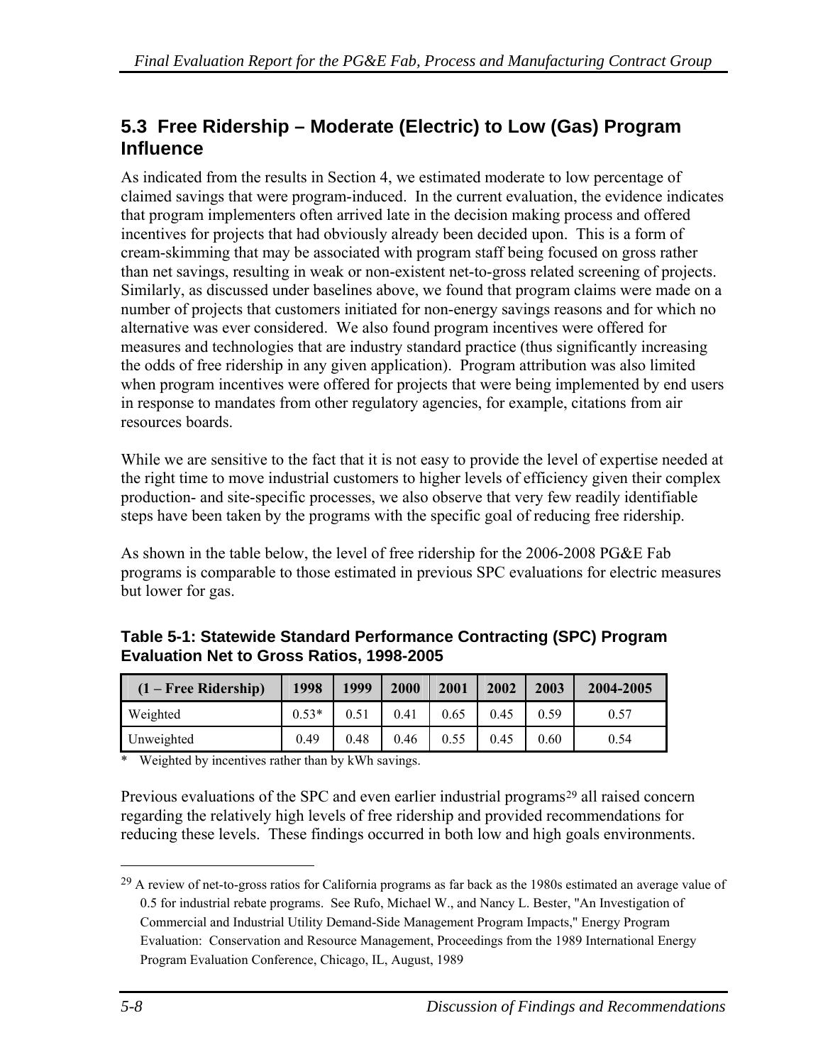## 5.3 Free Ridership – Moderate (Electric) to Low (Gas) Program Influence

As indicated from the results in Section 4, we estimated moderate to low percentage of claimed savings that were program-induced. In the current evaluation, the evidence indicates that program implementers often arrived late in the decision making process and offered incentives for projects that had obviously already been decided upon. This is a form of cream-skimming that may be associated with program staff being focused on gross rather than net savings, resulting in weak or non-existent net-to-gross related screening of projects. Similarly, as discussed under baselines above, we found that program claims were made on a number of projects that customers initiated for non-energy savings reasons and for which no alternative was ever considered. We also found program incentives were offered for measures and technologies that are industry standard practice (thus significantly increasing the odds of free ridership in any given application). Program attribution was also limited when program incentives were offered for projects that were being implemented by end users in response to mandates from other regulatory agencies, for example, citations from air resources boards.

While we are sensitive to the fact that it is not easy to provide the level of expertise needed at the right time to move industrial customers to higher levels of efficiency given their complex production- and site-specific processes, we also observe that very few readily identifiable steps have been taken by the programs with the specific goal of reducing free ridership.

As shown in the table below, the level of free ridership for the 2006-2008 PG&E Fab programs is comparable to those estimated in previous SPC evaluations for electric measures but lower for gas.

**Table 5-1: Statewide Standard Performance Contracting (SPC) Program Evaluation Net to Gross Ratios, 1998-2005**

| (1 – Free Ridership) | 1998 | 1999 | 2000 | 2001 | 2002 | 2003 | 2004-2005 |
|---|---|---|---|---|---|---|---|
| Weighted | 0.53* | 0.51 | 0.41 | 0.65 | 0.45 | 0.59 | 0.57 |
| Unweighted | 0.49 | 0.48 | 0.46 | 0.55 | 0.45 | 0.60 | 0.54 |

\* Weighted by incentives rather than by kWh savings.

Previous evaluations of the SPC and even earlier industrial programs[29] all raised concern regarding the relatively high levels of free ridership and provided recommendations for reducing these levels. These findings occurred in both low and high goals environments.

---

[29] A review of net-to-gross ratios for California programs as far back as the 1980s estimated an average value of 0.5 for industrial rebate programs. See Rufo, Michael W., and Nancy L. Bester, "An Investigation of Commercial and Industrial Utility Demand-Side Management Program Impacts," Energy Program Evaluation: Conservation and Resource Management, Proceedings from the 1989 International Energy Program Evaluation Conference, Chicago, IL, August, 1989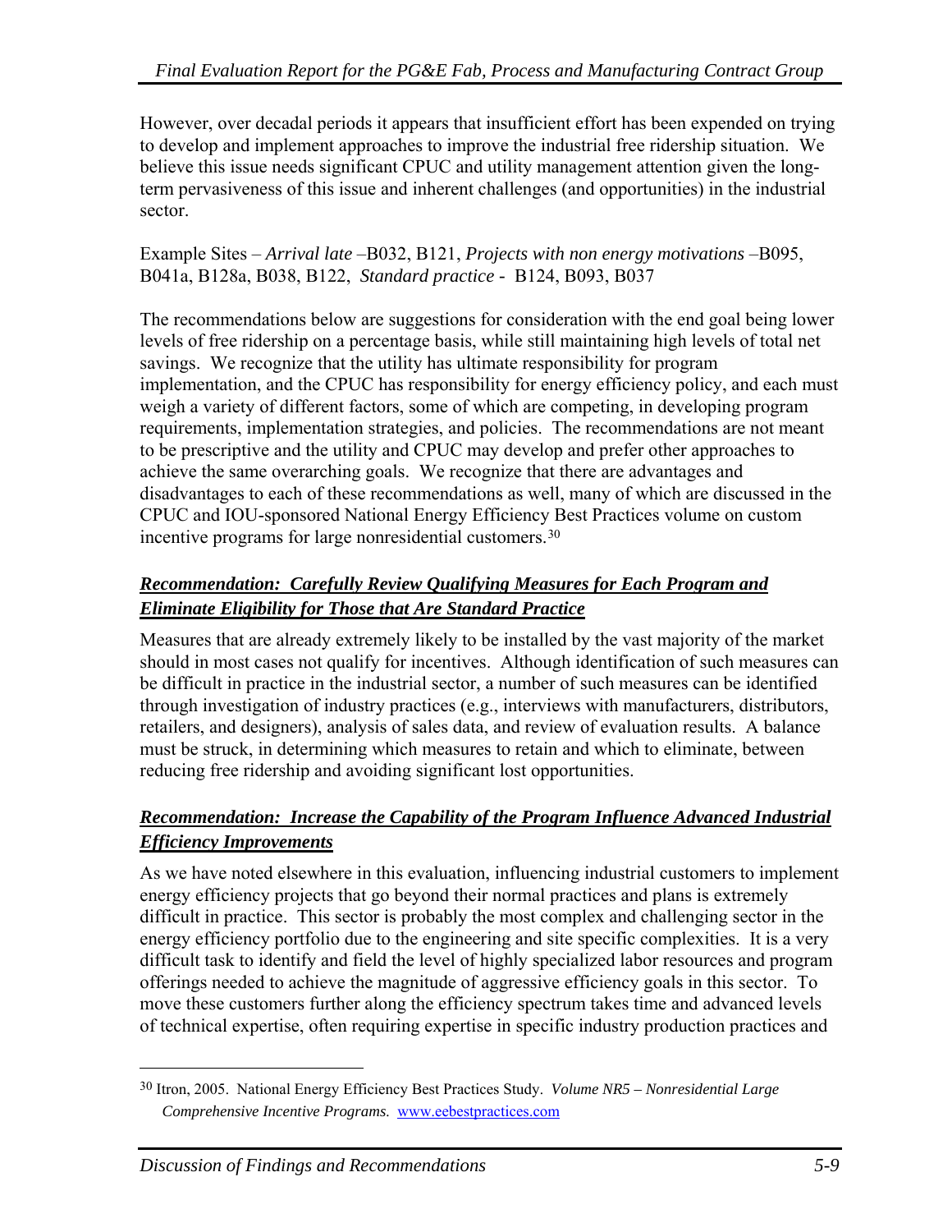However, over decadal periods it appears that insufficient effort has been expended on trying to develop and implement approaches to improve the industrial free ridership situation. We believe this issue needs significant CPUC and utility management attention given the long-term pervasiveness of this issue and inherent challenges (and opportunities) in the industrial sector.

Example Sites – *Arrival late* –B032, B121, *Projects with non energy motivations* –B095, B041a, B128a, B038, B122, *Standard practice* - B124, B093, B037

The recommendations below are suggestions for consideration with the end goal being lower levels of free ridership on a percentage basis, while still maintaining high levels of total net savings. We recognize that the utility has ultimate responsibility for program implementation, and the CPUC has responsibility for energy efficiency policy, and each must weigh a variety of different factors, some of which are competing, in developing program requirements, implementation strategies, and policies. The recommendations are not meant to be prescriptive and the utility and CPUC may develop and prefer other approaches to achieve the same overarching goals. We recognize that there are advantages and disadvantages to each of these recommendations as well, many of which are discussed in the CPUC and IOU-sponsored National Energy Efficiency Best Practices volume on custom incentive programs for large nonresidential customers.[30]

### ***Recommendation: Carefully Review Qualifying Measures for Each Program and Eliminate Eligibility for Those that Are Standard Practice***

Measures that are already extremely likely to be installed by the vast majority of the market should in most cases not qualify for incentives. Although identification of such measures can be difficult in practice in the industrial sector, a number of such measures can be identified through investigation of industry practices (e.g., interviews with manufacturers, distributors, retailers, and designers), analysis of sales data, and review of evaluation results. A balance must be struck, in determining which measures to retain and which to eliminate, between reducing free ridership and avoiding significant lost opportunities.

### ***Recommendation: Increase the Capability of the Program Influence Advanced Industrial Efficiency Improvements***

As we have noted elsewhere in this evaluation, influencing industrial customers to implement energy efficiency projects that go beyond their normal practices and plans is extremely difficult in practice. This sector is probably the most complex and challenging sector in the energy efficiency portfolio due to the engineering and site specific complexities. It is a very difficult task to identify and field the level of highly specialized labor resources and program offerings needed to achieve the magnitude of aggressive efficiency goals in this sector. To move these customers further along the efficiency spectrum takes time and advanced levels of technical expertise, often requiring expertise in specific industry production practices and

---

[30] Itron, 2005. National Energy Efficiency Best Practices Study. *Volume NR5 – Nonresidential Large Comprehensive Incentive Programs.* www.eebestpractices.com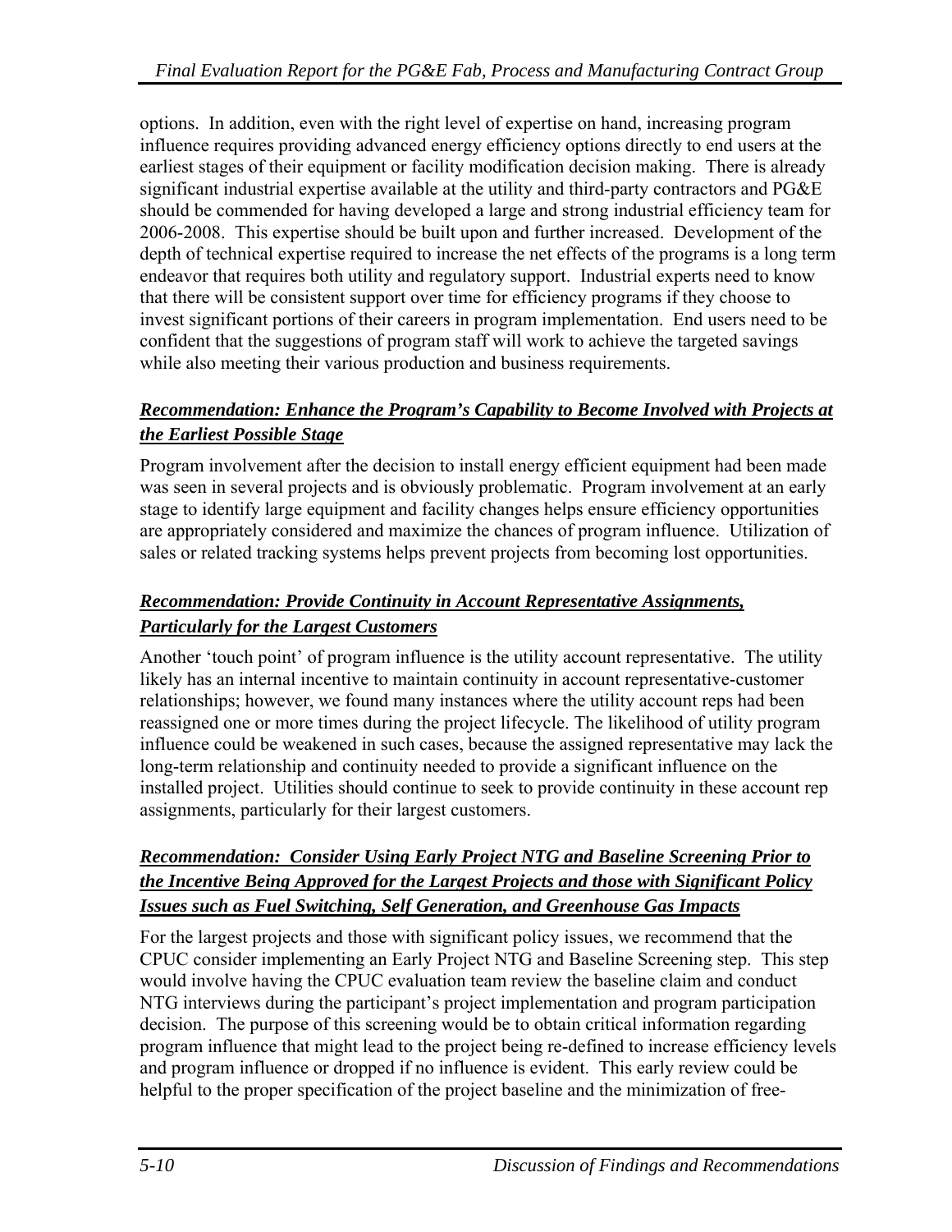options. In addition, even with the right level of expertise on hand, increasing program influence requires providing advanced energy efficiency options directly to end users at the earliest stages of their equipment or facility modification decision making. There is already significant industrial expertise available at the utility and third-party contractors and PG&E should be commended for having developed a large and strong industrial efficiency team for 2006-2008. This expertise should be built upon and further increased. Development of the depth of technical expertise required to increase the net effects of the programs is a long term endeavor that requires both utility and regulatory support. Industrial experts need to know that there will be consistent support over time for efficiency programs if they choose to invest significant portions of their careers in program implementation. End users need to be confident that the suggestions of program staff will work to achieve the targeted savings while also meeting their various production and business requirements.

***Recommendation: Enhance the Program's Capability to Become Involved with Projects at the Earliest Possible Stage***

Program involvement after the decision to install energy efficient equipment had been made was seen in several projects and is obviously problematic. Program involvement at an early stage to identify large equipment and facility changes helps ensure efficiency opportunities are appropriately considered and maximize the chances of program influence. Utilization of sales or related tracking systems helps prevent projects from becoming lost opportunities.

***Recommendation: Provide Continuity in Account Representative Assignments, Particularly for the Largest Customers***

Another 'touch point' of program influence is the utility account representative. The utility likely has an internal incentive to maintain continuity in account representative-customer relationships; however, we found many instances where the utility account reps had been reassigned one or more times during the project lifecycle. The likelihood of utility program influence could be weakened in such cases, because the assigned representative may lack the long-term relationship and continuity needed to provide a significant influence on the installed project. Utilities should continue to seek to provide continuity in these account rep assignments, particularly for their largest customers.

***Recommendation: Consider Using Early Project NTG and Baseline Screening Prior to the Incentive Being Approved for the Largest Projects and those with Significant Policy Issues such as Fuel Switching, Self Generation, and Greenhouse Gas Impacts***

For the largest projects and those with significant policy issues, we recommend that the CPUC consider implementing an Early Project NTG and Baseline Screening step. This step would involve having the CPUC evaluation team review the baseline claim and conduct NTG interviews during the participant's project implementation and program participation decision. The purpose of this screening would be to obtain critical information regarding program influence that might lead to the project being re-defined to increase efficiency levels and program influence or dropped if no influence is evident. This early review could be helpful to the proper specification of the project baseline and the minimization of free-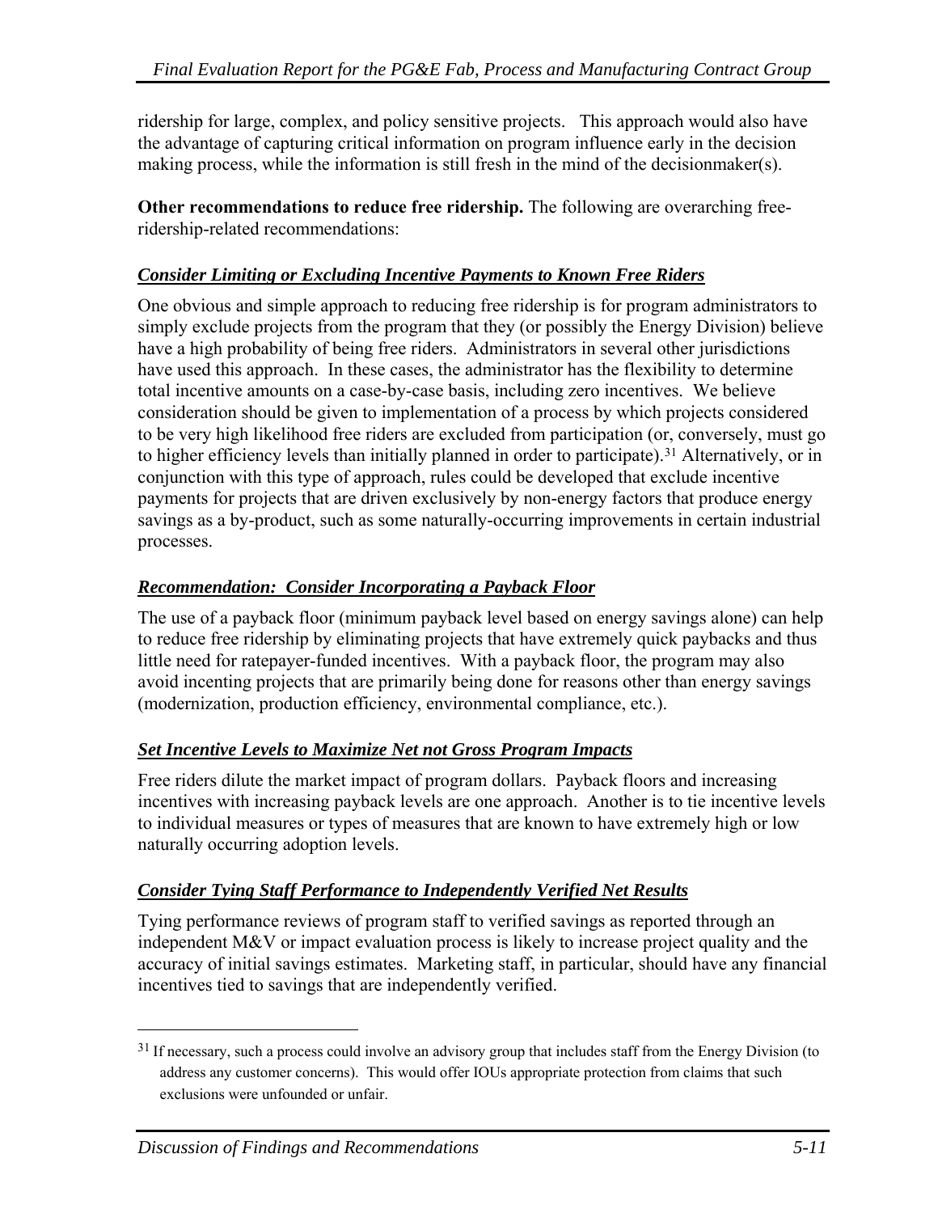ridership for large, complex, and policy sensitive projects. This approach would also have the advantage of capturing critical information on program influence early in the decision making process, while the information is still fresh in the mind of the decisionmaker(s).

**Other recommendations to reduce free ridership.** The following are overarching free-ridership-related recommendations:

### ***Consider Limiting or Excluding Incentive Payments to Known Free Riders***

One obvious and simple approach to reducing free ridership is for program administrators to simply exclude projects from the program that they (or possibly the Energy Division) believe have a high probability of being free riders. Administrators in several other jurisdictions have used this approach. In these cases, the administrator has the flexibility to determine total incentive amounts on a case-by-case basis, including zero incentives. We believe consideration should be given to implementation of a process by which projects considered to be very high likelihood free riders are excluded from participation (or, conversely, must go to higher efficiency levels than initially planned in order to participate).[31] Alternatively, or in conjunction with this type of approach, rules could be developed that exclude incentive payments for projects that are driven exclusively by non-energy factors that produce energy savings as a by-product, such as some naturally-occurring improvements in certain industrial processes.

### ***Recommendation: Consider Incorporating a Payback Floor***

The use of a payback floor (minimum payback level based on energy savings alone) can help to reduce free ridership by eliminating projects that have extremely quick paybacks and thus little need for ratepayer-funded incentives. With a payback floor, the program may also avoid incenting projects that are primarily being done for reasons other than energy savings (modernization, production efficiency, environmental compliance, etc.).

### ***Set Incentive Levels to Maximize Net not Gross Program Impacts***

Free riders dilute the market impact of program dollars. Payback floors and increasing incentives with increasing payback levels are one approach. Another is to tie incentive levels to individual measures or types of measures that are known to have extremely high or low naturally occurring adoption levels.

### ***Consider Tying Staff Performance to Independently Verified Net Results***

Tying performance reviews of program staff to verified savings as reported through an independent M&V or impact evaluation process is likely to increase project quality and the accuracy of initial savings estimates. Marketing staff, in particular, should have any financial incentives tied to savings that are independently verified.

---

[31] If necessary, such a process could involve an advisory group that includes staff from the Energy Division (to address any customer concerns). This would offer IOUs appropriate protection from claims that such exclusions were unfounded or unfair.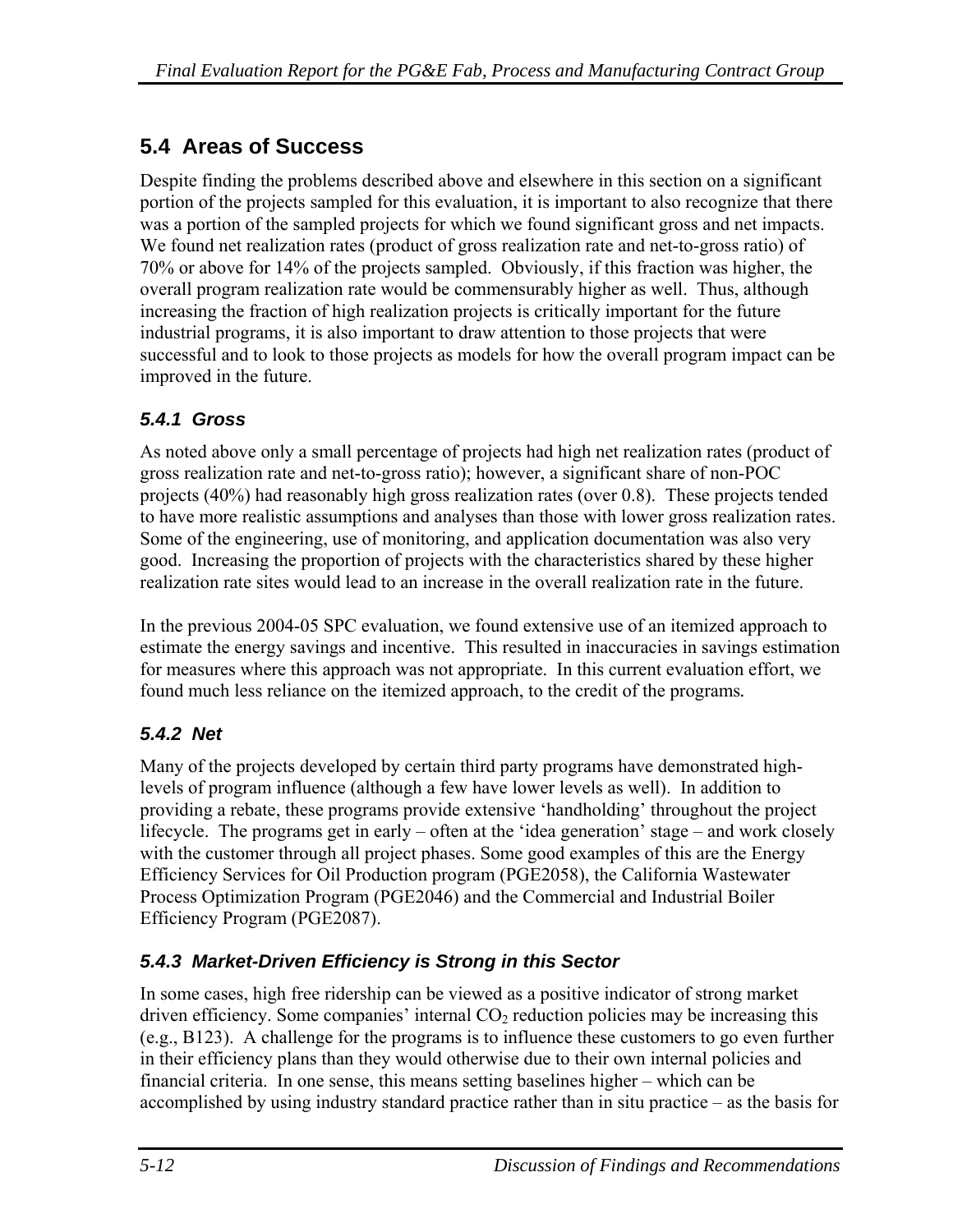## 5.4 Areas of Success

Despite finding the problems described above and elsewhere in this section on a significant portion of the projects sampled for this evaluation, it is important to also recognize that there was a portion of the sampled projects for which we found significant gross and net impacts. We found net realization rates (product of gross realization rate and net-to-gross ratio) of 70% or above for 14% of the projects sampled. Obviously, if this fraction was higher, the overall program realization rate would be commensurably higher as well. Thus, although increasing the fraction of high realization projects is critically important for the future industrial programs, it is also important to draw attention to those projects that were successful and to look to those projects as models for how the overall program impact can be improved in the future.

### *5.4.1 Gross*

As noted above only a small percentage of projects had high net realization rates (product of gross realization rate and net-to-gross ratio); however, a significant share of non-POC projects (40%) had reasonably high gross realization rates (over 0.8). These projects tended to have more realistic assumptions and analyses than those with lower gross realization rates. Some of the engineering, use of monitoring, and application documentation was also very good. Increasing the proportion of projects with the characteristics shared by these higher realization rate sites would lead to an increase in the overall realization rate in the future.

In the previous 2004-05 SPC evaluation, we found extensive use of an itemized approach to estimate the energy savings and incentive. This resulted in inaccuracies in savings estimation for measures where this approach was not appropriate. In this current evaluation effort, we found much less reliance on the itemized approach, to the credit of the programs.

### *5.4.2 Net*

Many of the projects developed by certain third party programs have demonstrated high-levels of program influence (although a few have lower levels as well). In addition to providing a rebate, these programs provide extensive 'handholding' throughout the project lifecycle. The programs get in early – often at the 'idea generation' stage – and work closely with the customer through all project phases. Some good examples of this are the Energy Efficiency Services for Oil Production program (PGE2058), the California Wastewater Process Optimization Program (PGE2046) and the Commercial and Industrial Boiler Efficiency Program (PGE2087).

### *5.4.3 Market-Driven Efficiency is Strong in this Sector*

In some cases, high free ridership can be viewed as a positive indicator of strong market driven efficiency. Some companies' internal $CO_2$ reduction policies may be increasing this (e.g., B123). A challenge for the programs is to influence these customers to go even further in their efficiency plans than they would otherwise due to their own internal policies and financial criteria. In one sense, this means setting baselines higher – which can be accomplished by using industry standard practice rather than in situ practice – as the basis for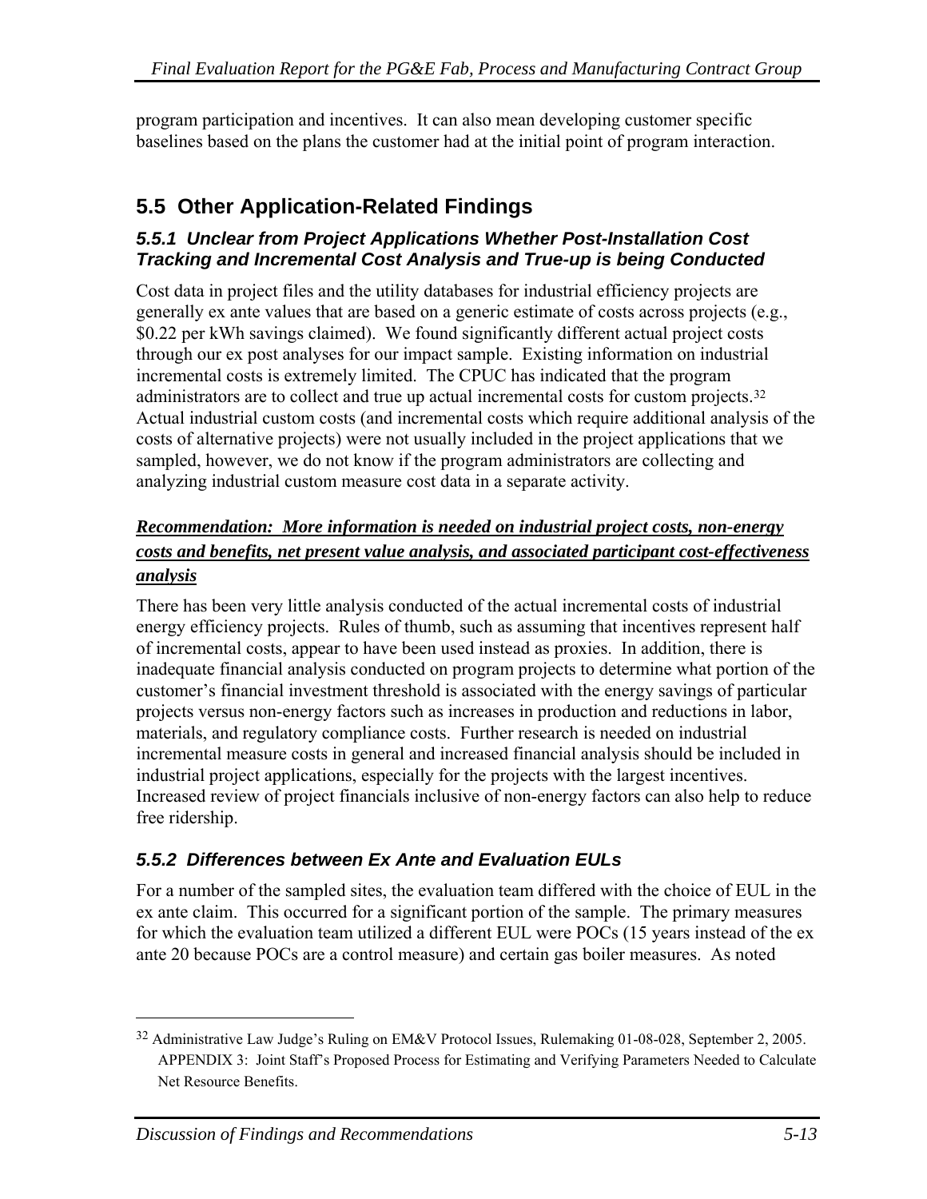program participation and incentives. It can also mean developing customer specific baselines based on the plans the customer had at the initial point of program interaction.

## 5.5 Other Application-Related Findings

### *5.5.1 Unclear from Project Applications Whether Post-Installation Cost Tracking and Incremental Cost Analysis and True-up is being Conducted*

Cost data in project files and the utility databases for industrial efficiency projects are generally ex ante values that are based on a generic estimate of costs across projects (e.g., $0.22 per kWh savings claimed). We found significantly different actual project costs through our ex post analyses for our impact sample. Existing information on industrial incremental costs is extremely limited. The CPUC has indicated that the program administrators are to collect and true up actual incremental costs for custom projects.[32] Actual industrial custom costs (and incremental costs which require additional analysis of the costs of alternative projects) were not usually included in the project applications that we sampled, however, we do not know if the program administrators are collecting and analyzing industrial custom measure cost data in a separate activity.

***Recommendation: More information is needed on industrial project costs, non-energy costs and benefits, net present value analysis, and associated participant cost-effectiveness analysis***

There has been very little analysis conducted of the actual incremental costs of industrial energy efficiency projects. Rules of thumb, such as assuming that incentives represent half of incremental costs, appear to have been used instead as proxies. In addition, there is inadequate financial analysis conducted on program projects to determine what portion of the customer's financial investment threshold is associated with the energy savings of particular projects versus non-energy factors such as increases in production and reductions in labor, materials, and regulatory compliance costs. Further research is needed on industrial incremental measure costs in general and increased financial analysis should be included in industrial project applications, especially for the projects with the largest incentives. Increased review of project financials inclusive of non-energy factors can also help to reduce free ridership.

### *5.5.2 Differences between Ex Ante and Evaluation EULs*

For a number of the sampled sites, the evaluation team differed with the choice of EUL in the ex ante claim. This occurred for a significant portion of the sample. The primary measures for which the evaluation team utilized a different EUL were POCs (15 years instead of the ex ante 20 because POCs are a control measure) and certain gas boiler measures. As noted

---

[32] Administrative Law Judge's Ruling on EM&V Protocol Issues, Rulemaking 01-08-028, September 2, 2005. APPENDIX 3: Joint Staff's Proposed Process for Estimating and Verifying Parameters Needed to Calculate Net Resource Benefits.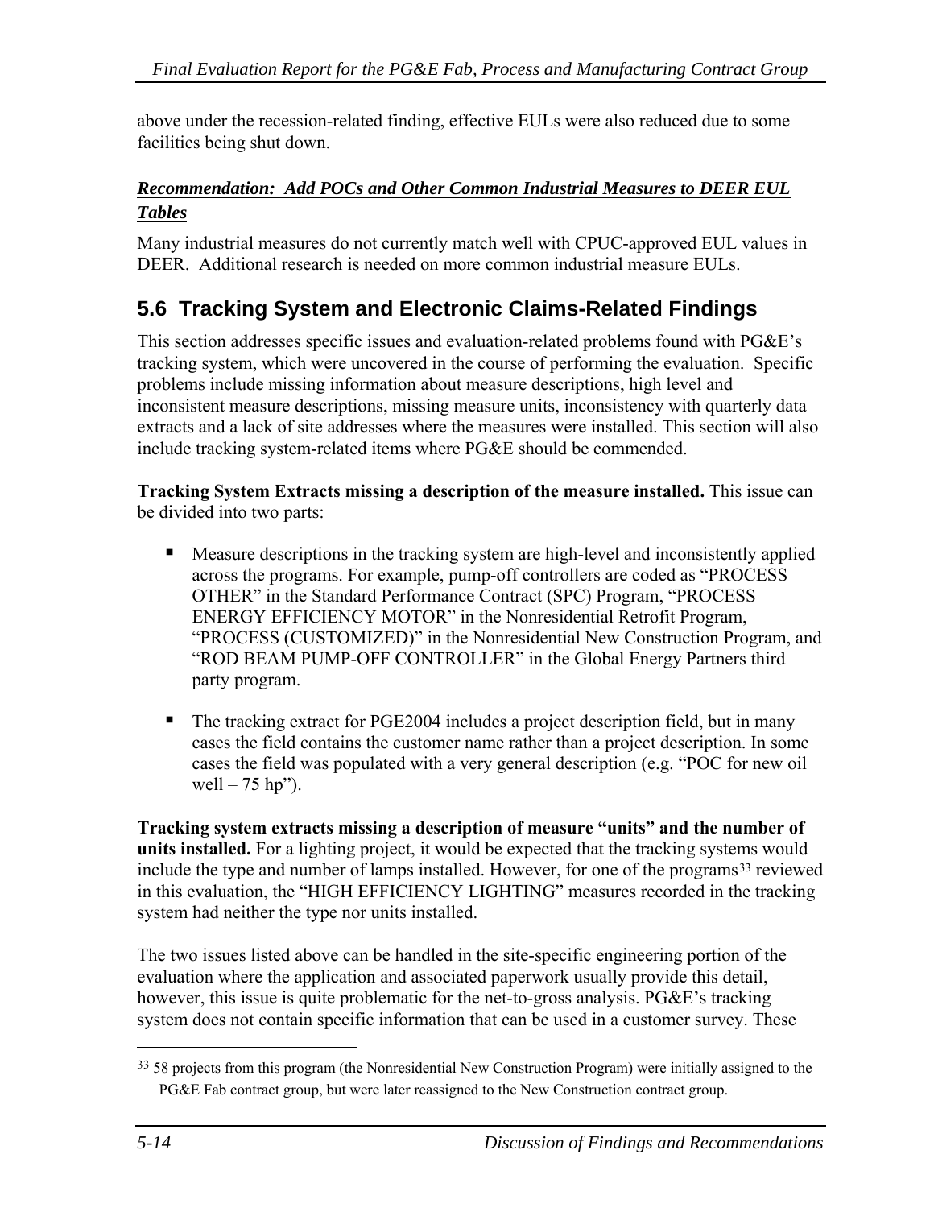above under the recession-related finding, effective EULs were also reduced due to some facilities being shut down.

***Recommendation: Add POCs and Other Common Industrial Measures to DEER EUL Tables***

Many industrial measures do not currently match well with CPUC-approved EUL values in DEER. Additional research is needed on more common industrial measure EULs.

## 5.6 Tracking System and Electronic Claims-Related Findings

This section addresses specific issues and evaluation-related problems found with PG&E's tracking system, which were uncovered in the course of performing the evaluation. Specific problems include missing information about measure descriptions, high level and inconsistent measure descriptions, missing measure units, inconsistency with quarterly data extracts and a lack of site addresses where the measures were installed. This section will also include tracking system-related items where PG&E should be commended.

**Tracking System Extracts missing a description of the measure installed.** This issue can be divided into two parts:

- Measure descriptions in the tracking system are high-level and inconsistently applied across the programs. For example, pump-off controllers are coded as "PROCESS OTHER" in the Standard Performance Contract (SPC) Program, "PROCESS ENERGY EFFICIENCY MOTOR" in the Nonresidential Retrofit Program, "PROCESS (CUSTOMIZED)" in the Nonresidential New Construction Program, and "ROD BEAM PUMP-OFF CONTROLLER" in the Global Energy Partners third party program.
- The tracking extract for PGE2004 includes a project description field, but in many cases the field contains the customer name rather than a project description. In some cases the field was populated with a very general description (e.g. "POC for new oil well – 75 hp").

**Tracking system extracts missing a description of measure "units" and the number of units installed.** For a lighting project, it would be expected that the tracking systems would include the type and number of lamps installed. However, for one of the programs[33] reviewed in this evaluation, the "HIGH EFFICIENCY LIGHTING" measures recorded in the tracking system had neither the type nor units installed.

The two issues listed above can be handled in the site-specific engineering portion of the evaluation where the application and associated paperwork usually provide this detail, however, this issue is quite problematic for the net-to-gross analysis. PG&E's tracking system does not contain specific information that can be used in a customer survey. These

[33] 58 projects from this program (the Nonresidential New Construction Program) were initially assigned to the PG&E Fab contract group, but were later reassigned to the New Construction contract group.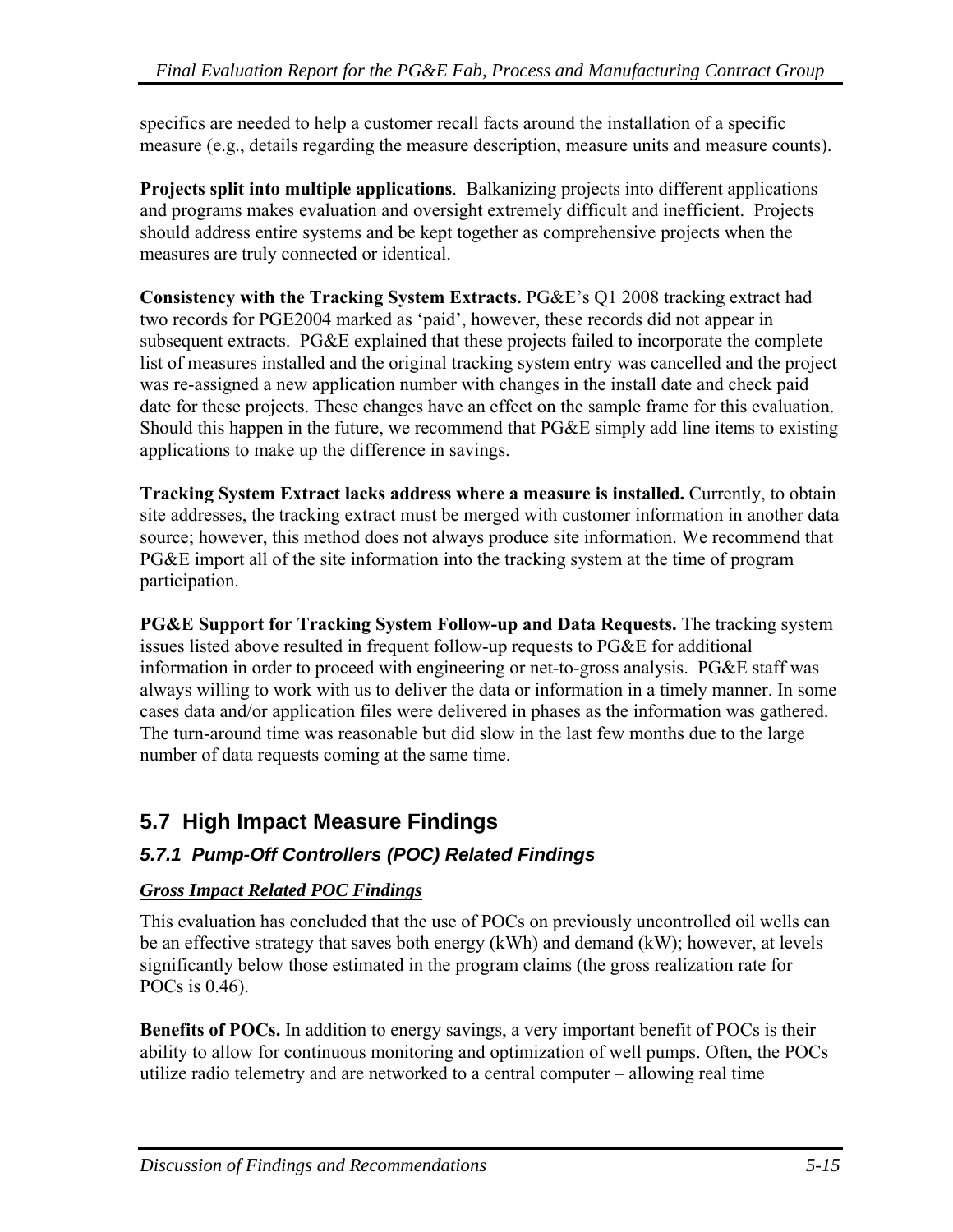specifics are needed to help a customer recall facts around the installation of a specific measure (e.g., details regarding the measure description, measure units and measure counts).

**Projects split into multiple applications**. Balkanizing projects into different applications and programs makes evaluation and oversight extremely difficult and inefficient. Projects should address entire systems and be kept together as comprehensive projects when the measures are truly connected or identical.

**Consistency with the Tracking System Extracts.** PG&E's Q1 2008 tracking extract had two records for PGE2004 marked as 'paid', however, these records did not appear in subsequent extracts. PG&E explained that these projects failed to incorporate the complete list of measures installed and the original tracking system entry was cancelled and the project was re-assigned a new application number with changes in the install date and check paid date for these projects. These changes have an effect on the sample frame for this evaluation. Should this happen in the future, we recommend that PG&E simply add line items to existing applications to make up the difference in savings.

**Tracking System Extract lacks address where a measure is installed.** Currently, to obtain site addresses, the tracking extract must be merged with customer information in another data source; however, this method does not always produce site information. We recommend that PG&E import all of the site information into the tracking system at the time of program participation.

**PG&E Support for Tracking System Follow-up and Data Requests.** The tracking system issues listed above resulted in frequent follow-up requests to PG&E for additional information in order to proceed with engineering or net-to-gross analysis. PG&E staff was always willing to work with us to deliver the data or information in a timely manner. In some cases data and/or application files were delivered in phases as the information was gathered. The turn-around time was reasonable but did slow in the last few months due to the large number of data requests coming at the same time.

## 5.7 High Impact Measure Findings

### *5.7.1 Pump-Off Controllers (POC) Related Findings*

***Gross Impact Related POC Findings***

This evaluation has concluded that the use of POCs on previously uncontrolled oil wells can be an effective strategy that saves both energy (kWh) and demand (kW); however, at levels significantly below those estimated in the program claims (the gross realization rate for POCs is 0.46).

**Benefits of POCs.** In addition to energy savings, a very important benefit of POCs is their ability to allow for continuous monitoring and optimization of well pumps. Often, the POCs utilize radio telemetry and are networked to a central computer – allowing real time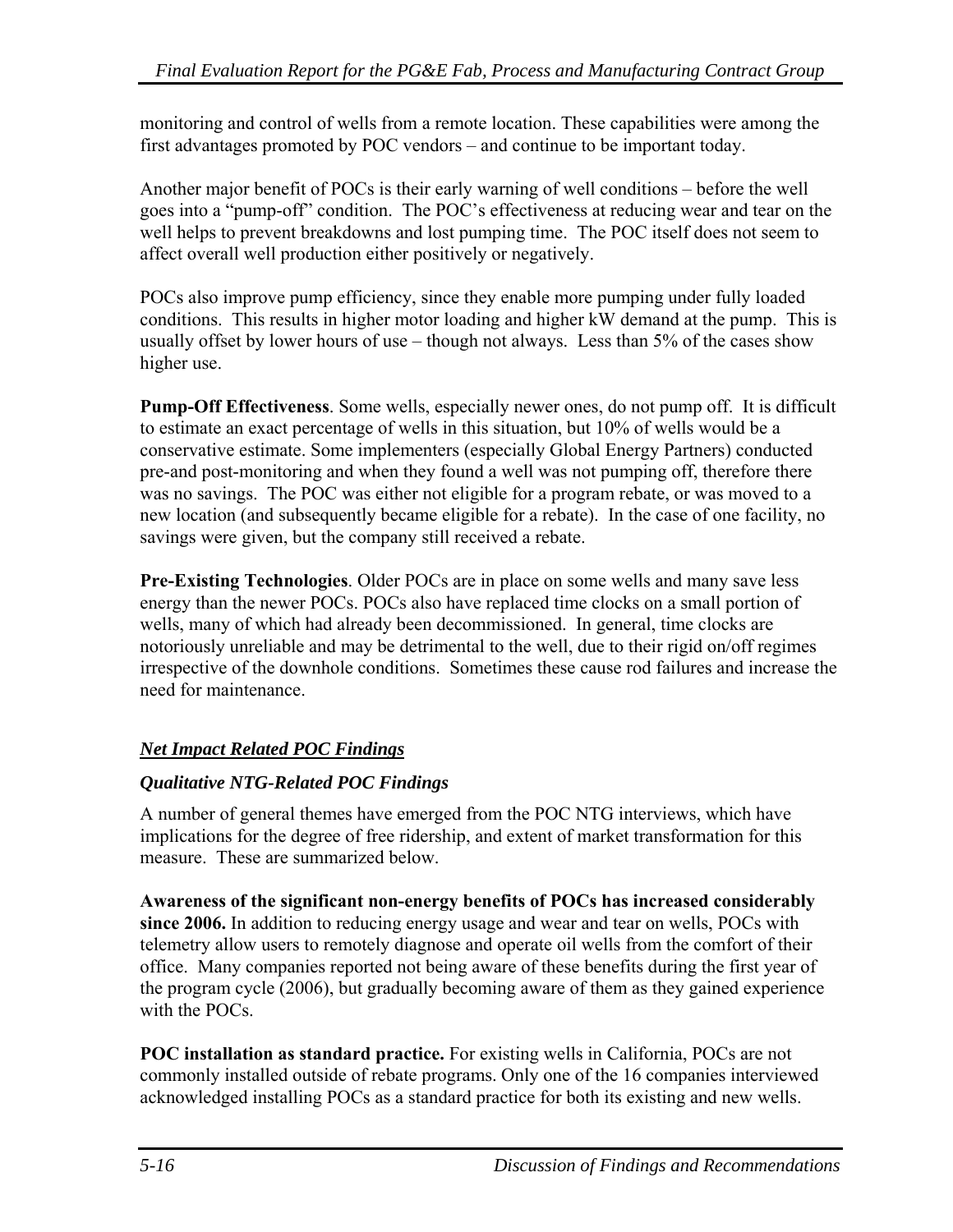monitoring and control of wells from a remote location. These capabilities were among the first advantages promoted by POC vendors – and continue to be important today.

Another major benefit of POCs is their early warning of well conditions – before the well goes into a "pump-off" condition. The POC's effectiveness at reducing wear and tear on the well helps to prevent breakdowns and lost pumping time. The POC itself does not seem to affect overall well production either positively or negatively.

POCs also improve pump efficiency, since they enable more pumping under fully loaded conditions. This results in higher motor loading and higher kW demand at the pump. This is usually offset by lower hours of use – though not always. Less than 5% of the cases show higher use.

**Pump-Off Effectiveness**. Some wells, especially newer ones, do not pump off. It is difficult to estimate an exact percentage of wells in this situation, but 10% of wells would be a conservative estimate. Some implementers (especially Global Energy Partners) conducted pre-and post-monitoring and when they found a well was not pumping off, therefore there was no savings. The POC was either not eligible for a program rebate, or was moved to a new location (and subsequently became eligible for a rebate). In the case of one facility, no savings were given, but the company still received a rebate.

**Pre-Existing Technologies**. Older POCs are in place on some wells and many save less energy than the newer POCs. POCs also have replaced time clocks on a small portion of wells, many of which had already been decommissioned. In general, time clocks are notoriously unreliable and may be detrimental to the well, due to their rigid on/off regimes irrespective of the downhole conditions. Sometimes these cause rod failures and increase the need for maintenance.

### ***Net Impact Related POC Findings***

#### *Qualitative NTG-Related POC Findings*

A number of general themes have emerged from the POC NTG interviews, which have implications for the degree of free ridership, and extent of market transformation for this measure. These are summarized below.

**Awareness of the significant non-energy benefits of POCs has increased considerably since 2006.** In addition to reducing energy usage and wear and tear on wells, POCs with telemetry allow users to remotely diagnose and operate oil wells from the comfort of their office. Many companies reported not being aware of these benefits during the first year of the program cycle (2006), but gradually becoming aware of them as they gained experience with the POCs.

**POC installation as standard practice.** For existing wells in California, POCs are not commonly installed outside of rebate programs. Only one of the 16 companies interviewed acknowledged installing POCs as a standard practice for both its existing and new wells.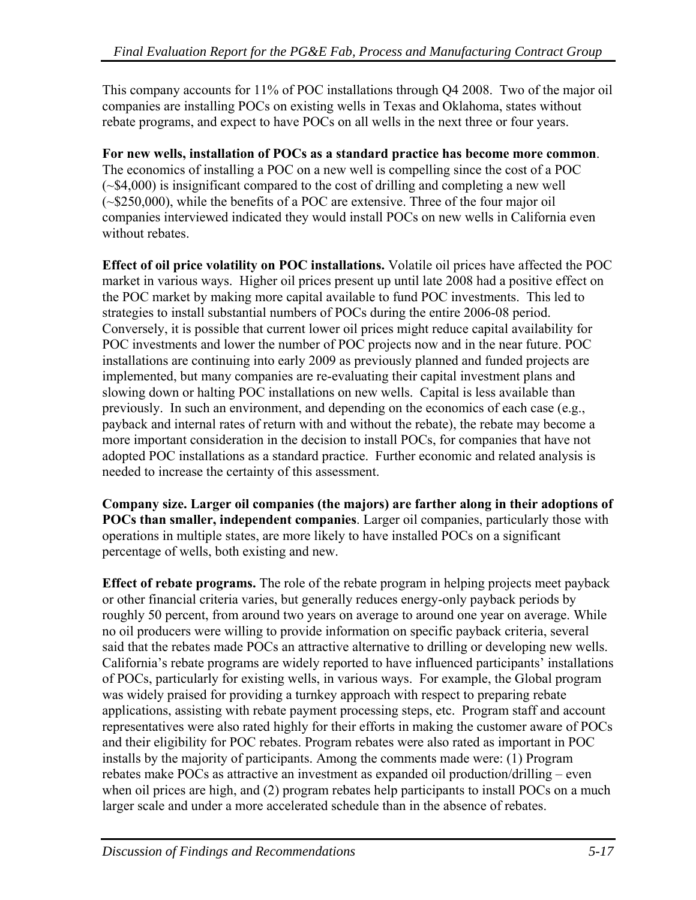This company accounts for 11% of POC installations through Q4 2008. Two of the major oil companies are installing POCs on existing wells in Texas and Oklahoma, states without rebate programs, and expect to have POCs on all wells in the next three or four years.

**For new wells, installation of POCs as a standard practice has become more common**. The economics of installing a POC on a new well is compelling since the cost of a POC (~$4,000) is insignificant compared to the cost of drilling and completing a new well (~$250,000), while the benefits of a POC are extensive. Three of the four major oil companies interviewed indicated they would install POCs on new wells in California even without rebates.

**Effect of oil price volatility on POC installations.** Volatile oil prices have affected the POC market in various ways. Higher oil prices present up until late 2008 had a positive effect on the POC market by making more capital available to fund POC investments. This led to strategies to install substantial numbers of POCs during the entire 2006-08 period. Conversely, it is possible that current lower oil prices might reduce capital availability for POC investments and lower the number of POC projects now and in the near future. POC installations are continuing into early 2009 as previously planned and funded projects are implemented, but many companies are re-evaluating their capital investment plans and slowing down or halting POC installations on new wells. Capital is less available than previously. In such an environment, and depending on the economics of each case (e.g., payback and internal rates of return with and without the rebate), the rebate may become a more important consideration in the decision to install POCs, for companies that have not adopted POC installations as a standard practice. Further economic and related analysis is needed to increase the certainty of this assessment.

**Company size. Larger oil companies (the majors) are farther along in their adoptions of POCs than smaller, independent companies**. Larger oil companies, particularly those with operations in multiple states, are more likely to have installed POCs on a significant percentage of wells, both existing and new.

**Effect of rebate programs.** The role of the rebate program in helping projects meet payback or other financial criteria varies, but generally reduces energy-only payback periods by roughly 50 percent, from around two years on average to around one year on average. While no oil producers were willing to provide information on specific payback criteria, several said that the rebates made POCs an attractive alternative to drilling or developing new wells. California's rebate programs are widely reported to have influenced participants' installations of POCs, particularly for existing wells, in various ways. For example, the Global program was widely praised for providing a turnkey approach with respect to preparing rebate applications, assisting with rebate payment processing steps, etc. Program staff and account representatives were also rated highly for their efforts in making the customer aware of POCs and their eligibility for POC rebates. Program rebates were also rated as important in POC installs by the majority of participants. Among the comments made were: (1) Program rebates make POCs as attractive an investment as expanded oil production/drilling – even when oil prices are high, and (2) program rebates help participants to install POCs on a much larger scale and under a more accelerated schedule than in the absence of rebates.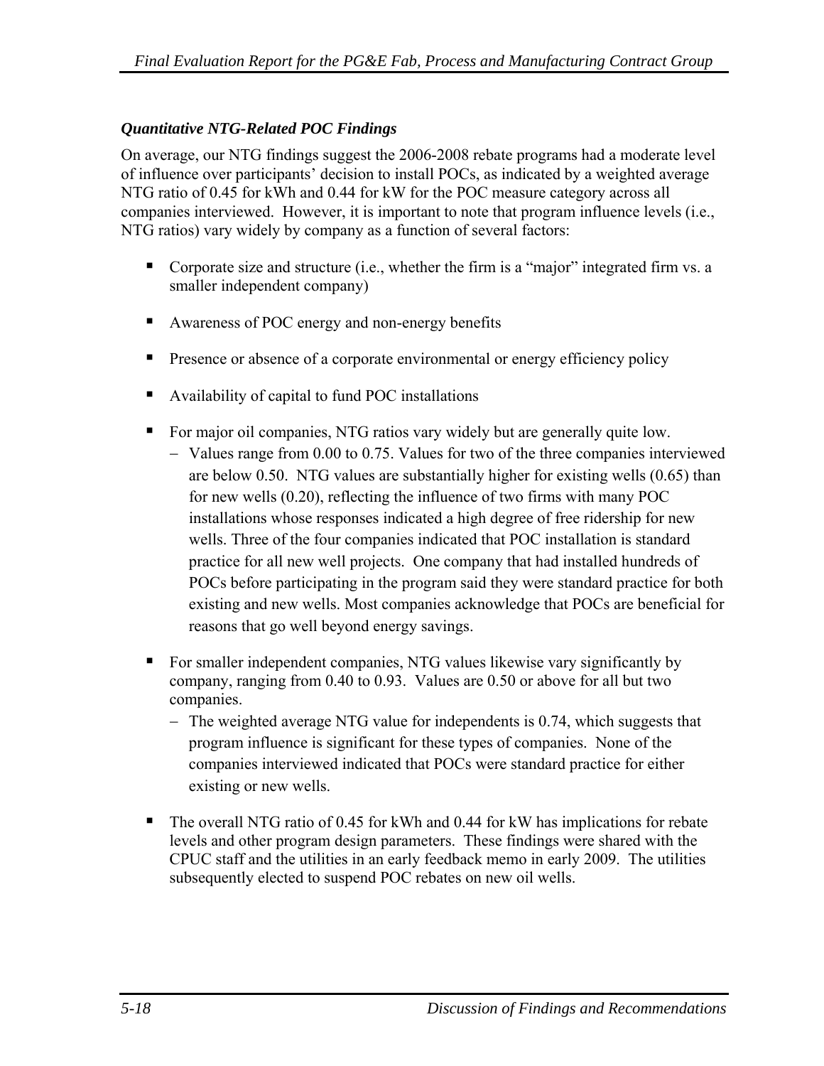### *Quantitative NTG-Related POC Findings*

On average, our NTG findings suggest the 2006-2008 rebate programs had a moderate level of influence over participants' decision to install POCs, as indicated by a weighted average NTG ratio of 0.45 for kWh and 0.44 for kW for the POC measure category across all companies interviewed. However, it is important to note that program influence levels (i.e., NTG ratios) vary widely by company as a function of several factors:

- Corporate size and structure (i.e., whether the firm is a "major" integrated firm vs. a smaller independent company)
- Awareness of POC energy and non-energy benefits
- Presence or absence of a corporate environmental or energy efficiency policy
- Availability of capital to fund POC installations
- For major oil companies, NTG ratios vary widely but are generally quite low.
  - Values range from 0.00 to 0.75. Values for two of the three companies interviewed are below 0.50. NTG values are substantially higher for existing wells (0.65) than for new wells (0.20), reflecting the influence of two firms with many POC installations whose responses indicated a high degree of free ridership for new wells. Three of the four companies indicated that POC installation is standard practice for all new well projects. One company that had installed hundreds of POCs before participating in the program said they were standard practice for both existing and new wells. Most companies acknowledge that POCs are beneficial for reasons that go well beyond energy savings.
- For smaller independent companies, NTG values likewise vary significantly by company, ranging from 0.40 to 0.93. Values are 0.50 or above for all but two companies.
  - The weighted average NTG value for independents is 0.74, which suggests that program influence is significant for these types of companies. None of the companies interviewed indicated that POCs were standard practice for either existing or new wells.
- The overall NTG ratio of 0.45 for kWh and 0.44 for kW has implications for rebate levels and other program design parameters. These findings were shared with the CPUC staff and the utilities in an early feedback memo in early 2009. The utilities subsequently elected to suspend POC rebates on new oil wells.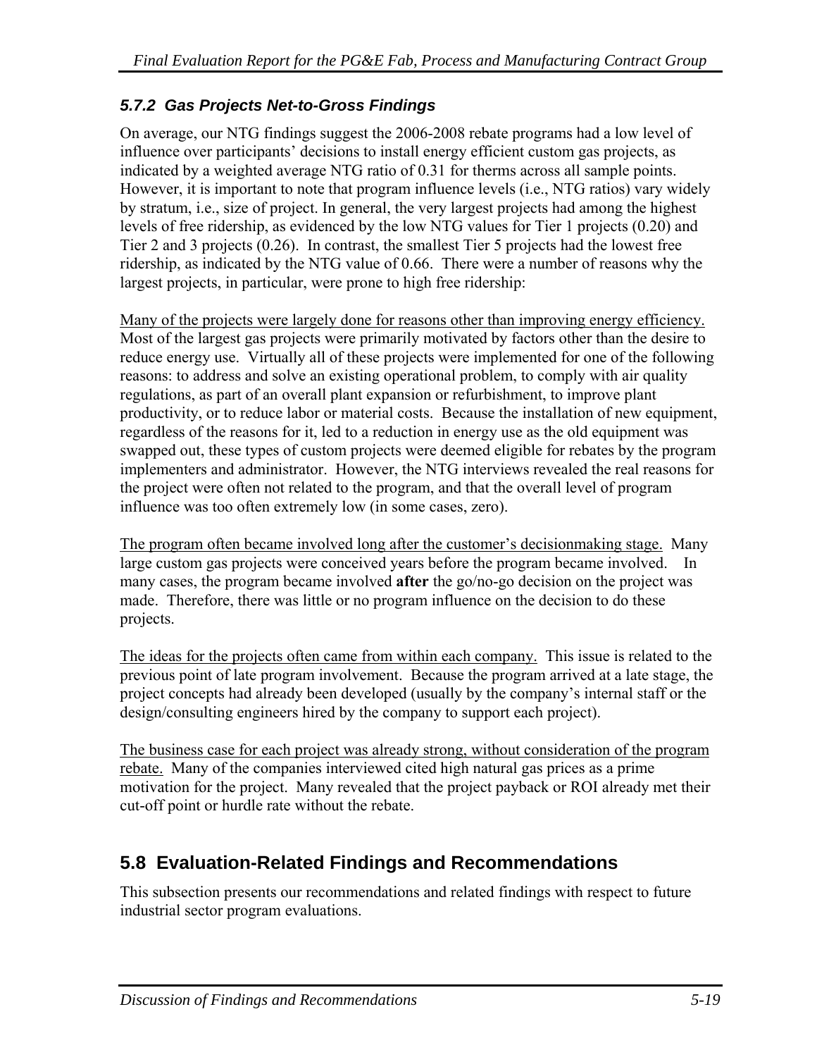### *5.7.2 Gas Projects Net-to-Gross Findings*

On average, our NTG findings suggest the 2006-2008 rebate programs had a low level of influence over participants' decisions to install energy efficient custom gas projects, as indicated by a weighted average NTG ratio of 0.31 for therms across all sample points. However, it is important to note that program influence levels (i.e., NTG ratios) vary widely by stratum, i.e., size of project. In general, the very largest projects had among the highest levels of free ridership, as evidenced by the low NTG values for Tier 1 projects (0.20) and Tier 2 and 3 projects (0.26). In contrast, the smallest Tier 5 projects had the lowest free ridership, as indicated by the NTG value of 0.66. There were a number of reasons why the largest projects, in particular, were prone to high free ridership:

Many of the projects were largely done for reasons other than improving energy efficiency. Most of the largest gas projects were primarily motivated by factors other than the desire to reduce energy use. Virtually all of these projects were implemented for one of the following reasons: to address and solve an existing operational problem, to comply with air quality regulations, as part of an overall plant expansion or refurbishment, to improve plant productivity, or to reduce labor or material costs. Because the installation of new equipment, regardless of the reasons for it, led to a reduction in energy use as the old equipment was swapped out, these types of custom projects were deemed eligible for rebates by the program implementers and administrator. However, the NTG interviews revealed the real reasons for the project were often not related to the program, and that the overall level of program influence was too often extremely low (in some cases, zero).

The program often became involved long after the customer's decisionmaking stage. Many large custom gas projects were conceived years before the program became involved. In many cases, the program became involved **after** the go/no-go decision on the project was made. Therefore, there was little or no program influence on the decision to do these projects.

The ideas for the projects often came from within each company. This issue is related to the previous point of late program involvement. Because the program arrived at a late stage, the project concepts had already been developed (usually by the company's internal staff or the design/consulting engineers hired by the company to support each project).

The business case for each project was already strong, without consideration of the program rebate. Many of the companies interviewed cited high natural gas prices as a prime motivation for the project. Many revealed that the project payback or ROI already met their cut-off point or hurdle rate without the rebate.

## 5.8 Evaluation-Related Findings and Recommendations

This subsection presents our recommendations and related findings with respect to future industrial sector program evaluations.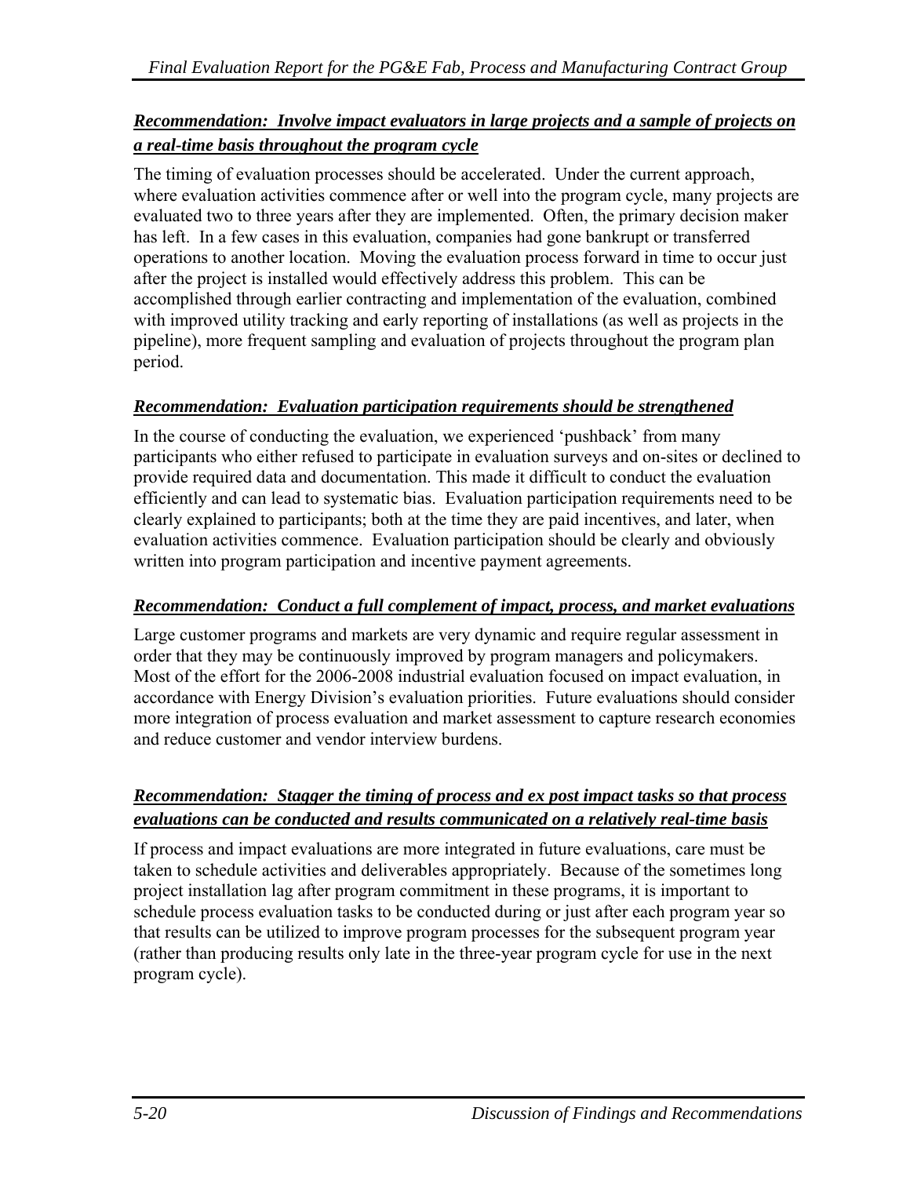***Recommendation: Involve impact evaluators in large projects and a sample of projects on a real-time basis throughout the program cycle***

The timing of evaluation processes should be accelerated. Under the current approach, where evaluation activities commence after or well into the program cycle, many projects are evaluated two to three years after they are implemented. Often, the primary decision maker has left. In a few cases in this evaluation, companies had gone bankrupt or transferred operations to another location. Moving the evaluation process forward in time to occur just after the project is installed would effectively address this problem. This can be accomplished through earlier contracting and implementation of the evaluation, combined with improved utility tracking and early reporting of installations (as well as projects in the pipeline), more frequent sampling and evaluation of projects throughout the program plan period.

***Recommendation: Evaluation participation requirements should be strengthened***

In the course of conducting the evaluation, we experienced 'pushback' from many participants who either refused to participate in evaluation surveys and on-sites or declined to provide required data and documentation. This made it difficult to conduct the evaluation efficiently and can lead to systematic bias. Evaluation participation requirements need to be clearly explained to participants; both at the time they are paid incentives, and later, when evaluation activities commence. Evaluation participation should be clearly and obviously written into program participation and incentive payment agreements.

***Recommendation: Conduct a full complement of impact, process, and market evaluations***

Large customer programs and markets are very dynamic and require regular assessment in order that they may be continuously improved by program managers and policymakers. Most of the effort for the 2006-2008 industrial evaluation focused on impact evaluation, in accordance with Energy Division's evaluation priorities. Future evaluations should consider more integration of process evaluation and market assessment to capture research economies and reduce customer and vendor interview burdens.

***Recommendation: Stagger the timing of process and ex post impact tasks so that process evaluations can be conducted and results communicated on a relatively real-time basis***

If process and impact evaluations are more integrated in future evaluations, care must be taken to schedule activities and deliverables appropriately. Because of the sometimes long project installation lag after program commitment in these programs, it is important to schedule process evaluation tasks to be conducted during or just after each program year so that results can be utilized to improve program processes for the subsequent program year (rather than producing results only late in the three-year program cycle for use in the next program cycle).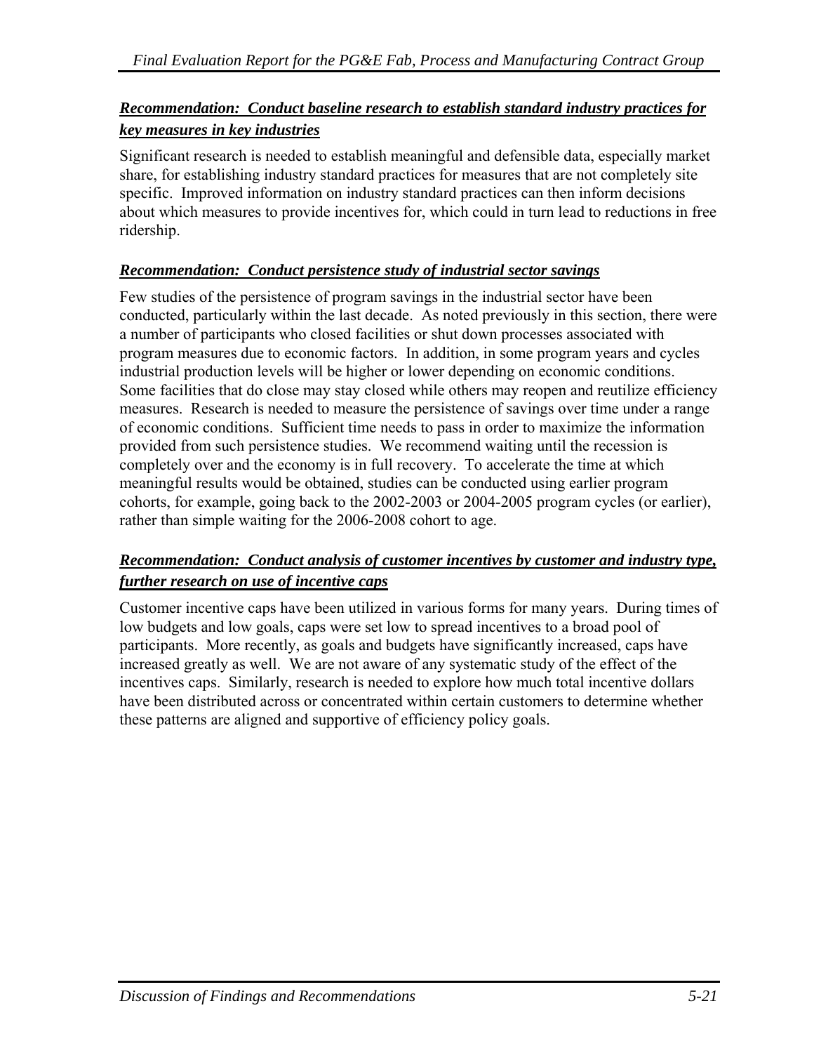***Recommendation: Conduct baseline research to establish standard industry practices for key measures in key industries***

Significant research is needed to establish meaningful and defensible data, especially market share, for establishing industry standard practices for measures that are not completely site specific. Improved information on industry standard practices can then inform decisions about which measures to provide incentives for, which could in turn lead to reductions in free ridership.

***Recommendation: Conduct persistence study of industrial sector savings***

Few studies of the persistence of program savings in the industrial sector have been conducted, particularly within the last decade. As noted previously in this section, there were a number of participants who closed facilities or shut down processes associated with program measures due to economic factors. In addition, in some program years and cycles industrial production levels will be higher or lower depending on economic conditions. Some facilities that do close may stay closed while others may reopen and reutilize efficiency measures. Research is needed to measure the persistence of savings over time under a range of economic conditions. Sufficient time needs to pass in order to maximize the information provided from such persistence studies. We recommend waiting until the recession is completely over and the economy is in full recovery. To accelerate the time at which meaningful results would be obtained, studies can be conducted using earlier program cohorts, for example, going back to the 2002-2003 or 2004-2005 program cycles (or earlier), rather than simple waiting for the 2006-2008 cohort to age.

***Recommendation: Conduct analysis of customer incentives by customer and industry type, further research on use of incentive caps***

Customer incentive caps have been utilized in various forms for many years. During times of low budgets and low goals, caps were set low to spread incentives to a broad pool of participants. More recently, as goals and budgets have significantly increased, caps have increased greatly as well. We are not aware of any systematic study of the effect of the incentives caps. Similarly, research is needed to explore how much total incentive dollars have been distributed across or concentrated within certain customers to determine whether these patterns are aligned and supportive of efficiency policy goals.